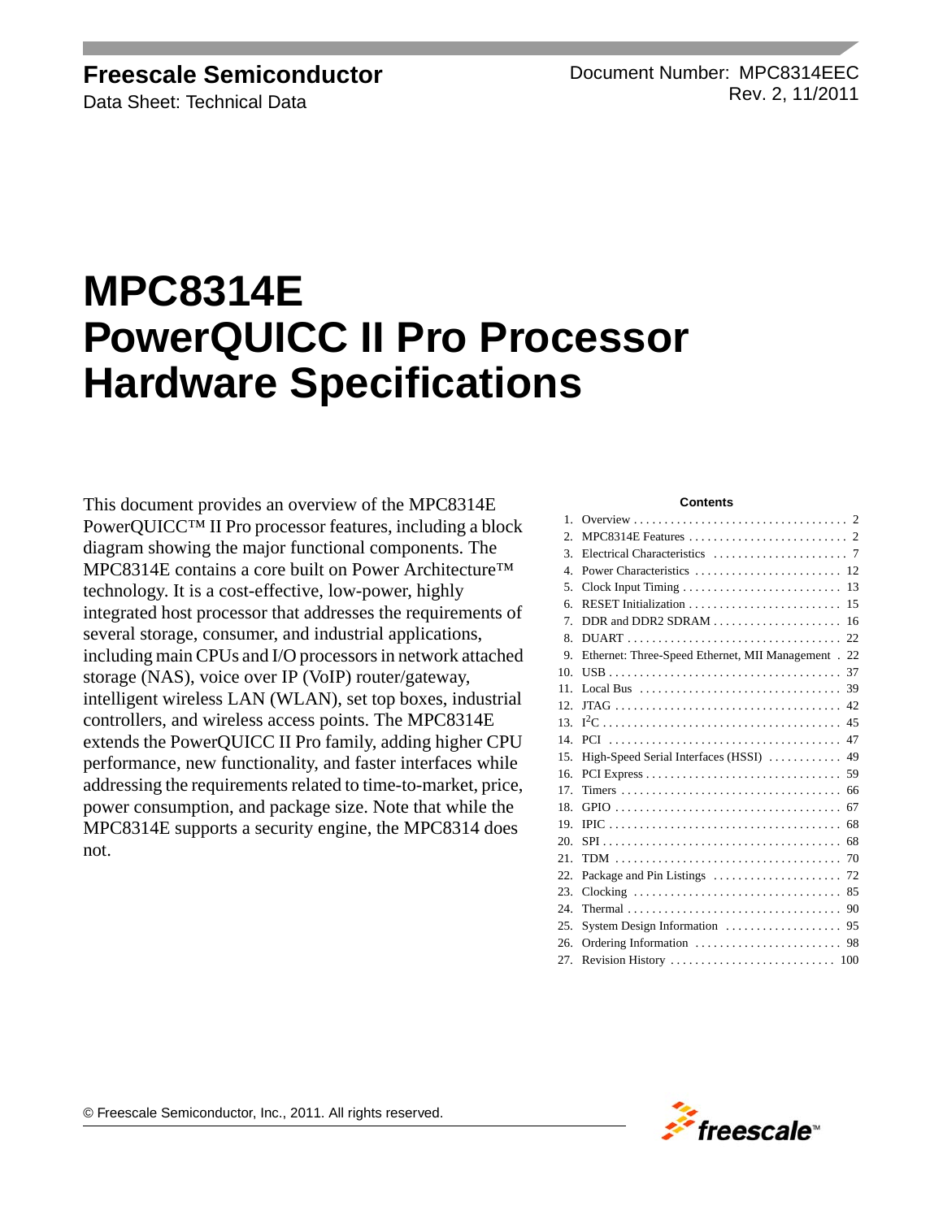**Freescale Semiconductor**
Data Sheet: Technical Data

Document Number: MPC8314EEC
Rev. 2, 11/2011

# MPC8314E PowerQUICC II Pro Processor Hardware Specifications

This document provides an overview of the MPC8314E PowerQUICC™ II Pro processor features, including a block diagram showing the major functional components. The MPC8314E contains a core built on Power Architecture™ technology. It is a cost-effective, low-power, highly integrated host processor that addresses the requirements of several storage, consumer, and industrial applications, including main CPUs and I/O processors in network attached storage (NAS), voice over IP (VoIP) router/gateway, intelligent wireless LAN (WLAN), set top boxes, industrial controllers, and wireless access points. The MPC8314E extends the PowerQUICC II Pro family, adding higher CPU performance, new functionality, and faster interfaces while addressing the requirements related to time-to-market, price, power consumption, and package size. Note that while the MPC8314E supports a security engine, the MPC8314 does not.

**Contents**

| | | |
|---|---|---|
| 1. | Overview | 2 |
| 2. | MPC8314E Features | 2 |
| 3. | Electrical Characteristics | 7 |
| 4. | Power Characteristics | 12 |
| 5. | Clock Input Timing | 13 |
| 6. | RESET Initialization | 15 |
| 7. | DDR and DDR2 SDRAM | 16 |
| 8. | DUART | 22 |
| 9. | Ethernet: Three-Speed Ethernet, MII Management | 22 |
| 10. | USB | 37 |
| 11. | Local Bus | 39 |
| 12. | JTAG | 42 |
| 13. | I$^2$C | 45 |
| 14. | PCI | 47 |
| 15. | High-Speed Serial Interfaces (HSSI) | 49 |
| 16. | PCI Express | 59 |
| 17. | Timers | 66 |
| 18. | GPIO | 67 |
| 19. | IPIC | 68 |
| 20. | SPI | 68 |
| 21. | TDM | 70 |
| 22. | Package and Pin Listings | 72 |
| 23. | Clocking | 85 |
| 24. | Thermal | 90 |
| 25. | System Design Information | 95 |
| 26. | Ordering Information | 98 |
| 27. | Revision History | 100 |

© Freescale Semiconductor, Inc., 2011. All rights reserved.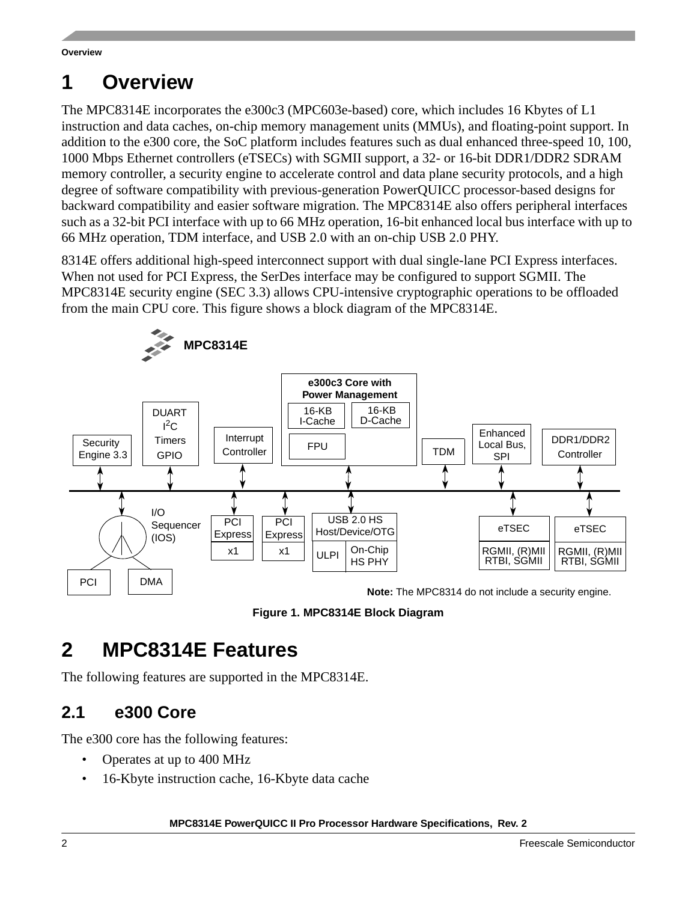# 1 Overview

The MPC8314E incorporates the e300c3 (MPC603e-based) core, which includes 16 Kbytes of L1 instruction and data caches, on-chip memory management units (MMUs), and floating-point support. In addition to the e300 core, the SoC platform includes features such as dual enhanced three-speed 10, 100, 1000 Mbps Ethernet controllers (eTSECs) with SGMII support, a 32- or 16-bit DDR1/DDR2 SDRAM memory controller, a security engine to accelerate control and data plane security protocols, and a high degree of software compatibility with previous-generation PowerQUICC processor-based designs for backward compatibility and easier software migration. The MPC8314E also offers peripheral interfaces such as a 32-bit PCI interface with up to 66 MHz operation, 16-bit enhanced local bus interface with up to 66 MHz operation, TDM interface, and USB 2.0 with an on-chip USB 2.0 PHY.

8314E offers additional high-speed interconnect support with dual single-lane PCI Express interfaces. When not used for PCI Express, the SerDes interface may be configured to support SGMII. The MPC8314E security engine (SEC 3.3) allows CPU-intensive cryptographic operations to be offloaded from the main CPU core. This figure shows a block diagram of the MPC8314E.

MPC8314E

e300c3 Core with Power Management; 16-KB I-Cache; 16-KB D-Cache; FPU; Security Engine 3.3; DUART, I2C, Timers, GPIO; Interrupt Controller; TDM; Enhanced Local Bus, SPI; DDR1/DDR2 Controller; I/O Sequencer (IOS); PCI; DMA; PCI Express x1; PCI Express x1; USB 2.0 HS Host/Device/OTG; ULPI; On-Chip HS PHY; eTSEC RGMII, (R)MII RTBI, SGMII; eTSEC RGMII, (R)MII RTBI, SGMII

**Note:** The MPC8314 do not include a security engine.

**Figure 1. MPC8314E Block Diagram**

# 2 MPC8314E Features

The following features are supported in the MPC8314E.

## 2.1 e300 Core

The e300 core has the following features:

- Operates at up to 400 MHz
- 16-Kbyte instruction cache, 16-Kbyte data cache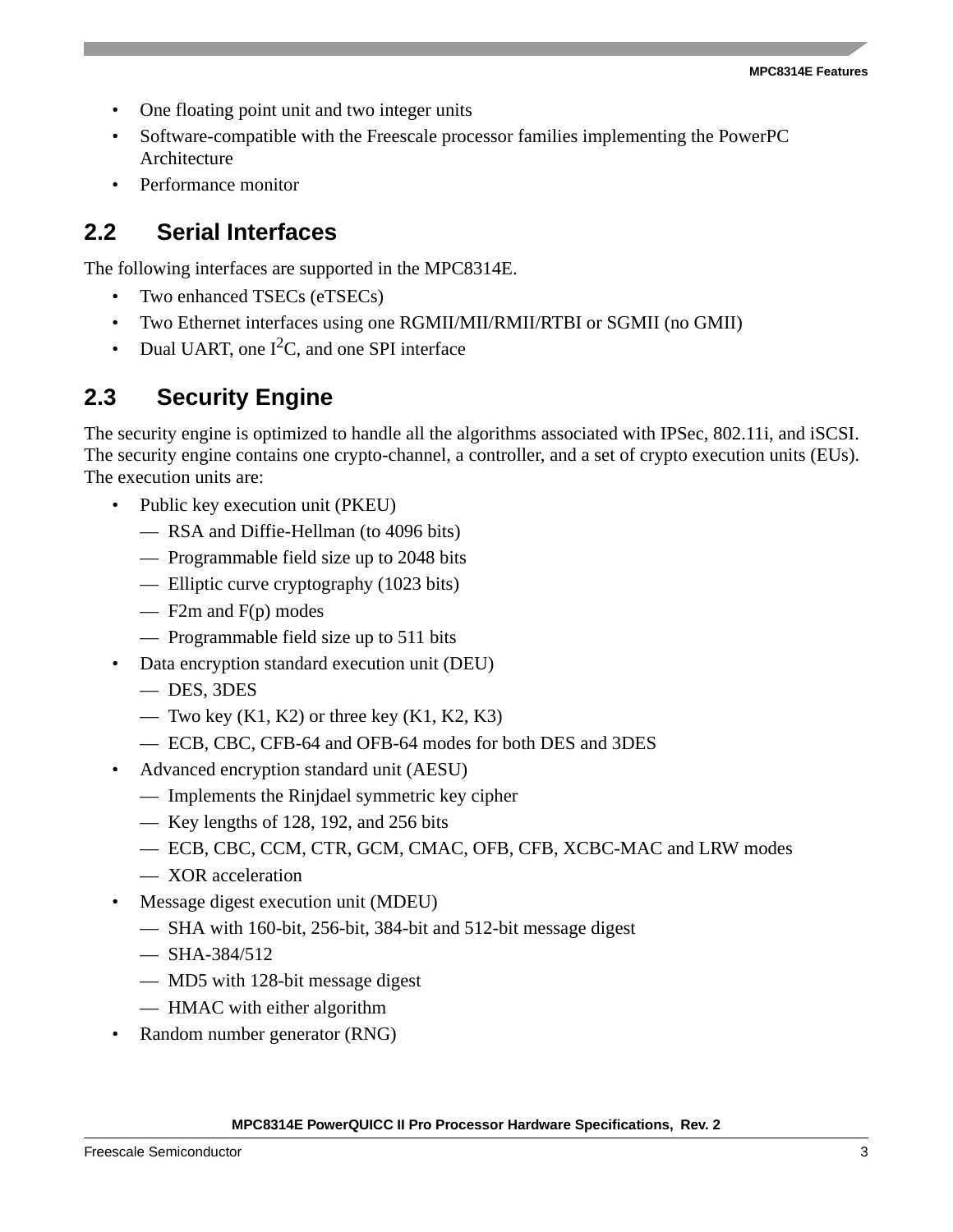- One floating point unit and two integer units
- Software-compatible with the Freescale processor families implementing the PowerPC Architecture
- Performance monitor

## 2.2 Serial Interfaces

The following interfaces are supported in the MPC8314E.

- Two enhanced TSECs (eTSECs)
- Two Ethernet interfaces using one RGMII/MII/RMII/RTBI or SGMII (no GMII)
- Dual UART, one $I^2C$, and one SPI interface

## 2.3 Security Engine

The security engine is optimized to handle all the algorithms associated with IPSec, 802.11i, and iSCSI. The security engine contains one crypto-channel, a controller, and a set of crypto execution units (EUs). The execution units are:

- Public key execution unit (PKEU)
  - RSA and Diffie-Hellman (to 4096 bits)
  - Programmable field size up to 2048 bits
  - Elliptic curve cryptography (1023 bits)
  - F2m and F(p) modes
  - Programmable field size up to 511 bits
- Data encryption standard execution unit (DEU)
  - DES, 3DES
  - Two key (K1, K2) or three key (K1, K2, K3)
  - ECB, CBC, CFB-64 and OFB-64 modes for both DES and 3DES
- Advanced encryption standard unit (AESU)
  - Implements the Rinjdael symmetric key cipher
  - Key lengths of 128, 192, and 256 bits
  - ECB, CBC, CCM, CTR, GCM, CMAC, OFB, CFB, XCBC-MAC and LRW modes
  - XOR acceleration
- Message digest execution unit (MDEU)
  - SHA with 160-bit, 256-bit, 384-bit and 512-bit message digest
  - SHA-384/512
  - MD5 with 128-bit message digest
  - HMAC with either algorithm
- Random number generator (RNG)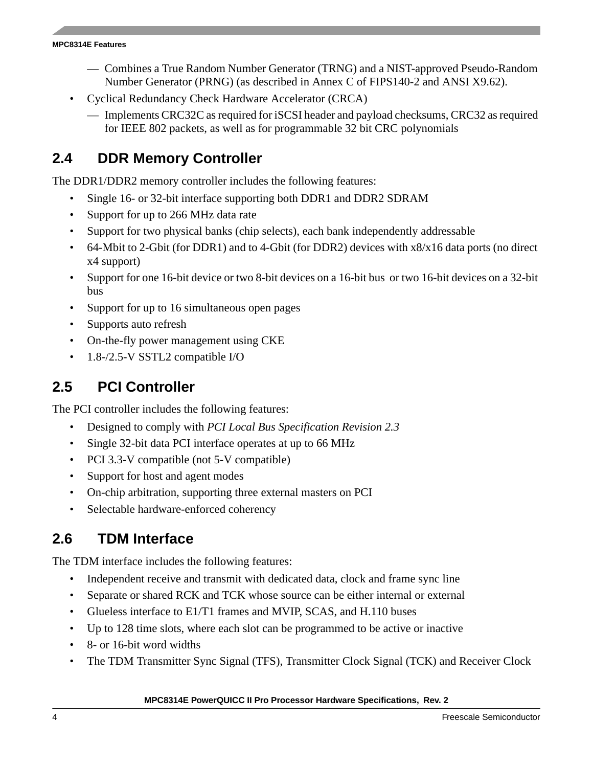- Combines a True Random Number Generator (TRNG) and a NIST-approved Pseudo-Random Number Generator (PRNG) (as described in Annex C of FIPS140-2 and ANSI X9.62).
- Cyclical Redundancy Check Hardware Accelerator (CRCA)
  - Implements CRC32C as required for iSCSI header and payload checksums, CRC32 as required for IEEE 802 packets, as well as for programmable 32 bit CRC polynomials

## 2.4 DDR Memory Controller

The DDR1/DDR2 memory controller includes the following features:

- Single 16- or 32-bit interface supporting both DDR1 and DDR2 SDRAM
- Support for up to 266 MHz data rate
- Support for two physical banks (chip selects), each bank independently addressable
- 64-Mbit to 2-Gbit (for DDR1) and to 4-Gbit (for DDR2) devices with x8/x16 data ports (no direct x4 support)
- Support for one 16-bit device or two 8-bit devices on a 16-bit bus or two 16-bit devices on a 32-bit bus
- Support for up to 16 simultaneous open pages
- Supports auto refresh
- On-the-fly power management using CKE
- 1.8-/2.5-V SSTL2 compatible I/O

## 2.5 PCI Controller

The PCI controller includes the following features:

- Designed to comply with *PCI Local Bus Specification Revision 2.3*
- Single 32-bit data PCI interface operates at up to 66 MHz
- PCI 3.3-V compatible (not 5-V compatible)
- Support for host and agent modes
- On-chip arbitration, supporting three external masters on PCI
- Selectable hardware-enforced coherency

## 2.6 TDM Interface

The TDM interface includes the following features:

- Independent receive and transmit with dedicated data, clock and frame sync line
- Separate or shared RCK and TCK whose source can be either internal or external
- Glueless interface to E1/T1 frames and MVIP, SCAS, and H.110 buses
- Up to 128 time slots, where each slot can be programmed to be active or inactive
- 8- or 16-bit word widths
- The TDM Transmitter Sync Signal (TFS), Transmitter Clock Signal (TCK) and Receiver Clock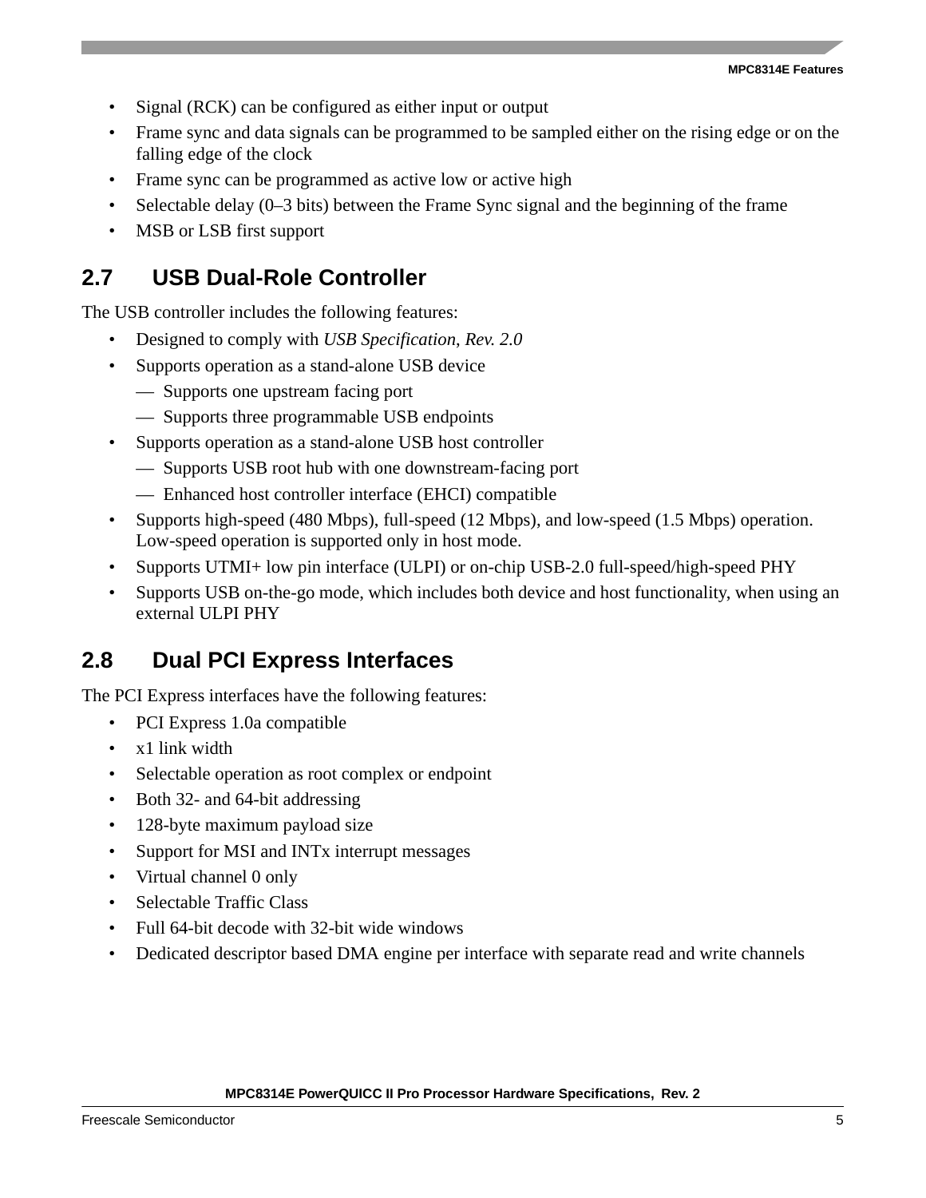- Signal (RCK) can be configured as either input or output
- Frame sync and data signals can be programmed to be sampled either on the rising edge or on the falling edge of the clock
- Frame sync can be programmed as active low or active high
- Selectable delay (0–3 bits) between the Frame Sync signal and the beginning of the frame
- MSB or LSB first support

## 2.7 USB Dual-Role Controller

The USB controller includes the following features:

- Designed to comply with *USB Specification, Rev. 2.0*
- Supports operation as a stand-alone USB device
  - — Supports one upstream facing port
  - — Supports three programmable USB endpoints
- Supports operation as a stand-alone USB host controller
  - — Supports USB root hub with one downstream-facing port
  - — Enhanced host controller interface (EHCI) compatible
- Supports high-speed (480 Mbps), full-speed (12 Mbps), and low-speed (1.5 Mbps) operation. Low-speed operation is supported only in host mode.
- Supports UTMI+ low pin interface (ULPI) or on-chip USB-2.0 full-speed/high-speed PHY
- Supports USB on-the-go mode, which includes both device and host functionality, when using an external ULPI PHY

## 2.8 Dual PCI Express Interfaces

The PCI Express interfaces have the following features:

- PCI Express 1.0a compatible
- x1 link width
- Selectable operation as root complex or endpoint
- Both 32- and 64-bit addressing
- 128-byte maximum payload size
- Support for MSI and INTx interrupt messages
- Virtual channel 0 only
- Selectable Traffic Class
- Full 64-bit decode with 32-bit wide windows
- Dedicated descriptor based DMA engine per interface with separate read and write channels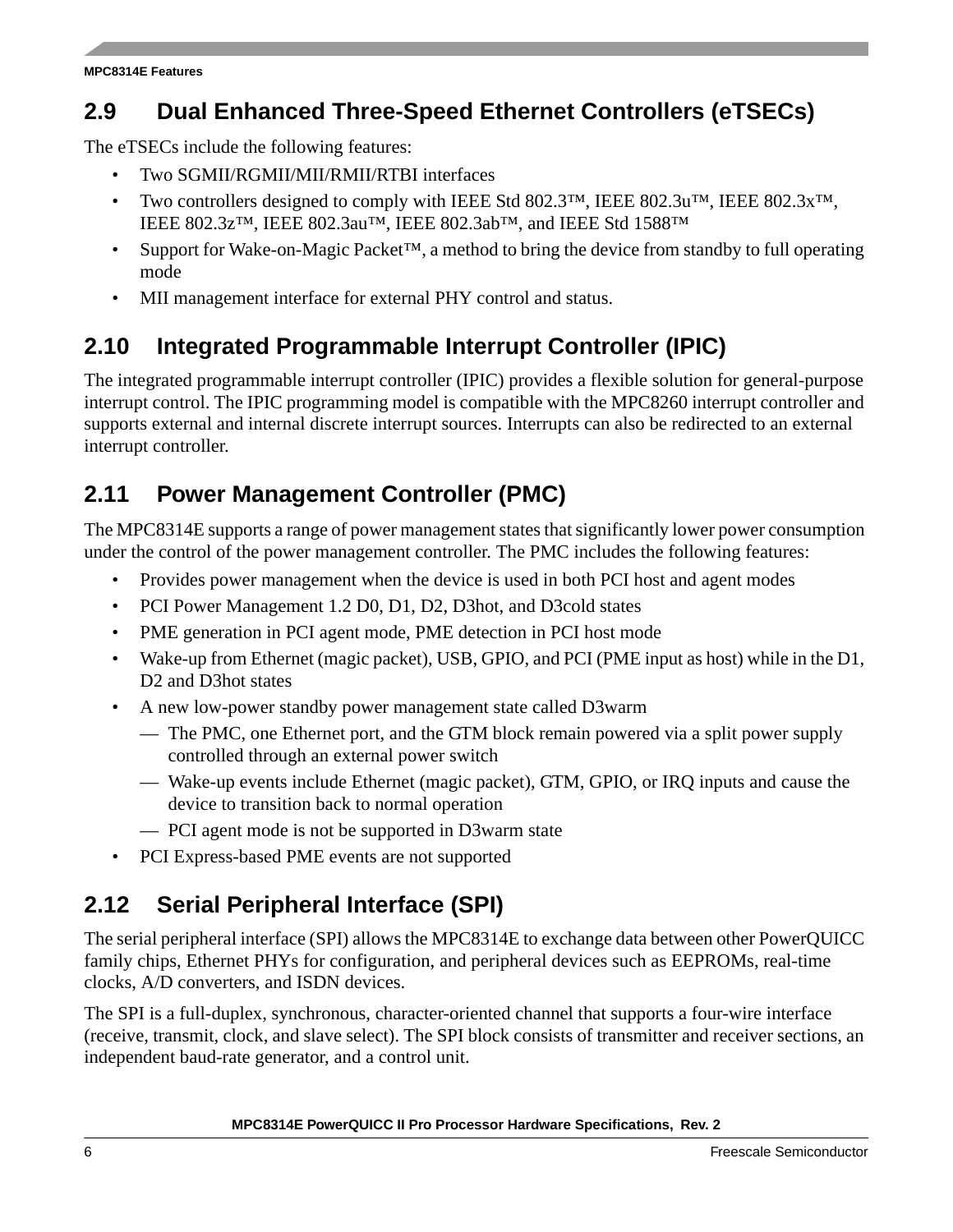## 2.9 Dual Enhanced Three-Speed Ethernet Controllers (eTSECs)

The eTSECs include the following features:

- Two SGMII/RGMII/MII/RMII/RTBI interfaces
- Two controllers designed to comply with IEEE Std 802.3™, IEEE 802.3u™, IEEE 802.3x™, IEEE 802.3z™, IEEE 802.3au™, IEEE 802.3ab™, and IEEE Std 1588™
- Support for Wake-on-Magic Packet™, a method to bring the device from standby to full operating mode
- MII management interface for external PHY control and status.

## 2.10 Integrated Programmable Interrupt Controller (IPIC)

The integrated programmable interrupt controller (IPIC) provides a flexible solution for general-purpose interrupt control. The IPIC programming model is compatible with the MPC8260 interrupt controller and supports external and internal discrete interrupt sources. Interrupts can also be redirected to an external interrupt controller.

## 2.11 Power Management Controller (PMC)

The MPC8314E supports a range of power management states that significantly lower power consumption under the control of the power management controller. The PMC includes the following features:

- Provides power management when the device is used in both PCI host and agent modes
- PCI Power Management 1.2 D0, D1, D2, D3hot, and D3cold states
- PME generation in PCI agent mode, PME detection in PCI host mode
- Wake-up from Ethernet (magic packet), USB, GPIO, and PCI (PME input as host) while in the D1, D2 and D3hot states
- A new low-power standby power management state called D3warm
  - The PMC, one Ethernet port, and the GTM block remain powered via a split power supply controlled through an external power switch
  - Wake-up events include Ethernet (magic packet), GTM, GPIO, or IRQ inputs and cause the device to transition back to normal operation
  - PCI agent mode is not be supported in D3warm state
- PCI Express-based PME events are not supported

## 2.12 Serial Peripheral Interface (SPI)

The serial peripheral interface (SPI) allows the MPC8314E to exchange data between other PowerQUICC family chips, Ethernet PHYs for configuration, and peripheral devices such as EEPROMs, real-time clocks, A/D converters, and ISDN devices.

The SPI is a full-duplex, synchronous, character-oriented channel that supports a four-wire interface (receive, transmit, clock, and slave select). The SPI block consists of transmitter and receiver sections, an independent baud-rate generator, and a control unit.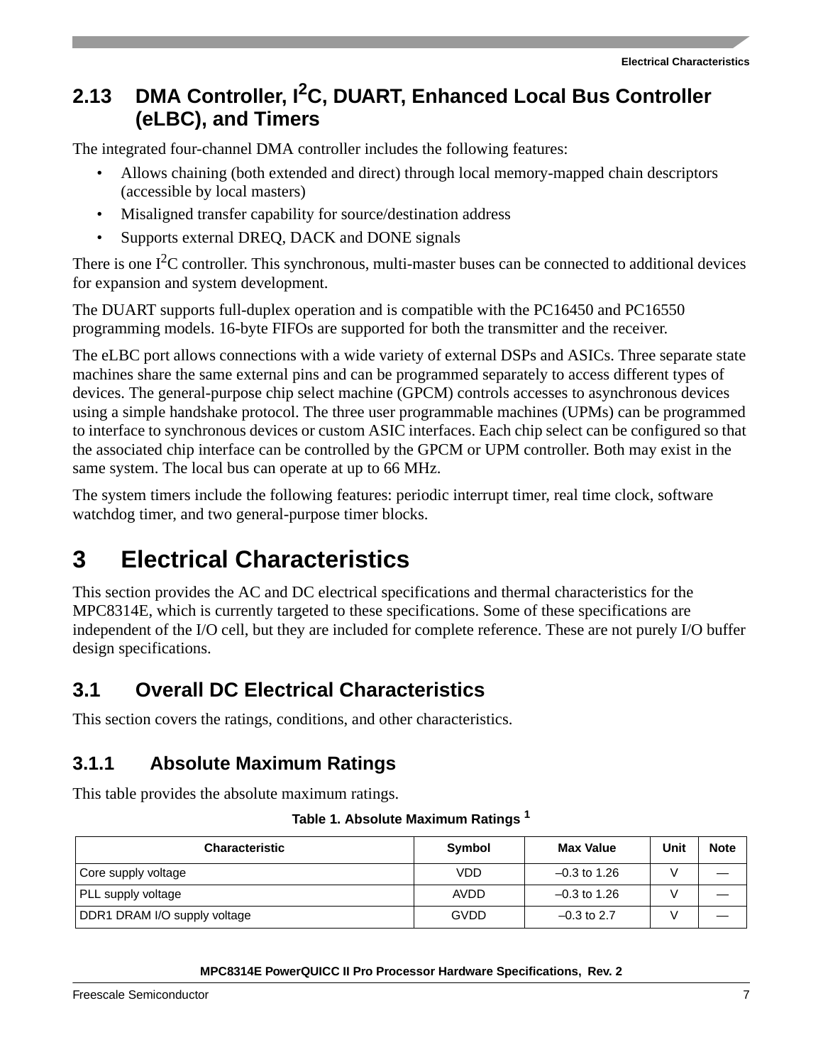## 2.13 DMA Controller, I$^2$C, DUART, Enhanced Local Bus Controller (eLBC), and Timers

The integrated four-channel DMA controller includes the following features:

- Allows chaining (both extended and direct) through local memory-mapped chain descriptors (accessible by local masters)
- Misaligned transfer capability for source/destination address
- Supports external DREQ, DACK and DONE signals

There is one I$^2$C controller. This synchronous, multi-master buses can be connected to additional devices for expansion and system development.

The DUART supports full-duplex operation and is compatible with the PC16450 and PC16550 programming models. 16-byte FIFOs are supported for both the transmitter and the receiver.

The eLBC port allows connections with a wide variety of external DSPs and ASICs. Three separate state machines share the same external pins and can be programmed separately to access different types of devices. The general-purpose chip select machine (GPCM) controls accesses to asynchronous devices using a simple handshake protocol. The three user programmable machines (UPMs) can be programmed to interface to synchronous devices or custom ASIC interfaces. Each chip select can be configured so that the associated chip interface can be controlled by the GPCM or UPM controller. Both may exist in the same system. The local bus can operate at up to 66 MHz.

The system timers include the following features: periodic interrupt timer, real time clock, software watchdog timer, and two general-purpose timer blocks.

# 3 Electrical Characteristics

This section provides the AC and DC electrical specifications and thermal characteristics for the MPC8314E, which is currently targeted to these specifications. Some of these specifications are independent of the I/O cell, but they are included for complete reference. These are not purely I/O buffer design specifications.

## 3.1 Overall DC Electrical Characteristics

This section covers the ratings, conditions, and other characteristics.

### 3.1.1 Absolute Maximum Ratings

This table provides the absolute maximum ratings.

**Table 1. Absolute Maximum Ratings [1]**

| Characteristic | Symbol | Max Value | Unit | Note |
|---|---|---|---|---|
| Core supply voltage | VDD | –0.3 to 1.26 | V | — |
| PLL supply voltage | AVDD | –0.3 to 1.26 | V | — |
| DDR1 DRAM I/O supply voltage | GVDD | –0.3 to 2.7 | V | — |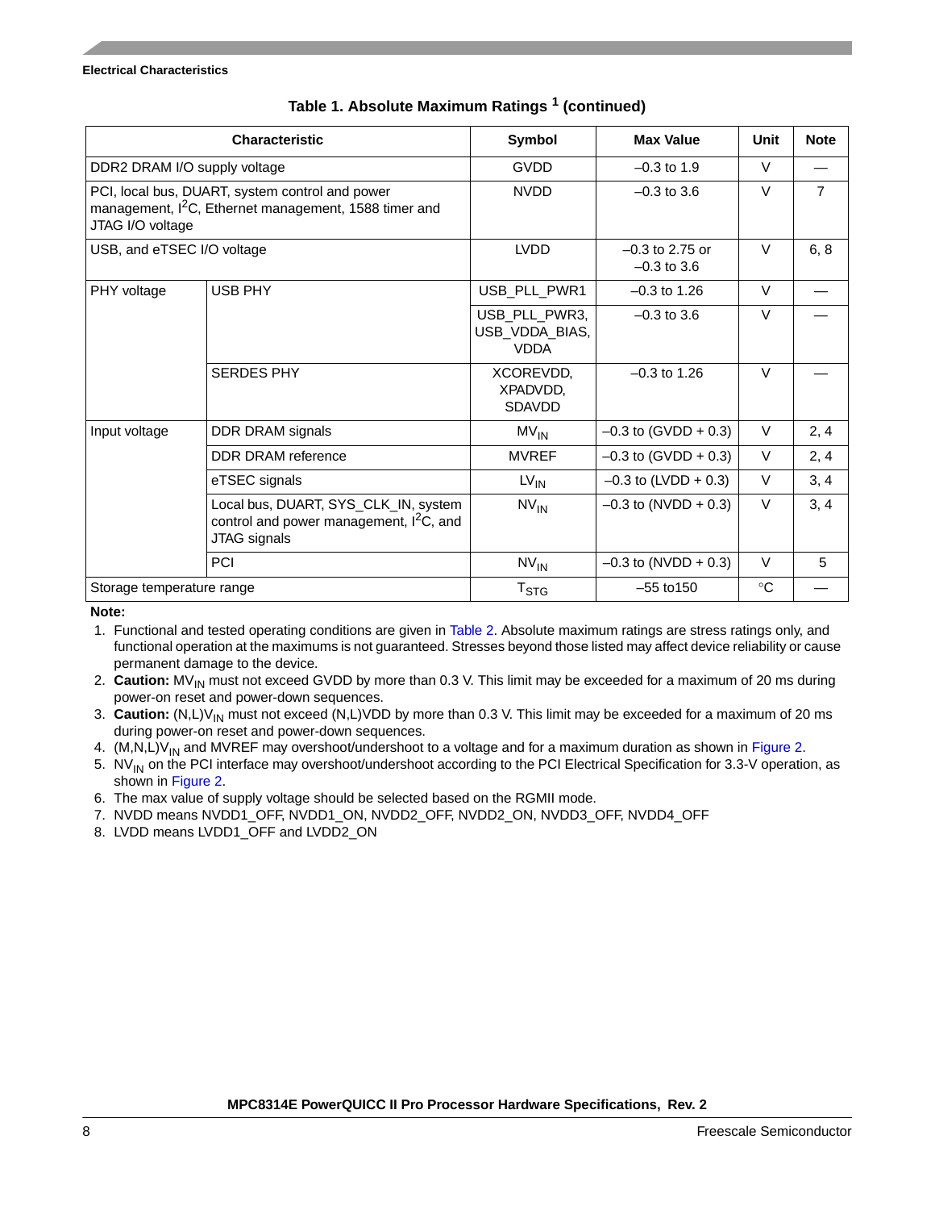**Table 1. Absolute Maximum Ratings [1] (continued)**

| Characteristic | | Symbol | Max Value | Unit | Note |
|---|---|---|---|---|---|
| DDR2 DRAM I/O supply voltage | | GVDD | –0.3 to 1.9 | V | — |
| PCI, local bus, DUART, system control and power management, $I^2C$, Ethernet management, 1588 timer and JTAG I/O voltage | | NVDD | –0.3 to 3.6 | V | 7 |
| USB, and eTSEC I/O voltage | | LVDD | –0.3 to 2.75 or –0.3 to 3.6 | V | 6, 8 |
| PHY voltage | USB PHY | USB_PLL_PWR1 | –0.3 to 1.26 | V | — |
| | | USB_PLL_PWR3, USB_VDDA_BIAS, VDDA | –0.3 to 3.6 | V | — |
| | SERDES PHY | XCOREVDD, XPADVDD, SDAVDD | –0.3 to 1.26 | V | — |
| Input voltage | DDR DRAM signals | $MV_{IN}$ | –0.3 to (GVDD + 0.3) | V | 2, 4 |
| | DDR DRAM reference | MVREF | –0.3 to (GVDD + 0.3) | V | 2, 4 |
| | eTSEC signals | $LV_{IN}$ | –0.3 to (LVDD + 0.3) | V | 3, 4 |
| | Local bus, DUART, SYS_CLK_IN, system control and power management, $I^2C$, and JTAG signals | $NV_{IN}$ | –0.3 to (NVDD + 0.3) | V | 3, 4 |
| | PCI | $NV_{IN}$ | –0.3 to (NVDD + 0.3) | V | 5 |
| Storage temperature range | | $T_{STG}$ | –55 to150 | °C | — |

**Note:**

1. Functional and tested operating conditions are given in Table 2. Absolute maximum ratings are stress ratings only, and functional operation at the maximums is not guaranteed. Stresses beyond those listed may affect device reliability or cause permanent damage to the device.
2. **Caution:** $MV_{IN}$ must not exceed GVDD by more than 0.3 V. This limit may be exceeded for a maximum of 20 ms during power-on reset and power-down sequences.
3. **Caution:** $(N,L)V_{IN}$ must not exceed (N,L)VDD by more than 0.3 V. This limit may be exceeded for a maximum of 20 ms during power-on reset and power-down sequences.
4. $(M,N,L)V_{IN}$ and MVREF may overshoot/undershoot to a voltage and for a maximum duration as shown in Figure 2.
5. $NV_{IN}$ on the PCI interface may overshoot/undershoot according to the PCI Electrical Specification for 3.3-V operation, as shown in Figure 2.
6. The max value of supply voltage should be selected based on the RGMII mode.
7. NVDD means NVDD1_OFF, NVDD1_ON, NVDD2_OFF, NVDD2_ON, NVDD3_OFF, NVDD4_OFF
8. LVDD means LVDD1_OFF and LVDD2_ON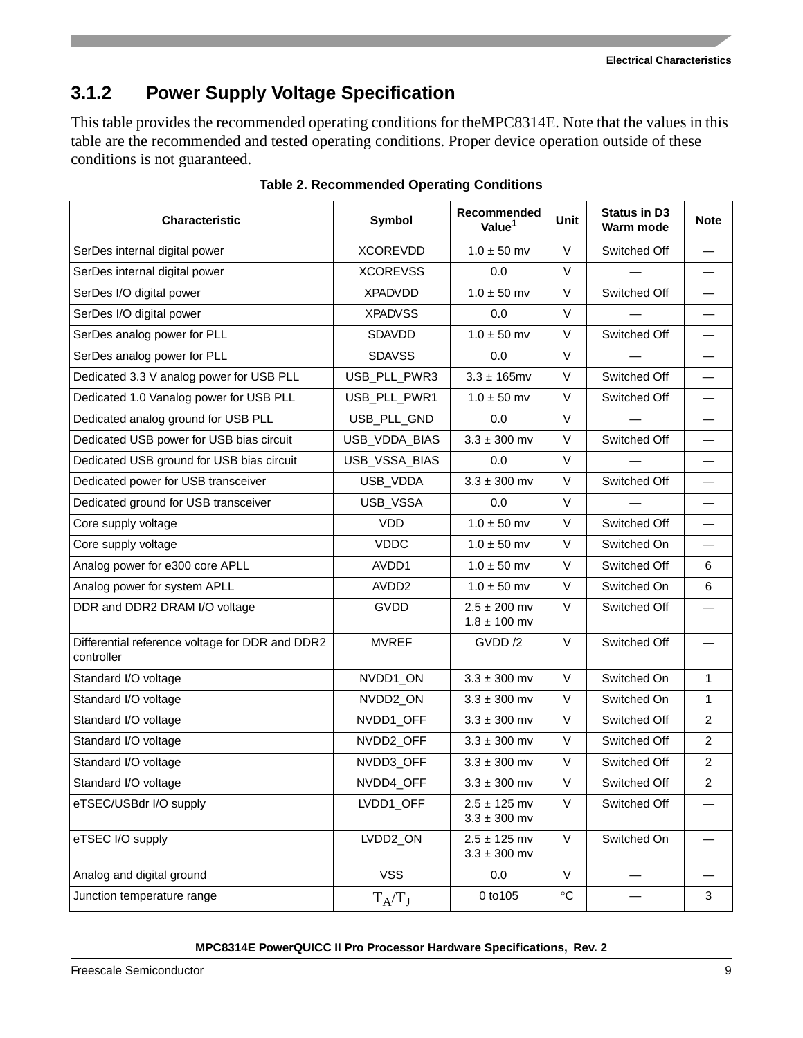### 3.1.2 Power Supply Voltage Specification

This table provides the recommended operating conditions for theMPC8314E. Note that the values in this table are the recommended and tested operating conditions. Proper device operation outside of these conditions is not guaranteed.

**Table 2. Recommended Operating Conditions**

| Characteristic | Symbol | Recommended Value[1] | Unit | Status in D3 Warm mode | Note |
|---|---|---|---|---|---|
| SerDes internal digital power | XCOREVDD | 1.0 ± 50 mv | V | Switched Off | — |
| SerDes internal digital power | XCOREVSS | 0.0 | V | — | — |
| SerDes I/O digital power | XPADVDD | 1.0 ± 50 mv | V | Switched Off | — |
| SerDes I/O digital power | XPADVSS | 0.0 | V | — | — |
| SerDes analog power for PLL | SDAVDD | 1.0 ± 50 mv | V | Switched Off | — |
| SerDes analog power for PLL | SDAVSS | 0.0 | V | — | — |
| Dedicated 3.3 V analog power for USB PLL | USB_PLL_PWR3 | 3.3 ± 165mv | V | Switched Off | — |
| Dedicated 1.0 Vanalog power for USB PLL | USB_PLL_PWR1 | 1.0 ± 50 mv | V | Switched Off | — |
| Dedicated analog ground for USB PLL | USB_PLL_GND | 0.0 | V | — | — |
| Dedicated USB power for USB bias circuit | USB_VDDA_BIAS | 3.3 ± 300 mv | V | Switched Off | — |
| Dedicated USB ground for USB bias circuit | USB_VSSA_BIAS | 0.0 | V | — | — |
| Dedicated power for USB transceiver | USB_VDDA | 3.3 ± 300 mv | V | Switched Off | — |
| Dedicated ground for USB transceiver | USB_VSSA | 0.0 | V | — | — |
| Core supply voltage | VDD | 1.0 ± 50 mv | V | Switched Off | — |
| Core supply voltage | VDDC | 1.0 ± 50 mv | V | Switched On | — |
| Analog power for e300 core APLL | AVDD1 | 1.0 ± 50 mv | V | Switched Off | 6 |
| Analog power for system APLL | AVDD2 | 1.0 ± 50 mv | V | Switched On | 6 |
| DDR and DDR2 DRAM I/O voltage | GVDD | 2.5 ± 200 mv<br>1.8 ± 100 mv | V | Switched Off | — |
| Differential reference voltage for DDR and DDR2 controller | MVREF | GVDD /2 | V | Switched Off | — |
| Standard I/O voltage | NVDD1_ON | 3.3 ± 300 mv | V | Switched On | 1 |
| Standard I/O voltage | NVDD2_ON | 3.3 ± 300 mv | V | Switched On | 1 |
| Standard I/O voltage | NVDD1_OFF | 3.3 ± 300 mv | V | Switched Off | 2 |
| Standard I/O voltage | NVDD2_OFF | 3.3 ± 300 mv | V | Switched Off | 2 |
| Standard I/O voltage | NVDD3_OFF | 3.3 ± 300 mv | V | Switched Off | 2 |
| Standard I/O voltage | NVDD4_OFF | 3.3 ± 300 mv | V | Switched Off | 2 |
| eTSEC/USBdr I/O supply | LVDD1_OFF | 2.5 ± 125 mv<br>3.3 ± 300 mv | V | Switched Off | — |
| eTSEC I/O supply | LVDD2_ON | 2.5 ± 125 mv<br>3.3 ± 300 mv | V | Switched On | — |
| Analog and digital ground | VSS | 0.0 | V | — | — |
| Junction temperature range | $T_A/T_J$ | 0 to105 | °C | — | 3 |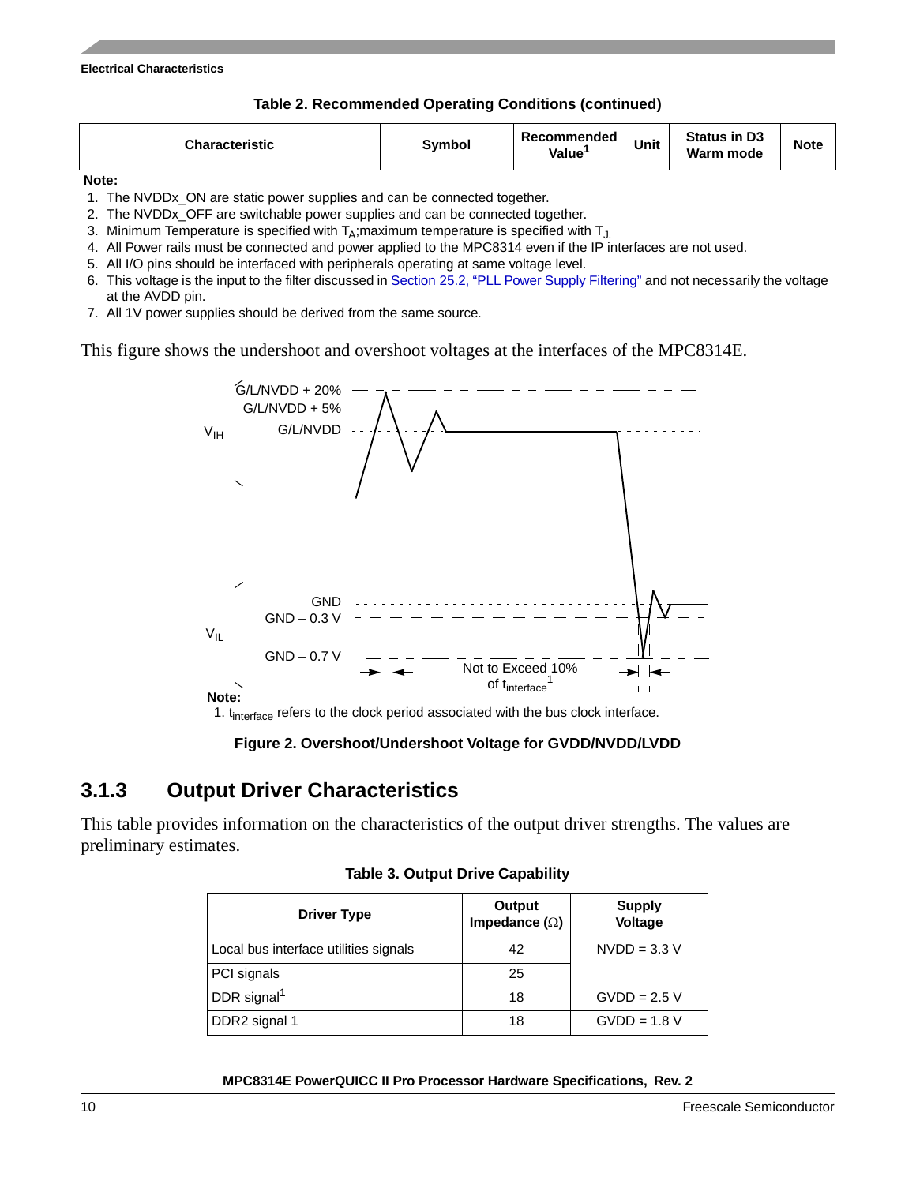**Table 2. Recommended Operating Conditions (continued)**

| Characteristic | Symbol | Recommended Value[1] | Unit | Status in D3 Warm mode | Note |
|---|---|---|---|---|---|

**Note:**

1. The NVDDx_ON are static power supplies and can be connected together.
2. The NVDDx_OFF are switchable power supplies and can be connected together.
3. Minimum Temperature is specified with $T_A$;maximum temperature is specified with $T_J$.
4. All Power rails must be connected and power applied to the MPC8314 even if the IP interfaces are not used.
5. All I/O pins should be interfaced with peripherals operating at same voltage level.
6. This voltage is the input to the filter discussed in Section 25.2, "PLL Power Supply Filtering" and not necessarily the voltage at the AVDD pin.
7. All 1V power supplies should be derived from the same source.

This figure shows the undershoot and overshoot voltages at the interfaces of the MPC8314E.

G/L/NVDD + 20%
G/L/NVDD + 5%
G/L/NVDD
$V_{IH}$
GND
GND – 0.3 V
GND – 0.7 V
$V_{IL}$
Not to Exceed 10% of $t_{interface}$[1]

**Note:**
1. $t_{interface}$ refers to the clock period associated with the bus clock interface.

**Figure 2. Overshoot/Undershoot Voltage for GVDD/NVDD/LVDD**

## 3.1.3 Output Driver Characteristics

This table provides information on the characteristics of the output driver strengths. The values are preliminary estimates.

**Table 3. Output Drive Capability**

| Driver Type | Output Impedance (Ω) | Supply Voltage |
|---|---|---|
| Local bus interface utilities signals | 42 | NVDD = 3.3 V |
| PCI signals | 25 | |
| DDR signal[1] | 18 | GVDD = 2.5 V |
| DDR2 signal 1 | 18 | GVDD = 1.8 V |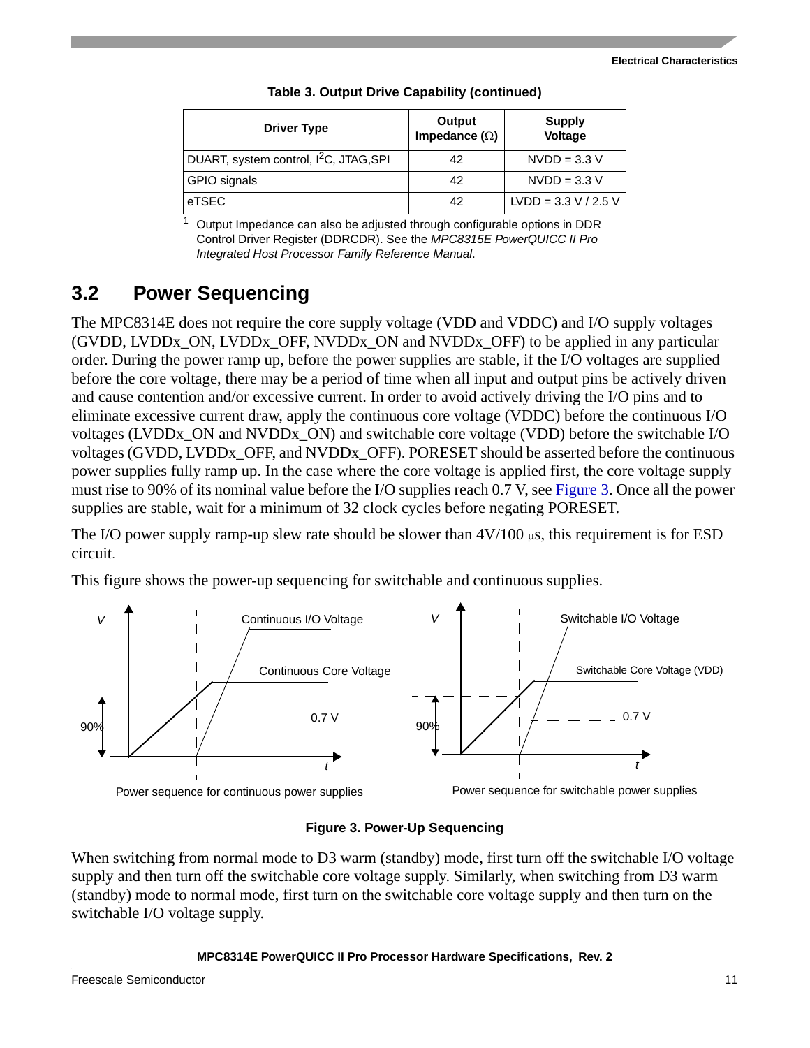**Table 3. Output Drive Capability (continued)**

| Driver Type | Output Impedance (Ω) | Supply Voltage |
|---|---|---|
| DUART, system control, I²C, JTAG,SPI | 42 | NVDD = 3.3 V |
| GPIO signals | 42 | NVDD = 3.3 V |
| eTSEC | 42 | LVDD = 3.3 V / 2.5 V |

[1] Output Impedance can also be adjusted through configurable options in DDR Control Driver Register (DDRCDR). See the *MPC8315E PowerQUICC II Pro Integrated Host Processor Family Reference Manual*.

## 3.2 Power Sequencing

The MPC8314E does not require the core supply voltage (VDD and VDDC) and I/O supply voltages (GVDD, LVDDx_ON, LVDDx_OFF, NVDDx_ON and NVDDx_OFF) to be applied in any particular order. During the power ramp up, before the power supplies are stable, if the I/O voltages are supplied before the core voltage, there may be a period of time when all input and output pins be actively driven and cause contention and/or excessive current. In order to avoid actively driving the I/O pins and to eliminate excessive current draw, apply the continuous core voltage (VDDC) before the continuous I/O voltages (LVDDx_ON and NVDDx_ON) and switchable core voltage (VDD) before the switchable I/O voltages (GVDD, LVDDx_OFF, and NVDDx_OFF). PORESET should be asserted before the continuous power supplies fully ramp up. In the case where the core voltage is applied first, the core voltage supply must rise to 90% of its nominal value before the I/O supplies reach 0.7 V, see Figure 3. Once all the power supplies are stable, wait for a minimum of 32 clock cycles before negating PORESET.

The I/O power supply ramp-up slew rate should be slower than 4V/100 μs, this requirement is for ESD circuit.

This figure shows the power-up sequencing for switchable and continuous supplies.

Power sequence for continuous power supplies

Power sequence for switchable power supplies

**Figure 3. Power-Up Sequencing**

When switching from normal mode to D3 warm (standby) mode, first turn off the switchable I/O voltage supply and then turn off the switchable core voltage supply. Similarly, when switching from D3 warm (standby) mode to normal mode, first turn on the switchable core voltage supply and then turn on the switchable I/O voltage supply.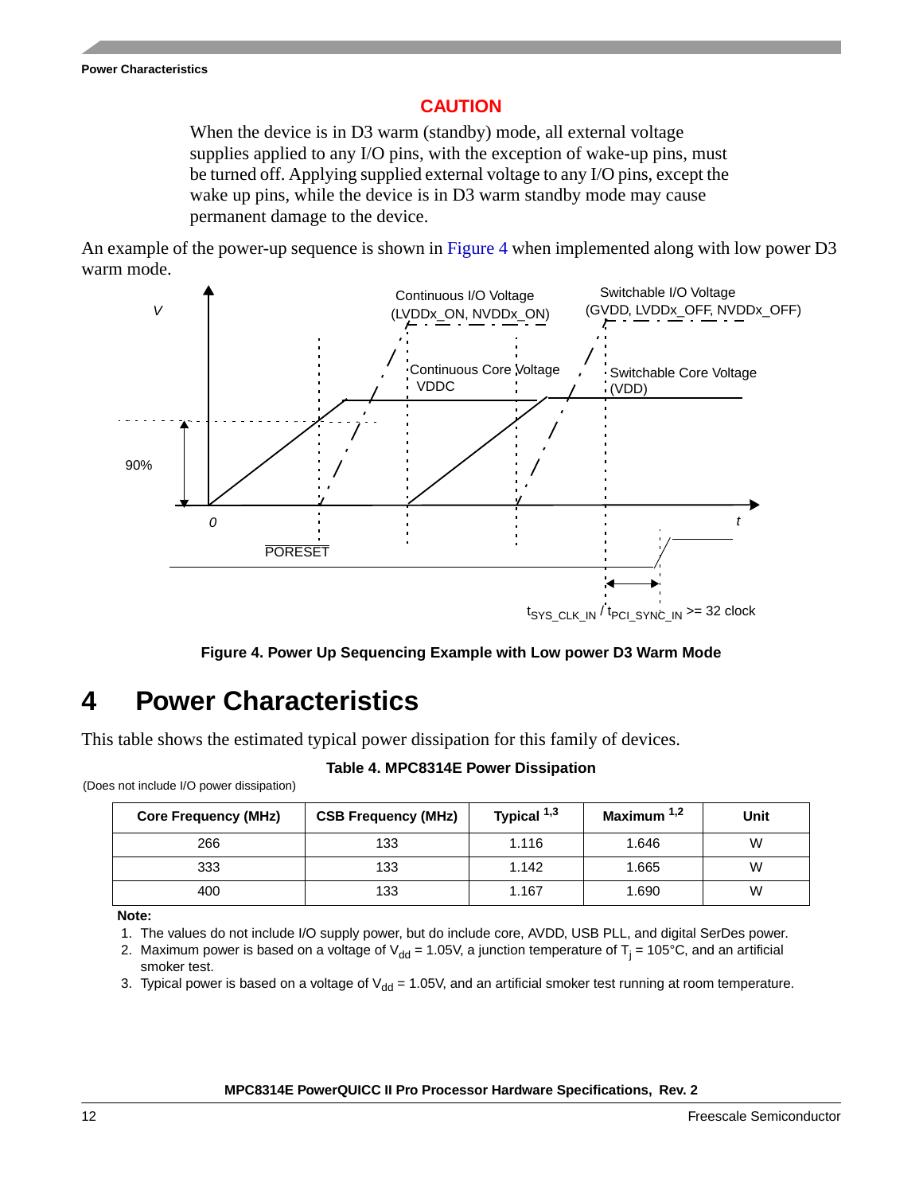**CAUTION**

When the device is in D3 warm (standby) mode, all external voltage supplies applied to any I/O pins, with the exception of wake-up pins, must be turned off. Applying supplied external voltage to any I/O pins, except the wake up pins, while the device is in D3 warm standby mode may cause permanent damage to the device.

An example of the power-up sequence is shown in Figure 4 when implemented along with low power D3 warm mode.

**Figure 4. Power Up Sequencing Example with Low power D3 Warm Mode**

# 4 Power Characteristics

This table shows the estimated typical power dissipation for this family of devices.

**Table 4. MPC8314E Power Dissipation**

(Does not include I/O power dissipation)

| Core Frequency (MHz) | CSB Frequency (MHz) | Typical [1,3] | Maximum [1,2] | Unit |
|---|---|---|---|---|
| 266 | 133 | 1.116 | 1.646 | W |
| 333 | 133 | 1.142 | 1.665 | W |
| 400 | 133 | 1.167 | 1.690 | W |

**Note:**
1. The values do not include I/O supply power, but do include core, AVDD, USB PLL, and digital SerDes power.
2. Maximum power is based on a voltage of $V_{dd}$ = 1.05V, a junction temperature of $T_j$ = 105°C, and an artificial smoker test.
3. Typical power is based on a voltage of $V_{dd}$ = 1.05V, and an artificial smoker test running at room temperature.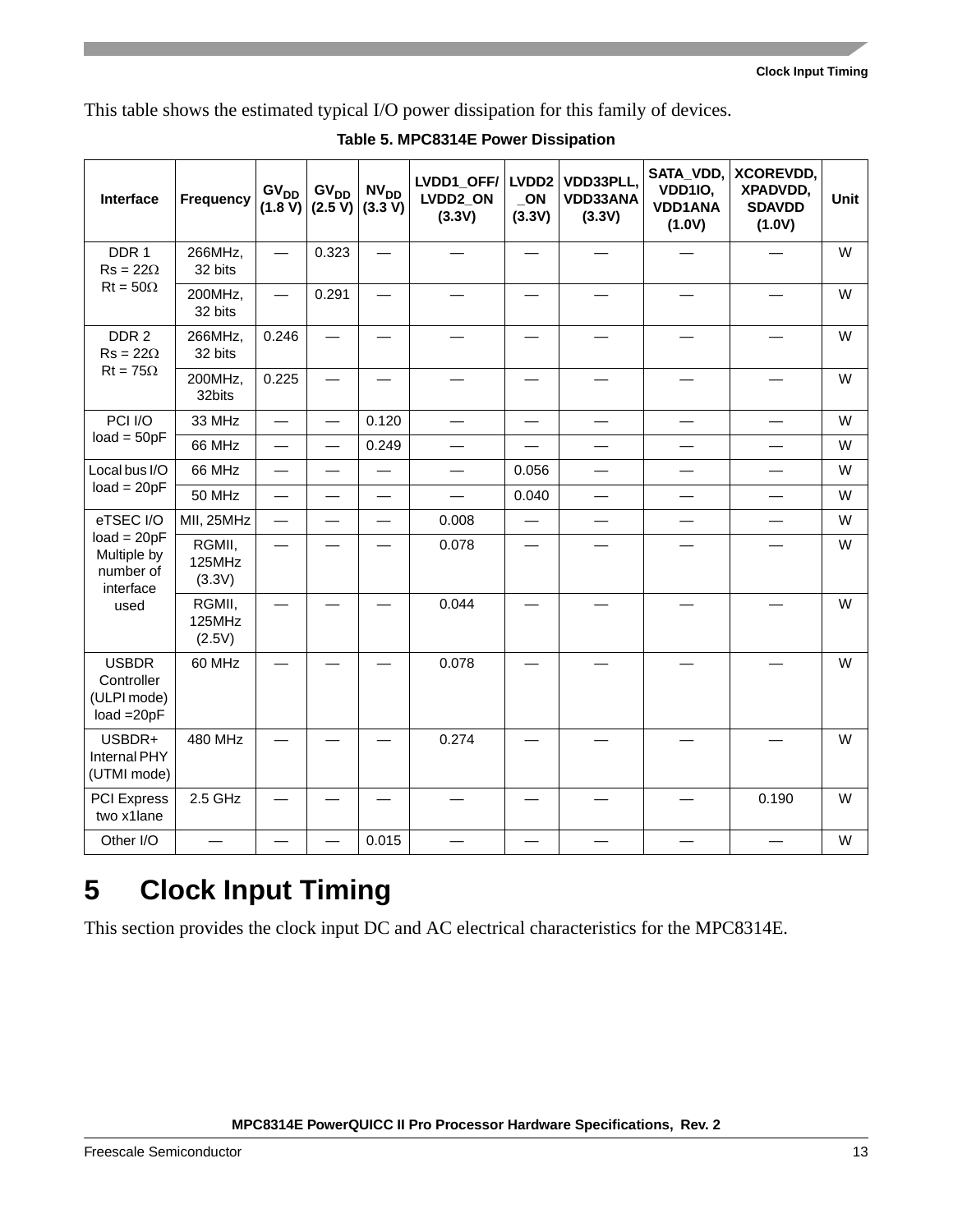This table shows the estimated typical I/O power dissipation for this family of devices.

**Table 5. MPC8314E Power Dissipation**

| Interface | Frequency | $GV_{DD}$ (1.8 V) | $GV_{DD}$ (2.5 V) | $NV_{DD}$ (3.3 V) | LVDD1_OFF/ LVDD2_ON (3.3V) | LVDD2 _ON (3.3V) | VDD33PLL, VDD33ANA (3.3V) | SATA_VDD, VDD1IO, VDD1ANA (1.0V) | XCOREVDD, XPADVDD, SDAVDD (1.0V) | Unit |
|---|---|---|---|---|---|---|---|---|---|---|
| DDR 1<br>Rs = 22Ω<br>Rt = 50Ω | 266MHz, 32 bits | — | 0.323 | — | — | — | — | — | — | W |
| | 200MHz, 32 bits | — | 0.291 | — | — | — | — | — | — | W |
| DDR 2<br>Rs = 22Ω<br>Rt = 75Ω | 266MHz, 32 bits | 0.246 | — | — | — | — | — | — | — | W |
| | 200MHz, 32bits | 0.225 | — | — | — | — | — | — | — | W |
| PCI I/O<br>load = 50pF | 33 MHz | — | — | 0.120 | — | — | — | — | — | W |
| | 66 MHz | — | — | 0.249 | — | — | — | — | — | W |
| Local bus I/O<br>load = 20pF | 66 MHz | — | — | — | — | 0.056 | — | — | — | W |
| | 50 MHz | — | — | — | — | 0.040 | — | — | — | W |
| eTSEC I/O<br>load = 20pF<br>Multiple by number of interface used | MII, 25MHz | — | — | — | 0.008 | — | — | — | — | W |
| | RGMII, 125MHz (3.3V) | — | — | — | 0.078 | — | — | — | — | W |
| | RGMII, 125MHz (2.5V) | — | — | — | 0.044 | — | — | — | — | W |
| USBDR Controller (ULPI mode) load =20pF | 60 MHz | — | — | — | 0.078 | — | — | — | — | W |
| USBDR+ Internal PHY (UTMI mode) | 480 MHz | — | — | — | 0.274 | — | — | — | — | W |
| PCI Express two x1lane | 2.5 GHz | — | — | — | — | — | — | — | 0.190 | W |
| Other I/O | — | — | — | 0.015 | — | — | — | — | — | W |

# 5 Clock Input Timing

This section provides the clock input DC and AC electrical characteristics for the MPC8314E.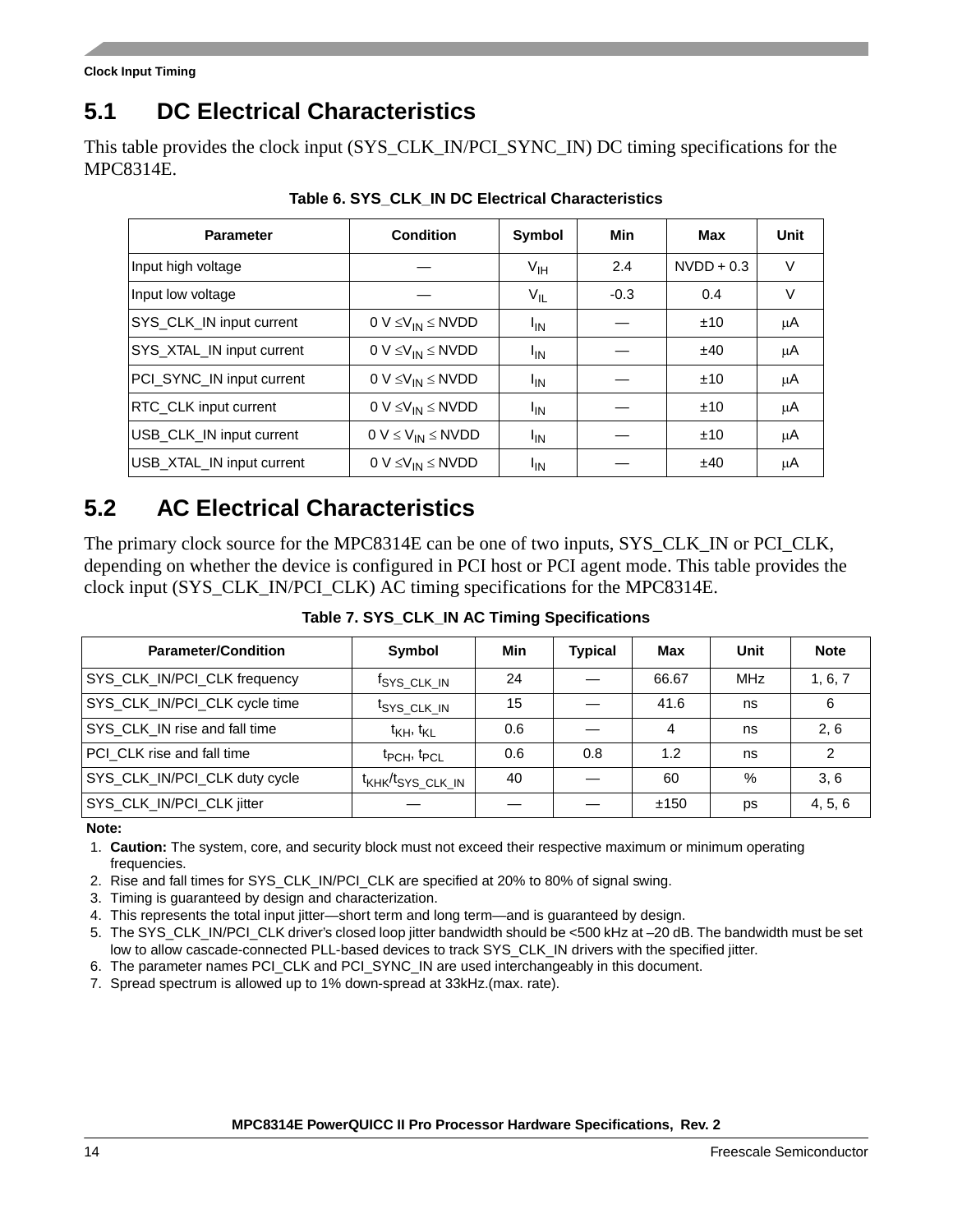## 5.1 DC Electrical Characteristics

This table provides the clock input (SYS_CLK_IN/PCI_SYNC_IN) DC timing specifications for the MPC8314E.

**Table 6. SYS_CLK_IN DC Electrical Characteristics**

| Parameter | Condition | Symbol | Min | Max | Unit |
|---|---|---|---|---|---|
| Input high voltage | — | $V_{IH}$ | 2.4 | NVDD + 0.3 | V |
| Input low voltage | — | $V_{IL}$ | -0.3 | 0.4 | V |
| SYS_CLK_IN input current | 0 V $\le V_{IN} \le$ NVDD | $I_{IN}$ | — | ±10 | μA |
| SYS_XTAL_IN input current | 0 V $\le V_{IN} \le$ NVDD | $I_{IN}$ | — | ±40 | μA |
| PCI_SYNC_IN input current | 0 V $\le V_{IN} \le$ NVDD | $I_{IN}$ | — | ±10 | μA |
| RTC_CLK input current | 0 V $\le V_{IN} \le$ NVDD | $I_{IN}$ | — | ±10 | μA |
| USB_CLK_IN input current | 0 V $\le V_{IN} \le$ NVDD | $I_{IN}$ | — | ±10 | μA |
| USB_XTAL_IN input current | 0 V $\le V_{IN} \le$ NVDD | $I_{IN}$ | — | ±40 | μA |

## 5.2 AC Electrical Characteristics

The primary clock source for the MPC8314E can be one of two inputs, SYS_CLK_IN or PCI_CLK, depending on whether the device is configured in PCI host or PCI agent mode. This table provides the clock input (SYS_CLK_IN/PCI_CLK) AC timing specifications for the MPC8314E.

**Table 7. SYS_CLK_IN AC Timing Specifications**

| Parameter/Condition | Symbol | Min | Typical | Max | Unit | Note |
|---|---|---|---|---|---|---|
| SYS_CLK_IN/PCI_CLK frequency | $f_{SYS\_CLK\_IN}$ | 24 | — | 66.67 | MHz | 1, 6, 7 |
| SYS_CLK_IN/PCI_CLK cycle time | $t_{SYS\_CLK\_IN}$ | 15 | — | 41.6 | ns | 6 |
| SYS_CLK_IN rise and fall time | $t_{KH}$, $t_{KL}$ | 0.6 | — | 4 | ns | 2, 6 |
| PCI_CLK rise and fall time | $t_{PCH}$, $t_{PCL}$ | 0.6 | 0.8 | 1.2 | ns | 2 |
| SYS_CLK_IN/PCI_CLK duty cycle | $t_{KHK}/t_{SYS\_CLK\_IN}$ | 40 | — | 60 | % | 3, 6 |
| SYS_CLK_IN/PCI_CLK jitter | — | — | — | ±150 | ps | 4, 5, 6 |

**Note:**

1. **Caution:** The system, core, and security block must not exceed their respective maximum or minimum operating frequencies.
2. Rise and fall times for SYS_CLK_IN/PCI_CLK are specified at 20% to 80% of signal swing.
3. Timing is guaranteed by design and characterization.
4. This represents the total input jitter—short term and long term—and is guaranteed by design.
5. The SYS_CLK_IN/PCI_CLK driver's closed loop jitter bandwidth should be <500 kHz at –20 dB. The bandwidth must be set low to allow cascade-connected PLL-based devices to track SYS_CLK_IN drivers with the specified jitter.
6. The parameter names PCI_CLK and PCI_SYNC_IN are used interchangeably in this document.
7. Spread spectrum is allowed up to 1% down-spread at 33kHz.(max. rate).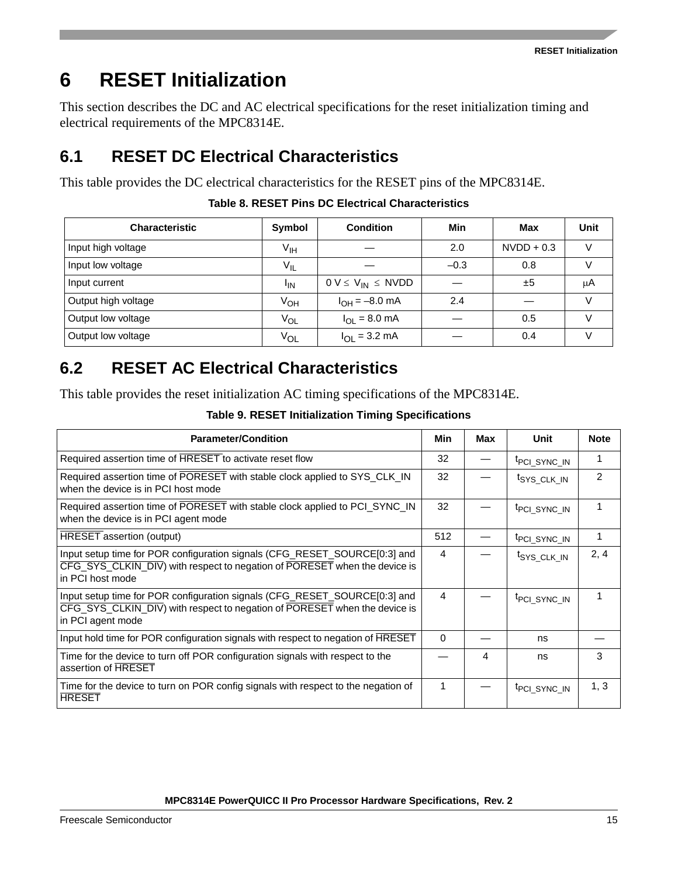# 6 RESET Initialization

This section describes the DC and AC electrical specifications for the reset initialization timing and electrical requirements of the MPC8314E.

## 6.1 RESET DC Electrical Characteristics

This table provides the DC electrical characteristics for the RESET pins of the MPC8314E.

**Table 8. RESET Pins DC Electrical Characteristics**

| Characteristic | Symbol | Condition | Min | Max | Unit |
|---|---|---|---|---|---|
| Input high voltage | $V_{IH}$ | — | 2.0 | NVDD + 0.3 | V |
| Input low voltage | $V_{IL}$ | — | –0.3 | 0.8 | V |
| Input current | $I_{IN}$ | $0\ V \leq V_{IN} \leq NVDD$ | — | ±5 | μA |
| Output high voltage | $V_{OH}$ | $I_{OH}$ = –8.0 mA | 2.4 | — | V |
| Output low voltage | $V_{OL}$ | $I_{OL}$ = 8.0 mA | — | 0.5 | V |
| Output low voltage | $V_{OL}$ | $I_{OL}$ = 3.2 mA | — | 0.4 | V |

## 6.2 RESET AC Electrical Characteristics

This table provides the reset initialization AC timing specifications of the MPC8314E.

**Table 9. RESET Initialization Timing Specifications**

| Parameter/Condition | Min | Max | Unit | Note |
|---|---|---|---|---|
| Required assertion time of $\overline{HRESET}$ to activate reset flow | 32 | — | $t_{PCI\_SYNC\_IN}$ | 1 |
| Required assertion time of $\overline{PORESET}$ with stable clock applied to SYS_CLK_IN when the device is in PCI host mode | 32 | — | $t_{SYS\_CLK\_IN}$ | 2 |
| Required assertion time of $\overline{PORESET}$ with stable clock applied to PCI_SYNC_IN when the device is in PCI agent mode | 32 | — | $t_{PCI\_SYNC\_IN}$ | 1 |
| $\overline{HRESET}$ assertion (output) | 512 | — | $t_{PCI\_SYNC\_IN}$ | 1 |
| Input setup time for POR configuration signals (CFG_RESET_SOURCE[0:3] and $\overline{CFG\_SYS\_CLKIN\_DIV}$) with respect to negation of $\overline{PORESET}$ when the device is in PCI host mode | 4 | — | $t_{SYS\_CLK\_IN}$ | 2, 4 |
| Input setup time for POR configuration signals (CFG_RESET_SOURCE[0:3] and $\overline{CFG\_SYS\_CLKIN\_DIV}$) with respect to negation of $\overline{PORESET}$ when the device is in PCI agent mode | 4 | — | $t_{PCI\_SYNC\_IN}$ | 1 |
| Input hold time for POR configuration signals with respect to negation of $\overline{HRESET}$ | 0 | — | ns | — |
| Time for the device to turn off POR configuration signals with respect to the assertion of $\overline{HRESET}$ | — | 4 | ns | 3 |
| Time for the device to turn on POR config signals with respect to the negation of $\overline{HRESET}$ | 1 | — | $t_{PCI\_SYNC\_IN}$ | 1, 3 |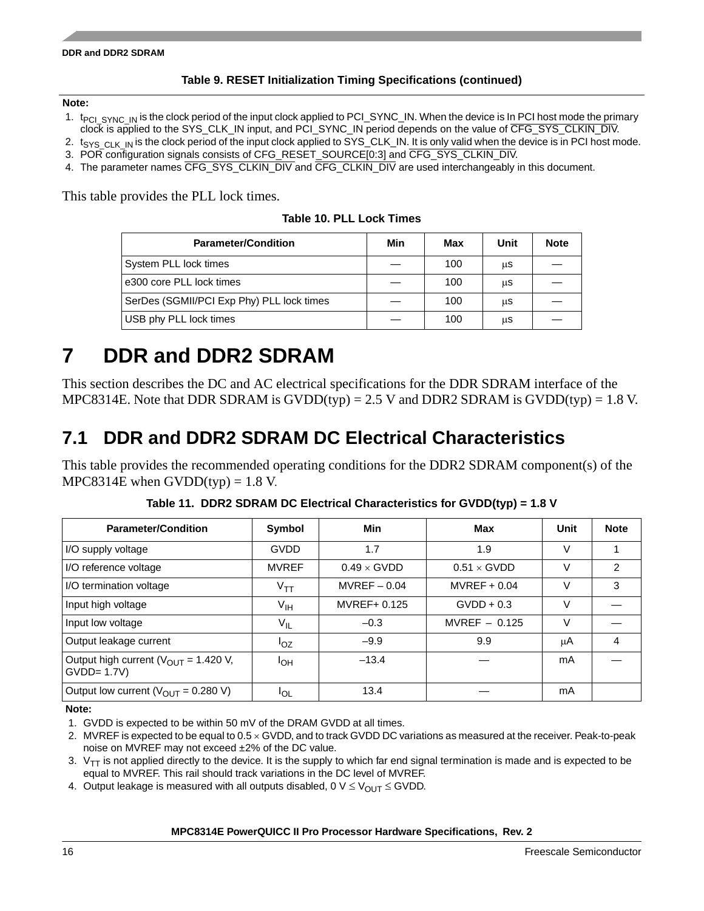**Table 9. RESET Initialization Timing Specifications (continued)**

**Note:**

1. $t_{PCI\_SYNC\_IN}$ is the clock period of the input clock applied to PCI_SYNC_IN. When the device is In PCI host mode the primary clock is applied to the SYS_CLK_IN input, and PCI_SYNC_IN period depends on the value of $\overline{\text{CFG\_SYS\_CLKIN\_DIV}}$.
2. $t_{SYS\_CLK\_IN}$ is the clock period of the input clock applied to SYS_CLK_IN. It is only valid when the device is in PCI host mode.
3. POR configuration signals consists of CFG_RESET_SOURCE[0:3] and $\overline{\text{CFG\_SYS\_CLKIN\_DIV}}$.
4. The parameter names $\overline{\text{CFG\_SYS\_CLKIN\_DIV}}$ and $\overline{\text{CFG\_CLKIN\_DIV}}$ are used interchangeably in this document.

This table provides the PLL lock times.

**Table 10. PLL Lock Times**

| Parameter/Condition | Min | Max | Unit | Note |
|---|---|---|---|---|
| System PLL lock times | — | 100 | µs | — |
| e300 core PLL lock times | — | 100 | µs | — |
| SerDes (SGMII/PCI Exp Phy) PLL lock times | — | 100 | µs | — |
| USB phy PLL lock times | — | 100 | µs | — |

# 7 DDR and DDR2 SDRAM

This section describes the DC and AC electrical specifications for the DDR SDRAM interface of the MPC8314E. Note that DDR SDRAM is GVDD(typ) = 2.5 V and DDR2 SDRAM is GVDD(typ) = 1.8 V.

## 7.1 DDR and DDR2 SDRAM DC Electrical Characteristics

This table provides the recommended operating conditions for the DDR2 SDRAM component(s) of the MPC8314E when GVDD(typ) = 1.8 V.

**Table 11. DDR2 SDRAM DC Electrical Characteristics for GVDD(typ) = 1.8 V**

| Parameter/Condition | Symbol | Min | Max | Unit | Note |
|---|---|---|---|---|---|
| I/O supply voltage | GVDD | 1.7 | 1.9 | V | 1 |
| I/O reference voltage | MVREF | 0.49 × GVDD | 0.51 × GVDD | V | 2 |
| I/O termination voltage | $V_{TT}$ | MVREF – 0.04 | MVREF + 0.04 | V | 3 |
| Input high voltage | $V_{IH}$ | MVREF+ 0.125 | GVDD + 0.3 | V | — |
| Input low voltage | $V_{IL}$ | –0.3 | MVREF – 0.125 | V | — |
| Output leakage current | $I_{OZ}$ | –9.9 | 9.9 | µA | 4 |
| Output high current ($V_{OUT}$ = 1.420 V, GVDD= 1.7V) | $I_{OH}$ | –13.4 | — | mA | — |
| Output low current ($V_{OUT}$ = 0.280 V) | $I_{OL}$ | 13.4 | — | mA | |

**Note:**

1. GVDD is expected to be within 50 mV of the DRAM GVDD at all times.
2. MVREF is expected to be equal to 0.5 × GVDD, and to track GVDD DC variations as measured at the receiver. Peak-to-peak noise on MVREF may not exceed ±2% of the DC value.
3. $V_{TT}$ is not applied directly to the device. It is the supply to which far end signal termination is made and is expected to be equal to MVREF. This rail should track variations in the DC level of MVREF.
4. Output leakage is measured with all outputs disabled, 0 V ≤ $V_{OUT}$ ≤ GVDD.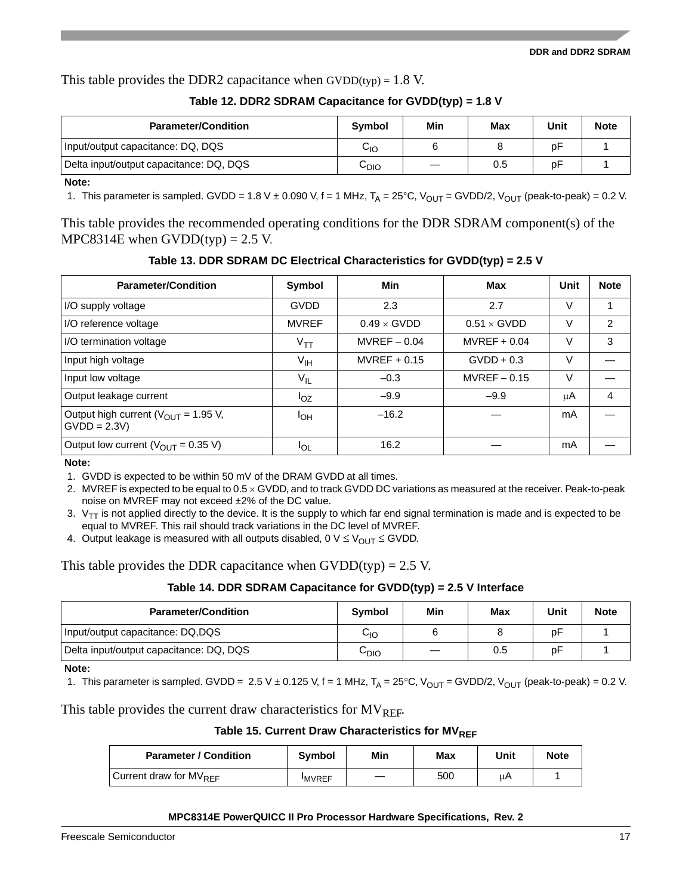This table provides the DDR2 capacitance when GVDD(typ) = 1.8 V.

**Table 12. DDR2 SDRAM Capacitance for GVDD(typ) = 1.8 V**

| Parameter/Condition | Symbol | Min | Max | Unit | Note |
|---|---|---|---|---|---|
| Input/output capacitance: DQ, DQS | $C_{IO}$ | 6 | 8 | pF | 1 |
| Delta input/output capacitance: DQ, DQS | $C_{DIO}$ | — | 0.5 | pF | 1 |

**Note:**

1. This parameter is sampled. GVDD = 1.8 V ± 0.090 V, f = 1 MHz, $T_A$ = 25°C, $V_{OUT}$ = GVDD/2, $V_{OUT}$ (peak-to-peak) = 0.2 V.

This table provides the recommended operating conditions for the DDR SDRAM component(s) of the MPC8314E when GVDD(typ) = 2.5 V.

**Table 13. DDR SDRAM DC Electrical Characteristics for GVDD(typ) = 2.5 V**

| Parameter/Condition | Symbol | Min | Max | Unit | Note |
|---|---|---|---|---|---|
| I/O supply voltage | GVDD | 2.3 | 2.7 | V | 1 |
| I/O reference voltage | MVREF | 0.49 × GVDD | 0.51 × GVDD | V | 2 |
| I/O termination voltage | $V_{TT}$ | MVREF – 0.04 | MVREF + 0.04 | V | 3 |
| Input high voltage | $V_{IH}$ | MVREF + 0.15 | GVDD + 0.3 | V | — |
| Input low voltage | $V_{IL}$ | –0.3 | MVREF – 0.15 | V | — |
| Output leakage current | $I_{OZ}$ | –9.9 | –9.9 | μA | 4 |
| Output high current ($V_{OUT}$ = 1.95 V, GVDD = 2.3V) | $I_{OH}$ | –16.2 | — | mA | — |
| Output low current ($V_{OUT}$ = 0.35 V) | $I_{OL}$ | 16.2 | — | mA | — |

**Note:**

1. GVDD is expected to be within 50 mV of the DRAM GVDD at all times.
2. MVREF is expected to be equal to 0.5 × GVDD, and to track GVDD DC variations as measured at the receiver. Peak-to-peak noise on MVREF may not exceed ±2% of the DC value.
3. $V_{TT}$ is not applied directly to the device. It is the supply to which far end signal termination is made and is expected to be equal to MVREF. This rail should track variations in the DC level of MVREF.
4. Output leakage is measured with all outputs disabled, 0 V ≤ $V_{OUT}$ ≤ GVDD.

This table provides the DDR capacitance when GVDD(typ) = 2.5 V.

**Table 14. DDR SDRAM Capacitance for GVDD(typ) = 2.5 V Interface**

| Parameter/Condition | Symbol | Min | Max | Unit | Note |
|---|---|---|---|---|---|
| Input/output capacitance: DQ,DQS | $C_{IO}$ | 6 | 8 | pF | 1 |
| Delta input/output capacitance: DQ, DQS | $C_{DIO}$ | — | 0.5 | pF | 1 |

**Note:**

1. This parameter is sampled. GVDD = 2.5 V ± 0.125 V, f = 1 MHz, $T_A$ = 25°C, $V_{OUT}$ = GVDD/2, $V_{OUT}$ (peak-to-peak) = 0.2 V.

This table provides the current draw characteristics for $MV_{REF}$.

**Table 15. Current Draw Characteristics for $MV_{REF}$**

| Parameter / Condition | Symbol | Min | Max | Unit | Note |
|---|---|---|---|---|---|
| Current draw for $MV_{REF}$ | $I_{MVREF}$ | — | 500 | μA | 1 |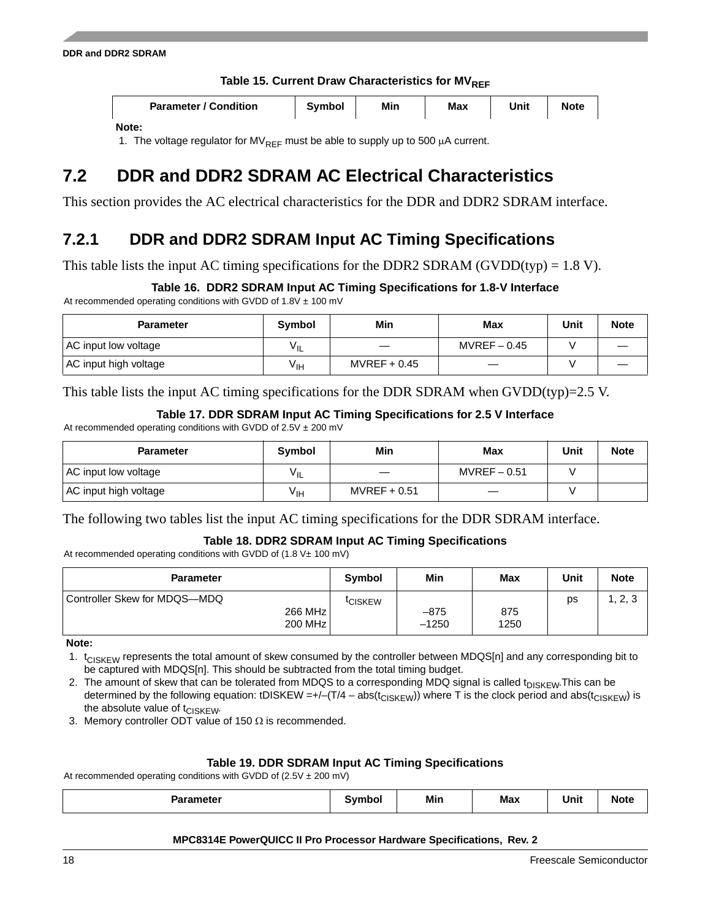**Table 15. Current Draw Characteristics for $MV_{REF}$**

| Parameter / Condition | Symbol | Min | Max | Unit | Note |
|---|---|---|---|---|---|

**Note:**
1. The voltage regulator for $MV_{REF}$ must be able to supply up to 500 μA current.

## 7.2 DDR and DDR2 SDRAM AC Electrical Characteristics

This section provides the AC electrical characteristics for the DDR and DDR2 SDRAM interface.

### 7.2.1 DDR and DDR2 SDRAM Input AC Timing Specifications

This table lists the input AC timing specifications for the DDR2 SDRAM (GVDD(typ) = 1.8 V).

**Table 16. DDR2 SDRAM Input AC Timing Specifications for 1.8-V Interface**

At recommended operating conditions with GVDD of 1.8V ± 100 mV

| Parameter | Symbol | Min | Max | Unit | Note |
|---|---|---|---|---|---|
| AC input low voltage | $V_{IL}$ | — | MVREF – 0.45 | V | — |
| AC input high voltage | $V_{IH}$ | MVREF + 0.45 | — | V | — |

This table lists the input AC timing specifications for the DDR SDRAM when GVDD(typ)=2.5 V.

**Table 17. DDR SDRAM Input AC Timing Specifications for 2.5 V Interface**

At recommended operating conditions with GVDD of 2.5V ± 200 mV

| Parameter | Symbol | Min | Max | Unit | Note |
|---|---|---|---|---|---|
| AC input low voltage | $V_{IL}$ | — | MVREF – 0.51 | V | |
| AC input high voltage | $V_{IH}$ | MVREF + 0.51 | — | V | |

The following two tables list the input AC timing specifications for the DDR SDRAM interface.

**Table 18. DDR2 SDRAM Input AC Timing Specifications**

At recommended operating conditions with GVDD of (1.8 V± 100 mV)

| Parameter | Symbol | Min | Max | Unit | Note |
|---|---|---|---|---|---|
| Controller Skew for MDQS—MDQ | $t_{CISKEW}$ | | | ps | 1, 2, 3 |
| 266 MHz | | –875 | 875 | | |
| 200 MHz | | –1250 | 1250 | | |

**Note:**
1. $t_{CISKEW}$ represents the total amount of skew consumed by the controller between MDQS[n] and any corresponding bit to be captured with MDQS[n]. This should be subtracted from the total timing budget.
2. The amount of skew that can be tolerated from MDQS to a corresponding MDQ signal is called $t_{DISKEW}$.This can be determined by the following equation: tDISKEW =+/–(T/4 – abs($t_{CISKEW}$)) where T is the clock period and abs($t_{CISKEW}$) is the absolute value of $t_{CISKEW}$.
3. Memory controller ODT value of 150 Ω is recommended.

**Table 19. DDR SDRAM Input AC Timing Specifications**

At recommended operating conditions with GVDD of (2.5V ± 200 mV)

| Parameter | Symbol | Min | Max | Unit | Note |
|---|---|---|---|---|---|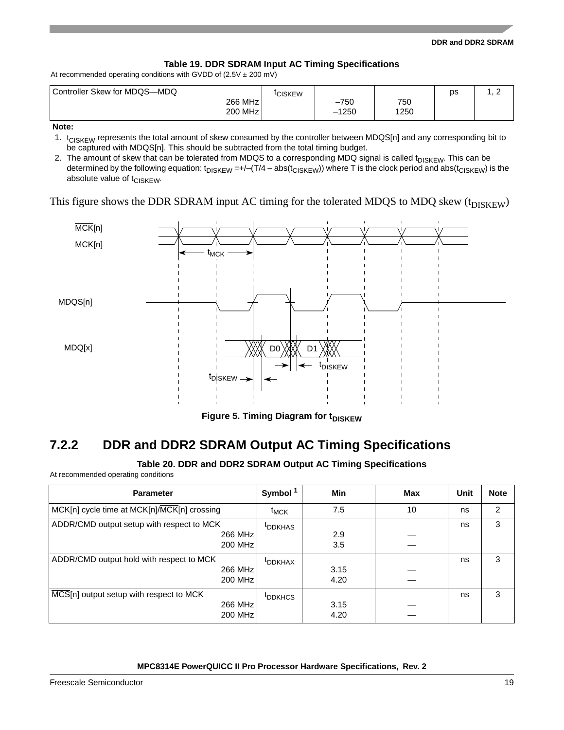**Table 19. DDR SDRAM Input AC Timing Specifications**

At recommended operating conditions with GVDD of (2.5V ± 200 mV)

| Parameter | Symbol | Min | Max | Unit | Note |
|---|---|---|---|---|---|
| Controller Skew for MDQS—MDQ<br>266 MHz<br>200 MHz | $t_{CISKEW}$ | <br>–750<br>–1250 | <br>750<br>1250 | ps | 1, 2 |

**Note:**

1. $t_{CISKEW}$ represents the total amount of skew consumed by the controller between MDQS[n] and any corresponding bit to be captured with MDQS[n]. This should be subtracted from the total timing budget.
2. The amount of skew that can be tolerated from MDQS to a corresponding MDQ signal is called $t_{DISKEW}$. This can be determined by the following equation: $t_{DISKEW}$ =+/–(T/4 – abs($t_{CISKEW}$)) where T is the clock period and abs($t_{CISKEW}$) is the absolute value of $t_{CISKEW}$.

This figure shows the DDR SDRAM input AC timing for the tolerated MDQS to MDQ skew ($t_{DISKEW}$)

**Figure 5. Timing Diagram for $t_{DISKEW}$**

## 7.2.2 DDR and DDR2 SDRAM Output AC Timing Specifications

**Table 20. DDR and DDR2 SDRAM Output AC Timing Specifications**

At recommended operating conditions

| Parameter | Symbol [1] | Min | Max | Unit | Note |
|---|---|---|---|---|---|
| MCK[n] cycle time at MCK[n]/$\overline{\text{MCK}}$[n] crossing | $t_{MCK}$ | 7.5 | 10 | ns | 2 |
| ADDR/CMD output setup with respect to MCK<br>266 MHz<br>200 MHz | $t_{DDKHAS}$ | <br>2.9<br>3.5 | <br>—<br>— | ns | 3 |
| ADDR/CMD output hold with respect to MCK<br>266 MHz<br>200 MHz | $t_{DDKHAX}$ | <br>3.15<br>4.20 | <br>—<br>— | ns | 3 |
| $\overline{\text{MCS}}$[n] output setup with respect to MCK<br>266 MHz<br>200 MHz | $t_{DDKHCS}$ | <br>3.15<br>4.20 | <br>—<br>— | ns | 3 |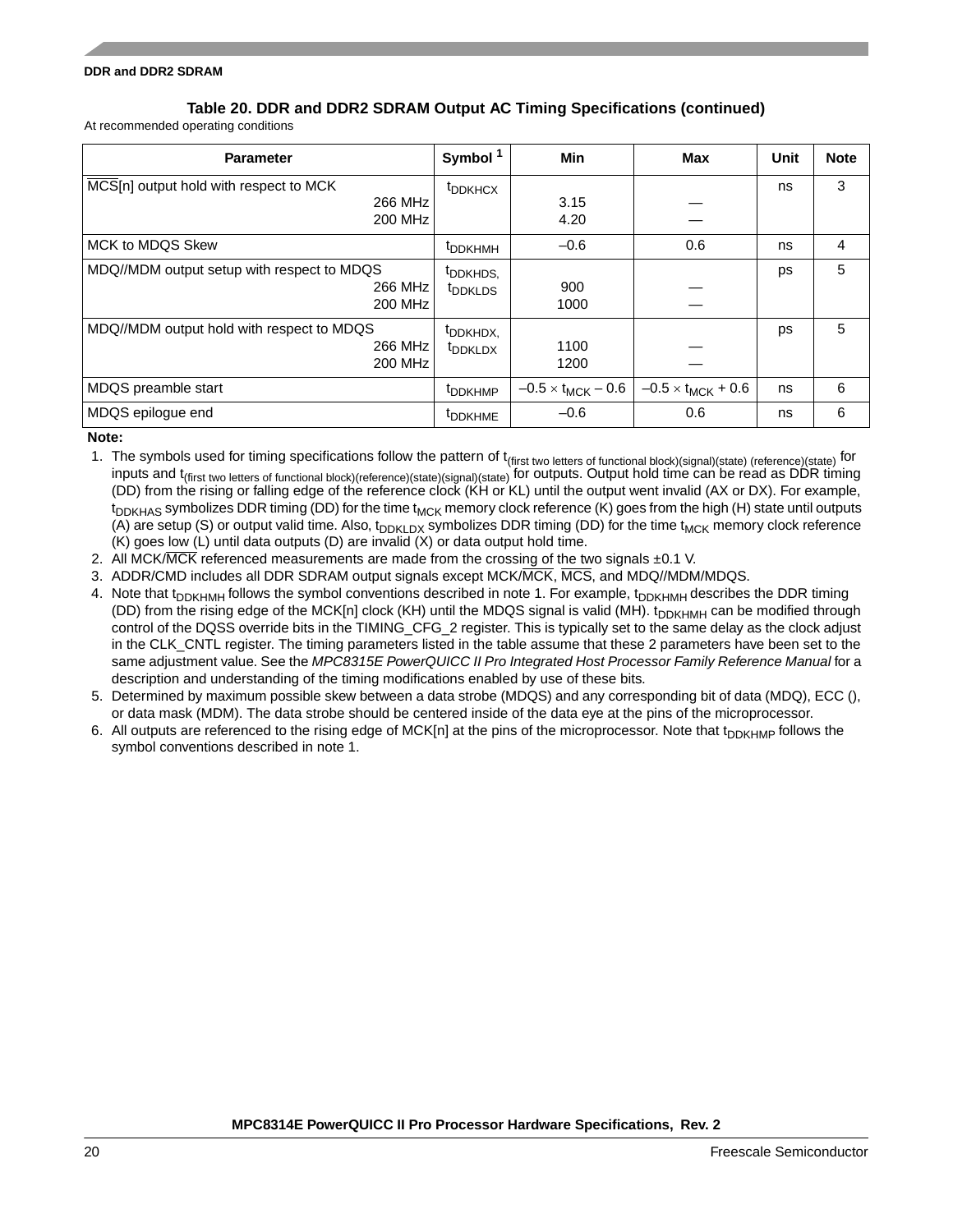**Table 20. DDR and DDR2 SDRAM Output AC Timing Specifications (continued)**

At recommended operating conditions

| Parameter | Symbol [1] | Min | Max | Unit | Note |
|---|---|---|---|---|---|
| $\overline{MCS}$[n] output hold with respect to MCK<br>266 MHz<br>200 MHz | $t_{DDKHCX}$ | <br>3.15<br>4.20 | <br>—<br>— | ns | 3 |
| MCK to MDQS Skew | $t_{DDKHMH}$ | –0.6 | 0.6 | ns | 4 |
| MDQ//MDM output setup with respect to MDQS<br>266 MHz<br>200 MHz | $t_{DDKHDS}$,<br>$t_{DDKLDS}$ | <br>900<br>1000 | <br>—<br>— | ps | 5 |
| MDQ//MDM output hold with respect to MDQS<br>266 MHz<br>200 MHz | $t_{DDKHDX}$,<br>$t_{DDKLDX}$ | <br>1100<br>1200 | <br>—<br>— | ps | 5 |
| MDQS preamble start | $t_{DDKHMP}$ | $-0.5 \times t_{MCK} - 0.6$ | $-0.5 \times t_{MCK} + 0.6$ | ns | 6 |
| MDQS epilogue end | $t_{DDKHME}$ | –0.6 | 0.6 | ns | 6 |

**Note:**

1. The symbols used for timing specifications follow the pattern of $t_{\text{(first two letters of functional block)(signal)(state) (reference)(state)}}$ for inputs and $t_{\text{(first two letters of functional block)(reference)(state)(signal)(state)}}$ for outputs. Output hold time can be read as DDR timing (DD) from the rising or falling edge of the reference clock (KH or KL) until the output went invalid (AX or DX). For example, $t_{DDKHAS}$ symbolizes DDR timing (DD) for the time $t_{MCK}$ memory clock reference (K) goes from the high (H) state until outputs (A) are setup (S) or output valid time. Also, $t_{DDKLDX}$ symbolizes DDR timing (DD) for the time $t_{MCK}$ memory clock reference (K) goes low (L) until data outputs (D) are invalid (X) or data output hold time.
2. All MCK/$\overline{MCK}$ referenced measurements are made from the crossing of the two signals ±0.1 V.
3. ADDR/CMD includes all DDR SDRAM output signals except MCK/$\overline{MCK}$, $\overline{MCS}$, and MDQ//MDM/MDQS.
4. Note that $t_{DDKHMH}$ follows the symbol conventions described in note 1. For example, $t_{DDKHMH}$ describes the DDR timing (DD) from the rising edge of the MCK[n] clock (KH) until the MDQS signal is valid (MH). $t_{DDKHMH}$ can be modified through control of the DQSS override bits in the TIMING_CFG_2 register. This is typically set to the same delay as the clock adjust in the CLK_CNTL register. The timing parameters listed in the table assume that these 2 parameters have been set to the same adjustment value. See the *MPC8315E PowerQUICC II Pro Integrated Host Processor Family Reference Manual* for a description and understanding of the timing modifications enabled by use of these bits.
5. Determined by maximum possible skew between a data strobe (MDQS) and any corresponding bit of data (MDQ), ECC (), or data mask (MDM). The data strobe should be centered inside of the data eye at the pins of the microprocessor.
6. All outputs are referenced to the rising edge of MCK[n] at the pins of the microprocessor. Note that $t_{DDKHMP}$ follows the symbol conventions described in note 1.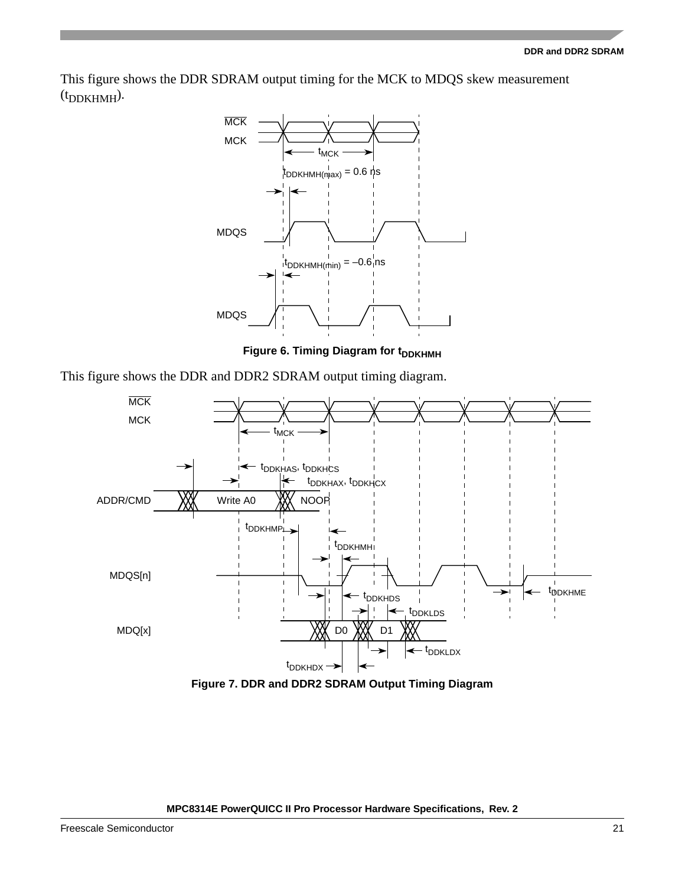This figure shows the DDR SDRAM output timing for the MCK to MDQS skew measurement ($t_{DDKHMH}$).

**Figure 6. Timing Diagram for $t_{DDKHMH}$**

This figure shows the DDR and DDR2 SDRAM output timing diagram.

**Figure 7. DDR and DDR2 SDRAM Output Timing Diagram**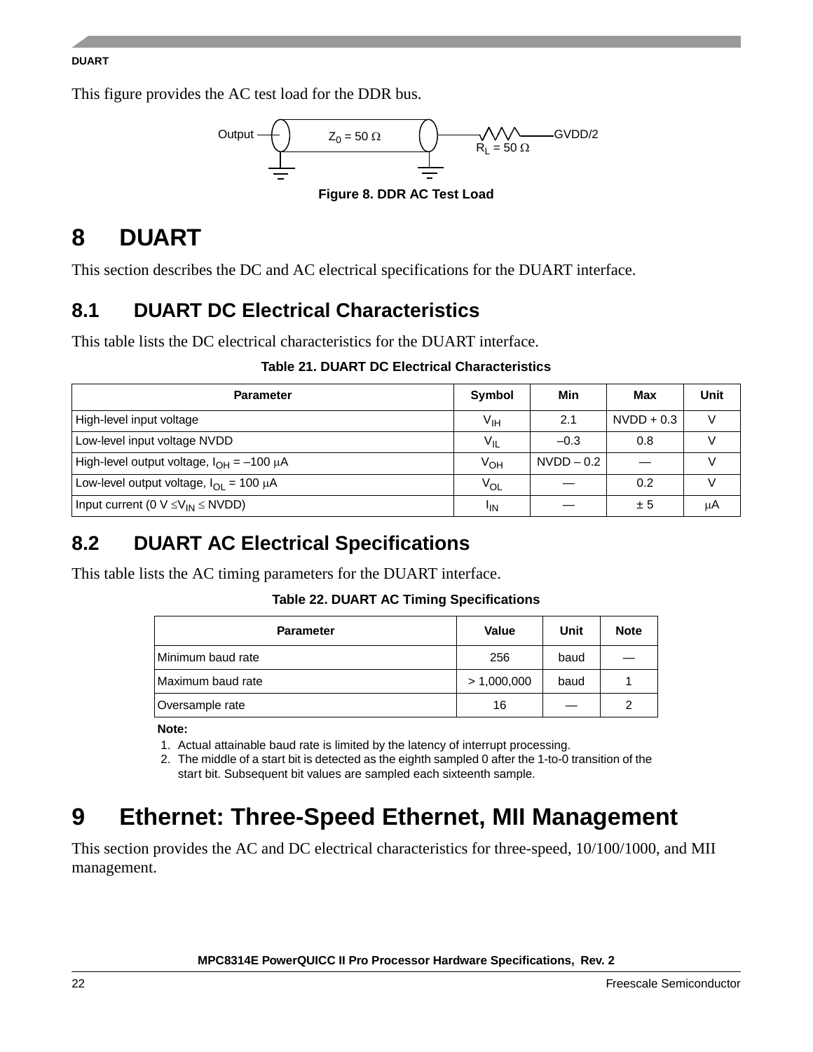This figure provides the AC test load for the DDR bus.

Output — $Z_0 = 50\ \Omega$ — $R_L = 50\ \Omega$ — GVDD/2

Figure 8. DDR AC Test Load

# 8 DUART

This section describes the DC and AC electrical specifications for the DUART interface.

## 8.1 DUART DC Electrical Characteristics

This table lists the DC electrical characteristics for the DUART interface.

**Table 21. DUART DC Electrical Characteristics**

| Parameter | Symbol | Min | Max | Unit |
|---|---|---|---|---|
| High-level input voltage | $V_{IH}$ | 2.1 | NVDD + 0.3 | V |
| Low-level input voltage NVDD | $V_{IL}$ | –0.3 | 0.8 | V |
| High-level output voltage, $I_{OH}$ = –100 μA | $V_{OH}$ | NVDD – 0.2 | — | V |
| Low-level output voltage, $I_{OL}$ = 100 μA | $V_{OL}$ | — | 0.2 | V |
| Input current (0 V ≤ $V_{IN}$ ≤ NVDD) | $I_{IN}$ | — | ± 5 | μA |

## 8.2 DUART AC Electrical Specifications

This table lists the AC timing parameters for the DUART interface.

**Table 22. DUART AC Timing Specifications**

| Parameter | Value | Unit | Note |
|---|---|---|---|
| Minimum baud rate | 256 | baud | — |
| Maximum baud rate | > 1,000,000 | baud | 1 |
| Oversample rate | 16 | — | 2 |

**Note:**
1. Actual attainable baud rate is limited by the latency of interrupt processing.
2. The middle of a start bit is detected as the eighth sampled 0 after the 1-to-0 transition of the start bit. Subsequent bit values are sampled each sixteenth sample.

# 9 Ethernet: Three-Speed Ethernet, MII Management

This section provides the AC and DC electrical characteristics for three-speed, 10/100/1000, and MII management.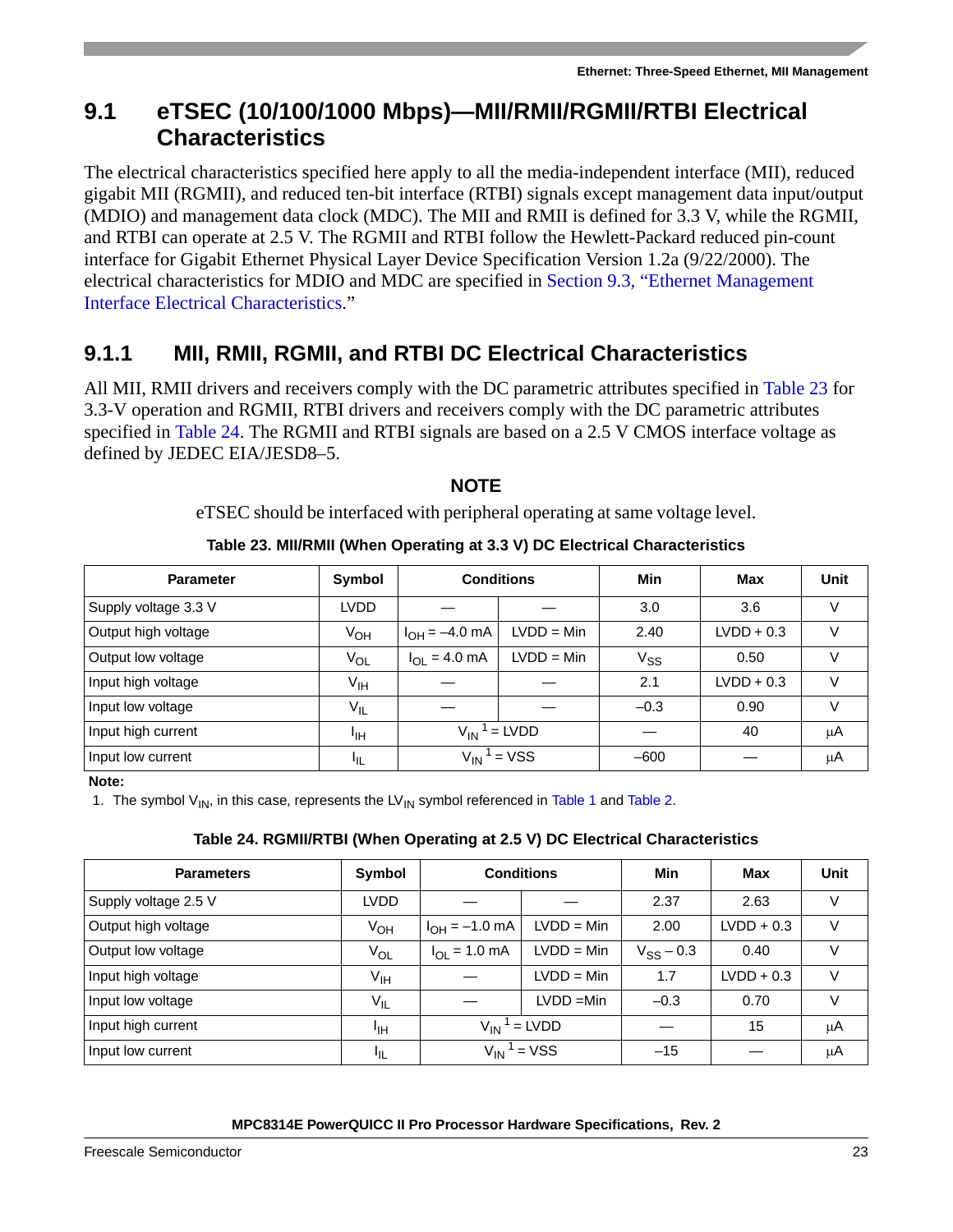## 9.1 eTSEC (10/100/1000 Mbps)—MII/RMII/RGMII/RTBI Electrical Characteristics

The electrical characteristics specified here apply to all the media-independent interface (MII), reduced gigabit MII (RGMII), and reduced ten-bit interface (RTBI) signals except management data input/output (MDIO) and management data clock (MDC). The MII and RMII is defined for 3.3 V, while the RGMII, and RTBI can operate at 2.5 V. The RGMII and RTBI follow the Hewlett-Packard reduced pin-count interface for Gigabit Ethernet Physical Layer Device Specification Version 1.2a (9/22/2000). The electrical characteristics for MDIO and MDC are specified in Section 9.3, "Ethernet Management Interface Electrical Characteristics."

### 9.1.1 MII, RMII, RGMII, and RTBI DC Electrical Characteristics

All MII, RMII drivers and receivers comply with the DC parametric attributes specified in Table 23 for 3.3-V operation and RGMII, RTBI drivers and receivers comply with the DC parametric attributes specified in Table 24. The RGMII and RTBI signals are based on a 2.5 V CMOS interface voltage as defined by JEDEC EIA/JESD8–5.

**NOTE**

eTSEC should be interfaced with peripheral operating at same voltage level.

**Table 23. MII/RMII (When Operating at 3.3 V) DC Electrical Characteristics**

| Parameter | Symbol | Conditions | | Min | Max | Unit |
|---|---|---|---|---|---|---|
| Supply voltage 3.3 V | LVDD | — | — | 3.0 | 3.6 | V |
| Output high voltage | $V_{OH}$ | $I_{OH}$ = –4.0 mA | LVDD = Min | 2.40 | LVDD + 0.3 | V |
| Output low voltage | $V_{OL}$ | $I_{OL}$ = 4.0 mA | LVDD = Min | $V_{SS}$ | 0.50 | V |
| Input high voltage | $V_{IH}$ | — | — | 2.1 | LVDD + 0.3 | V |
| Input low voltage | $V_{IL}$ | — | — | –0.3 | 0.90 | V |
| Input high current | $I_{IH}$ | $V_{IN}$ [1] = LVDD | | — | 40 | μA |
| Input low current | $I_{IL}$ | $V_{IN}$ [1] = VSS | | –600 | — | μA |

**Note:**
1. The symbol $V_{IN}$, in this case, represents the $LV_{IN}$ symbol referenced in Table 1 and Table 2.

**Table 24. RGMII/RTBI (When Operating at 2.5 V) DC Electrical Characteristics**

| Parameters | Symbol | Conditions | | Min | Max | Unit |
|---|---|---|---|---|---|---|
| Supply voltage 2.5 V | LVDD | — | — | 2.37 | 2.63 | V |
| Output high voltage | $V_{OH}$ | $I_{OH}$ = –1.0 mA | LVDD = Min | 2.00 | LVDD + 0.3 | V |
| Output low voltage | $V_{OL}$ | $I_{OL}$ = 1.0 mA | LVDD = Min | $V_{SS}$ – 0.3 | 0.40 | V |
| Input high voltage | $V_{IH}$ | — | LVDD = Min | 1.7 | LVDD + 0.3 | V |
| Input low voltage | $V_{IL}$ | — | LVDD =Min | –0.3 | 0.70 | V |
| Input high current | $I_{IH}$ | $V_{IN}$ [1] = LVDD | | — | 15 | μA |
| Input low current | $I_{IL}$ | $V_{IN}$ [1] = VSS | | –15 | — | μA |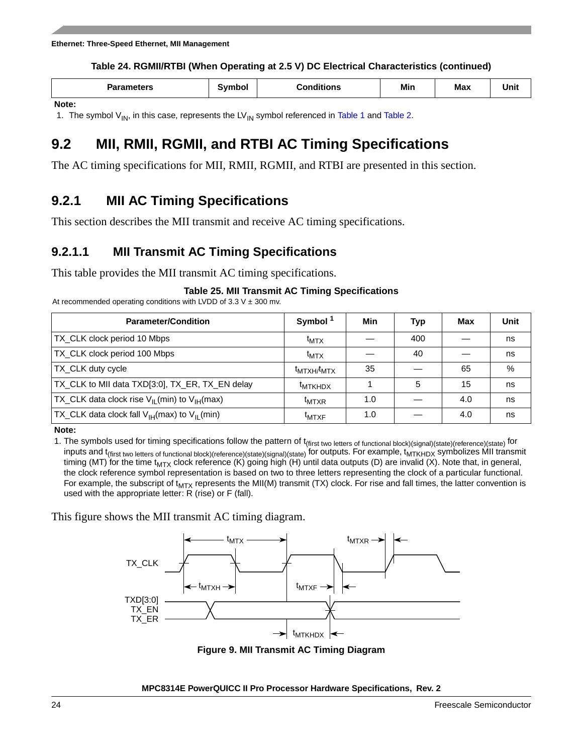**Table 24. RGMII/RTBI (When Operating at 2.5 V) DC Electrical Characteristics (continued)**

| Parameters | Symbol | Conditions | Min | Max | Unit |
|---|---|---|---|---|---|

**Note:**

1. The symbol $V_{IN}$, in this case, represents the $LV_{IN}$ symbol referenced in Table 1 and Table 2.

## 9.2 MII, RMII, RGMII, and RTBI AC Timing Specifications

The AC timing specifications for MII, RMII, RGMII, and RTBI are presented in this section.

### 9.2.1 MII AC Timing Specifications

This section describes the MII transmit and receive AC timing specifications.

#### 9.2.1.1 MII Transmit AC Timing Specifications

This table provides the MII transmit AC timing specifications.

**Table 25. MII Transmit AC Timing Specifications**

At recommended operating conditions with LVDD of 3.3 V ± 300 mv.

| Parameter/Condition | Symbol [1] | Min | Typ | Max | Unit |
|---|---|---|---|---|---|
| TX_CLK clock period 10 Mbps | $t_{MTX}$ | — | 400 | — | ns |
| TX_CLK clock period 100 Mbps | $t_{MTX}$ | — | 40 | — | ns |
| TX_CLK duty cycle | $t_{MTXH}/t_{MTX}$ | 35 | — | 65 | % |
| TX_CLK to MII data TXD[3:0], TX_ER, TX_EN delay | $t_{MTKHDX}$ | 1 | 5 | 15 | ns |
| TX_CLK data clock rise $V_{IL}$(min) to $V_{IH}$(max) | $t_{MTXR}$ | 1.0 | — | 4.0 | ns |
| TX_CLK data clock fall $V_{IH}$(max) to $V_{IL}$(min) | $t_{MTXF}$ | 1.0 | — | 4.0 | ns |

**Note:**

1. The symbols used for timing specifications follow the pattern of $t_{\text{(first two letters of functional block)(signal)(state)(reference)(state)}}$ for inputs and $t_{\text{(first two letters of functional block)(reference)(state)(signal)(state)}}$ for outputs. For example, $t_{MTKHDX}$ symbolizes MII transmit timing (MT) for the time $t_{MTX}$ clock reference (K) going high (H) until data outputs (D) are invalid (X). Note that, in general, the clock reference symbol representation is based on two to three letters representing the clock of a particular functional. For example, the subscript of $t_{MTX}$ represents the MII(M) transmit (TX) clock. For rise and fall times, the latter convention is used with the appropriate letter: R (rise) or F (fall).

This figure shows the MII transmit AC timing diagram.

**Figure 9. MII Transmit AC Timing Diagram**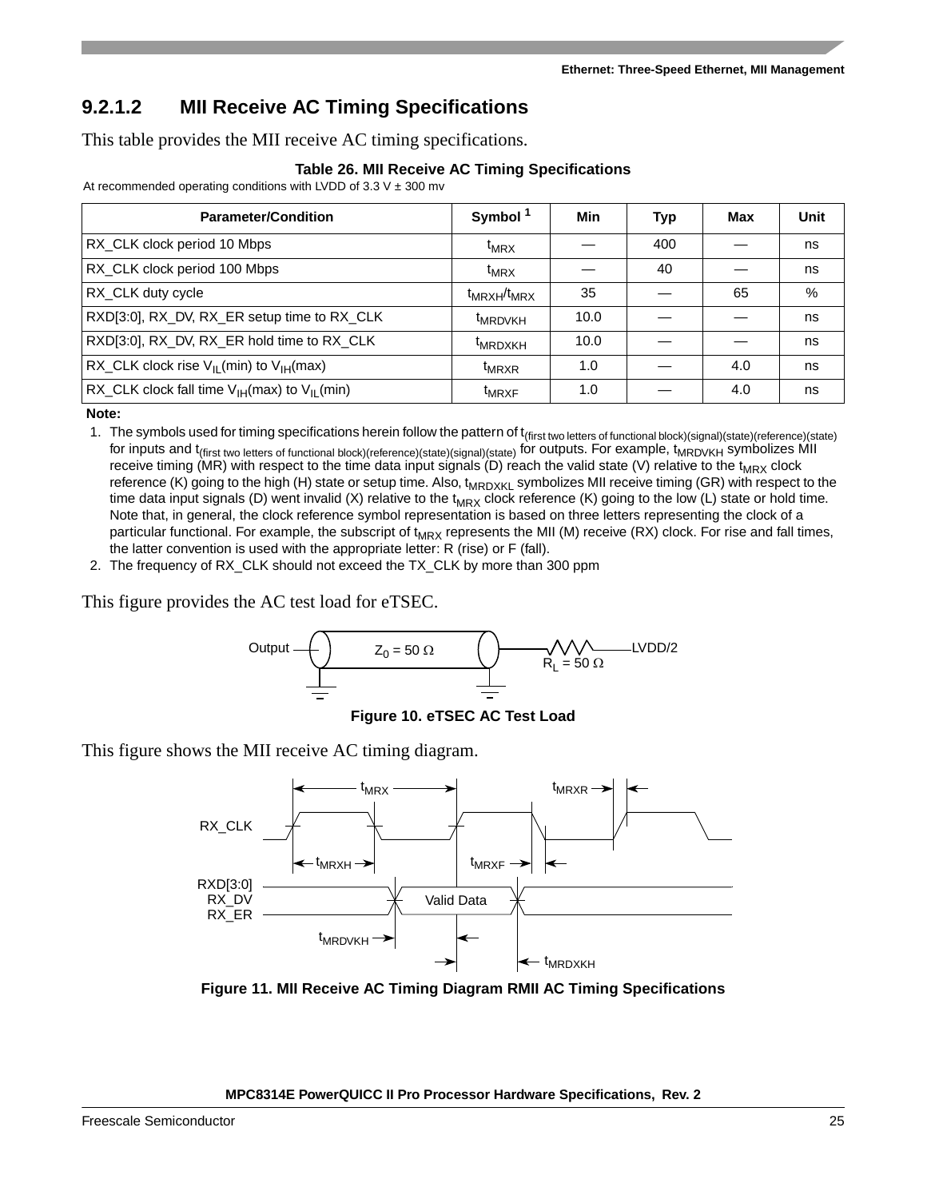### 9.2.1.2 MII Receive AC Timing Specifications

This table provides the MII receive AC timing specifications.

**Table 26. MII Receive AC Timing Specifications**

At recommended operating conditions with LVDD of 3.3 V ± 300 mv

| Parameter/Condition | Symbol [1] | Min | Typ | Max | Unit |
|---|---|---|---|---|---|
| RX_CLK clock period 10 Mbps | $t_{MRX}$ | — | 400 | — | ns |
| RX_CLK clock period 100 Mbps | $t_{MRX}$ | — | 40 | — | ns |
| RX_CLK duty cycle | $t_{MRXH}/t_{MRX}$ | 35 | — | 65 | % |
| RXD[3:0], RX_DV, RX_ER setup time to RX_CLK | $t_{MRDVKH}$ | 10.0 | — | — | ns |
| RXD[3:0], RX_DV, RX_ER hold time to RX_CLK | $t_{MRDXKH}$ | 10.0 | — | — | ns |
| RX_CLK clock rise $V_{IL}$(min) to $V_{IH}$(max) | $t_{MRXR}$ | 1.0 | — | 4.0 | ns |
| RX_CLK clock fall time $V_{IH}$(max) to $V_{IL}$(min) | $t_{MRXF}$ | 1.0 | — | 4.0 | ns |

**Note:**

1. The symbols used for timing specifications herein follow the pattern of $t_{\text{(first two letters of functional block)(signal)(state)(reference)(state)}}$ for inputs and $t_{\text{(first two letters of functional block)(reference)(state)(signal)(state)}}$ for outputs. For example, $t_{MRDVKH}$ symbolizes MII receive timing (MR) with respect to the time data input signals (D) reach the valid state (V) relative to the $t_{MRX}$ clock reference (K) going to the high (H) state or setup time. Also, $t_{MRDXKL}$ symbolizes MII receive timing (GR) with respect to the time data input signals (D) went invalid (X) relative to the $t_{MRX}$ clock reference (K) going to the low (L) state or hold time. Note that, in general, the clock reference symbol representation is based on three letters representing the clock of a particular functional. For example, the subscript of $t_{MRX}$ represents the MII (M) receive (RX) clock. For rise and fall times, the latter convention is used with the appropriate letter: R (rise) or F (fall).
2. The frequency of RX_CLK should not exceed the TX_CLK by more than 300 ppm

This figure provides the AC test load for eTSEC.

Output — $Z_0 = 50\ \Omega$ — $R_L = 50\ \Omega$ — LVDD/2

**Figure 10. eTSEC AC Test Load**

This figure shows the MII receive AC timing diagram.

RX_CLK; RXD[3:0], RX_DV, RX_ER; Valid Data; $t_{MRX}$, $t_{MRXR}$, $t_{MRXH}$, $t_{MRXF}$, $t_{MRDVKH}$, $t_{MRDXKH}$

**Figure 11. MII Receive AC Timing Diagram RMII AC Timing Specifications**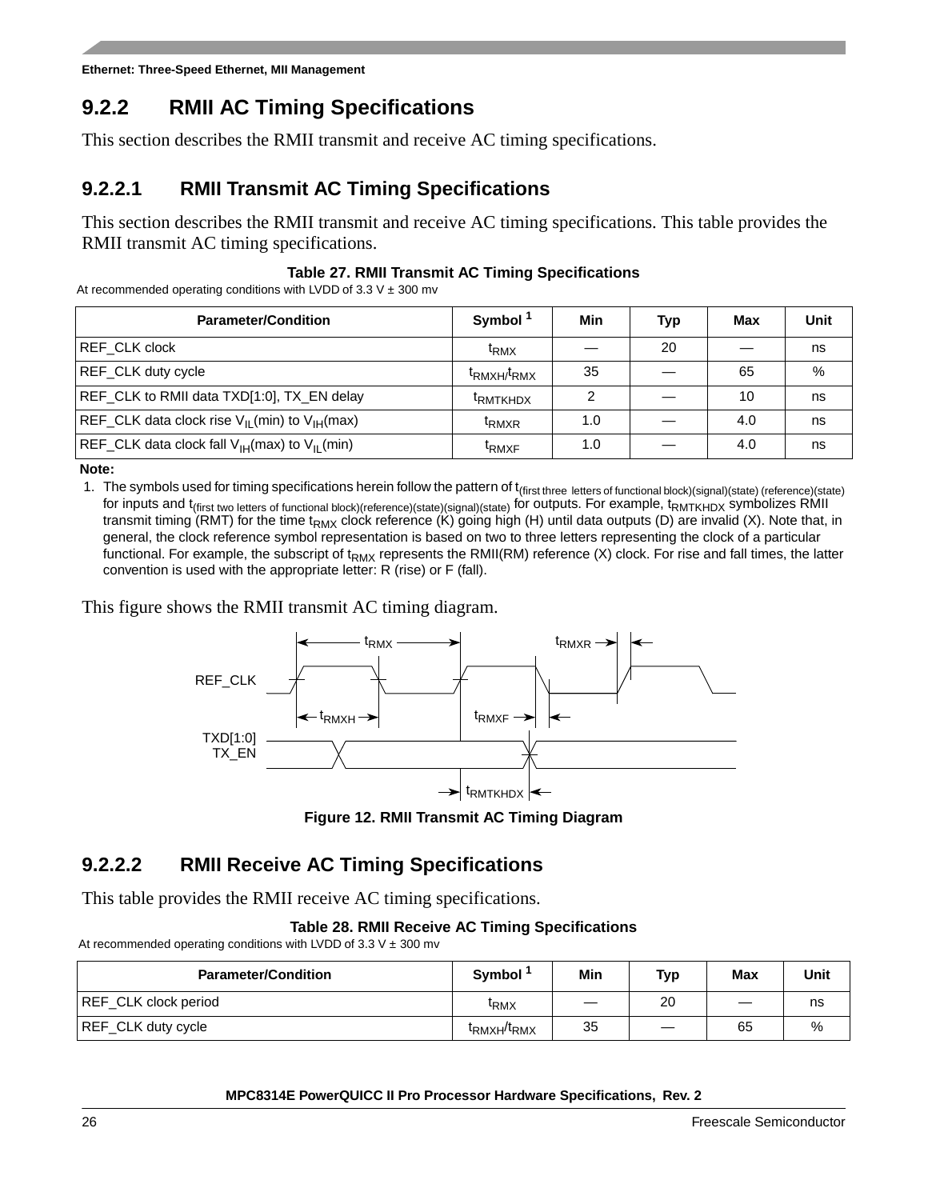## 9.2.2 RMII AC Timing Specifications

This section describes the RMII transmit and receive AC timing specifications.

### 9.2.2.1 RMII Transmit AC Timing Specifications

This section describes the RMII transmit and receive AC timing specifications. This table provides the RMII transmit AC timing specifications.

**Table 27. RMII Transmit AC Timing Specifications**

At recommended operating conditions with LVDD of 3.3 V ± 300 mv

| Parameter/Condition | Symbol [1] | Min | Typ | Max | Unit |
|---|---|---|---|---|---|
| REF_CLK clock | $t_{RMX}$ | — | 20 | — | ns |
| REF_CLK duty cycle | $t_{RMXH}/t_{RMX}$ | 35 | — | 65 | % |
| REF_CLK to RMII data TXD[1:0], TX_EN delay | $t_{RMTKHDX}$ | 2 | — | 10 | ns |
| REF_CLK data clock rise $V_{IL}$(min) to $V_{IH}$(max) | $t_{RMXR}$ | 1.0 | — | 4.0 | ns |
| REF_CLK data clock fall $V_{IH}$(max) to $V_{IL}$(min) | $t_{RMXF}$ | 1.0 | — | 4.0 | ns |

**Note:**

1. The symbols used for timing specifications herein follow the pattern of $t_{(first\ three\ letters\ of\ functional\ block)(signal)(state)\ (reference)(state)}$ for inputs and $t_{(first\ two\ letters\ of\ functional\ block)(reference)(state)(signal)(state)}$ for outputs. For example, $t_{RMTKHDX}$ symbolizes RMII transmit timing (RMT) for the time $t_{RMX}$ clock reference (K) going high (H) until data outputs (D) are invalid (X). Note that, in general, the clock reference symbol representation is based on two to three letters representing the clock of a particular functional. For example, the subscript of $t_{RMX}$ represents the RMII(RM) reference (X) clock. For rise and fall times, the latter convention is used with the appropriate letter: R (rise) or F (fall).

This figure shows the RMII transmit AC timing diagram.

**Figure 12. RMII Transmit AC Timing Diagram**

### 9.2.2.2 RMII Receive AC Timing Specifications

This table provides the RMII receive AC timing specifications.

**Table 28. RMII Receive AC Timing Specifications**

At recommended operating conditions with LVDD of 3.3 V ± 300 mv

| Parameter/Condition | Symbol [1] | Min | Typ | Max | Unit |
|---|---|---|---|---|---|
| REF_CLK clock period | $t_{RMX}$ | — | 20 | — | ns |
| REF_CLK duty cycle | $t_{RMXH}/t_{RMX}$ | 35 | — | 65 | % |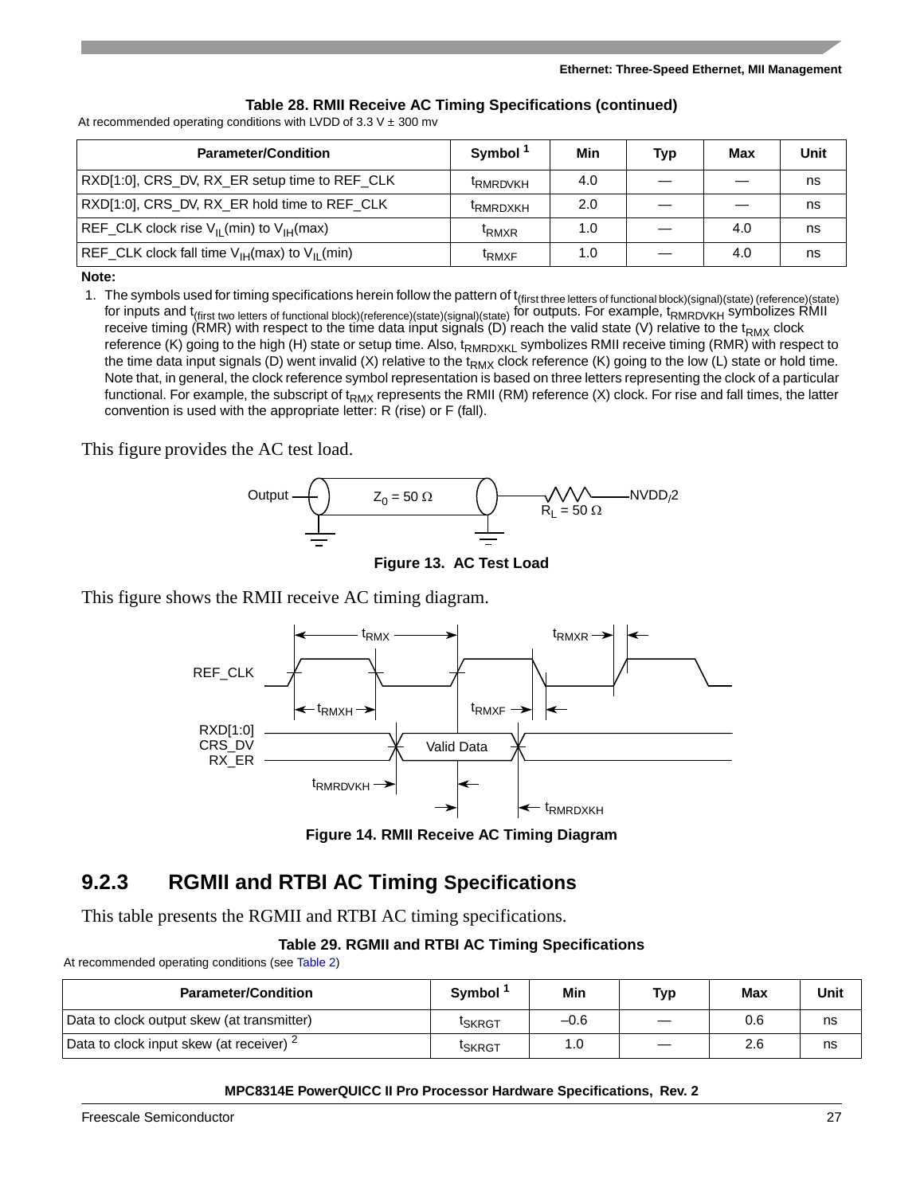**Table 28. RMII Receive AC Timing Specifications (continued)**

At recommended operating conditions with LVDD of 3.3 V ± 300 mv

| Parameter/Condition | Symbol [1] | Min | Typ | Max | Unit |
|---|---|---|---|---|---|
| RXD[1:0], CRS_DV, RX_ER setup time to REF_CLK | $t_{RMRDVKH}$ | 4.0 | — | — | ns |
| RXD[1:0], CRS_DV, RX_ER hold time to REF_CLK | $t_{RMRDXKH}$ | 2.0 | — | — | ns |
| REF_CLK clock rise $V_{IL}$(min) to $V_{IH}$(max) | $t_{RMXR}$ | 1.0 | — | 4.0 | ns |
| REF_CLK clock fall time $V_{IH}$(max) to $V_{IL}$(min) | $t_{RMXF}$ | 1.0 | — | 4.0 | ns |

**Note:**

1. The symbols used for timing specifications herein follow the pattern of $t_{\text{(first three letters of functional block)(signal)(state) (reference)(state)}}$ for inputs and $t_{\text{(first two letters of functional block)(reference)(state)(signal)(state)}}$ for outputs. For example, $t_{RMRDVKH}$ symbolizes RMII receive timing (RMR) with respect to the time data input signals (D) reach the valid state (V) relative to the $t_{RMX}$ clock reference (K) going to the high (H) state or setup time. Also, $t_{RMRDXKL}$ symbolizes RMII receive timing (RMR) with respect to the time data input signals (D) went invalid (X) relative to the $t_{RMX}$ clock reference (K) going to the low (L) state or hold time. Note that, in general, the clock reference symbol representation is based on three letters representing the clock of a particular functional. For example, the subscript of $t_{RMX}$ represents the RMII (RM) reference (X) clock. For rise and fall times, the latter convention is used with the appropriate letter: R (rise) or F (fall).

This figure provides the AC test load.

**Figure 13. AC Test Load**

This figure shows the RMII receive AC timing diagram.

**Figure 14. RMII Receive AC Timing Diagram**

## 9.2.3 RGMII and RTBI AC Timing Specifications

This table presents the RGMII and RTBI AC timing specifications.

**Table 29. RGMII and RTBI AC Timing Specifications**

At recommended operating conditions (see Table 2)

| Parameter/Condition | Symbol [1] | Min | Typ | Max | Unit |
|---|---|---|---|---|---|
| Data to clock output skew (at transmitter) | $t_{SKRGT}$ | –0.6 | — | 0.6 | ns |
| Data to clock input skew (at receiver) [2] | $t_{SKRGT}$ | 1.0 | — | 2.6 | ns |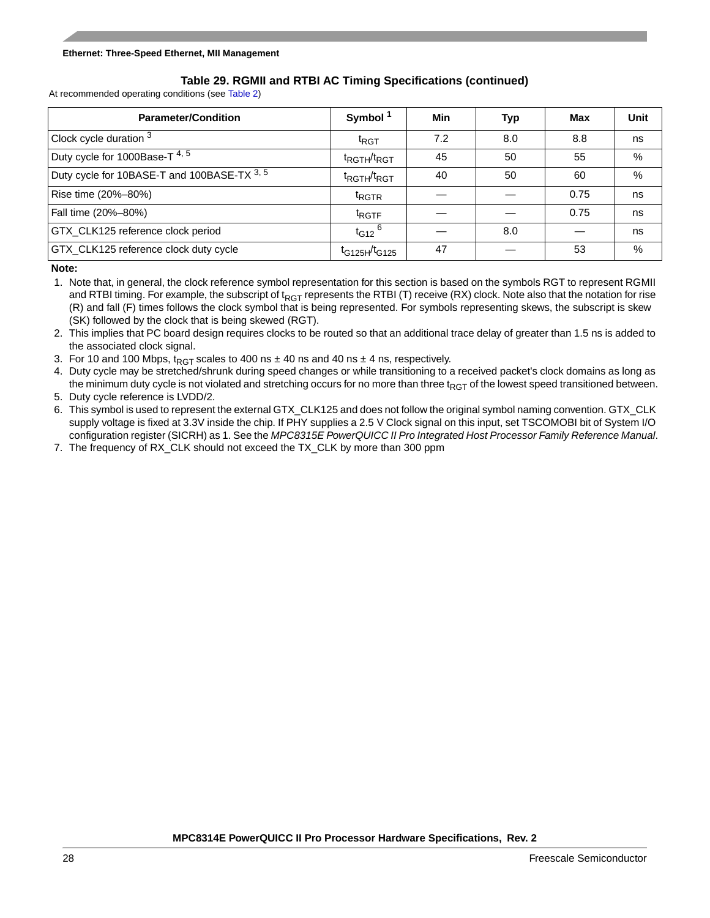**Table 29. RGMII and RTBI AC Timing Specifications (continued)**

At recommended operating conditions (see Table 2)

| Parameter/Condition | Symbol [1] | Min | Typ | Max | Unit |
|---|---|---|---|---|---|
| Clock cycle duration [3] | $t_{RGT}$ | 7.2 | 8.0 | 8.8 | ns |
| Duty cycle for 1000Base-T [4, 5] | $t_{RGTH}/t_{RGT}$ | 45 | 50 | 55 | % |
| Duty cycle for 10BASE-T and 100BASE-TX [3, 5] | $t_{RGTH}/t_{RGT}$ | 40 | 50 | 60 | % |
| Rise time (20%–80%) | $t_{RGTR}$ | — | — | 0.75 | ns |
| Fall time (20%–80%) | $t_{RGTF}$ | — | — | 0.75 | ns |
| GTX_CLK125 reference clock period | $t_{G12}$ [6] | — | 8.0 | — | ns |
| GTX_CLK125 reference clock duty cycle | $t_{G125H}/t_{G125}$ | 47 | — | 53 | % |

**Note:**

1. Note that, in general, the clock reference symbol representation for this section is based on the symbols RGT to represent RGMII and RTBI timing. For example, the subscript of $t_{RGT}$ represents the RTBI (T) receive (RX) clock. Note also that the notation for rise (R) and fall (F) times follows the clock symbol that is being represented. For symbols representing skews, the subscript is skew (SK) followed by the clock that is being skewed (RGT).
2. This implies that PC board design requires clocks to be routed so that an additional trace delay of greater than 1.5 ns is added to the associated clock signal.
3. For 10 and 100 Mbps, $t_{RGT}$ scales to 400 ns ± 40 ns and 40 ns ± 4 ns, respectively.
4. Duty cycle may be stretched/shrunk during speed changes or while transitioning to a received packet's clock domains as long as the minimum duty cycle is not violated and stretching occurs for no more than three $t_{RGT}$ of the lowest speed transitioned between.
5. Duty cycle reference is LVDD/2.
6. This symbol is used to represent the external GTX_CLK125 and does not follow the original symbol naming convention. GTX_CLK supply voltage is fixed at 3.3V inside the chip. If PHY supplies a 2.5 V Clock signal on this input, set TSCOMOBI bit of System I/O configuration register (SICRH) as 1. See the *MPC8315E PowerQUICC II Pro Integrated Host Processor Family Reference Manual*.
7. The frequency of RX_CLK should not exceed the TX_CLK by more than 300 ppm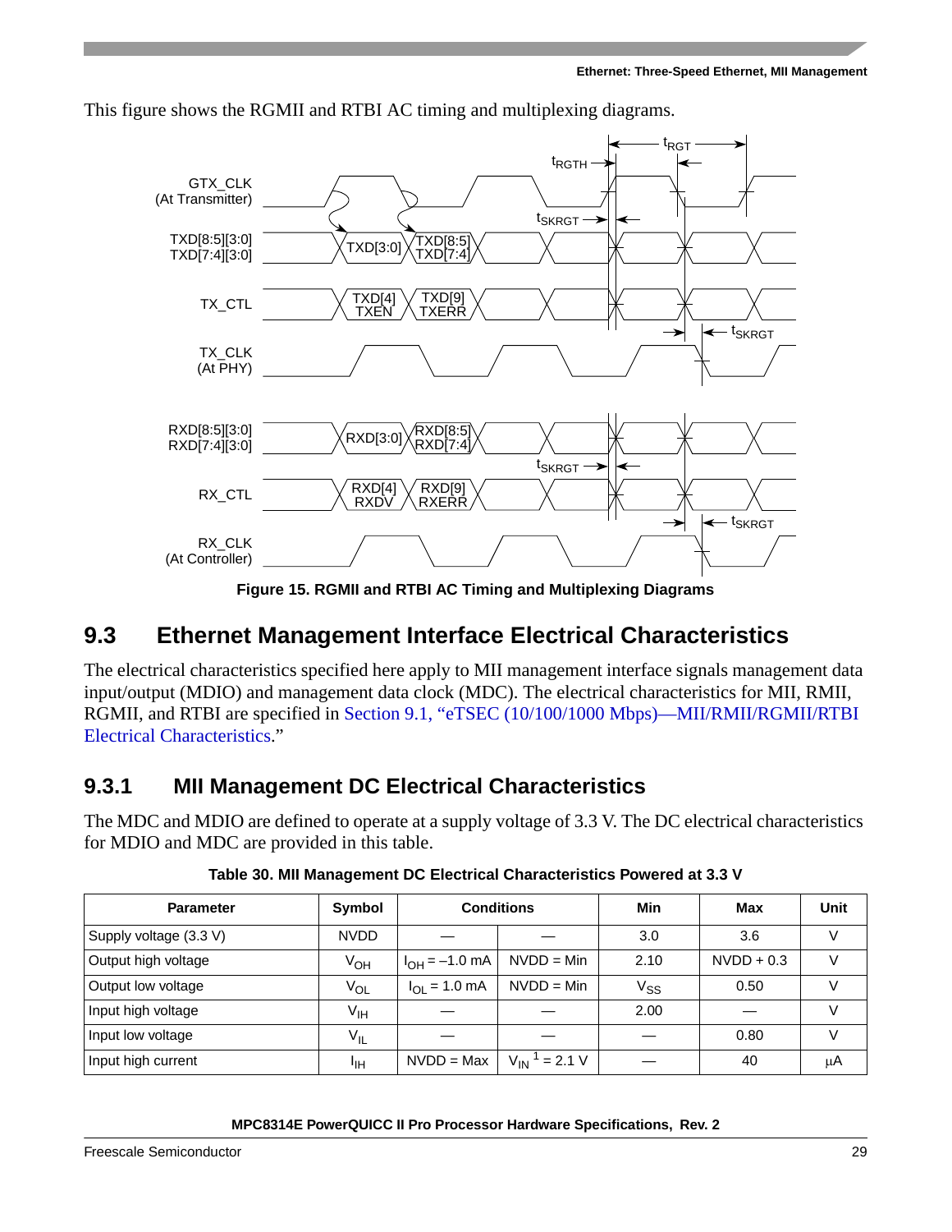This figure shows the RGMII and RTBI AC timing and multiplexing diagrams.

**Figure 15. RGMII and RTBI AC Timing and Multiplexing Diagrams**

## 9.3 Ethernet Management Interface Electrical Characteristics

The electrical characteristics specified here apply to MII management interface signals management data input/output (MDIO) and management data clock (MDC). The electrical characteristics for MII, RMII, RGMII, and RTBI are specified in Section 9.1, "eTSEC (10/100/1000 Mbps)—MII/RMII/RGMII/RTBI Electrical Characteristics."

### 9.3.1 MII Management DC Electrical Characteristics

The MDC and MDIO are defined to operate at a supply voltage of 3.3 V. The DC electrical characteristics for MDIO and MDC are provided in this table.

**Table 30. MII Management DC Electrical Characteristics Powered at 3.3 V**

| Parameter | Symbol | Conditions | | Min | Max | Unit |
|---|---|---|---|---|---|---|
| Supply voltage (3.3 V) | NVDD | — | — | 3.0 | 3.6 | V |
| Output high voltage | $V_{OH}$ | $I_{OH}$ = –1.0 mA | NVDD = Min | 2.10 | NVDD + 0.3 | V |
| Output low voltage | $V_{OL}$ | $I_{OL}$ = 1.0 mA | NVDD = Min | $V_{SS}$ | 0.50 | V |
| Input high voltage | $V_{IH}$ | — | — | 2.00 | — | V |
| Input low voltage | $V_{IL}$ | — | — | — | 0.80 | V |
| Input high current | $I_{IH}$ | NVDD = Max | $V_{IN}$ [1] = 2.1 V | — | 40 | μA |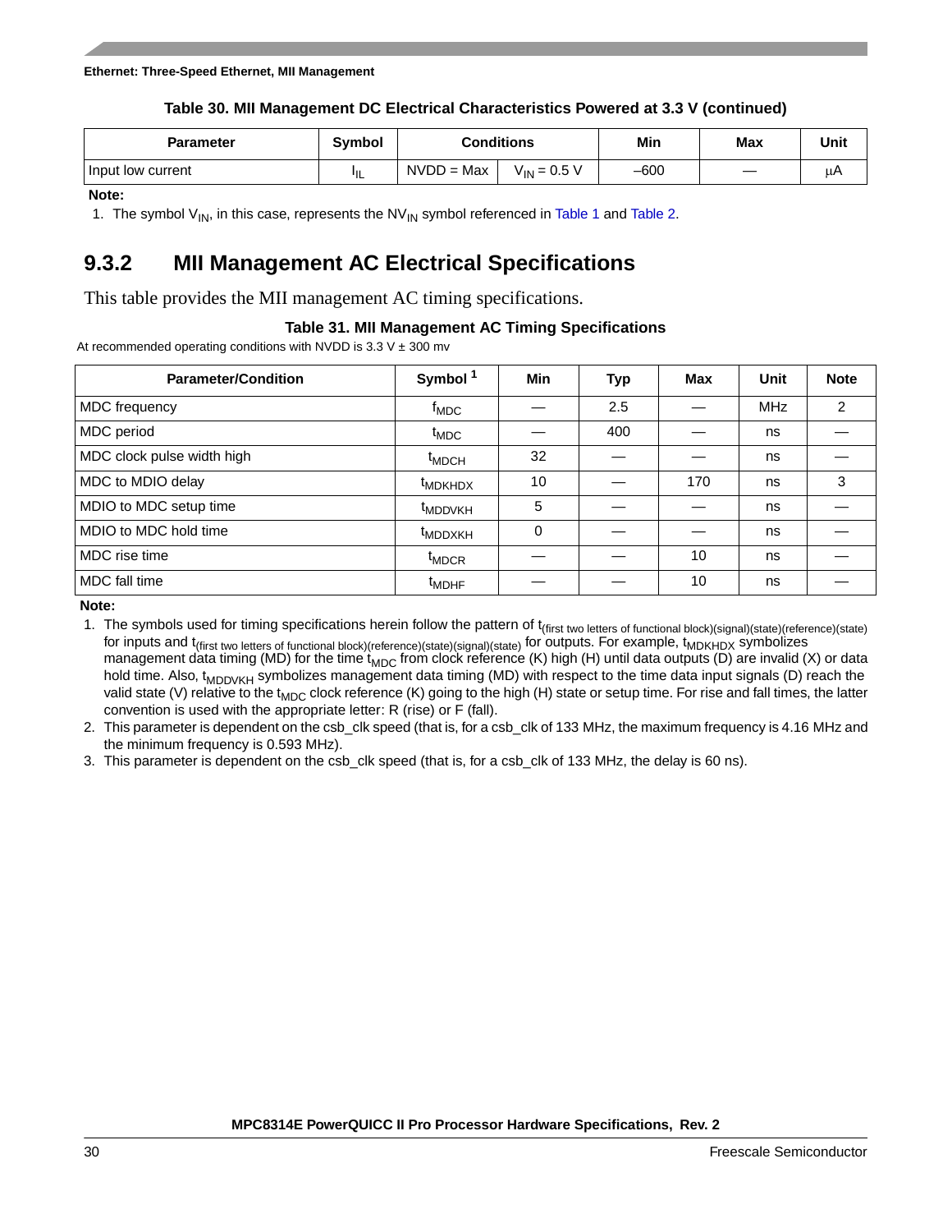**Table 30. MII Management DC Electrical Characteristics Powered at 3.3 V (continued)**

| Parameter | Symbol | Conditions | | Min | Max | Unit |
|---|---|---|---|---|---|---|
| Input low current | $I_{IL}$ | NVDD = Max | $V_{IN}$ = 0.5 V | –600 | — | μA |

**Note:**

1. The symbol $V_{IN}$, in this case, represents the $NV_{IN}$ symbol referenced in Table 1 and Table 2.

## 9.3.2 MII Management AC Electrical Specifications

This table provides the MII management AC timing specifications.

**Table 31. MII Management AC Timing Specifications**

At recommended operating conditions with NVDD is 3.3 V ± 300 mv

| Parameter/Condition | Symbol [1] | Min | Typ | Max | Unit | Note |
|---|---|---|---|---|---|---|
| MDC frequency | $f_{MDC}$ | — | 2.5 | — | MHz | 2 |
| MDC period | $t_{MDC}$ | — | 400 | — | ns | — |
| MDC clock pulse width high | $t_{MDCH}$ | 32 | — | — | ns | — |
| MDC to MDIO delay | $t_{MDKHDX}$ | 10 | — | 170 | ns | 3 |
| MDIO to MDC setup time | $t_{MDDVKH}$ | 5 | — | — | ns | — |
| MDIO to MDC hold time | $t_{MDDXKH}$ | 0 | — | — | ns | — |
| MDC rise time | $t_{MDCR}$ | — | — | 10 | ns | — |
| MDC fall time | $t_{MDHF}$ | — | — | 10 | ns | — |

**Note:**

1. The symbols used for timing specifications herein follow the pattern of $t_{\text{(first two letters of functional block)(signal)(state)(reference)(state)}}$ for inputs and $t_{\text{(first two letters of functional block)(reference)(state)(signal)(state)}}$ for outputs. For example, $t_{MDKHDX}$ symbolizes management data timing (MD) for the time $t_{MDC}$ from clock reference (K) high (H) until data outputs (D) are invalid (X) or data hold time. Also, $t_{MDDVKH}$ symbolizes management data timing (MD) with respect to the time data input signals (D) reach the valid state (V) relative to the $t_{MDC}$ clock reference (K) going to the high (H) state or setup time. For rise and fall times, the latter convention is used with the appropriate letter: R (rise) or F (fall).
2. This parameter is dependent on the csb_clk speed (that is, for a csb_clk of 133 MHz, the maximum frequency is 4.16 MHz and the minimum frequency is 0.593 MHz).
3. This parameter is dependent on the csb_clk speed (that is, for a csb_clk of 133 MHz, the delay is 60 ns).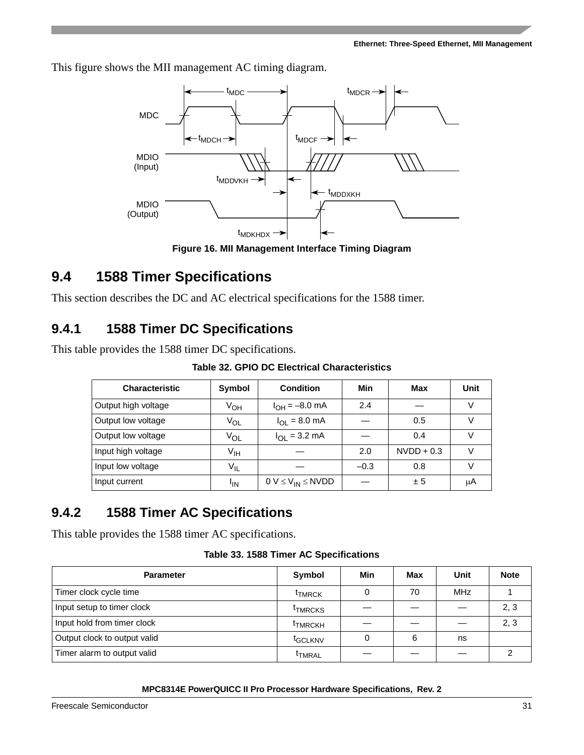This figure shows the MII management AC timing diagram.

Figure 16. MII Management Interface Timing Diagram

## 9.4 1588 Timer Specifications

This section describes the DC and AC electrical specifications for the 1588 timer.

### 9.4.1 1588 Timer DC Specifications

This table provides the 1588 timer DC specifications.

**Table 32. GPIO DC Electrical Characteristics**

| Characteristic | Symbol | Condition | Min | Max | Unit |
|---|---|---|---|---|---|
| Output high voltage | $V_{OH}$ | $I_{OH}$ = –8.0 mA | 2.4 | — | V |
| Output low voltage | $V_{OL}$ | $I_{OL}$ = 8.0 mA | — | 0.5 | V |
| Output low voltage | $V_{OL}$ | $I_{OL}$ = 3.2 mA | — | 0.4 | V |
| Input high voltage | $V_{IH}$ | — | 2.0 | NVDD + 0.3 | V |
| Input low voltage | $V_{IL}$ | — | –0.3 | 0.8 | V |
| Input current | $I_{IN}$ | 0 V ≤ $V_{IN}$ ≤ NVDD | — | ± 5 | μA |

### 9.4.2 1588 Timer AC Specifications

This table provides the 1588 timer AC specifications.

**Table 33. 1588 Timer AC Specifications**

| Parameter | Symbol | Min | Max | Unit | Note |
|---|---|---|---|---|---|
| Timer clock cycle time | $t_{TMRCK}$ | 0 | 70 | MHz | 1 |
| Input setup to timer clock | $t_{TMRCKS}$ | — | — | — | 2, 3 |
| Input hold from timer clock | $t_{TMRCKH}$ | — | — | — | 2, 3 |
| Output clock to output valid | $t_{GCLKNV}$ | 0 | 6 | ns | |
| Timer alarm to output valid | $t_{TMRAL}$ | — | — | — | 2 |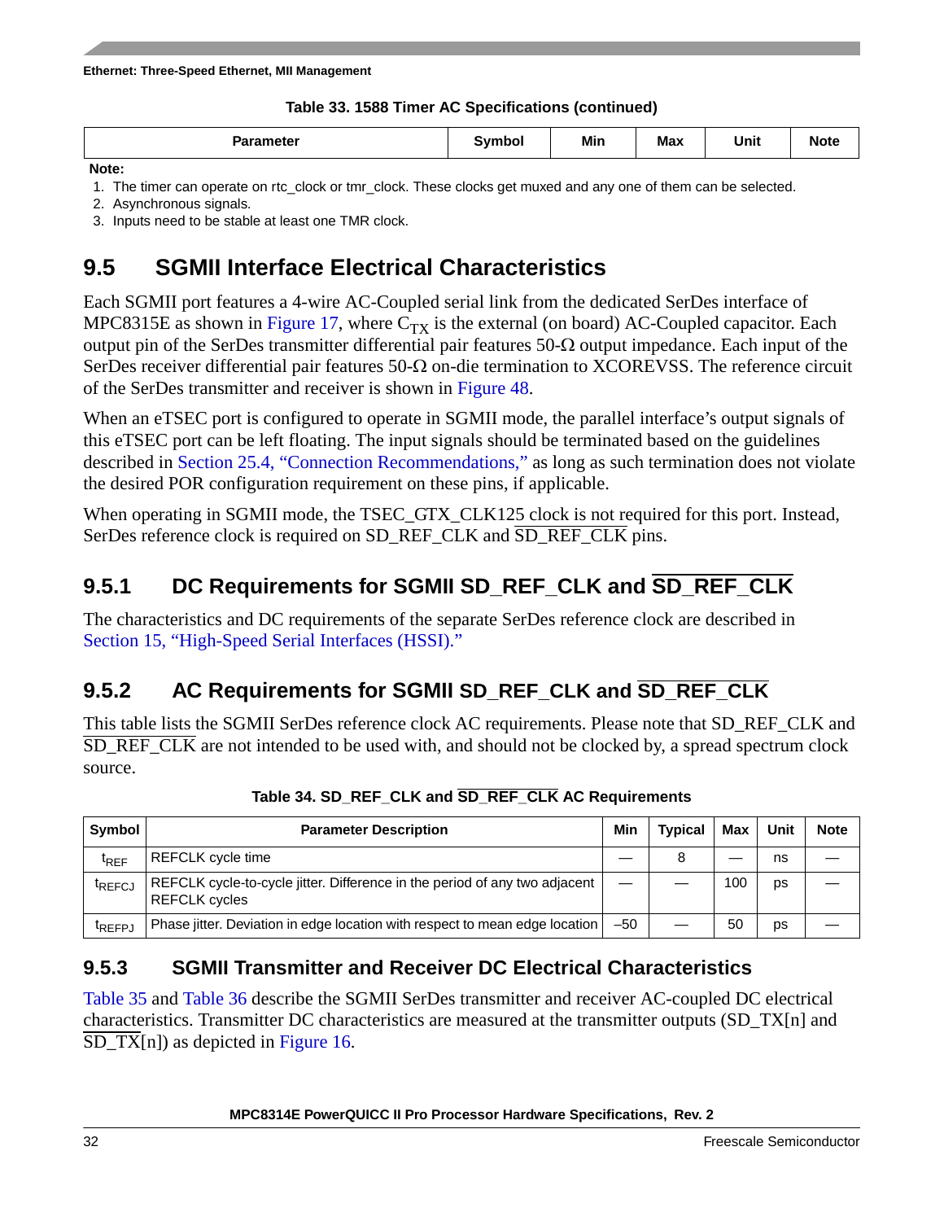Table 33. 1588 Timer AC Specifications (continued)

| Parameter | Symbol | Min | Max | Unit | Note |
|---|---|---|---|---|---|

**Note:**
1. The timer can operate on rtc_clock or tmr_clock. These clocks get muxed and any one of them can be selected.
2. Asynchronous signals.
3. Inputs need to be stable at least one TMR clock.

## 9.5 SGMII Interface Electrical Characteristics

Each SGMII port features a 4-wire AC-Coupled serial link from the dedicated SerDes interface of MPC8315E as shown in Figure 17, where $C_{TX}$ is the external (on board) AC-Coupled capacitor. Each output pin of the SerDes transmitter differential pair features 50-Ω output impedance. Each input of the SerDes receiver differential pair features 50-Ω on-die termination to XCOREVSS. The reference circuit of the SerDes transmitter and receiver is shown in Figure 48.

When an eTSEC port is configured to operate in SGMII mode, the parallel interface's output signals of this eTSEC port can be left floating. The input signals should be terminated based on the guidelines described in Section 25.4, "Connection Recommendations," as long as such termination does not violate the desired POR configuration requirement on these pins, if applicable.

When operating in SGMII mode, the TSEC_GTX_CLK125 clock is not required for this port. Instead, SerDes reference clock is required on SD_REF_CLK and $\overline{\text{SD\_REF\_CLK}}$ pins.

### 9.5.1 DC Requirements for SGMII SD_REF_CLK and $\overline{\text{SD\_REF\_CLK}}$

The characteristics and DC requirements of the separate SerDes reference clock are described in Section 15, "High-Speed Serial Interfaces (HSSI)."

### 9.5.2 AC Requirements for SGMII SD_REF_CLK and $\overline{\text{SD\_REF\_CLK}}$

This table lists the SGMII SerDes reference clock AC requirements. Please note that SD_REF_CLK and $\overline{\text{SD\_REF\_CLK}}$ are not intended to be used with, and should not be clocked by, a spread spectrum clock source.

Table 34. SD_REF_CLK and $\overline{\text{SD\_REF\_CLK}}$ AC Requirements

| Symbol | Parameter Description | Min | Typical | Max | Unit | Note |
|---|---|---|---|---|---|---|
| $t_{REF}$ | REFCLK cycle time | — | 8 | — | ns | — |
| $t_{REFCJ}$ | REFCLK cycle-to-cycle jitter. Difference in the period of any two adjacent REFCLK cycles | — | — | 100 | ps | — |
| $t_{REFPJ}$ | Phase jitter. Deviation in edge location with respect to mean edge location | –50 | — | 50 | ps | — |

### 9.5.3 SGMII Transmitter and Receiver DC Electrical Characteristics

Table 35 and Table 36 describe the SGMII SerDes transmitter and receiver AC-coupled DC electrical characteristics. Transmitter DC characteristics are measured at the transmitter outputs (SD_TX[n] and $\overline{\text{SD\_TX}}$[n]) as depicted in Figure 16.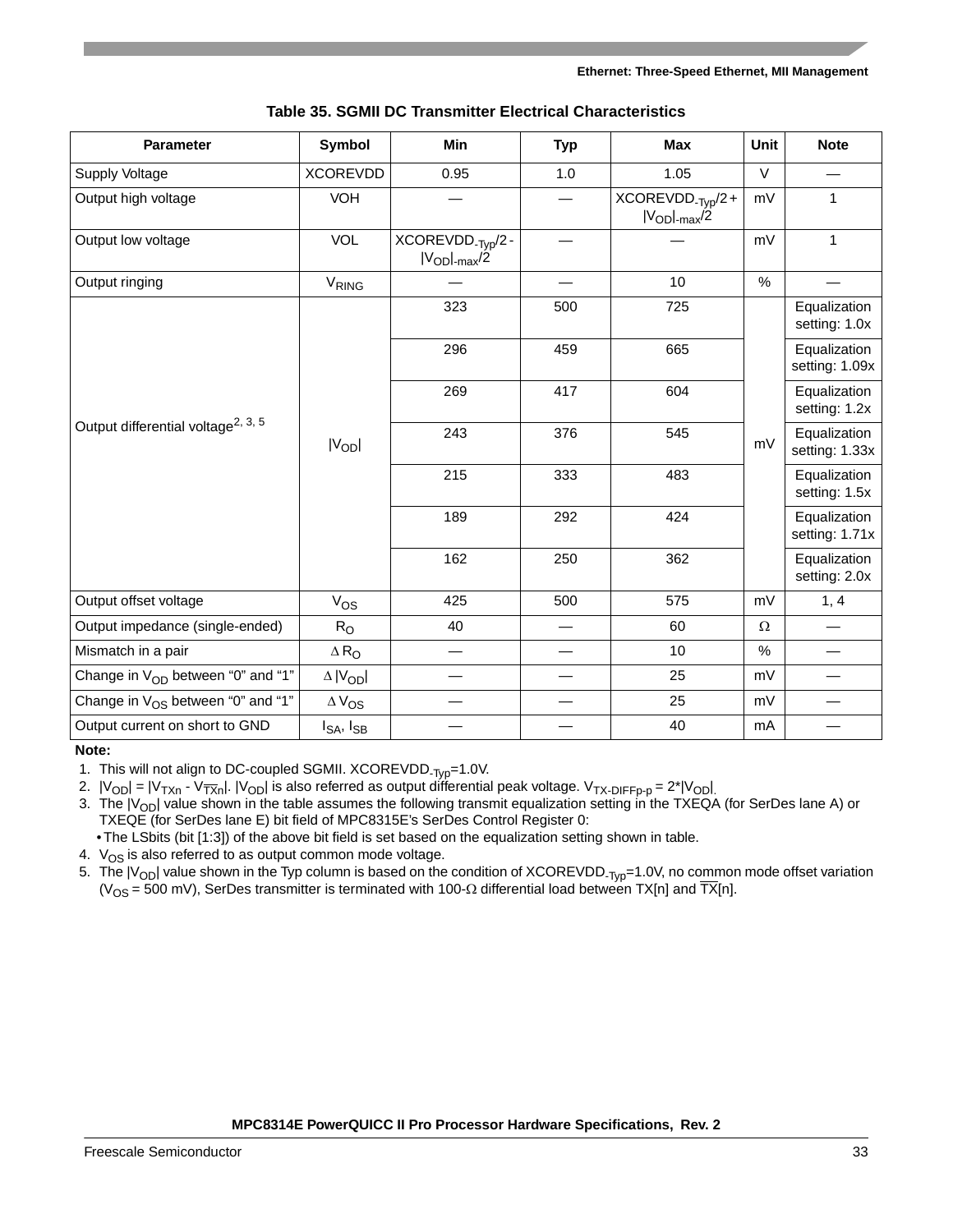**Table 35. SGMII DC Transmitter Electrical Characteristics**

| Parameter | Symbol | Min | Typ | Max | Unit | Note |
|---|---|---|---|---|---|---|
| Supply Voltage | XCOREVDD | 0.95 | 1.0 | 1.05 | V | — |
| Output high voltage | VOH | — | — | $XCOREVDD_{-Typ}/2 + \|V_{OD}\|_{-max}/2$ | mV | 1 |
| Output low voltage | VOL | $XCOREVDD_{-Typ}/2 - \|V_{OD}\|_{-max}/2$ | — | — | mV | 1 |
| Output ringing | $V_{RING}$ | — | — | 10 | % | — |
| Output differential voltage[2, 3, 5] | $\|V_{OD}\|$ | 323 | 500 | 725 | mV | Equalization setting: 1.0x |
| | | 296 | 459 | 665 | | Equalization setting: 1.09x |
| | | 269 | 417 | 604 | | Equalization setting: 1.2x |
| | | 243 | 376 | 545 | | Equalization setting: 1.33x |
| | | 215 | 333 | 483 | | Equalization setting: 1.5x |
| | | 189 | 292 | 424 | | Equalization setting: 1.71x |
| | | 162 | 250 | 362 | | Equalization setting: 2.0x |
| Output offset voltage | $V_{OS}$ | 425 | 500 | 575 | mV | 1, 4 |
| Output impedance (single-ended) | $R_O$ | 40 | — | 60 | Ω | — |
| Mismatch in a pair | $\Delta R_O$ | — | — | 10 | % | — |
| Change in $V_{OD}$ between “0” and “1” | $\Delta \|V_{OD}\|$ | — | — | 25 | mV | — |
| Change in $V_{OS}$ between “0” and “1” | $\Delta V_{OS}$ | — | — | 25 | mV | — |
| Output current on short to GND | $I_{SA}$, $I_{SB}$ | — | — | 40 | mA | — |

**Note:**

1. This will not align to DC-coupled SGMII. $XCOREVDD_{-Typ}$=1.0V.
2. $|V_{OD}| = |V_{TXn} - V_{\overline{TXn}}|$. $|V_{OD}|$ is also referred as output differential peak voltage. $V_{TX-DIFFp-p} = 2*|V_{OD}|$.
3. The $|V_{OD}|$ value shown in the table assumes the following transmit equalization setting in the TXEQA (for SerDes lane A) or TXEQE (for SerDes lane E) bit field of MPC8315E’s SerDes Control Register 0:
   - The LSbits (bit [1:3]) of the above bit field is set based on the equalization setting shown in table.
4. $V_{OS}$ is also referred to as output common mode voltage.
5. The $|V_{OD}|$ value shown in the Typ column is based on the condition of $XCOREVDD_{-Typ}$=1.0V, no common mode offset variation ($V_{OS}$ = 500 mV), SerDes transmitter is terminated with 100-Ω differential load between TX[n] and $\overline{TX}$[n].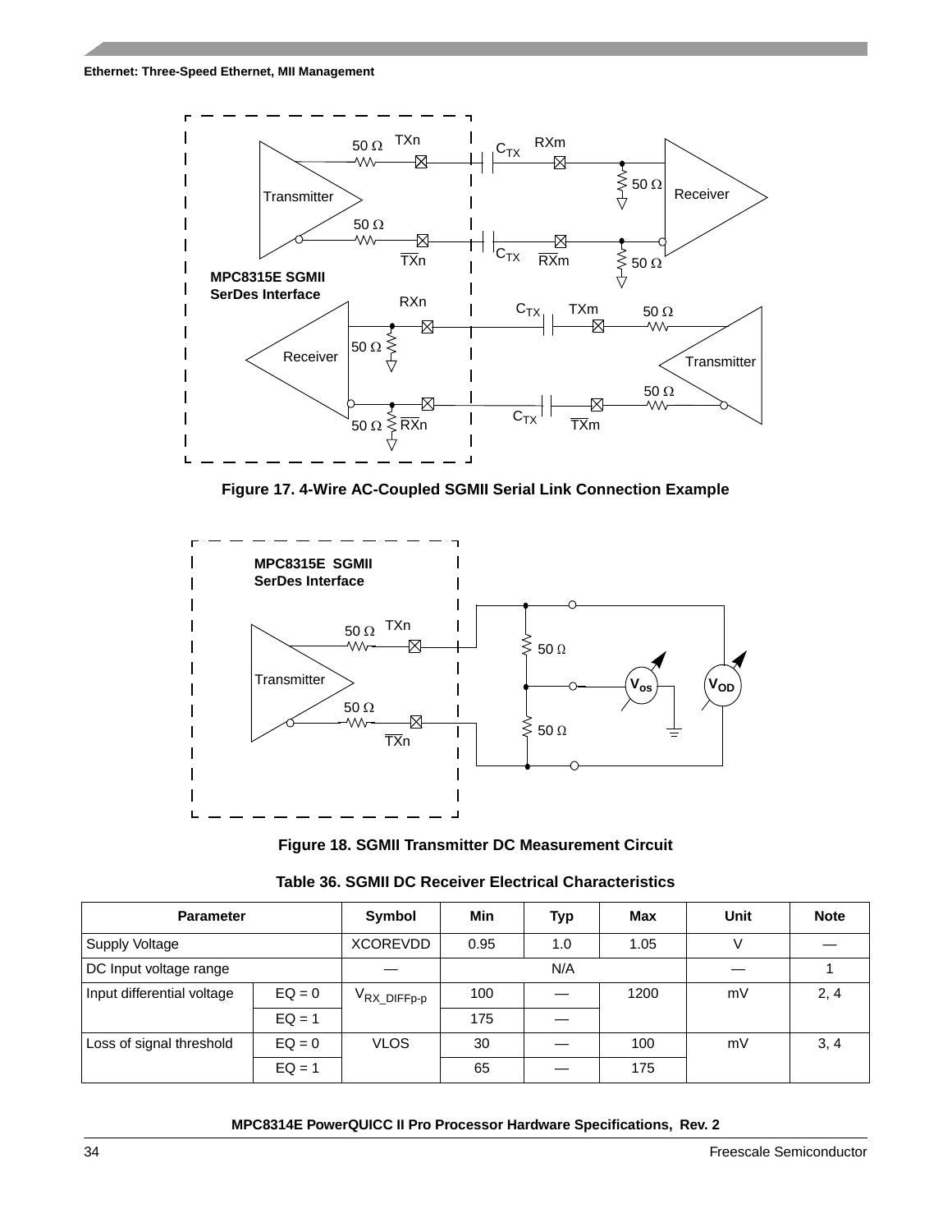Figure 17. 4-Wire AC-Coupled SGMII Serial Link Connection Example

Figure 18. SGMII Transmitter DC Measurement Circuit

**Table 36. SGMII DC Receiver Electrical Characteristics**

| Parameter | | Symbol | Min | Typ | Max | Unit | Note |
|---|---|---|---|---|---|---|---|
| Supply Voltage | | XCOREVDD | 0.95 | 1.0 | 1.05 | V | — |
| DC Input voltage range | | — | N/A | | | — | 1 |
| Input differential voltage | EQ = 0 | $V_{RX\_DIFFp\text{-}p}$ | 100 | — | 1200 | mV | 2, 4 |
| | EQ = 1 | | 175 | — | | | |
| Loss of signal threshold | EQ = 0 | VLOS | 30 | — | 100 | mV | 3, 4 |
| | EQ = 1 | | 65 | — | 175 | | |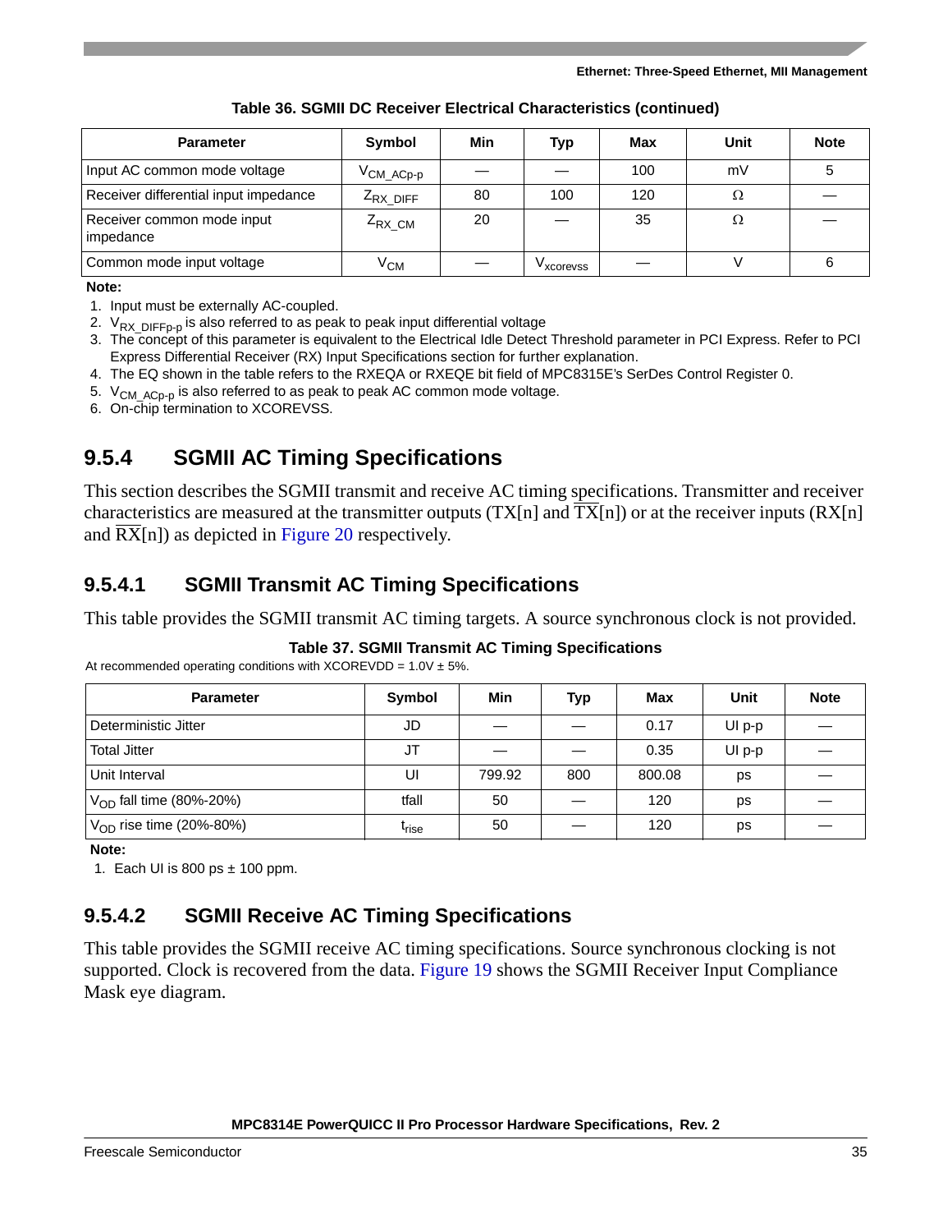**Table 36. SGMII DC Receiver Electrical Characteristics (continued)**

| Parameter | Symbol | Min | Typ | Max | Unit | Note |
|---|---|---|---|---|---|---|
| Input AC common mode voltage | $V_{CM\_ACp-p}$ | — | — | 100 | mV | 5 |
| Receiver differential input impedance | $Z_{RX\_DIFF}$ | 80 | 100 | 120 | Ω | — |
| Receiver common mode input impedance | $Z_{RX\_CM}$ | 20 | — | 35 | Ω | — |
| Common mode input voltage | $V_{CM}$ | — | $V_{xcorevss}$ | — | V | 6 |

**Note:**

1. Input must be externally AC-coupled.
2. $V_{RX\_DIFFp-p}$ is also referred to as peak to peak input differential voltage
3. The concept of this parameter is equivalent to the Electrical Idle Detect Threshold parameter in PCI Express. Refer to PCI Express Differential Receiver (RX) Input Specifications section for further explanation.
4. The EQ shown in the table refers to the RXEQA or RXEQE bit field of MPC8315E's SerDes Control Register 0.
5. $V_{CM\_ACp-p}$ is also referred to as peak to peak AC common mode voltage.
6. On-chip termination to XCOREVSS.

## 9.5.4 SGMII AC Timing Specifications

This section describes the SGMII transmit and receive AC timing specifications. Transmitter and receiver characteristics are measured at the transmitter outputs (TX[n] and $\overline{TX}$[n]) or at the receiver inputs (RX[n] and $\overline{RX}$[n]) as depicted in Figure 20 respectively.

### 9.5.4.1 SGMII Transmit AC Timing Specifications

This table provides the SGMII transmit AC timing targets. A source synchronous clock is not provided.

**Table 37. SGMII Transmit AC Timing Specifications**

At recommended operating conditions with XCOREVDD = 1.0V ± 5%.

| Parameter | Symbol | Min | Typ | Max | Unit | Note |
|---|---|---|---|---|---|---|
| Deterministic Jitter | JD | — | — | 0.17 | UI p-p | — |
| Total Jitter | JT | — | — | 0.35 | UI p-p | — |
| Unit Interval | UI | 799.92 | 800 | 800.08 | ps | — |
| $V_{OD}$ fall time (80%-20%) | tfall | 50 | — | 120 | ps | — |
| $V_{OD}$ rise time (20%-80%) | $t_{rise}$ | 50 | — | 120 | ps | — |

**Note:**

1. Each UI is 800 ps ± 100 ppm.

### 9.5.4.2 SGMII Receive AC Timing Specifications

This table provides the SGMII receive AC timing specifications. Source synchronous clocking is not supported. Clock is recovered from the data. Figure 19 shows the SGMII Receiver Input Compliance Mask eye diagram.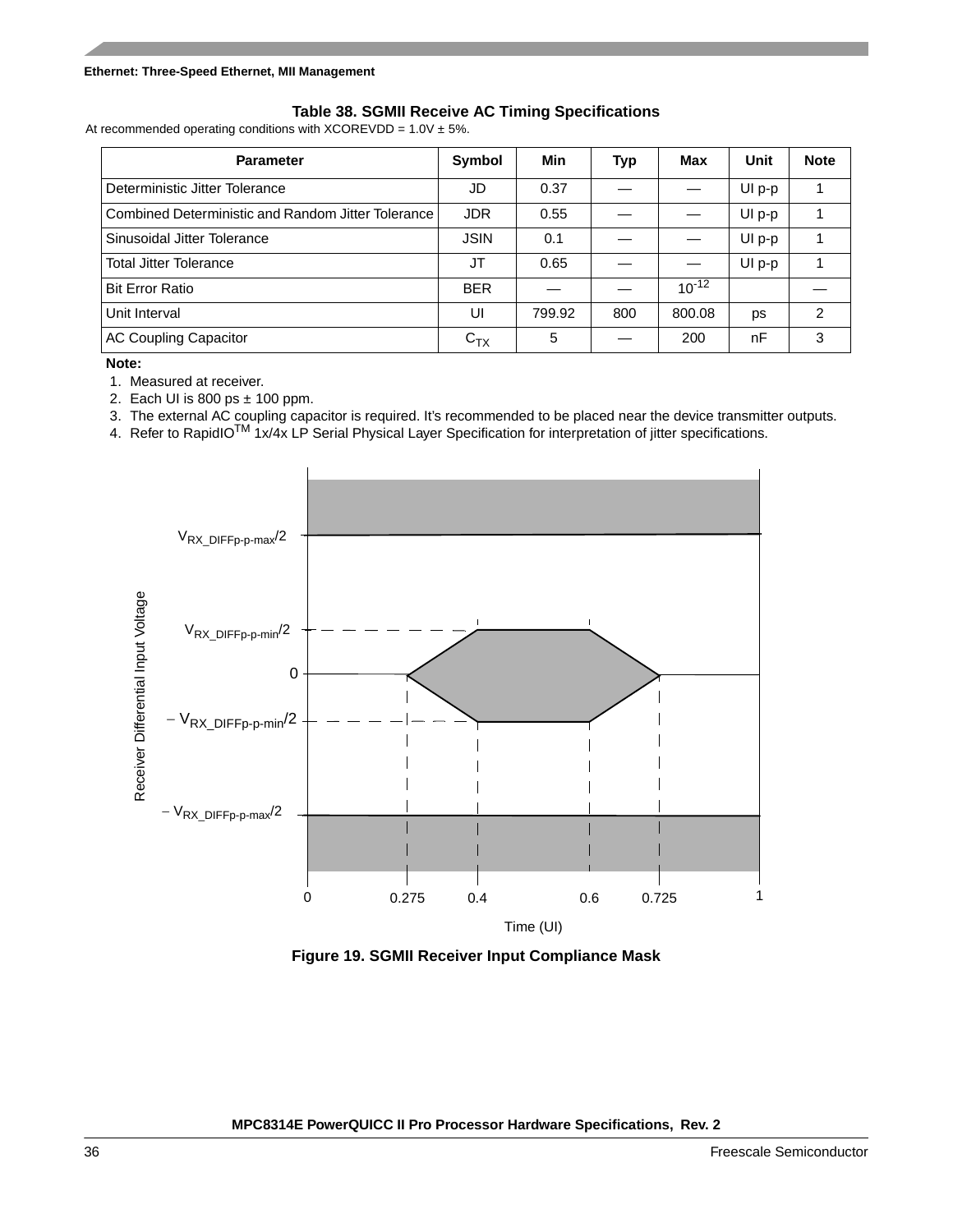**Table 38. SGMII Receive AC Timing Specifications**

At recommended operating conditions with XCOREVDD = 1.0V ± 5%.

| Parameter | Symbol | Min | Typ | Max | Unit | Note |
|---|---|---|---|---|---|---|
| Deterministic Jitter Tolerance | JD | 0.37 | — | — | UI p-p | 1 |
| Combined Deterministic and Random Jitter Tolerance | JDR | 0.55 | — | — | UI p-p | 1 |
| Sinusoidal Jitter Tolerance | JSIN | 0.1 | — | — | UI p-p | 1 |
| Total Jitter Tolerance | JT | 0.65 | — | — | UI p-p | 1 |
| Bit Error Ratio | BER | — | — | $10^{-12}$ | | — |
| Unit Interval | UI | 799.92 | 800 | 800.08 | ps | 2 |
| AC Coupling Capacitor | $C_{TX}$ | 5 | — | 200 | nF | 3 |

**Note:**

1. Measured at receiver.
2. Each UI is 800 ps ± 100 ppm.
3. The external AC coupling capacitor is required. It's recommended to be placed near the device transmitter outputs.
4. Refer to RapidIO™ 1x/4x LP Serial Physical Layer Specification for interpretation of jitter specifications.

**Figure 19. SGMII Receiver Input Compliance Mask**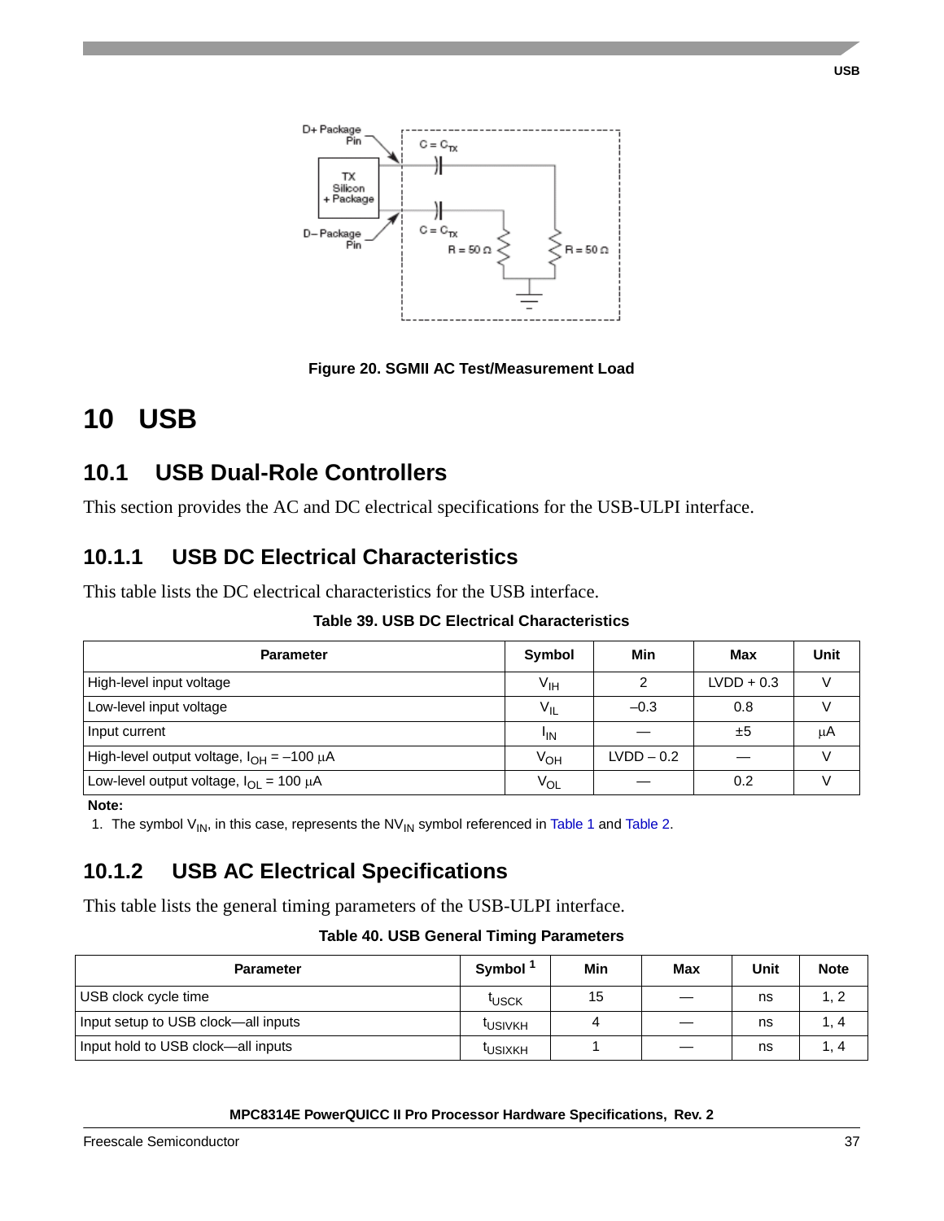Figure 20. SGMII AC Test/Measurement Load

# 10 USB

## 10.1 USB Dual-Role Controllers

This section provides the AC and DC electrical specifications for the USB-ULPI interface.

### 10.1.1 USB DC Electrical Characteristics

This table lists the DC electrical characteristics for the USB interface.

**Table 39. USB DC Electrical Characteristics**

| Parameter | Symbol | Min | Max | Unit |
|---|---|---|---|---|
| High-level input voltage | $V_{IH}$ | 2 | LVDD + 0.3 | V |
| Low-level input voltage | $V_{IL}$ | –0.3 | 0.8 | V |
| Input current | $I_{IN}$ | — | ±5 | μA |
| High-level output voltage, $I_{OH}$ = –100 μA | $V_{OH}$ | LVDD – 0.2 | — | V |
| Low-level output voltage, $I_{OL}$ = 100 μA | $V_{OL}$ | — | 0.2 | V |

**Note:**

1. The symbol $V_{IN}$, in this case, represents the $NV_{IN}$ symbol referenced in Table 1 and Table 2.

### 10.1.2 USB AC Electrical Specifications

This table lists the general timing parameters of the USB-ULPI interface.

**Table 40. USB General Timing Parameters**

| Parameter | Symbol [1] | Min | Max | Unit | Note |
|---|---|---|---|---|---|
| USB clock cycle time | $t_{USCK}$ | 15 | — | ns | 1, 2 |
| Input setup to USB clock—all inputs | $t_{USIVKH}$ | 4 | — | ns | 1, 4 |
| Input hold to USB clock—all inputs | $t_{USIXKH}$ | 1 | — | ns | 1, 4 |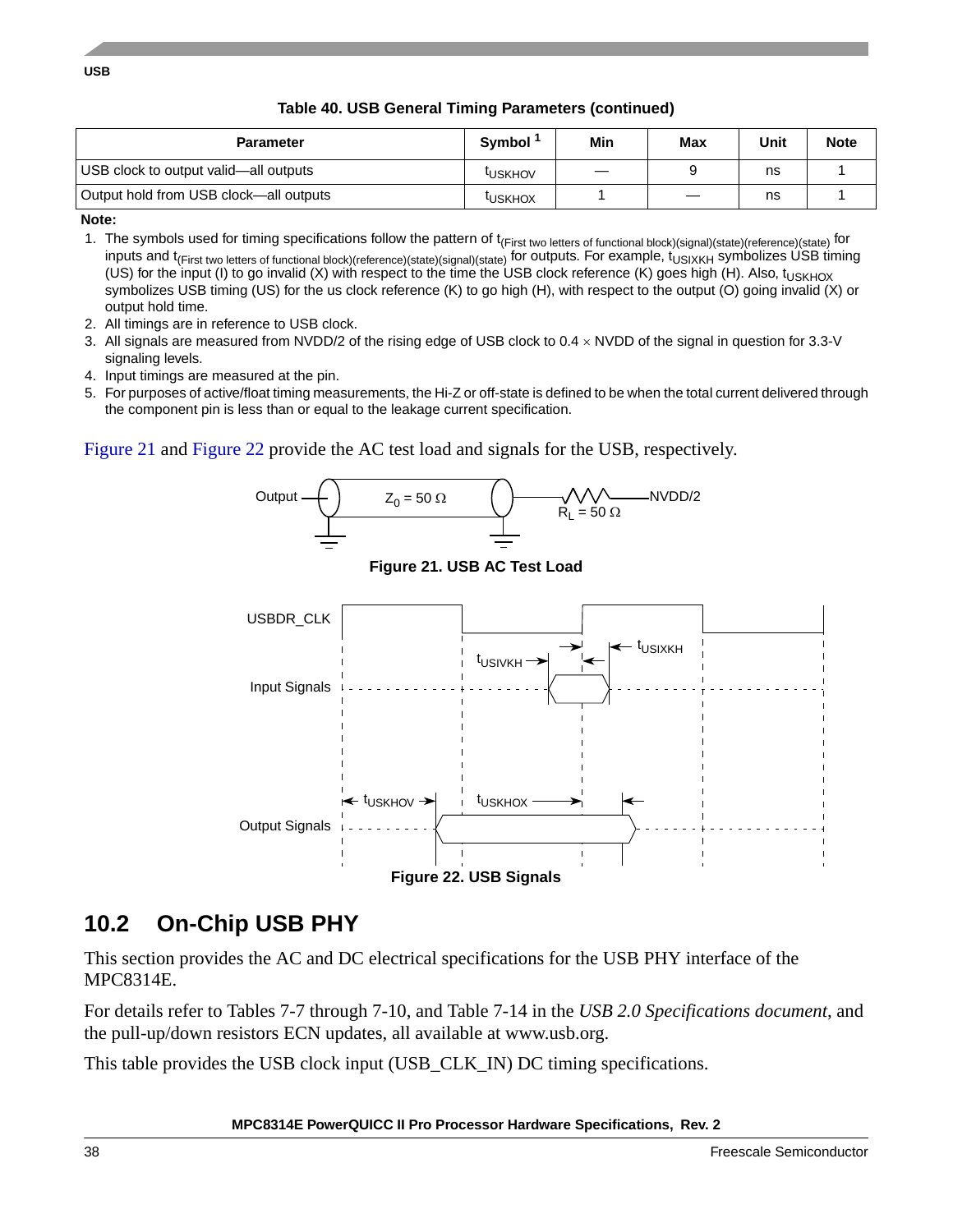**Table 40. USB General Timing Parameters (continued)**

| Parameter | Symbol [1] | Min | Max | Unit | Note |
|---|---|---|---|---|---|
| USB clock to output valid—all outputs | $t_{USKHOV}$ | — | 9 | ns | 1 |
| Output hold from USB clock—all outputs | $t_{USKHOX}$ | 1 | — | ns | 1 |

**Note:**

1. The symbols used for timing specifications follow the pattern of $t_{\text{(First two letters of functional block)(signal)(state)(reference)(state)}}$ for inputs and $t_{\text{(First two letters of functional block)(reference)(state)(signal)(state)}}$ for outputs. For example, $t_{USIXKH}$ symbolizes USB timing (US) for the input (I) to go invalid (X) with respect to the time the USB clock reference (K) goes high (H). Also, $t_{USKHOX}$ symbolizes USB timing (US) for the us clock reference (K) to go high (H), with respect to the output (O) going invalid (X) or output hold time.
2. All timings are in reference to USB clock.
3. All signals are measured from NVDD/2 of the rising edge of USB clock to 0.4 × NVDD of the signal in question for 3.3-V signaling levels.
4. Input timings are measured at the pin.
5. For purposes of active/float timing measurements, the Hi-Z or off-state is defined to be when the total current delivered through the component pin is less than or equal to the leakage current specification.

Figure 21 and Figure 22 provide the AC test load and signals for the USB, respectively.

Output — $Z_0 = 50\ \Omega$ — $R_L = 50\ \Omega$ — NVDD/2

**Figure 21. USB AC Test Load**

USBDR_CLK, Input Signals, Output Signals, $t_{USIVKH}$, $t_{USIXKH}$, $t_{USKHOV}$, $t_{USKHOX}$

**Figure 22. USB Signals**

## 10.2 On-Chip USB PHY

This section provides the AC and DC electrical specifications for the USB PHY interface of the MPC8314E.

For details refer to Tables 7-7 through 7-10, and Table 7-14 in the *USB 2.0 Specifications document*, and the pull-up/down resistors ECN updates, all available at www.usb.org.

This table provides the USB clock input (USB_CLK_IN) DC timing specifications.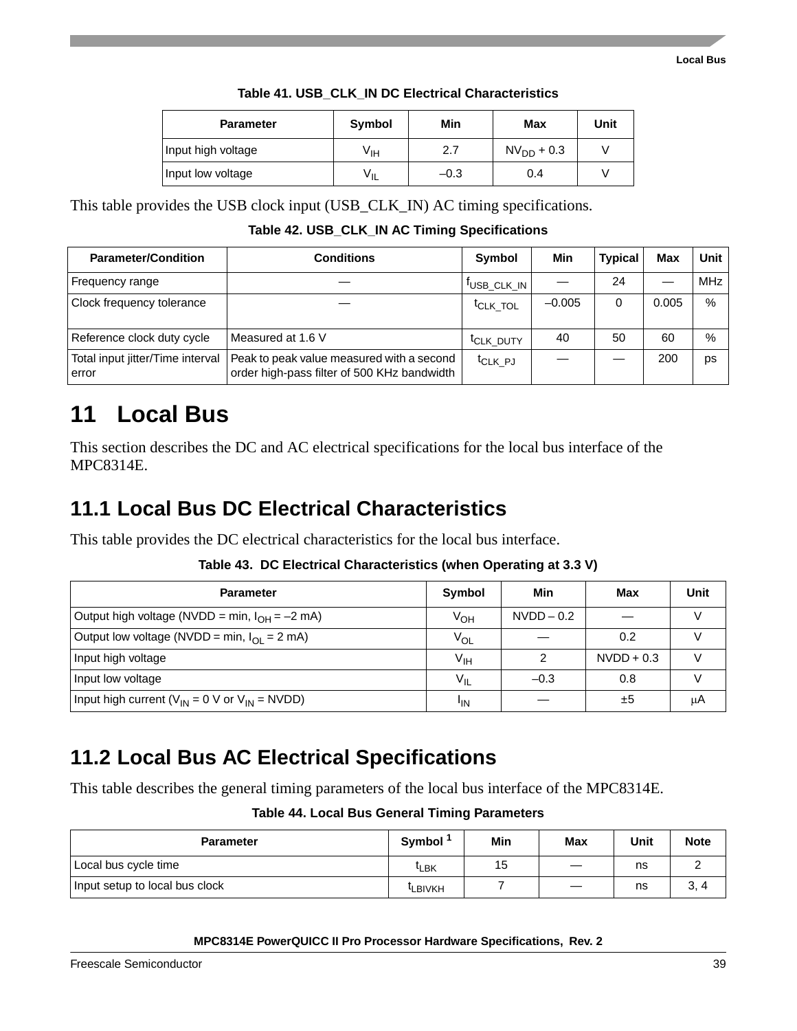**Table 41. USB_CLK_IN DC Electrical Characteristics**

| Parameter | Symbol | Min | Max | Unit |
|---|---|---|---|---|
| Input high voltage | $V_{IH}$ | 2.7 | $NV_{DD}$ + 0.3 | V |
| Input low voltage | $V_{IL}$ | –0.3 | 0.4 | V |

This table provides the USB clock input (USB_CLK_IN) AC timing specifications.

**Table 42. USB_CLK_IN AC Timing Specifications**

| Parameter/Condition | Conditions | Symbol | Min | Typical | Max | Unit |
|---|---|---|---|---|---|---|
| Frequency range | — | $f_{USB\_CLK\_IN}$ | — | 24 | — | MHz |
| Clock frequency tolerance | — | $t_{CLK\_TOL}$ | –0.005 | 0 | 0.005 | % |
| Reference clock duty cycle | Measured at 1.6 V | $t_{CLK\_DUTY}$ | 40 | 50 | 60 | % |
| Total input jitter/Time interval error | Peak to peak value measured with a second order high-pass filter of 500 KHz bandwidth | $t_{CLK\_PJ}$ | — | — | 200 | ps |

# 11 Local Bus

This section describes the DC and AC electrical specifications for the local bus interface of the MPC8314E.

## 11.1 Local Bus DC Electrical Characteristics

This table provides the DC electrical characteristics for the local bus interface.

**Table 43. DC Electrical Characteristics (when Operating at 3.3 V)**

| Parameter | Symbol | Min | Max | Unit |
|---|---|---|---|---|
| Output high voltage (NVDD = min, $I_{OH}$ = –2 mA) | $V_{OH}$ | NVDD – 0.2 | — | V |
| Output low voltage (NVDD = min, $I_{OL}$ = 2 mA) | $V_{OL}$ | — | 0.2 | V |
| Input high voltage | $V_{IH}$ | 2 | NVDD + 0.3 | V |
| Input low voltage | $V_{IL}$ | –0.3 | 0.8 | V |
| Input high current ($V_{IN}$ = 0 V or $V_{IN}$ = NVDD) | $I_{IN}$ | — | ±5 | μA |

## 11.2 Local Bus AC Electrical Specifications

This table describes the general timing parameters of the local bus interface of the MPC8314E.

**Table 44. Local Bus General Timing Parameters**

| Parameter | Symbol [1] | Min | Max | Unit | Note |
|---|---|---|---|---|---|
| Local bus cycle time | $t_{LBK}$ | 15 | — | ns | 2 |
| Input setup to local bus clock | $t_{LBIVKH}$ | 7 | — | ns | 3, 4 |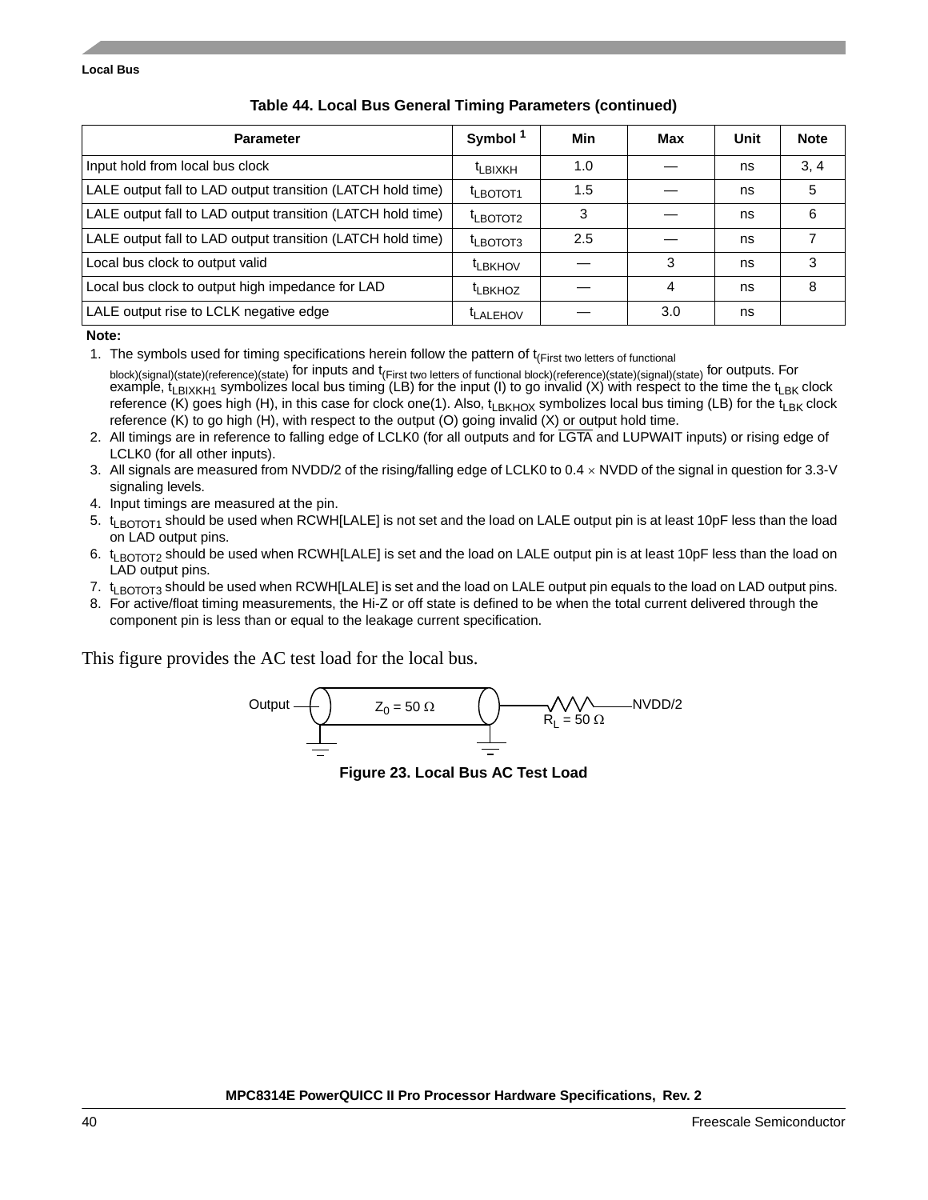**Table 44. Local Bus General Timing Parameters (continued)**

| Parameter | Symbol [1] | Min | Max | Unit | Note |
|---|---|---|---|---|---|
| Input hold from local bus clock | $t_{LBIXKH}$ | 1.0 | — | ns | 3, 4 |
| LALE output fall to LAD output transition (LATCH hold time) | $t_{LBOTOT1}$ | 1.5 | — | ns | 5 |
| LALE output fall to LAD output transition (LATCH hold time) | $t_{LBOTOT2}$ | 3 | — | ns | 6 |
| LALE output fall to LAD output transition (LATCH hold time) | $t_{LBOTOT3}$ | 2.5 | — | ns | 7 |
| Local bus clock to output valid | $t_{LBKHOV}$ | — | 3 | ns | 3 |
| Local bus clock to output high impedance for LAD | $t_{LBKHOZ}$ | — | 4 | ns | 8 |
| LALE output rise to LCLK negative edge | $t_{LALEHOV}$ | — | 3.0 | ns | |

**Note:**

1. The symbols used for timing specifications herein follow the pattern of $t_{\text{(First two letters of functional block)(signal)(state)(reference)(state)}}$ for inputs and $t_{\text{(First two letters of functional block)(reference)(state)(signal)(state)}}$ for outputs. For example, $t_{LBIXKH1}$ symbolizes local bus timing (LB) for the input (I) to go invalid (X) with respect to the time the $t_{LBK}$ clock reference (K) goes high (H), in this case for clock one(1). Also, $t_{LBKHOX}$ symbolizes local bus timing (LB) for the $t_{LBK}$ clock reference (K) to go high (H), with respect to the output (O) going invalid (X) or output hold time.
2. All timings are in reference to falling edge of LCLK0 (for all outputs and for $\overline{\text{LGTA}}$ and LUPWAIT inputs) or rising edge of LCLK0 (for all other inputs).
3. All signals are measured from NVDD/2 of the rising/falling edge of LCLK0 to 0.4 × NVDD of the signal in question for 3.3-V signaling levels.
4. Input timings are measured at the pin.
5. $t_{LBOTOT1}$ should be used when RCWH[LALE] is not set and the load on LALE output pin is at least 10pF less than the load on LAD output pins.
6. $t_{LBOTOT2}$ should be used when RCWH[LALE] is set and the load on LALE output pin is at least 10pF less than the load on LAD output pins.
7. $t_{LBOTOT3}$ should be used when RCWH[LALE] is set and the load on LALE output pin equals to the load on LAD output pins.
8. For active/float timing measurements, the Hi-Z or off state is defined to be when the total current delivered through the component pin is less than or equal to the leakage current specification.

This figure provides the AC test load for the local bus.

Output — $Z_0 = 50\ \Omega$ — $R_L = 50\ \Omega$ — NVDD/2

**Figure 23. Local Bus AC Test Load**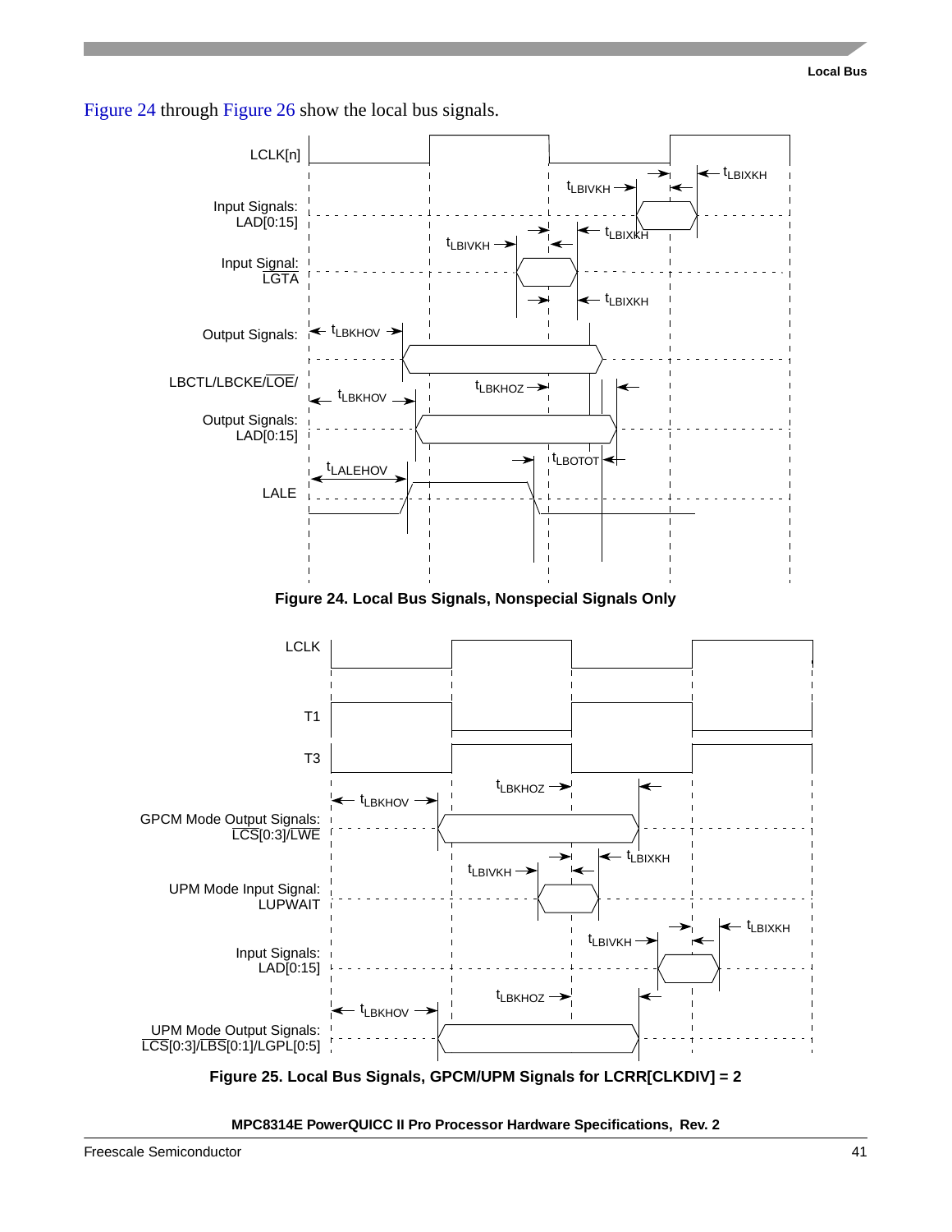Figure 24 through Figure 26 show the local bus signals.

Figure 24. Local Bus Signals, Nonspecial Signals Only

Figure 25. Local Bus Signals, GPCM/UPM Signals for LCRR[CLKDIV] = 2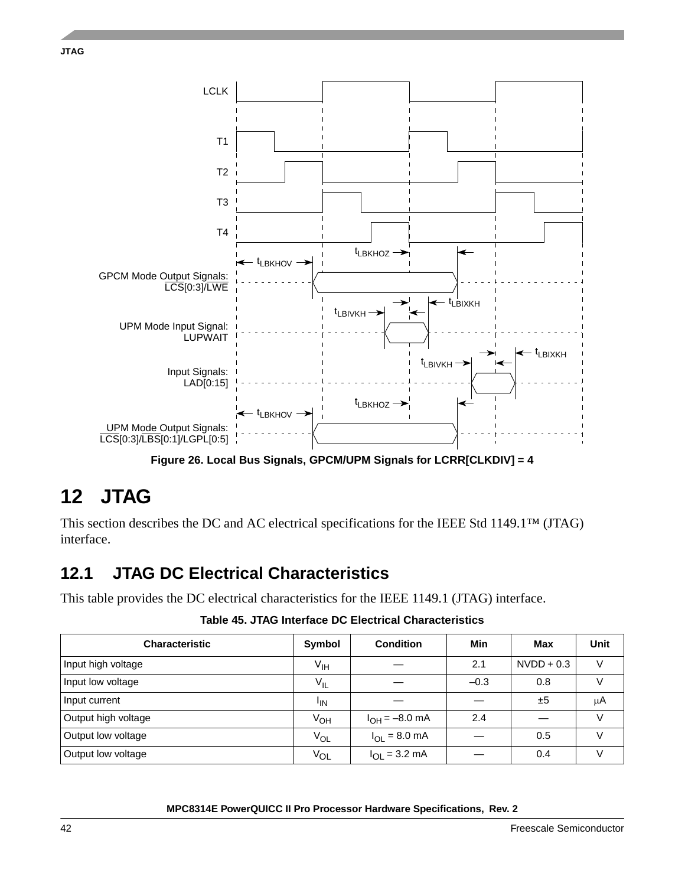Figure 26. Local Bus Signals, GPCM/UPM Signals for LCRR[CLKDIV] = 4

# 12 JTAG

This section describes the DC and AC electrical specifications for the IEEE Std 1149.1™ (JTAG) interface.

## 12.1 JTAG DC Electrical Characteristics

This table provides the DC electrical characteristics for the IEEE 1149.1 (JTAG) interface.

**Table 45. JTAG Interface DC Electrical Characteristics**

| Characteristic | Symbol | Condition | Min | Max | Unit |
|---|---|---|---|---|---|
| Input high voltage | $V_{IH}$ | — | 2.1 | NVDD + 0.3 | V |
| Input low voltage | $V_{IL}$ | — | –0.3 | 0.8 | V |
| Input current | $I_{IN}$ | — | — | ±5 | μA |
| Output high voltage | $V_{OH}$ | $I_{OH}$ = –8.0 mA | 2.4 | — | V |
| Output low voltage | $V_{OL}$ | $I_{OL}$ = 8.0 mA | — | 0.5 | V |
| Output low voltage | $V_{OL}$ | $I_{OL}$ = 3.2 mA | — | 0.4 | V |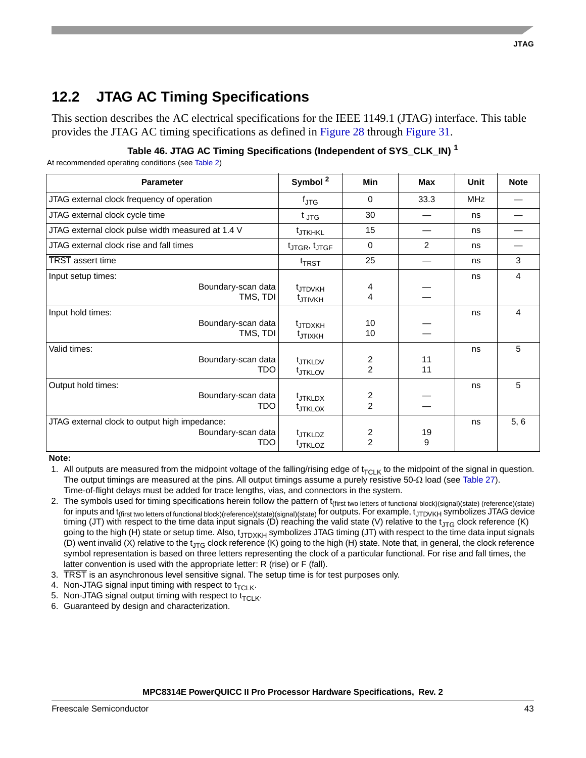## 12.2 JTAG AC Timing Specifications

This section describes the AC electrical specifications for the IEEE 1149.1 (JTAG) interface. This table provides the JTAG AC timing specifications as defined in Figure 28 through Figure 31.

**Table 46. JTAG AC Timing Specifications (Independent of SYS_CLK_IN) [1]**

At recommended operating conditions (see Table 2)

| Parameter | Symbol [2] | Min | Max | Unit | Note |
|---|---|---|---|---|---|
| JTAG external clock frequency of operation | $f_{JTG}$ | 0 | 33.3 | MHz | — |
| JTAG external clock cycle time | $t_{JTG}$ | 30 | — | ns | — |
| JTAG external clock pulse width measured at 1.4 V | $t_{JTKHKL}$ | 15 | — | ns | — |
| JTAG external clock rise and fall times | $t_{JTGR}$, $t_{JTGF}$ | 0 | 2 | ns | — |
| $\overline{\text{TRST}}$ assert time | $t_{TRST}$ | 25 | — | ns | 3 |
| Input setup times: | | | | ns | 4 |
| Boundary-scan data | $t_{JTDVKH}$ | 4 | — | | |
| TMS, TDI | $t_{JTIVKH}$ | 4 | — | | |
| Input hold times: | | | | ns | 4 |
| Boundary-scan data | $t_{JTDXKH}$ | 10 | — | | |
| TMS, TDI | $t_{JTIXKH}$ | 10 | — | | |
| Valid times: | | | | ns | 5 |
| Boundary-scan data | $t_{JTKLDV}$ | 2 | 11 | | |
| TDO | $t_{JTKLOV}$ | 2 | 11 | | |
| Output hold times: | | | | ns | 5 |
| Boundary-scan data | $t_{JTKLDX}$ | 2 | — | | |
| TDO | $t_{JTKLOX}$ | 2 | — | | |
| JTAG external clock to output high impedance: | | | | ns | 5, 6 |
| Boundary-scan data | $t_{JTKLDZ}$ | 2 | 19 | | |
| TDO | $t_{JTKLOZ}$ | 2 | 9 | | |

**Note:**

1. All outputs are measured from the midpoint voltage of the falling/rising edge of $t_{TCLK}$ to the midpoint of the signal in question. The output timings are measured at the pins. All output timings assume a purely resistive 50-Ω load (see Table 27). Time-of-flight delays must be added for trace lengths, vias, and connectors in the system.
2. The symbols used for timing specifications herein follow the pattern of $t_{\text{(first two letters of functional block)(signal)(state) (reference)(state)}}$ for inputs and $t_{\text{(first two letters of functional block)(reference)(state)(signal)(state)}}$ for outputs. For example, $t_{JTDVKH}$ symbolizes JTAG device timing (JT) with respect to the time data input signals (D) reaching the valid state (V) relative to the $t_{JTG}$ clock reference (K) going to the high (H) state or setup time. Also, $t_{JTDXKH}$ symbolizes JTAG timing (JT) with respect to the time data input signals (D) went invalid (X) relative to the $t_{JTG}$ clock reference (K) going to the high (H) state. Note that, in general, the clock reference symbol representation is based on three letters representing the clock of a particular functional. For rise and fall times, the latter convention is used with the appropriate letter: R (rise) or F (fall).
3. $\overline{\text{TRST}}$ is an asynchronous level sensitive signal. The setup time is for test purposes only.
4. Non-JTAG signal input timing with respect to $t_{TCLK}$.
5. Non-JTAG signal output timing with respect to $t_{TCLK}$.
6. Guaranteed by design and characterization.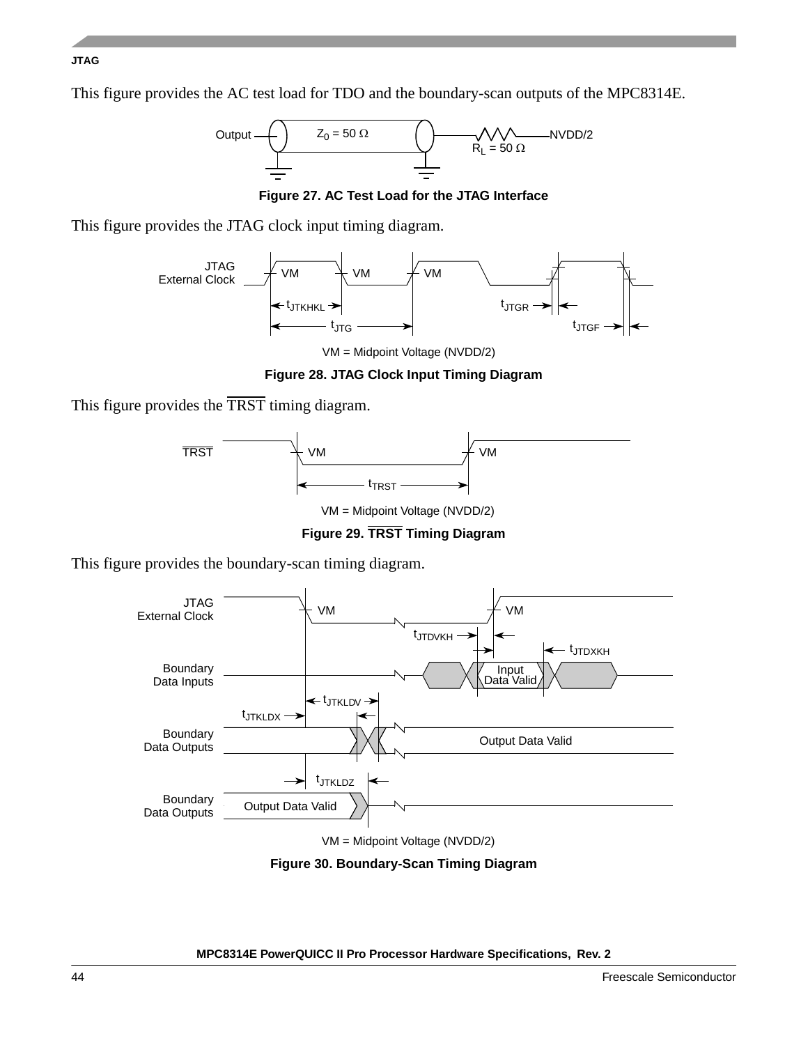This figure provides the AC test load for TDO and the boundary-scan outputs of the MPC8314E.

Figure 27. AC Test Load for the JTAG Interface

This figure provides the JTAG clock input timing diagram.

Figure 28. JTAG Clock Input Timing Diagram

This figure provides the $\overline{\text{TRST}}$ timing diagram.

Figure 29. $\overline{\text{TRST}}$ Timing Diagram

This figure provides the boundary-scan timing diagram.

Figure 30. Boundary-Scan Timing Diagram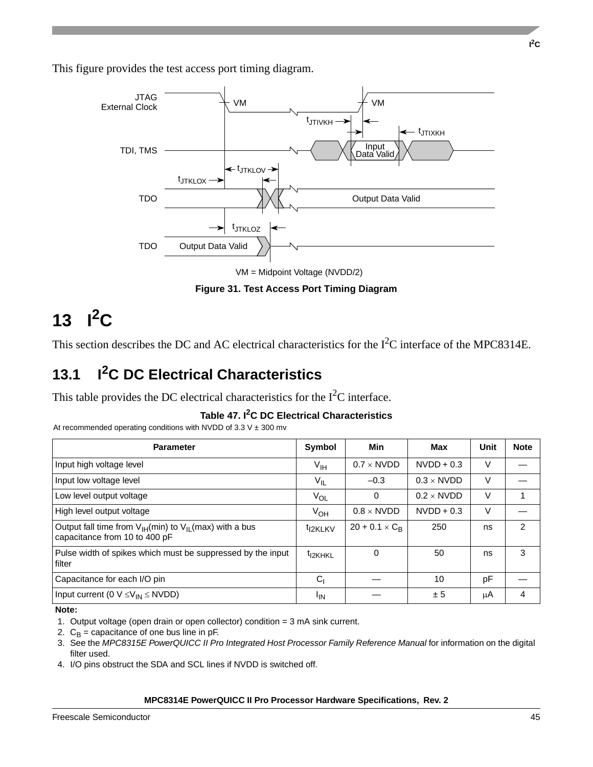This figure provides the test access port timing diagram.

Figure 31. Test Access Port Timing Diagram

# 13 I2C

This section describes the DC and AC electrical characteristics for the $I^2C$ interface of the MPC8314E.

## 13.1 I2C DC Electrical Characteristics

This table provides the DC electrical characteristics for the $I^2C$ interface.

**Table 47. $I^2C$ DC Electrical Characteristics**

At recommended operating conditions with NVDD of 3.3 V ± 300 mv

| Parameter | Symbol | Min | Max | Unit | Note |
|---|---|---|---|---|---|
| Input high voltage level | $V_{IH}$ | 0.7 × NVDD | NVDD + 0.3 | V | — |
| Input low voltage level | $V_{IL}$ | –0.3 | 0.3 × NVDD | V | — |
| Low level output voltage | $V_{OL}$ | 0 | 0.2 × NVDD | V | 1 |
| High level output voltage | $V_{OH}$ | 0.8 × NVDD | NVDD + 0.3 | V | — |
| Output fall time from $V_{IH}$(min) to $V_{IL}$(max) with a bus capacitance from 10 to 400 pF | $t_{I2KLKV}$ | 20 + 0.1 × $C_B$ | 250 | ns | 2 |
| Pulse width of spikes which must be suppressed by the input filter | $t_{I2KHKL}$ | 0 | 50 | ns | 3 |
| Capacitance for each I/O pin | $C_I$ | — | 10 | pF | — |
| Input current (0 V ≤ $V_{IN}$ ≤ NVDD) | $I_{IN}$ | — | ± 5 | μA | 4 |

**Note:**

1. Output voltage (open drain or open collector) condition = 3 mA sink current.
2. $C_B$ = capacitance of one bus line in pF.
3. See the *MPC8315E PowerQUICC II Pro Integrated Host Processor Family Reference Manual* for information on the digital filter used.
4. I/O pins obstruct the SDA and SCL lines if NVDD is switched off.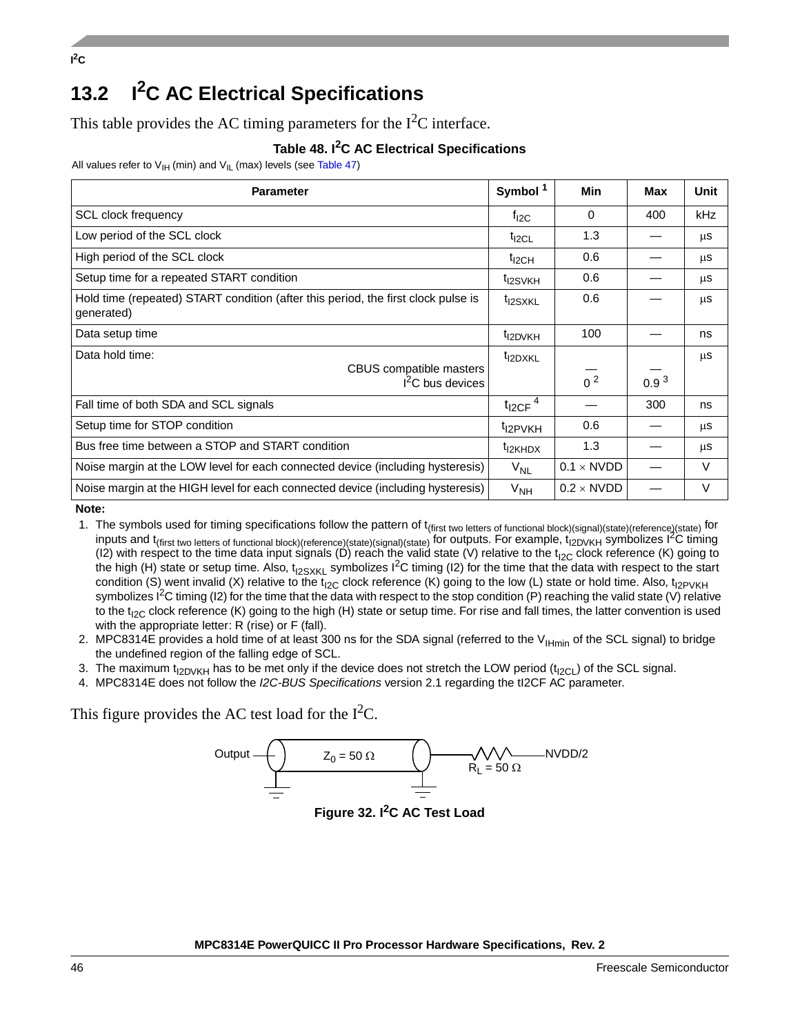## 13.2 $I^2C$ AC Electrical Specifications

This table provides the AC timing parameters for the $I^2C$ interface.

**Table 48. $I^2C$ AC Electrical Specifications**

All values refer to $V_{IH}$ (min) and $V_{IL}$ (max) levels (see Table 47)

| Parameter | Symbol [1] | Min | Max | Unit |
|---|---|---|---|---|
| SCL clock frequency | $f_{I2C}$ | 0 | 400 | kHz |
| Low period of the SCL clock | $t_{I2CL}$ | 1.3 | — | μs |
| High period of the SCL clock | $t_{I2CH}$ | 0.6 | — | μs |
| Setup time for a repeated START condition | $t_{I2SVKH}$ | 0.6 | — | μs |
| Hold time (repeated) START condition (after this period, the first clock pulse is generated) | $t_{I2SXKL}$ | 0.6 | — | μs |
| Data setup time | $t_{I2DVKH}$ | 100 | — | ns |
| Data hold time: CBUS compatible masters | $t_{I2DXKL}$ | — | — | μs |
| Data hold time: $I^2C$ bus devices | | 0 [2] | 0.9 [3] | |
| Fall time of both SDA and SCL signals | $t_{I2CF}$ [4] | — | 300 | ns |
| Setup time for STOP condition | $t_{I2PVKH}$ | 0.6 | — | μs |
| Bus free time between a STOP and START condition | $t_{I2KHDX}$ | 1.3 | — | μs |
| Noise margin at the LOW level for each connected device (including hysteresis) | $V_{NL}$ | 0.1 × NVDD | — | V |
| Noise margin at the HIGH level for each connected device (including hysteresis) | $V_{NH}$ | 0.2 × NVDD | — | V |

**Note:**

1. The symbols used for timing specifications follow the pattern of $t_{\text{(first two letters of functional block)(signal)(state)(reference)(state)}}$ for inputs and $t_{\text{(first two letters of functional block)(reference)(state)(signal)(state)}}$ for outputs. For example, $t_{I2DVKH}$ symbolizes $I^2C$ timing (I2) with respect to the time data input signals (D) reach the valid state (V) relative to the $t_{I2C}$ clock reference (K) going to the high (H) state or setup time. Also, $t_{I2SXKL}$ symbolizes $I^2C$ timing (I2) for the time that the data with respect to the start condition (S) went invalid (X) relative to the $t_{I2C}$ clock reference (K) going to the low (L) state or hold time. Also, $t_{I2PVKH}$ symbolizes $I^2C$ timing (I2) for the time that the data with respect to the stop condition (P) reaching the valid state (V) relative to the $t_{I2C}$ clock reference (K) going to the high (H) state or setup time. For rise and fall times, the latter convention is used with the appropriate letter: R (rise) or F (fall).
2. MPC8314E provides a hold time of at least 300 ns for the SDA signal (referred to the $V_{IHmin}$ of the SCL signal) to bridge the undefined region of the falling edge of SCL.
3. The maximum $t_{I2DVKH}$ has to be met only if the device does not stretch the LOW period ($t_{I2CL}$) of the SCL signal.
4. MPC8314E does not follow the *I2C-BUS Specifications* version 2.1 regarding the tI2CF AC parameter.

This figure provides the AC test load for the $I^2C$.

Output — $Z_0 = 50\ \Omega$ — $R_L = 50\ \Omega$ — NVDD/2

**Figure 32. $I^2C$ AC Test Load**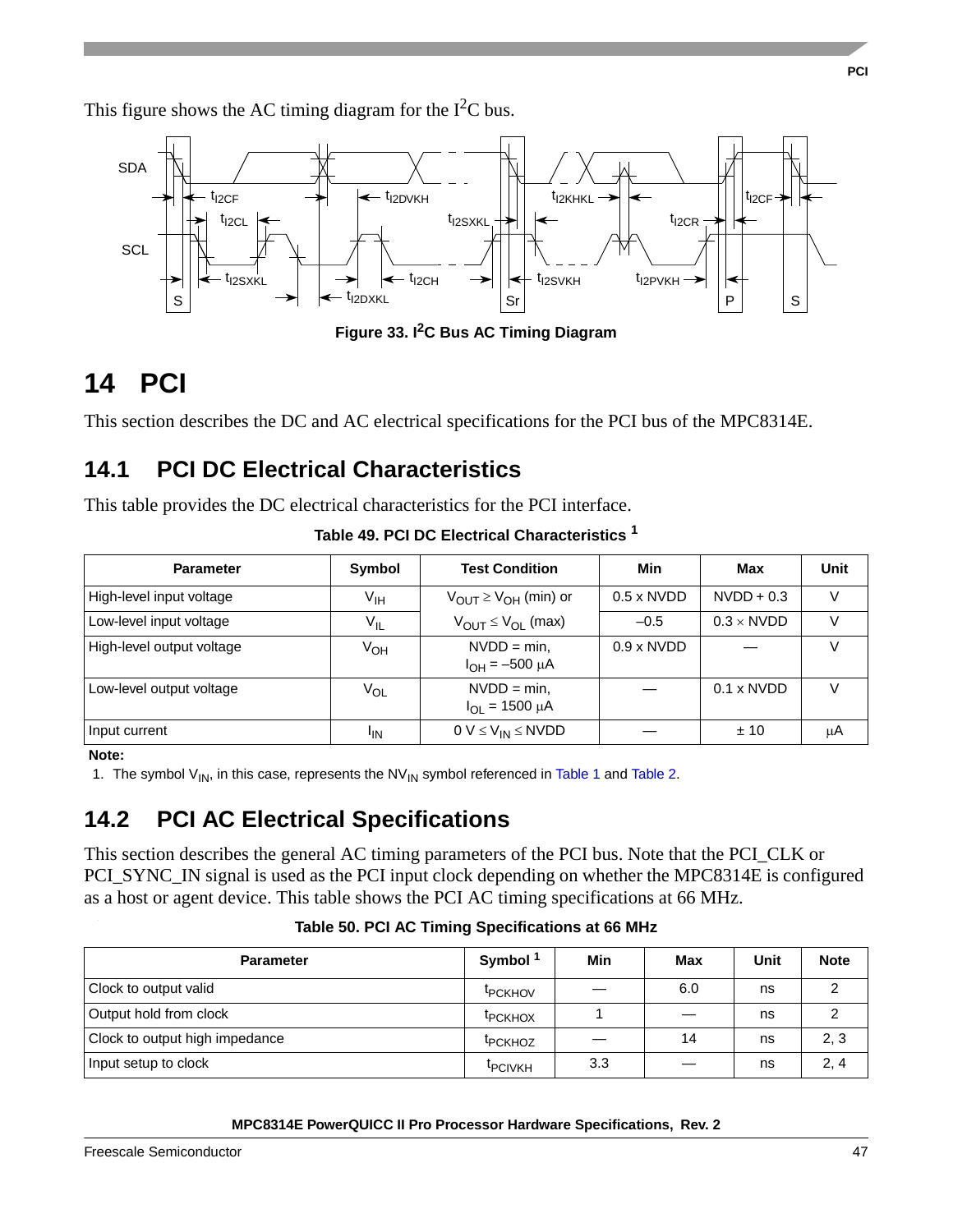This figure shows the AC timing diagram for the I$^2$C bus.

Figure 33. I$^2$C Bus AC Timing Diagram

# 14 PCI

This section describes the DC and AC electrical specifications for the PCI bus of the MPC8314E.

## 14.1 PCI DC Electrical Characteristics

This table provides the DC electrical characteristics for the PCI interface.

**Table 49. PCI DC Electrical Characteristics [1]**

| Parameter | Symbol | Test Condition | Min | Max | Unit |
|---|---|---|---|---|---|
| High-level input voltage | $V_{IH}$ | $V_{OUT} \geq V_{OH}$ (min) or | 0.5 x NVDD | NVDD + 0.3 | V |
| Low-level input voltage | $V_{IL}$ | $V_{OUT} \leq V_{OL}$ (max) | –0.5 | 0.3 × NVDD | V |
| High-level output voltage | $V_{OH}$ | NVDD = min, $I_{OH}$ = –500 μA | 0.9 x NVDD | — | V |
| Low-level output voltage | $V_{OL}$ | NVDD = min, $I_{OL}$ = 1500 μA | — | 0.1 x NVDD | V |
| Input current | $I_{IN}$ | 0 V ≤ $V_{IN}$ ≤ NVDD | — | ± 10 | μA |

**Note:**
1. The symbol $V_{IN}$, in this case, represents the $NV_{IN}$ symbol referenced in Table 1 and Table 2.

## 14.2 PCI AC Electrical Specifications

This section describes the general AC timing parameters of the PCI bus. Note that the PCI_CLK or PCI_SYNC_IN signal is used as the PCI input clock depending on whether the MPC8314E is configured as a host or agent device. This table shows the PCI AC timing specifications at 66 MHz.

**Table 50. PCI AC Timing Specifications at 66 MHz**

| Parameter | Symbol [1] | Min | Max | Unit | Note |
|---|---|---|---|---|---|
| Clock to output valid | $t_{PCKHOV}$ | — | 6.0 | ns | 2 |
| Output hold from clock | $t_{PCKHOX}$ | 1 | — | ns | 2 |
| Clock to output high impedance | $t_{PCKHOZ}$ | — | 14 | ns | 2, 3 |
| Input setup to clock | $t_{PCIVKH}$ | 3.3 | — | ns | 2, 4 |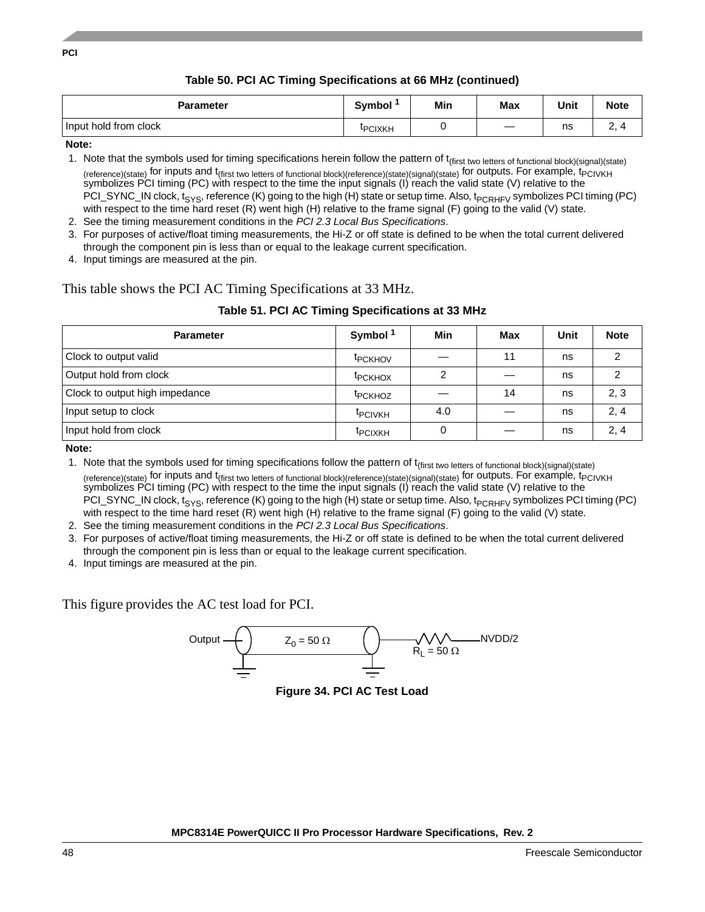**Table 50. PCI AC Timing Specifications at 66 MHz (continued)**

| Parameter | Symbol [1] | Min | Max | Unit | Note |
|---|---|---|---|---|---|
| Input hold from clock | $t_{PCIXKH}$ | 0 | — | ns | 2, 4 |

**Note:**

1. Note that the symbols used for timing specifications herein follow the pattern of $t_{\text{(first two letters of functional block)(signal)(state)(reference)(state)}}$ for inputs and $t_{\text{(first two letters of functional block)(reference)(state)(signal)(state)}}$ for outputs. For example, $t_{PCIVKH}$ symbolizes PCI timing (PC) with respect to the time the input signals (I) reach the valid state (V) relative to the PCI_SYNC_IN clock, $t_{SYS}$, reference (K) going to the high (H) state or setup time. Also, $t_{PCRHFV}$ symbolizes PCI timing (PC) with respect to the time hard reset (R) went high (H) relative to the frame signal (F) going to the valid (V) state.
2. See the timing measurement conditions in the *PCI 2.3 Local Bus Specifications*.
3. For purposes of active/float timing measurements, the Hi-Z or off state is defined to be when the total current delivered through the component pin is less than or equal to the leakage current specification.
4. Input timings are measured at the pin.

This table shows the PCI AC Timing Specifications at 33 MHz.

**Table 51. PCI AC Timing Specifications at 33 MHz**

| Parameter | Symbol [1] | Min | Max | Unit | Note |
|---|---|---|---|---|---|
| Clock to output valid | $t_{PCKHOV}$ | — | 11 | ns | 2 |
| Output hold from clock | $t_{PCKHOX}$ | 2 | — | ns | 2 |
| Clock to output high impedance | $t_{PCKHOZ}$ | — | 14 | ns | 2, 3 |
| Input setup to clock | $t_{PCIVKH}$ | 4.0 | — | ns | 2, 4 |
| Input hold from clock | $t_{PCIXKH}$ | 0 | — | ns | 2, 4 |

**Note:**

1. Note that the symbols used for timing specifications follow the pattern of $t_{\text{(first two letters of functional block)(signal)(state)(reference)(state)}}$ for inputs and $t_{\text{(first two letters of functional block)(reference)(state)(signal)(state)}}$ for outputs. For example, $t_{PCIVKH}$ symbolizes PCI timing (PC) with respect to the time the input signals (I) reach the valid state (V) relative to the PCI_SYNC_IN clock, $t_{SYS}$, reference (K) going to the high (H) state or setup time. Also, $t_{PCRHFV}$ symbolizes PCI timing (PC) with respect to the time hard reset (R) went high (H) relative to the frame signal (F) going to the valid (V) state.
2. See the timing measurement conditions in the *PCI 2.3 Local Bus Specifications*.
3. For purposes of active/float timing measurements, the Hi-Z or off state is defined to be when the total current delivered through the component pin is less than or equal to the leakage current specification.
4. Input timings are measured at the pin.

This figure provides the AC test load for PCI.

Output — $Z_0 = 50\ \Omega$ — $R_L = 50\ \Omega$ — NVDD/2

**Figure 34. PCI AC Test Load**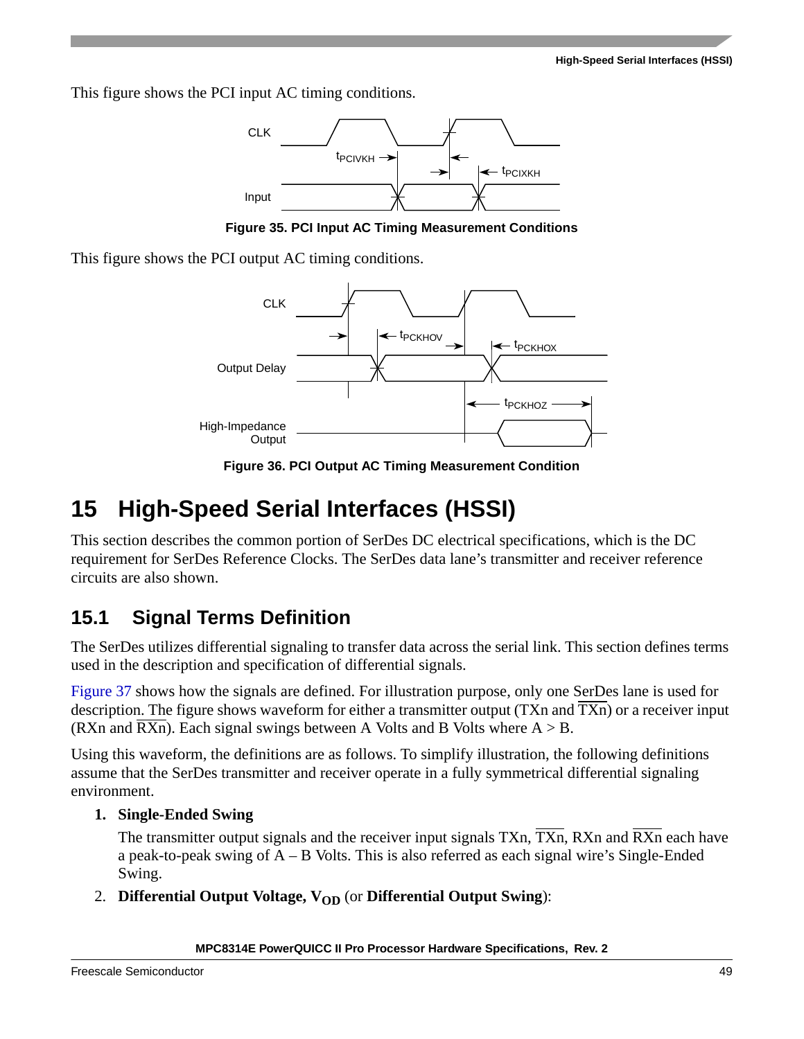This figure shows the PCI input AC timing conditions.

Figure 35. PCI Input AC Timing Measurement Conditions

This figure shows the PCI output AC timing conditions.

Figure 36. PCI Output AC Timing Measurement Condition

# 15 High-Speed Serial Interfaces (HSSI)

This section describes the common portion of SerDes DC electrical specifications, which is the DC requirement for SerDes Reference Clocks. The SerDes data lane's transmitter and receiver reference circuits are also shown.

## 15.1 Signal Terms Definition

The SerDes utilizes differential signaling to transfer data across the serial link. This section defines terms used in the description and specification of differential signals.

Figure 37 shows how the signals are defined. For illustration purpose, only one SerDes lane is used for description. The figure shows waveform for either a transmitter output (TXn and $\overline{\text{TXn}}$) or a receiver input (RXn and $\overline{\text{RXn}}$). Each signal swings between A Volts and B Volts where A > B.

Using this waveform, the definitions are as follows. To simplify illustration, the following definitions assume that the SerDes transmitter and receiver operate in a fully symmetrical differential signaling environment.

1. **Single-Ended Swing**

   The transmitter output signals and the receiver input signals TXn, $\overline{\text{TXn}}$, RXn and $\overline{\text{RXn}}$ each have a peak-to-peak swing of A – B Volts. This is also referred as each signal wire's Single-Ended Swing.

2. **Differential Output Voltage, $V_{OD}$** (or **Differential Output Swing**):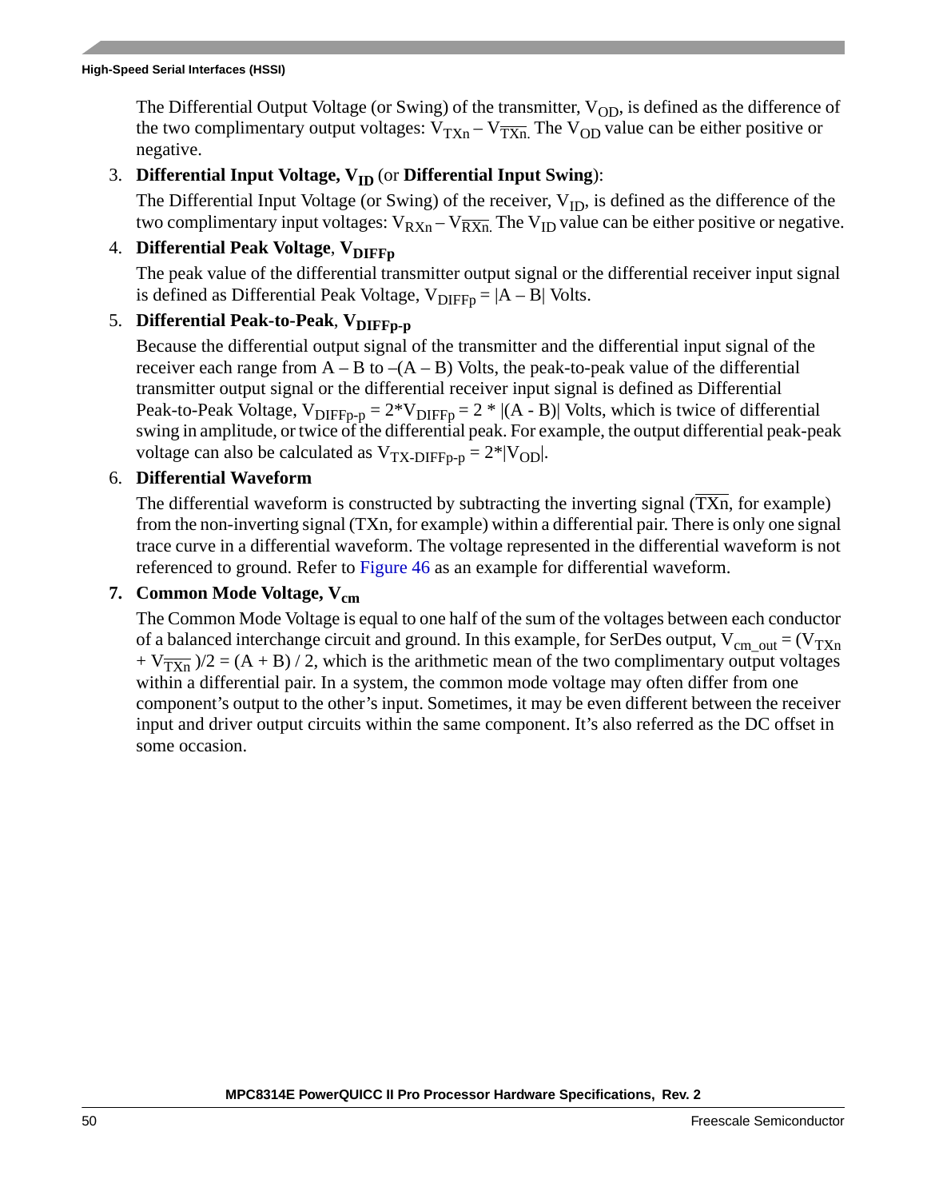The Differential Output Voltage (or Swing) of the transmitter, $V_{OD}$, is defined as the difference of the two complimentary output voltages: $V_{TXn} - V_{\overline{TXn}}$. The $V_{OD}$ value can be either positive or negative.

3. **Differential Input Voltage, $V_{ID}$** (or **Differential Input Swing**):

   The Differential Input Voltage (or Swing) of the receiver, $V_{ID}$, is defined as the difference of the two complimentary input voltages: $V_{RXn} - V_{\overline{RXn}}$. The $V_{ID}$ value can be either positive or negative.

4. **Differential Peak Voltage**, $V_{DIFFp}$

   The peak value of the differential transmitter output signal or the differential receiver input signal is defined as Differential Peak Voltage, $V_{DIFFp} = |A - B|$ Volts.

5. **Differential Peak-to-Peak**, $V_{DIFFp\text{-}p}$

   Because the differential output signal of the transmitter and the differential input signal of the receiver each range from A – B to –(A – B) Volts, the peak-to-peak value of the differential transmitter output signal or the differential receiver input signal is defined as Differential Peak-to-Peak Voltage, $V_{DIFFp\text{-}p} = 2 \times V_{DIFFp} = 2 \times |(A - B)|$ Volts, which is twice of differential swing in amplitude, or twice of the differential peak. For example, the output differential peak-peak voltage can also be calculated as $V_{TX\text{-}DIFFp\text{-}p} = 2 \times |V_{OD}|$.

6. **Differential Waveform**

   The differential waveform is constructed by subtracting the inverting signal ($\overline{TXn}$, for example) from the non-inverting signal (TXn, for example) within a differential pair. There is only one signal trace curve in a differential waveform. The voltage represented in the differential waveform is not referenced to ground. Refer to Figure 46 as an example for differential waveform.

7. **Common Mode Voltage, $V_{cm}$**

   The Common Mode Voltage is equal to one half of the sum of the voltages between each conductor of a balanced interchange circuit and ground. In this example, for SerDes output, $V_{cm\_out} = (V_{TXn} + V_{\overline{TXn}})/2 = (A + B) / 2$, which is the arithmetic mean of the two complimentary output voltages within a differential pair. In a system, the common mode voltage may often differ from one component's output to the other's input. Sometimes, it may be even different between the receiver input and driver output circuits within the same component. It's also referred as the DC offset in some occasion.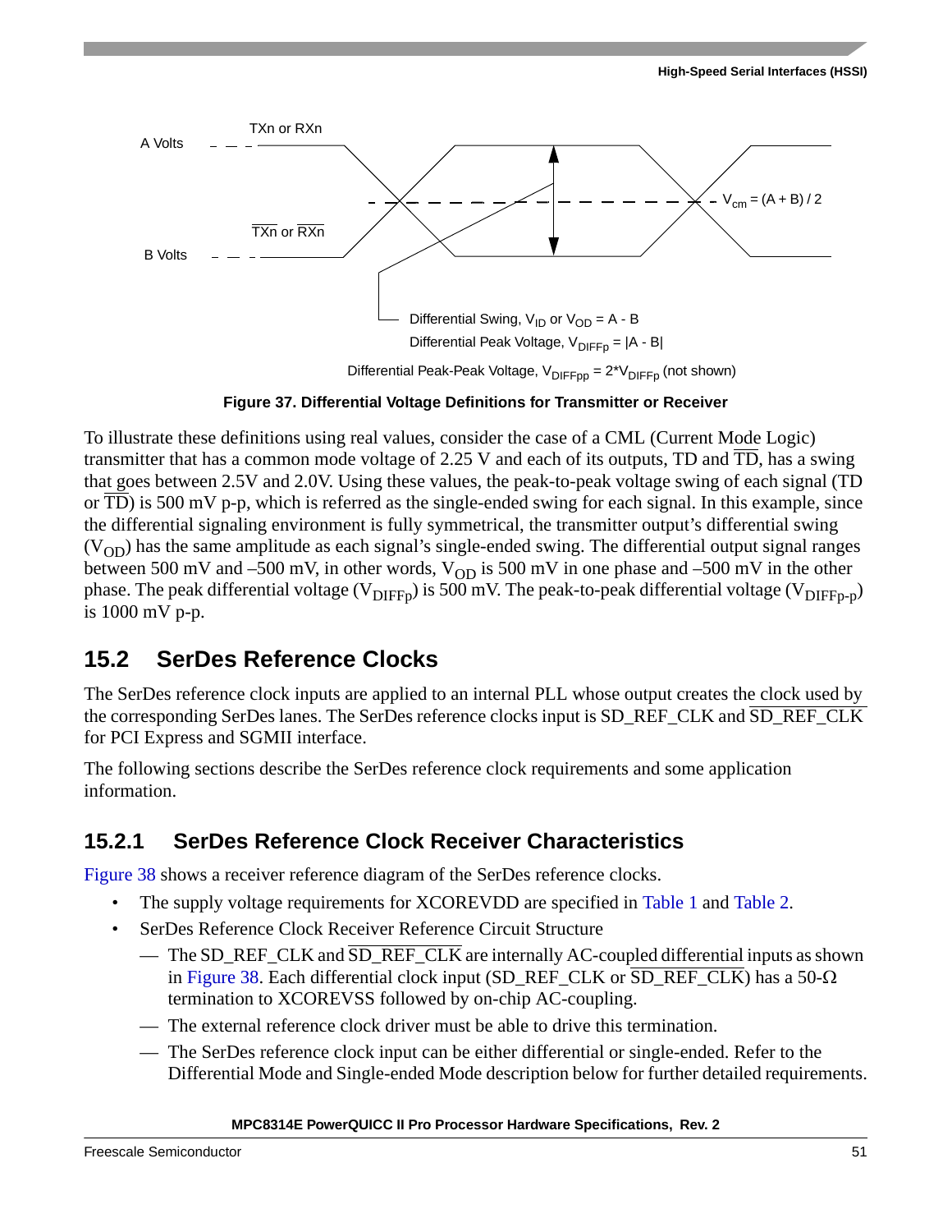Figure 37. Differential Voltage Definitions for Transmitter or Receiver

To illustrate these definitions using real values, consider the case of a CML (Current Mode Logic) transmitter that has a common mode voltage of 2.25 V and each of its outputs, TD and $\overline{TD}$, has a swing that goes between 2.5V and 2.0V. Using these values, the peak-to-peak voltage swing of each signal (TD or $\overline{TD}$) is 500 mV p-p, which is referred as the single-ended swing for each signal. In this example, since the differential signaling environment is fully symmetrical, the transmitter output's differential swing ($V_{OD}$) has the same amplitude as each signal's single-ended swing. The differential output signal ranges between 500 mV and –500 mV, in other words, $V_{OD}$ is 500 mV in one phase and –500 mV in the other phase. The peak differential voltage ($V_{DIFFp}$) is 500 mV. The peak-to-peak differential voltage ($V_{DIFFp\text{-}p}$) is 1000 mV p-p.

## 15.2 SerDes Reference Clocks

The SerDes reference clock inputs are applied to an internal PLL whose output creates the clock used by the corresponding SerDes lanes. The SerDes reference clocks input is SD_REF_CLK and $\overline{\text{SD\_REF\_CLK}}$ for PCI Express and SGMII interface.

The following sections describe the SerDes reference clock requirements and some application information.

### 15.2.1 SerDes Reference Clock Receiver Characteristics

Figure 38 shows a receiver reference diagram of the SerDes reference clocks.

- The supply voltage requirements for XCOREVDD are specified in Table 1 and Table 2.
- SerDes Reference Clock Receiver Reference Circuit Structure
  - — The SD_REF_CLK and $\overline{\text{SD\_REF\_CLK}}$ are internally AC-coupled differential inputs as shown in Figure 38. Each differential clock input (SD_REF_CLK or $\overline{\text{SD\_REF\_CLK}}$) has a 50-Ω termination to XCOREVSS followed by on-chip AC-coupling.
  - — The external reference clock driver must be able to drive this termination.
  - — The SerDes reference clock input can be either differential or single-ended. Refer to the Differential Mode and Single-ended Mode description below for further detailed requirements.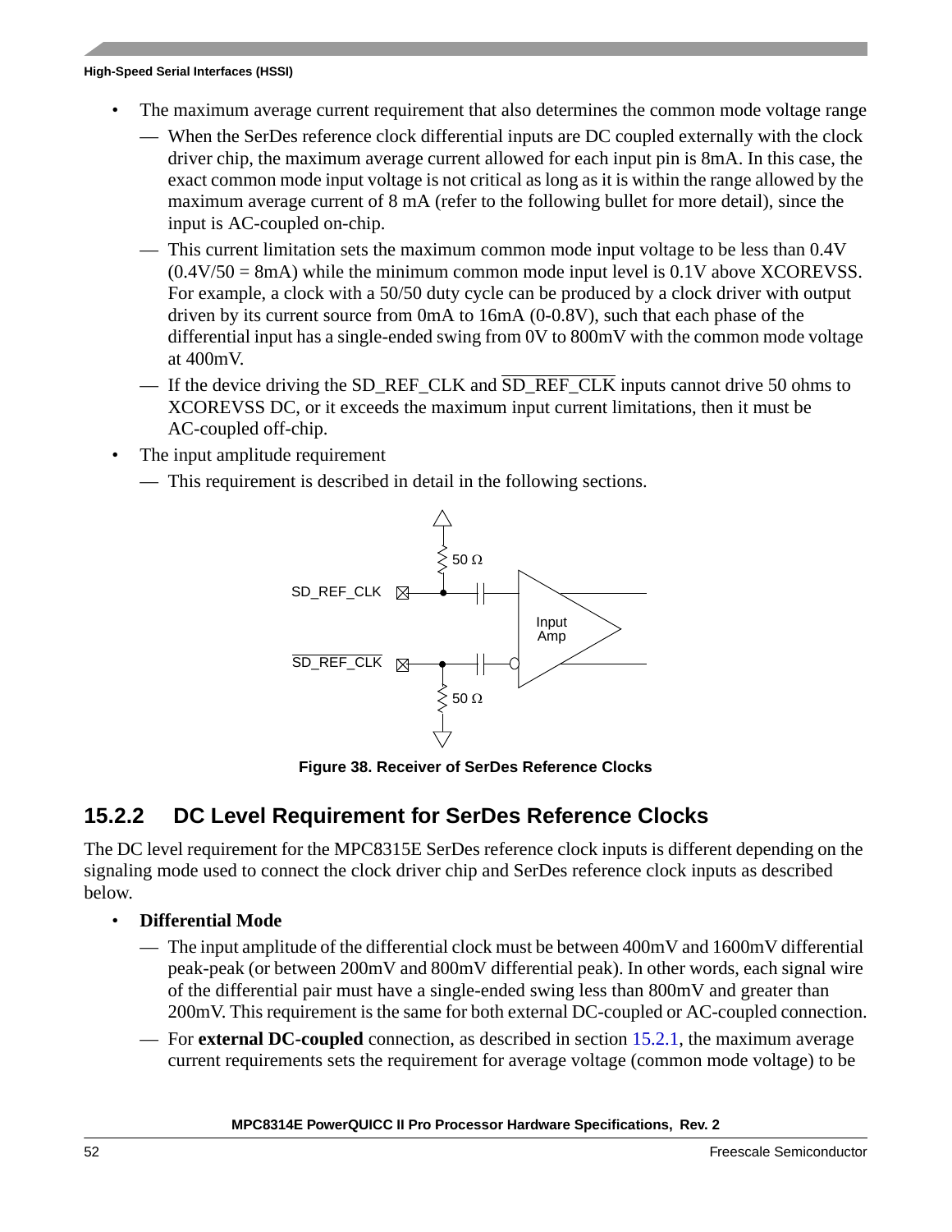- The maximum average current requirement that also determines the common mode voltage range
  - When the SerDes reference clock differential inputs are DC coupled externally with the clock driver chip, the maximum average current allowed for each input pin is 8mA. In this case, the exact common mode input voltage is not critical as long as it is within the range allowed by the maximum average current of 8 mA (refer to the following bullet for more detail), since the input is AC-coupled on-chip.
  - This current limitation sets the maximum common mode input voltage to be less than 0.4V (0.4V/50 = 8mA) while the minimum common mode input level is 0.1V above XCOREVSS. For example, a clock with a 50/50 duty cycle can be produced by a clock driver with output driven by its current source from 0mA to 16mA (0-0.8V), such that each phase of the differential input has a single-ended swing from 0V to 800mV with the common mode voltage at 400mV.
  - If the device driving the SD_REF_CLK and $\overline{\text{SD\_REF\_CLK}}$ inputs cannot drive 50 ohms to XCOREVSS DC, or it exceeds the maximum input current limitations, then it must be AC-coupled off-chip.
- The input amplitude requirement
  - This requirement is described in detail in the following sections.

**Figure 38. Receiver of SerDes Reference Clocks**

### 15.2.2 DC Level Requirement for SerDes Reference Clocks

The DC level requirement for the MPC8315E SerDes reference clock inputs is different depending on the signaling mode used to connect the clock driver chip and SerDes reference clock inputs as described below.

- **Differential Mode**
  - The input amplitude of the differential clock must be between 400mV and 1600mV differential peak-peak (or between 200mV and 800mV differential peak). In other words, each signal wire of the differential pair must have a single-ended swing less than 800mV and greater than 200mV. This requirement is the same for both external DC-coupled or AC-coupled connection.
  - For **external DC-coupled** connection, as described in section 15.2.1, the maximum average current requirements sets the requirement for average voltage (common mode voltage) to be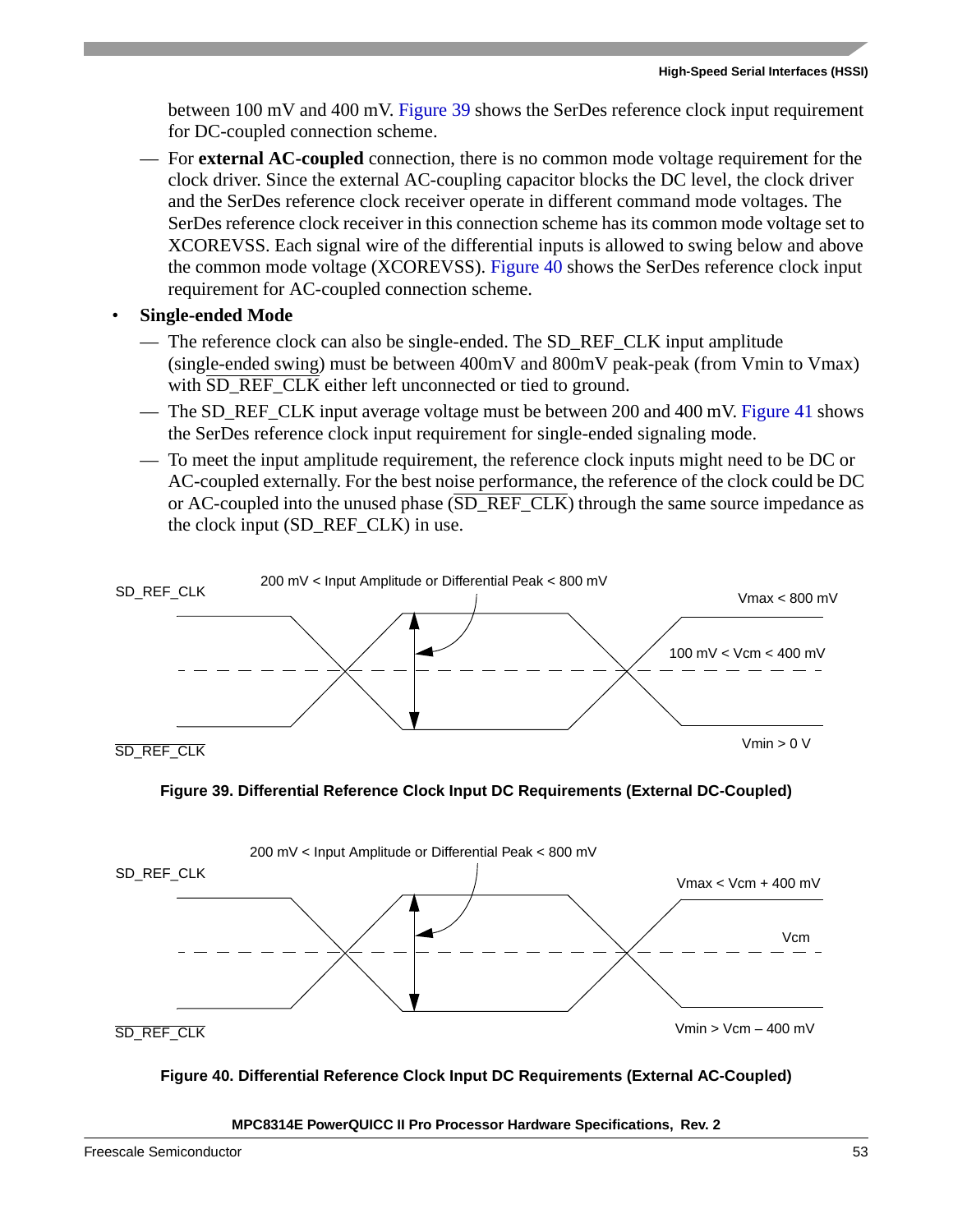between 100 mV and 400 mV. Figure 39 shows the SerDes reference clock input requirement for DC-coupled connection scheme.

- For **external AC-coupled** connection, there is no common mode voltage requirement for the clock driver. Since the external AC-coupling capacitor blocks the DC level, the clock driver and the SerDes reference clock receiver operate in different command mode voltages. The SerDes reference clock receiver in this connection scheme has its common mode voltage set to XCOREVSS. Each signal wire of the differential inputs is allowed to swing below and above the common mode voltage (XCOREVSS). Figure 40 shows the SerDes reference clock input requirement for AC-coupled connection scheme.

- **Single-ended Mode**
  - The reference clock can also be single-ended. The SD_REF_CLK input amplitude (single-ended swing) must be between 400mV and 800mV peak-peak (from Vmin to Vmax) with $\overline{\text{SD\_REF\_CLK}}$ either left unconnected or tied to ground.
  - The SD_REF_CLK input average voltage must be between 200 and 400 mV. Figure 41 shows the SerDes reference clock input requirement for single-ended signaling mode.
  - To meet the input amplitude requirement, the reference clock inputs might need to be DC or AC-coupled externally. For the best noise performance, the reference of the clock could be DC or AC-coupled into the unused phase ($\overline{\text{SD\_REF\_CLK}}$) through the same source impedance as the clock input (SD_REF_CLK) in use.

SD_REF_CLK — 200 mV < Input Amplitude or Differential Peak < 800 mV — Vmax < 800 mV — 100 mV < Vcm < 400 mV — Vmin > 0 V — $\overline{\text{SD\_REF\_CLK}}$

**Figure 39. Differential Reference Clock Input DC Requirements (External DC-Coupled)**

SD_REF_CLK — 200 mV < Input Amplitude or Differential Peak < 800 mV — Vmax < Vcm + 400 mV — Vcm — Vmin > Vcm – 400 mV — $\overline{\text{SD\_REF\_CLK}}$

**Figure 40. Differential Reference Clock Input DC Requirements (External AC-Coupled)**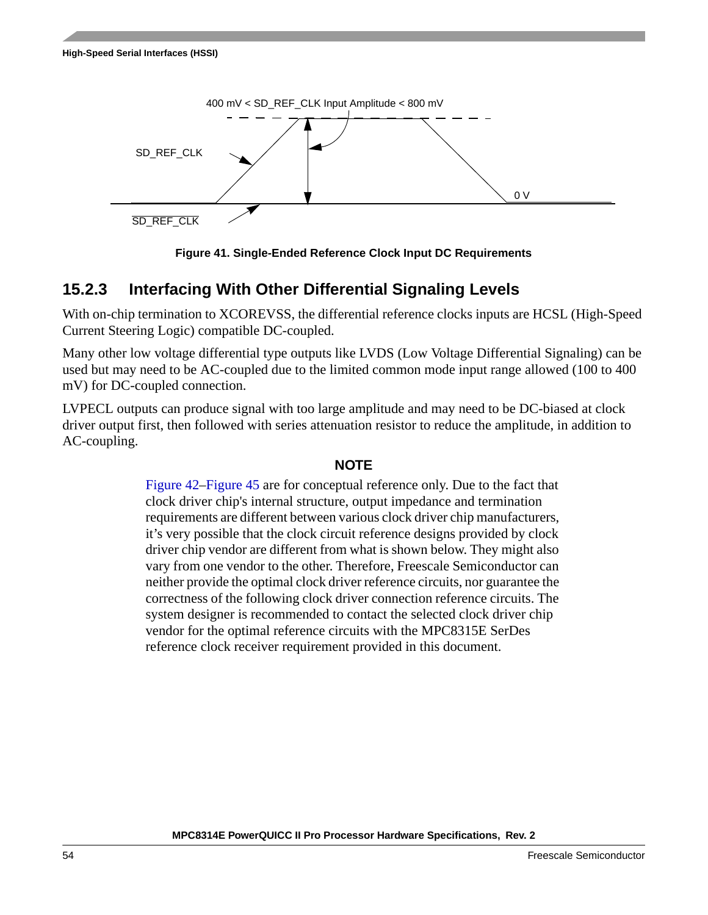400 mV < SD_REF_CLK Input Amplitude < 800 mV

SD_REF_CLK

0 V

SD_REF_CLK

**Figure 41. Single-Ended Reference Clock Input DC Requirements**

### 15.2.3 Interfacing With Other Differential Signaling Levels

With on-chip termination to XCOREVSS, the differential reference clocks inputs are HCSL (High-Speed Current Steering Logic) compatible DC-coupled.

Many other low voltage differential type outputs like LVDS (Low Voltage Differential Signaling) can be used but may need to be AC-coupled due to the limited common mode input range allowed (100 to 400 mV) for DC-coupled connection.

LVPECL outputs can produce signal with too large amplitude and may need to be DC-biased at clock driver output first, then followed with series attenuation resistor to reduce the amplitude, in addition to AC-coupling.

**NOTE**

Figure 42–Figure 45 are for conceptual reference only. Due to the fact that clock driver chip's internal structure, output impedance and termination requirements are different between various clock driver chip manufacturers, it's very possible that the clock circuit reference designs provided by clock driver chip vendor are different from what is shown below. They might also vary from one vendor to the other. Therefore, Freescale Semiconductor can neither provide the optimal clock driver reference circuits, nor guarantee the correctness of the following clock driver connection reference circuits. The system designer is recommended to contact the selected clock driver chip vendor for the optimal reference circuits with the MPC8315E SerDes reference clock receiver requirement provided in this document.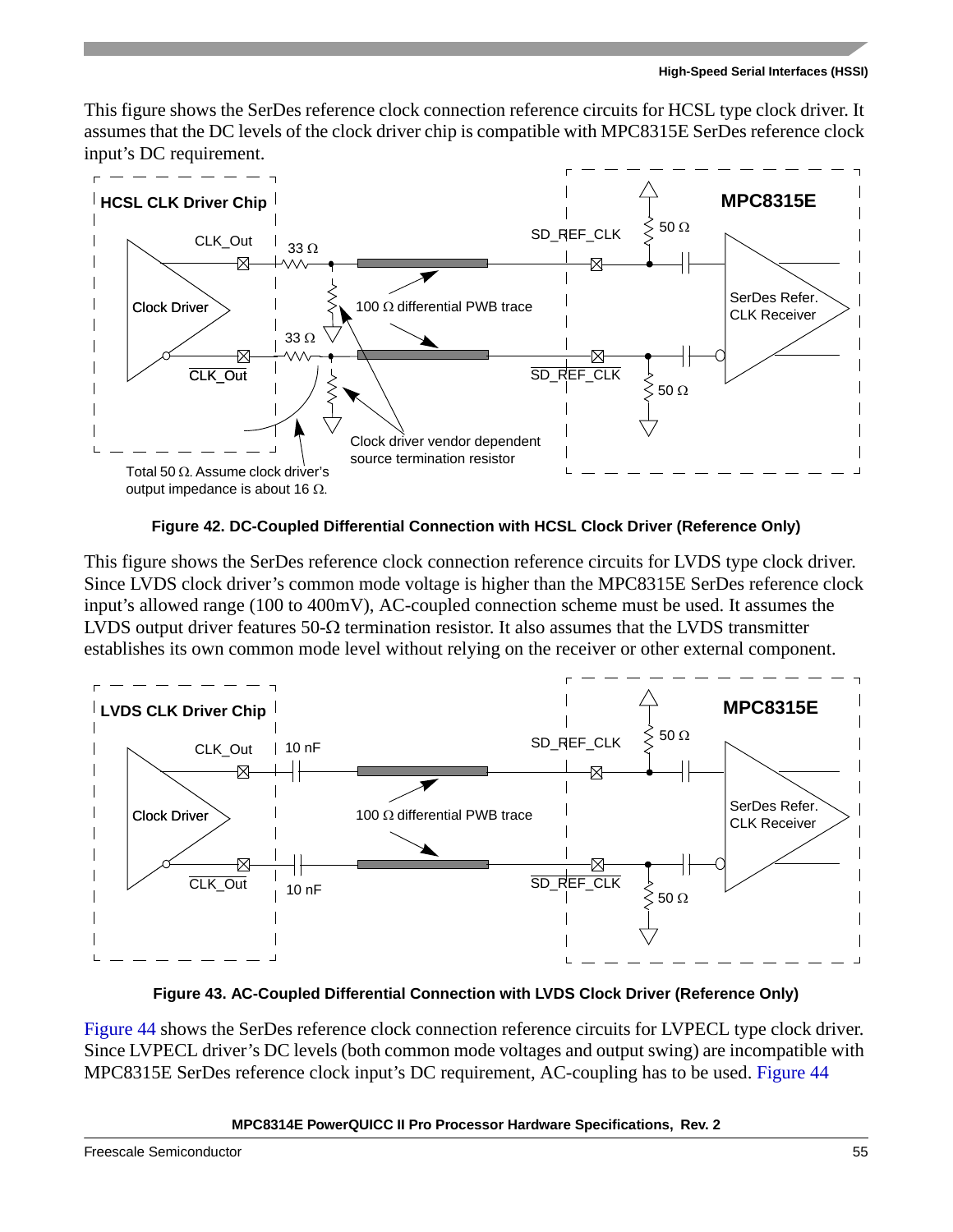This figure shows the SerDes reference clock connection reference circuits for HCSL type clock driver. It assumes that the DC levels of the clock driver chip is compatible with MPC8315E SerDes reference clock input's DC requirement.

**Figure 42. DC-Coupled Differential Connection with HCSL Clock Driver (Reference Only)**

This figure shows the SerDes reference clock connection reference circuits for LVDS type clock driver. Since LVDS clock driver's common mode voltage is higher than the MPC8315E SerDes reference clock input's allowed range (100 to 400mV), AC-coupled connection scheme must be used. It assumes the LVDS output driver features 50-Ω termination resistor. It also assumes that the LVDS transmitter establishes its own common mode level without relying on the receiver or other external component.

**Figure 43. AC-Coupled Differential Connection with LVDS Clock Driver (Reference Only)**

Figure 44 shows the SerDes reference clock connection reference circuits for LVPECL type clock driver. Since LVPECL driver's DC levels (both common mode voltages and output swing) are incompatible with MPC8315E SerDes reference clock input's DC requirement, AC-coupling has to be used. Figure 44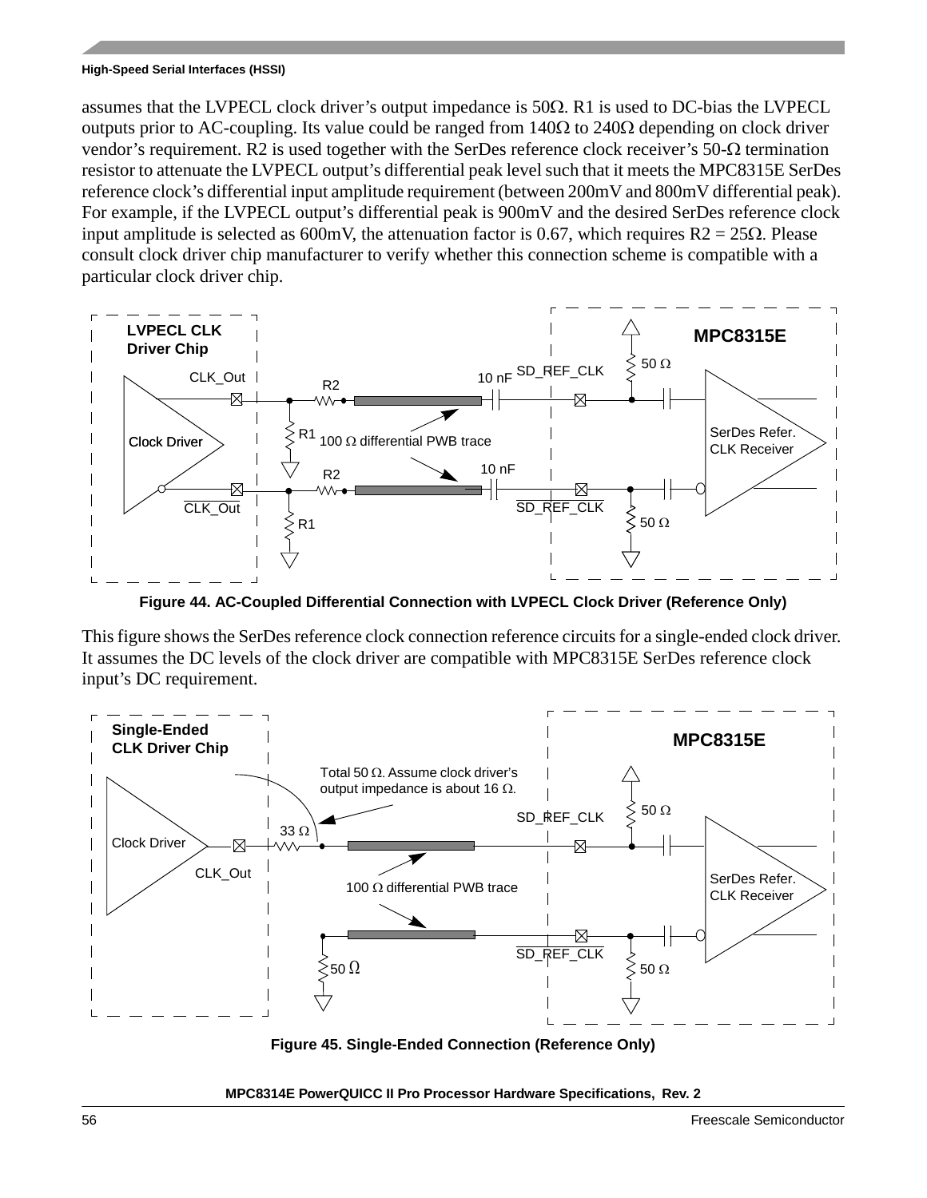assumes that the LVPECL clock driver's output impedance is 50Ω. R1 is used to DC-bias the LVPECL outputs prior to AC-coupling. Its value could be ranged from 140Ω to 240Ω depending on clock driver vendor's requirement. R2 is used together with the SerDes reference clock receiver's 50-Ω termination resistor to attenuate the LVPECL output's differential peak level such that it meets the MPC8315E SerDes reference clock's differential input amplitude requirement (between 200mV and 800mV differential peak). For example, if the LVPECL output's differential peak is 900mV and the desired SerDes reference clock input amplitude is selected as 600mV, the attenuation factor is 0.67, which requires R2 = 25Ω. Please consult clock driver chip manufacturer to verify whether this connection scheme is compatible with a particular clock driver chip.

**Figure 44. AC-Coupled Differential Connection with LVPECL Clock Driver (Reference Only)**

This figure shows the SerDes reference clock connection reference circuits for a single-ended clock driver. It assumes the DC levels of the clock driver are compatible with MPC8315E SerDes reference clock input's DC requirement.

**Figure 45. Single-Ended Connection (Reference Only)**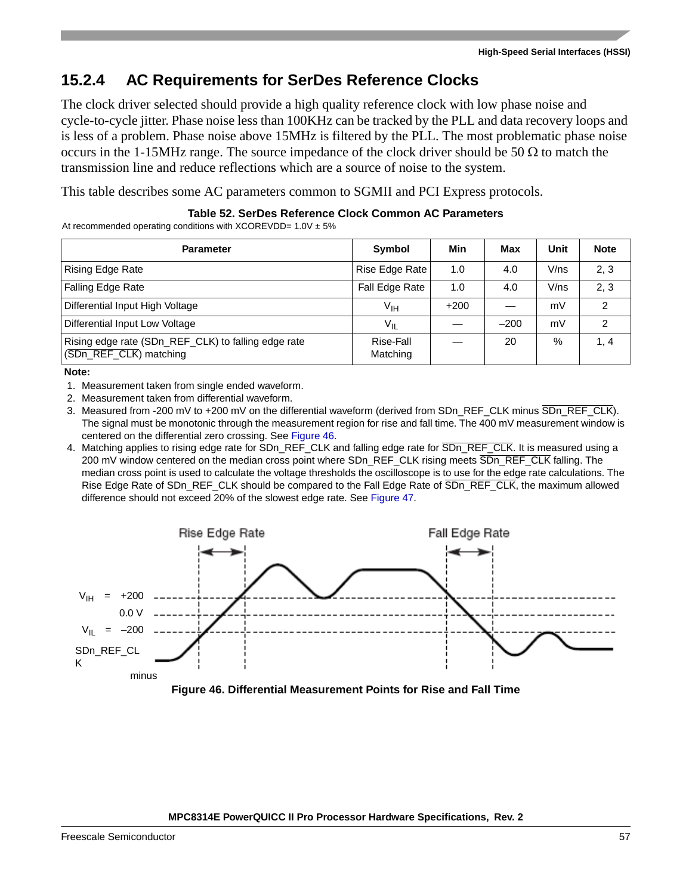## 15.2.4 AC Requirements for SerDes Reference Clocks

The clock driver selected should provide a high quality reference clock with low phase noise and cycle-to-cycle jitter. Phase noise less than 100KHz can be tracked by the PLL and data recovery loops and is less of a problem. Phase noise above 15MHz is filtered by the PLL. The most problematic phase noise occurs in the 1-15MHz range. The source impedance of the clock driver should be 50 Ω to match the transmission line and reduce reflections which are a source of noise to the system.

This table describes some AC parameters common to SGMII and PCI Express protocols.

**Table 52. SerDes Reference Clock Common AC Parameters**

At recommended operating conditions with XCOREVDD= 1.0V ± 5%

| Parameter | Symbol | Min | Max | Unit | Note |
|---|---|---|---|---|---|
| Rising Edge Rate | Rise Edge Rate | 1.0 | 4.0 | V/ns | 2, 3 |
| Falling Edge Rate | Fall Edge Rate | 1.0 | 4.0 | V/ns | 2, 3 |
| Differential Input High Voltage | $V_{IH}$ | +200 | — | mV | 2 |
| Differential Input Low Voltage | $V_{IL}$ | — | –200 | mV | 2 |
| Rising edge rate (SDn_REF_CLK) to falling edge rate ($\overline{\text{SDn\_REF\_CLK}}$) matching | Rise-Fall Matching | — | 20 | % | 1, 4 |

**Note:**

1. Measurement taken from single ended waveform.
2. Measurement taken from differential waveform.
3. Measured from -200 mV to +200 mV on the differential waveform (derived from SDn_REF_CLK minus $\overline{\text{SDn\_REF\_CLK}}$). The signal must be monotonic through the measurement region for rise and fall time. The 400 mV measurement window is centered on the differential zero crossing. See Figure 46.
4. Matching applies to rising edge rate for SDn_REF_CLK and falling edge rate for $\overline{\text{SDn\_REF\_CLK}}$. It is measured using a 200 mV window centered on the median cross point where SDn_REF_CLK rising meets $\overline{\text{SDn\_REF\_CLK}}$ falling. The median cross point is used to calculate the voltage thresholds the oscilloscope is to use for the edge rate calculations. The Rise Edge Rate of SDn_REF_CLK should be compared to the Fall Edge Rate of $\overline{\text{SDn\_REF\_CLK}}$, the maximum allowed difference should not exceed 20% of the slowest edge rate. See Figure 47.

**Figure 46. Differential Measurement Points for Rise and Fall Time**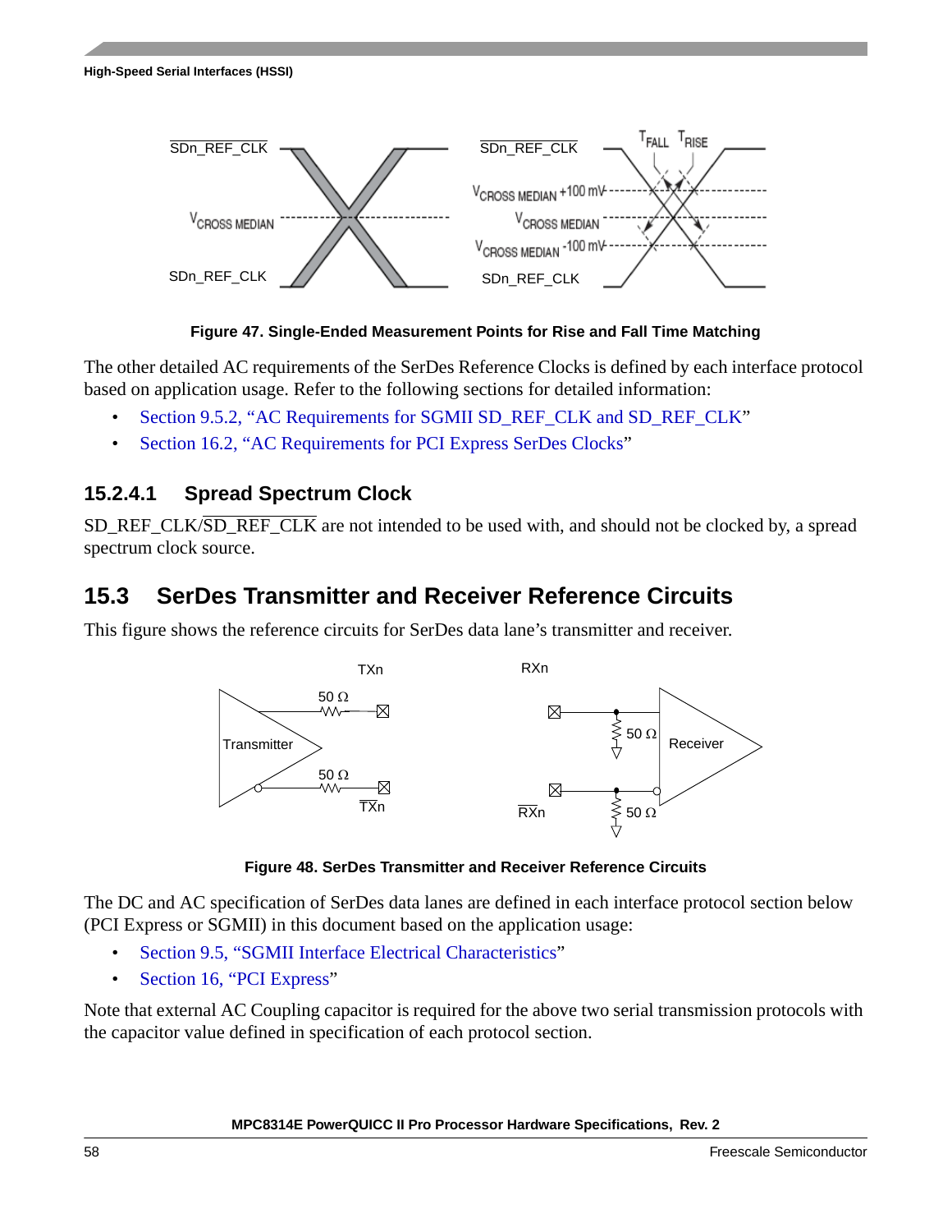Figure 47. Single-Ended Measurement Points for Rise and Fall Time Matching

The other detailed AC requirements of the SerDes Reference Clocks is defined by each interface protocol based on application usage. Refer to the following sections for detailed information:

- Section 9.5.2, "AC Requirements for SGMII SD_REF_CLK and SD_REF_CLK"
- Section 16.2, "AC Requirements for PCI Express SerDes Clocks"

### 15.2.4.1 Spread Spectrum Clock

SD_REF_CLK/$\overline{\text{SD\_REF\_CLK}}$ are not intended to be used with, and should not be clocked by, a spread spectrum clock source.

## 15.3 SerDes Transmitter and Receiver Reference Circuits

This figure shows the reference circuits for SerDes data lane's transmitter and receiver.

Figure 48. SerDes Transmitter and Receiver Reference Circuits

The DC and AC specification of SerDes data lanes are defined in each interface protocol section below (PCI Express or SGMII) in this document based on the application usage:

- Section 9.5, "SGMII Interface Electrical Characteristics"
- Section 16, "PCI Express"

Note that external AC Coupling capacitor is required for the above two serial transmission protocols with the capacitor value defined in specification of each protocol section.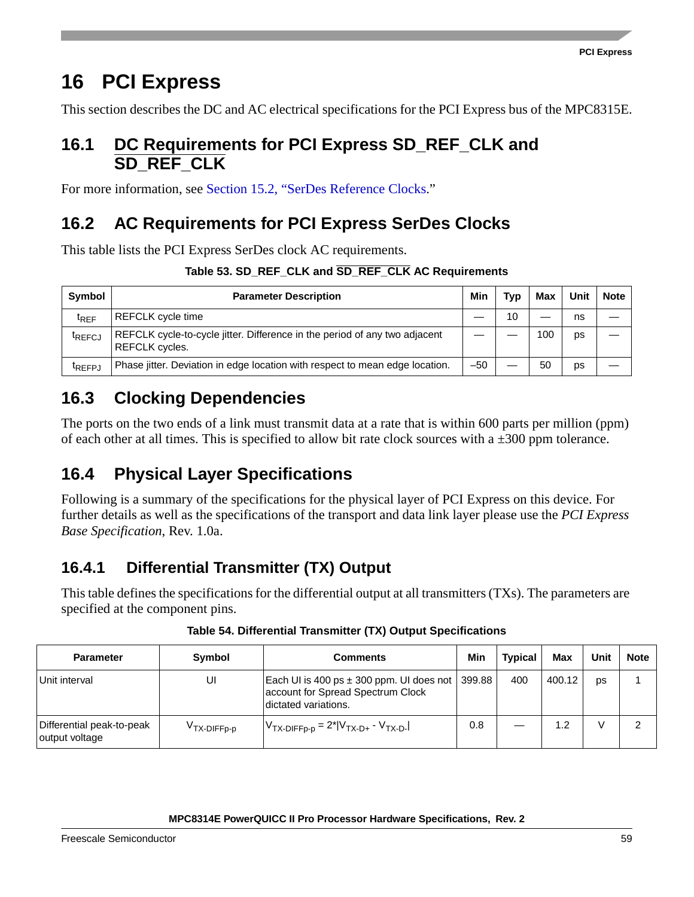# 16 PCI Express

This section describes the DC and AC electrical specifications for the PCI Express bus of the MPC8315E.

## 16.1 DC Requirements for PCI Express SD_REF_CLK and $\overline{\text{SD\_REF\_CLK}}$

For more information, see Section 15.2, "SerDes Reference Clocks."

## 16.2 AC Requirements for PCI Express SerDes Clocks

This table lists the PCI Express SerDes clock AC requirements.

**Table 53. SD_REF_CLK and $\overline{\text{SD\_REF\_CLK}}$ AC Requirements**

| Symbol | Parameter Description | Min | Typ | Max | Unit | Note |
|---|---|---|---|---|---|---|
| $t_{REF}$ | REFCLK cycle time | — | 10 | — | ns | — |
| $t_{REFCJ}$ | REFCLK cycle-to-cycle jitter. Difference in the period of any two adjacent REFCLK cycles. | — | — | 100 | ps | — |
| $t_{REFPJ}$ | Phase jitter. Deviation in edge location with respect to mean edge location. | –50 | — | 50 | ps | — |

## 16.3 Clocking Dependencies

The ports on the two ends of a link must transmit data at a rate that is within 600 parts per million (ppm) of each other at all times. This is specified to allow bit rate clock sources with a ±300 ppm tolerance.

## 16.4 Physical Layer Specifications

Following is a summary of the specifications for the physical layer of PCI Express on this device. For further details as well as the specifications of the transport and data link layer please use the *PCI Express Base Specification*, Rev. 1.0a.

### 16.4.1 Differential Transmitter (TX) Output

This table defines the specifications for the differential output at all transmitters (TXs). The parameters are specified at the component pins.

**Table 54. Differential Transmitter (TX) Output Specifications**

| Parameter | Symbol | Comments | Min | Typical | Max | Unit | Note |
|---|---|---|---|---|---|---|---|
| Unit interval | UI | Each UI is 400 ps ± 300 ppm. UI does not account for Spread Spectrum Clock dictated variations. | 399.88 | 400 | 400.12 | ps | 1 |
| Differential peak-to-peak output voltage | $V_{TX\text{-}DIFFp\text{-}p}$ | $V_{TX\text{-}DIFFp\text{-}p} = 2*\lvert V_{TX\text{-}D+} - V_{TX\text{-}D\text{-}}\rvert$ | 0.8 | — | 1.2 | V | 2 |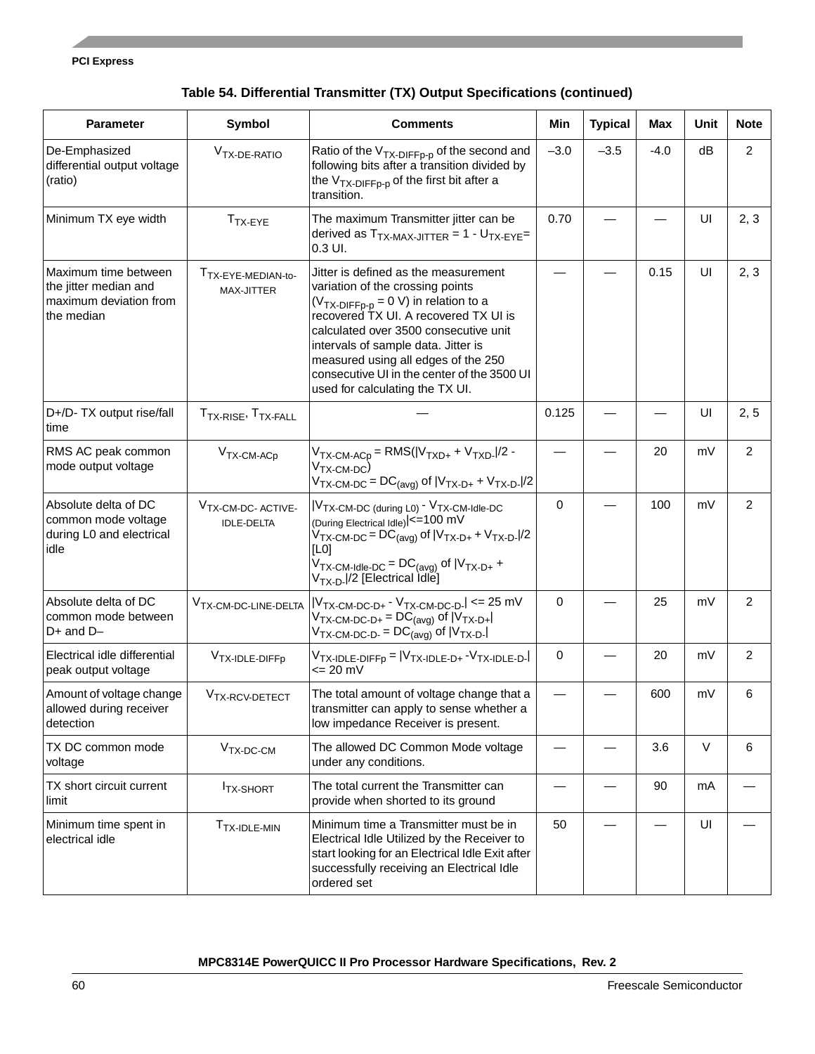**Table 54. Differential Transmitter (TX) Output Specifications (continued)**

| Parameter | Symbol | Comments | Min | Typical | Max | Unit | Note |
|---|---|---|---|---|---|---|---|
| De-Emphasized differential output voltage (ratio) | $V_{TX\text{-}DE\text{-}RATIO}$ | Ratio of the $V_{TX\text{-}DIFFp\text{-}p}$ of the second and following bits after a transition divided by the $V_{TX\text{-}DIFFp\text{-}p}$ of the first bit after a transition. | –3.0 | –3.5 | -4.0 | dB | 2 |
| Minimum TX eye width | $T_{TX\text{-}EYE}$ | The maximum Transmitter jitter can be derived as $T_{TX\text{-}MAX\text{-}JITTER} = 1 - U_{TX\text{-}EYE} =$ 0.3 UI. | 0.70 | — | — | UI | 2, 3 |
| Maximum time between the jitter median and maximum deviation from the median | $T_{TX\text{-}EYE\text{-}MEDIAN\text{-}to\text{-}MAX\text{-}JITTER}$ | Jitter is defined as the measurement variation of the crossing points ($V_{TX\text{-}DIFFp\text{-}p} = 0$ V) in relation to a recovered TX UI. A recovered TX UI is calculated over 3500 consecutive unit intervals of sample data. Jitter is measured using all edges of the 250 consecutive UI in the center of the 3500 UI used for calculating the TX UI. | — | — | 0.15 | UI | 2, 3 |
| D+/D- TX output rise/fall time | $T_{TX\text{-}RISE}$, $T_{TX\text{-}FALL}$ | — | 0.125 | — | — | UI | 2, 5 |
| RMS AC peak common mode output voltage | $V_{TX\text{-}CM\text{-}ACp}$ | $V_{TX\text{-}CM\text{-}ACp} = \text{RMS}(\lvert V_{TXD+} + V_{TXD-}\rvert/2 - V_{TX\text{-}CM\text{-}DC})$ $V_{TX\text{-}CM\text{-}DC} = DC_{(avg)}$ of $\lvert V_{TX\text{-}D+} + V_{TX\text{-}D-}\rvert/2$ | — | — | 20 | mV | 2 |
| Absolute delta of DC common mode voltage during L0 and electrical idle | $V_{TX\text{-}CM\text{-}DC\text{-}ACTIVE\text{-}IDLE\text{-}DELTA}$ | $\lvert V_{TX\text{-}CM\text{-}DC\ (during\ L0)} - V_{TX\text{-}CM\text{-}Idle\text{-}DC\ (During\ Electrical\ Idle)}\rvert <= 100$ mV $V_{TX\text{-}CM\text{-}DC} = DC_{(avg)}$ of $\lvert V_{TX\text{-}D+} + V_{TX\text{-}D-}\rvert/2$ [L0] $V_{TX\text{-}CM\text{-}Idle\text{-}DC} = DC_{(avg)}$ of $\lvert V_{TX\text{-}D+} + V_{TX\text{-}D-}\rvert/2$ [Electrical Idle] | 0 | — | 100 | mV | 2 |
| Absolute delta of DC common mode between D+ and D– | $V_{TX\text{-}CM\text{-}DC\text{-}LINE\text{-}DELTA}$ | $\lvert V_{TX\text{-}CM\text{-}DC\text{-}D+} - V_{TX\text{-}CM\text{-}DC\text{-}D-}\rvert <= 25$ mV $V_{TX\text{-}CM\text{-}DC\text{-}D+} = DC_{(avg)}$ of $\lvert V_{TX\text{-}D+}\rvert$ $V_{TX\text{-}CM\text{-}DC\text{-}D-} = DC_{(avg)}$ of $\lvert V_{TX\text{-}D-}\rvert$ | 0 | — | 25 | mV | 2 |
| Electrical idle differential peak output voltage | $V_{TX\text{-}IDLE\text{-}DIFFp}$ | $V_{TX\text{-}IDLE\text{-}DIFFp} = \lvert V_{TX\text{-}IDLE\text{-}D+} - V_{TX\text{-}IDLE\text{-}D-}\rvert <= 20$ mV | 0 | — | 20 | mV | 2 |
| Amount of voltage change allowed during receiver detection | $V_{TX\text{-}RCV\text{-}DETECT}$ | The total amount of voltage change that a transmitter can apply to sense whether a low impedance Receiver is present. | — | — | 600 | mV | 6 |
| TX DC common mode voltage | $V_{TX\text{-}DC\text{-}CM}$ | The allowed DC Common Mode voltage under any conditions. | — | — | 3.6 | V | 6 |
| TX short circuit current limit | $I_{TX\text{-}SHORT}$ | The total current the Transmitter can provide when shorted to its ground | — | — | 90 | mA | — |
| Minimum time spent in electrical idle | $T_{TX\text{-}IDLE\text{-}MIN}$ | Minimum time a Transmitter must be in Electrical Idle Utilized by the Receiver to start looking for an Electrical Idle Exit after successfully receiving an Electrical Idle ordered set | 50 | — | — | UI | — |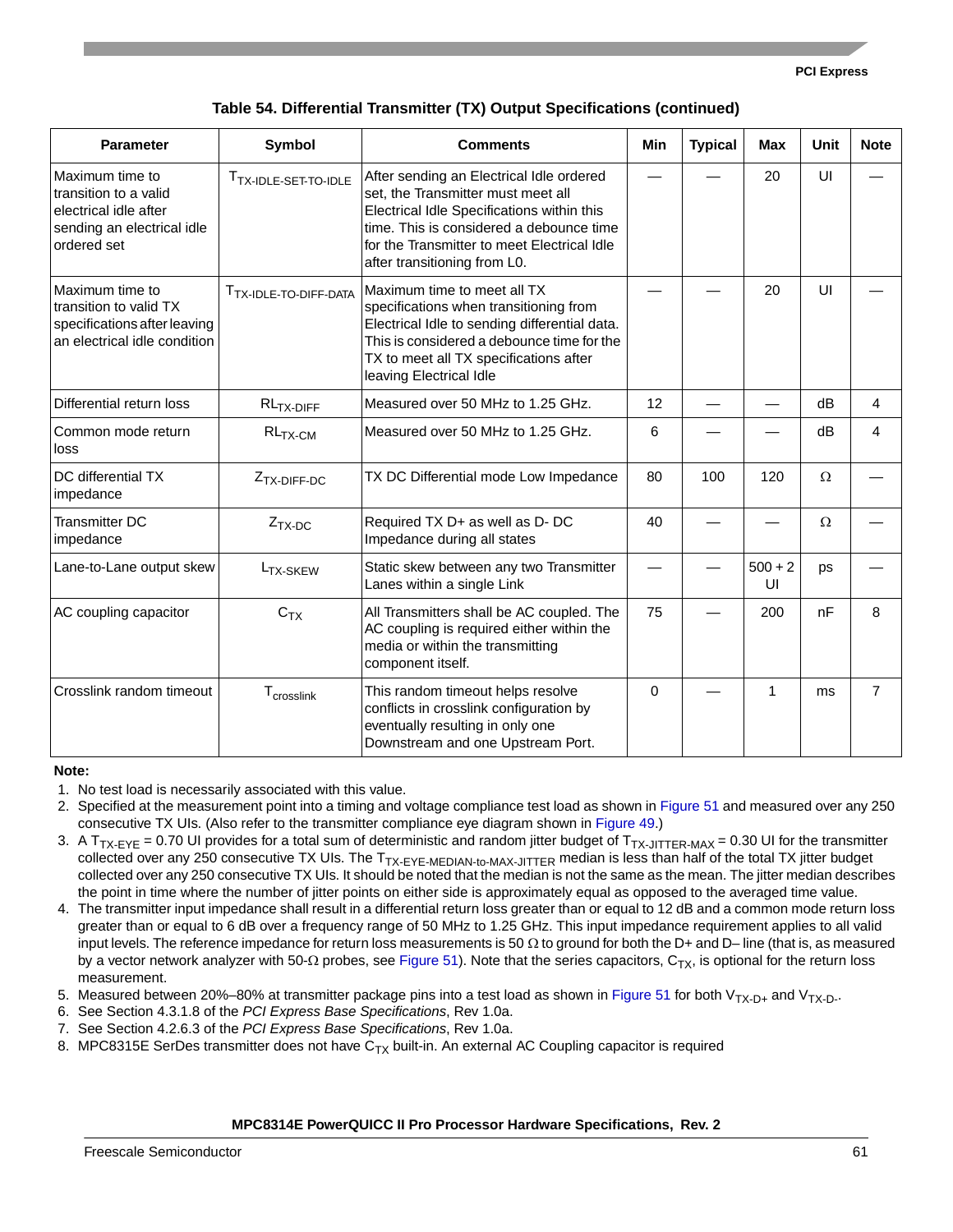**Table 54. Differential Transmitter (TX) Output Specifications (continued)**

| Parameter | Symbol | Comments | Min | Typical | Max | Unit | Note |
|---|---|---|---|---|---|---|---|
| Maximum time to transition to a valid electrical idle after sending an electrical idle ordered set | $T_{TX\text{-}IDLE\text{-}SET\text{-}TO\text{-}IDLE}$ | After sending an Electrical Idle ordered set, the Transmitter must meet all Electrical Idle Specifications within this time. This is considered a debounce time for the Transmitter to meet Electrical Idle after transitioning from L0. | — | — | 20 | UI | — |
| Maximum time to transition to valid TX specifications after leaving an electrical idle condition | $T_{TX\text{-}IDLE\text{-}TO\text{-}DIFF\text{-}DATA}$ | Maximum time to meet all TX specifications when transitioning from Electrical Idle to sending differential data. This is considered a debounce time for the TX to meet all TX specifications after leaving Electrical Idle | — | — | 20 | UI | — |
| Differential return loss | $RL_{TX\text{-}DIFF}$ | Measured over 50 MHz to 1.25 GHz. | 12 | — | — | dB | 4 |
| Common mode return loss | $RL_{TX\text{-}CM}$ | Measured over 50 MHz to 1.25 GHz. | 6 | — | — | dB | 4 |
| DC differential TX impedance | $Z_{TX\text{-}DIFF\text{-}DC}$ | TX DC Differential mode Low Impedance | 80 | 100 | 120 | Ω | — |
| Transmitter DC impedance | $Z_{TX\text{-}DC}$ | Required TX D+ as well as D- DC Impedance during all states | 40 | — | — | Ω | — |
| Lane-to-Lane output skew | $L_{TX\text{-}SKEW}$ | Static skew between any two Transmitter Lanes within a single Link | — | — | 500 + 2 UI | ps | — |
| AC coupling capacitor | $C_{TX}$ | All Transmitters shall be AC coupled. The AC coupling is required either within the media or within the transmitting component itself. | 75 | — | 200 | nF | 8 |
| Crosslink random timeout | $T_{crosslink}$ | This random timeout helps resolve conflicts in crosslink configuration by eventually resulting in only one Downstream and one Upstream Port. | 0 | — | 1 | ms | 7 |

**Note:**

1. No test load is necessarily associated with this value.
2. Specified at the measurement point into a timing and voltage compliance test load as shown in Figure 51 and measured over any 250 consecutive TX UIs. (Also refer to the transmitter compliance eye diagram shown in Figure 49.)
3. A $T_{TX\text{-}EYE}$ = 0.70 UI provides for a total sum of deterministic and random jitter budget of $T_{TX\text{-}JITTER\text{-}MAX}$ = 0.30 UI for the transmitter collected over any 250 consecutive TX UIs. The $T_{TX\text{-}EYE\text{-}MEDIAN\text{-}to\text{-}MAX\text{-}JITTER}$ median is less than half of the total TX jitter budget collected over any 250 consecutive TX UIs. It should be noted that the median is not the same as the mean. The jitter median describes the point in time where the number of jitter points on either side is approximately equal as opposed to the averaged time value.
4. The transmitter input impedance shall result in a differential return loss greater than or equal to 12 dB and a common mode return loss greater than or equal to 6 dB over a frequency range of 50 MHz to 1.25 GHz. This input impedance requirement applies to all valid input levels. The reference impedance for return loss measurements is 50 Ω to ground for both the D+ and D– line (that is, as measured by a vector network analyzer with 50-Ω probes, see Figure 51). Note that the series capacitors, $C_{TX}$, is optional for the return loss measurement.
5. Measured between 20%–80% at transmitter package pins into a test load as shown in Figure 51 for both $V_{TX\text{-}D+}$ and $V_{TX\text{-}D-}$.
6. See Section 4.3.1.8 of the *PCI Express Base Specifications*, Rev 1.0a.
7. See Section 4.2.6.3 of the *PCI Express Base Specifications*, Rev 1.0a.
8. MPC8315E SerDes transmitter does not have $C_{TX}$ built-in. An external AC Coupling capacitor is required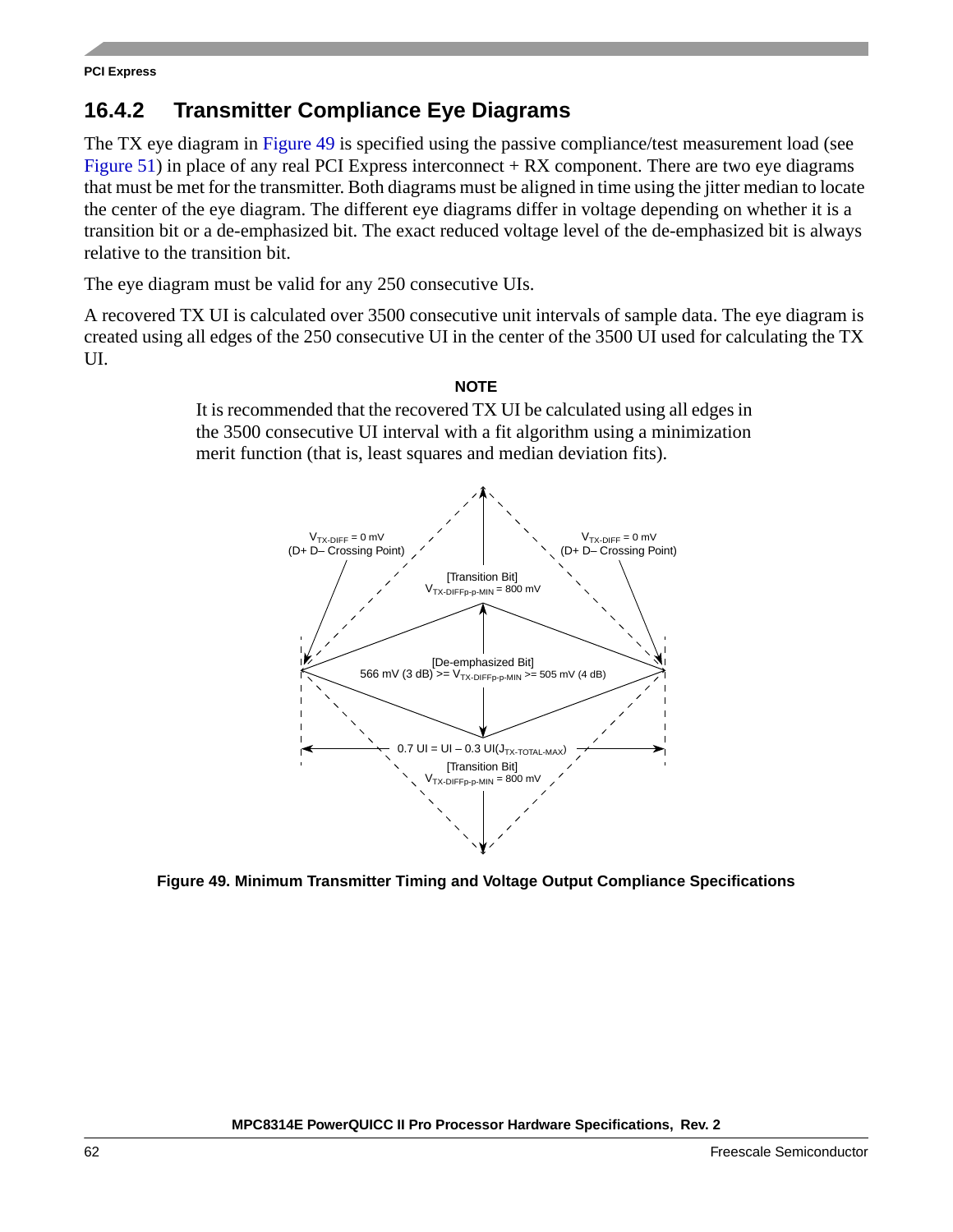## 16.4.2 Transmitter Compliance Eye Diagrams

The TX eye diagram in Figure 49 is specified using the passive compliance/test measurement load (see Figure 51) in place of any real PCI Express interconnect + RX component. There are two eye diagrams that must be met for the transmitter. Both diagrams must be aligned in time using the jitter median to locate the center of the eye diagram. The different eye diagrams differ in voltage depending on whether it is a transition bit or a de-emphasized bit. The exact reduced voltage level of the de-emphasized bit is always relative to the transition bit.

The eye diagram must be valid for any 250 consecutive UIs.

A recovered TX UI is calculated over 3500 consecutive unit intervals of sample data. The eye diagram is created using all edges of the 250 consecutive UI in the center of the 3500 UI used for calculating the TX UI.

**NOTE**

It is recommended that the recovered TX UI be calculated using all edges in the 3500 consecutive UI interval with a fit algorithm using a minimization merit function (that is, least squares and median deviation fits).

$V_{TX-DIFF}$ = 0 mV (D+ D– Crossing Point)

$V_{TX-DIFF}$ = 0 mV (D+ D– Crossing Point)

[Transition Bit] $V_{TX-DIFFp-p-MIN}$ = 800 mV

[De-emphasized Bit] 566 mV (3 dB) >= $V_{TX-DIFFp-p-MIN}$ >= 505 mV (4 dB)

0.7 UI = UI – 0.3 UI($J_{TX-TOTAL-MAX}$)

[Transition Bit] $V_{TX-DIFFp-p-MIN}$ = 800 mV

**Figure 49. Minimum Transmitter Timing and Voltage Output Compliance Specifications**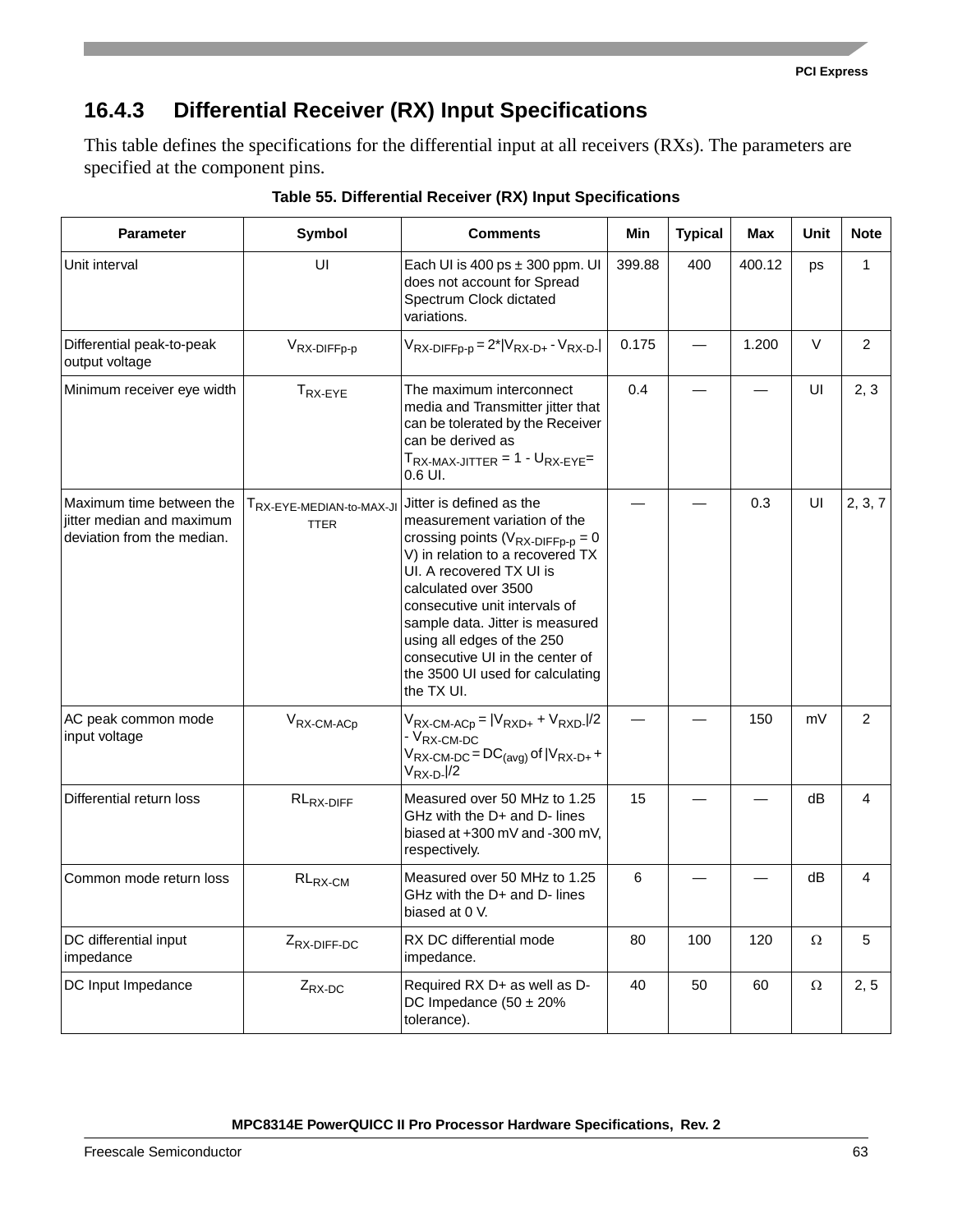### 16.4.3 Differential Receiver (RX) Input Specifications

This table defines the specifications for the differential input at all receivers (RXs). The parameters are specified at the component pins.

**Table 55. Differential Receiver (RX) Input Specifications**

| Parameter | Symbol | Comments | Min | Typical | Max | Unit | Note |
|---|---|---|---|---|---|---|---|
| Unit interval | UI | Each UI is 400 ps ± 300 ppm. UI does not account for Spread Spectrum Clock dictated variations. | 399.88 | 400 | 400.12 | ps | 1 |
| Differential peak-to-peak output voltage | $V_{RX\text{-}DIFFp\text{-}p}$ | $V_{RX\text{-}DIFFp\text{-}p} = 2^*\lvert V_{RX\text{-}D+} - V_{RX\text{-}D\text{-}}\rvert$ | 0.175 | — | 1.200 | V | 2 |
| Minimum receiver eye width | $T_{RX\text{-}EYE}$ | The maximum interconnect media and Transmitter jitter that can be tolerated by the Receiver can be derived as $T_{RX\text{-}MAX\text{-}JITTER} = 1 - U_{RX\text{-}EYE} =$ 0.6 UI. | 0.4 | — | — | UI | 2, 3 |
| Maximum time between the jitter median and maximum deviation from the median. | $T_{RX\text{-}EYE\text{-}MEDIAN\text{-}to\text{-}MAX\text{-}JITTER}$ | Jitter is defined as the measurement variation of the crossing points ($V_{RX\text{-}DIFFp\text{-}p} = 0$ V) in relation to a recovered TX UI. A recovered TX UI is calculated over 3500 consecutive unit intervals of sample data. Jitter is measured using all edges of the 250 consecutive UI in the center of the 3500 UI used for calculating the TX UI. | — | — | 0.3 | UI | 2, 3, 7 |
| AC peak common mode input voltage | $V_{RX\text{-}CM\text{-}ACp}$ | $V_{RX\text{-}CM\text{-}ACp} = \lvert V_{RXD+} + V_{RXD\text{-}}\rvert/2 - V_{RX\text{-}CM\text{-}DC}$ $V_{RX\text{-}CM\text{-}DC} = DC_{(avg)}$ of $\lvert V_{RX\text{-}D+} + V_{RX\text{-}D\text{-}}\rvert/2$ | — | — | 150 | mV | 2 |
| Differential return loss | $RL_{RX\text{-}DIFF}$ | Measured over 50 MHz to 1.25 GHz with the D+ and D- lines biased at +300 mV and -300 mV, respectively. | 15 | — | — | dB | 4 |
| Common mode return loss | $RL_{RX\text{-}CM}$ | Measured over 50 MHz to 1.25 GHz with the D+ and D- lines biased at 0 V. | 6 | — | — | dB | 4 |
| DC differential input impedance | $Z_{RX\text{-}DIFF\text{-}DC}$ | RX DC differential mode impedance. | 80 | 100 | 120 | Ω | 5 |
| DC Input Impedance | $Z_{RX\text{-}DC}$ | Required RX D+ as well as D- DC Impedance (50 ± 20% tolerance). | 40 | 50 | 60 | Ω | 2, 5 |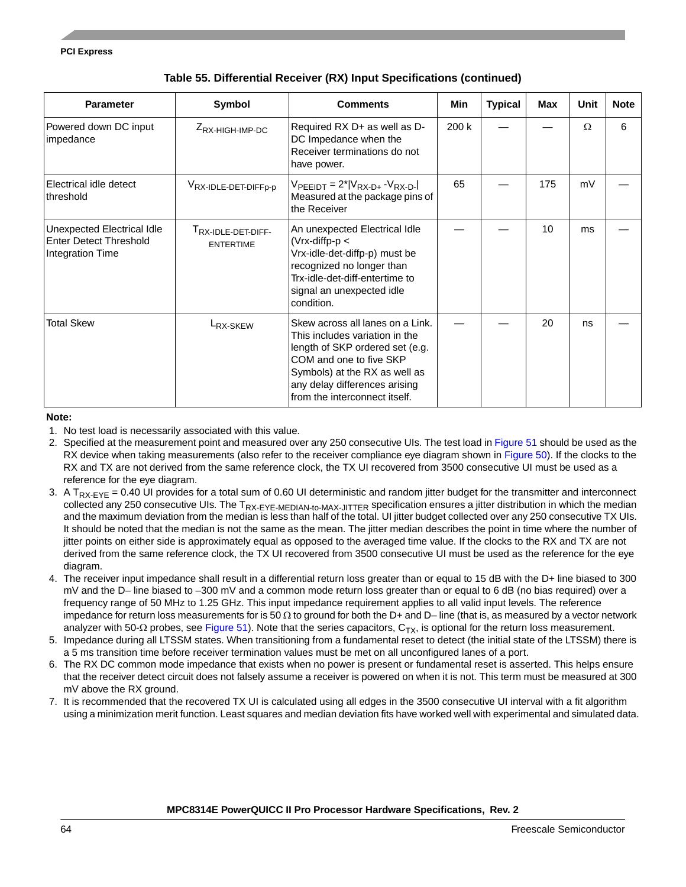**Table 55. Differential Receiver (RX) Input Specifications (continued)**

| Parameter | Symbol | Comments | Min | Typical | Max | Unit | Note |
|---|---|---|---|---|---|---|---|
| Powered down DC input impedance | $Z_{RX\text{-}HIGH\text{-}IMP\text{-}DC}$ | Required RX D+ as well as D- DC Impedance when the Receiver terminations do not have power. | 200 k | — | — | Ω | 6 |
| Electrical idle detect threshold | $V_{RX\text{-}IDLE\text{-}DET\text{-}DIFFp\text{-}p}$ | $V_{PEEIDT} = 2*\lvert V_{RX\text{-}D+} - V_{RX\text{-}D\text{-}}\rvert$ Measured at the package pins of the Receiver | 65 | — | 175 | mV | — |
| Unexpected Electrical Idle Enter Detect Threshold Integration Time | $T_{RX\text{-}IDLE\text{-}DET\text{-}DIFF\text{-}ENTERTIME}$ | An unexpected Electrical Idle (Vrx-diffp-p < Vrx-idle-det-diffp-p) must be recognized no longer than Trx-idle-det-diff-entertime to signal an unexpected idle condition. | — | — | 10 | ms | — |
| Total Skew | $L_{RX\text{-}SKEW}$ | Skew across all lanes on a Link. This includes variation in the length of SKP ordered set (e.g. COM and one to five SKP Symbols) at the RX as well as any delay differences arising from the interconnect itself. | — | — | 20 | ns | — |

**Note:**

1. No test load is necessarily associated with this value.
2. Specified at the measurement point and measured over any 250 consecutive UIs. The test load in Figure 51 should be used as the RX device when taking measurements (also refer to the receiver compliance eye diagram shown in Figure 50). If the clocks to the RX and TX are not derived from the same reference clock, the TX UI recovered from 3500 consecutive UI must be used as a reference for the eye diagram.
3. A $T_{RX\text{-}EYE}$ = 0.40 UI provides for a total sum of 0.60 UI deterministic and random jitter budget for the transmitter and interconnect collected any 250 consecutive UIs. The $T_{RX\text{-}EYE\text{-}MEDIAN\text{-}to\text{-}MAX\text{-}JITTER}$ specification ensures a jitter distribution in which the median and the maximum deviation from the median is less than half of the total. UI jitter budget collected over any 250 consecutive TX UIs. It should be noted that the median is not the same as the mean. The jitter median describes the point in time where the number of jitter points on either side is approximately equal as opposed to the averaged time value. If the clocks to the RX and TX are not derived from the same reference clock, the TX UI recovered from 3500 consecutive UI must be used as the reference for the eye diagram.
4. The receiver input impedance shall result in a differential return loss greater than or equal to 15 dB with the D+ line biased to 300 mV and the D– line biased to –300 mV and a common mode return loss greater than or equal to 6 dB (no bias required) over a frequency range of 50 MHz to 1.25 GHz. This input impedance requirement applies to all valid input levels. The reference impedance for return loss measurements for is 50 Ω to ground for both the D+ and D– line (that is, as measured by a vector network analyzer with 50-Ω probes, see Figure 51). Note that the series capacitors, $C_{TX}$, is optional for the return loss measurement.
5. Impedance during all LTSSM states. When transitioning from a fundamental reset to detect (the initial state of the LTSSM) there is a 5 ms transition time before receiver termination values must be met on all unconfigured lanes of a port.
6. The RX DC common mode impedance that exists when no power is present or fundamental reset is asserted. This helps ensure that the receiver detect circuit does not falsely assume a receiver is powered on when it is not. This term must be measured at 300 mV above the RX ground.
7. It is recommended that the recovered TX UI is calculated using all edges in the 3500 consecutive UI interval with a fit algorithm using a minimization merit function. Least squares and median deviation fits have worked well with experimental and simulated data.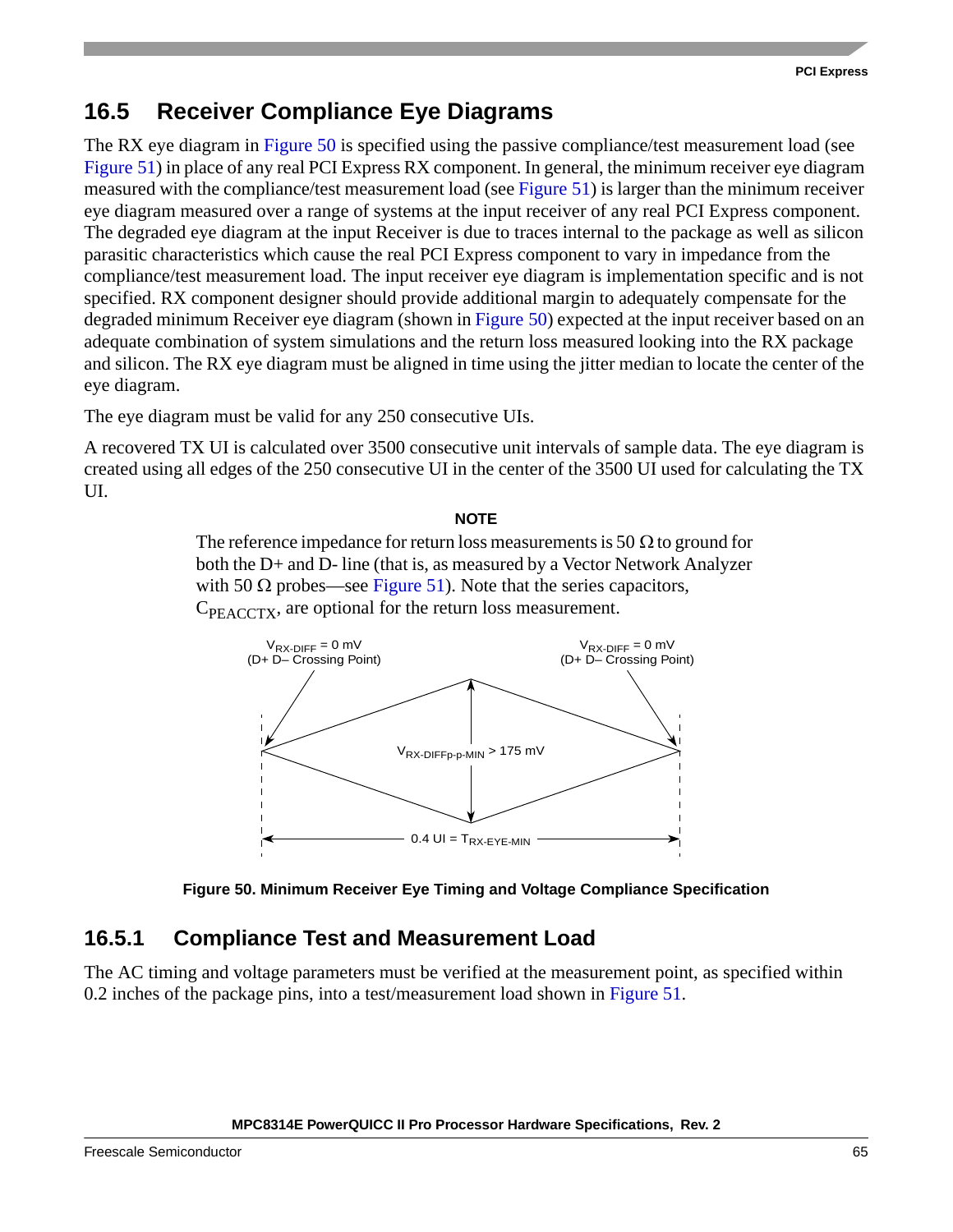## 16.5 Receiver Compliance Eye Diagrams

The RX eye diagram in Figure 50 is specified using the passive compliance/test measurement load (see Figure 51) in place of any real PCI Express RX component. In general, the minimum receiver eye diagram measured with the compliance/test measurement load (see Figure 51) is larger than the minimum receiver eye diagram measured over a range of systems at the input receiver of any real PCI Express component. The degraded eye diagram at the input Receiver is due to traces internal to the package as well as silicon parasitic characteristics which cause the real PCI Express component to vary in impedance from the compliance/test measurement load. The input receiver eye diagram is implementation specific and is not specified. RX component designer should provide additional margin to adequately compensate for the degraded minimum Receiver eye diagram (shown in Figure 50) expected at the input receiver based on an adequate combination of system simulations and the return loss measured looking into the RX package and silicon. The RX eye diagram must be aligned in time using the jitter median to locate the center of the eye diagram.

The eye diagram must be valid for any 250 consecutive UIs.

A recovered TX UI is calculated over 3500 consecutive unit intervals of sample data. The eye diagram is created using all edges of the 250 consecutive UI in the center of the 3500 UI used for calculating the TX UI.

**NOTE**

The reference impedance for return loss measurements is 50 Ω to ground for both the D+ and D- line (that is, as measured by a Vector Network Analyzer with 50 Ω probes—see Figure 51). Note that the series capacitors, $C_{PEACCTX}$, are optional for the return loss measurement.

$V_{RX-DIFF}$ = 0 mV (D+ D– Crossing Point)

$V_{RX-DIFF}$ = 0 mV (D+ D– Crossing Point)

$V_{RX-DIFFp-p-MIN}$ > 175 mV

0.4 UI = $T_{RX-EYE-MIN}$

**Figure 50. Minimum Receiver Eye Timing and Voltage Compliance Specification**

### 16.5.1 Compliance Test and Measurement Load

The AC timing and voltage parameters must be verified at the measurement point, as specified within 0.2 inches of the package pins, into a test/measurement load shown in Figure 51.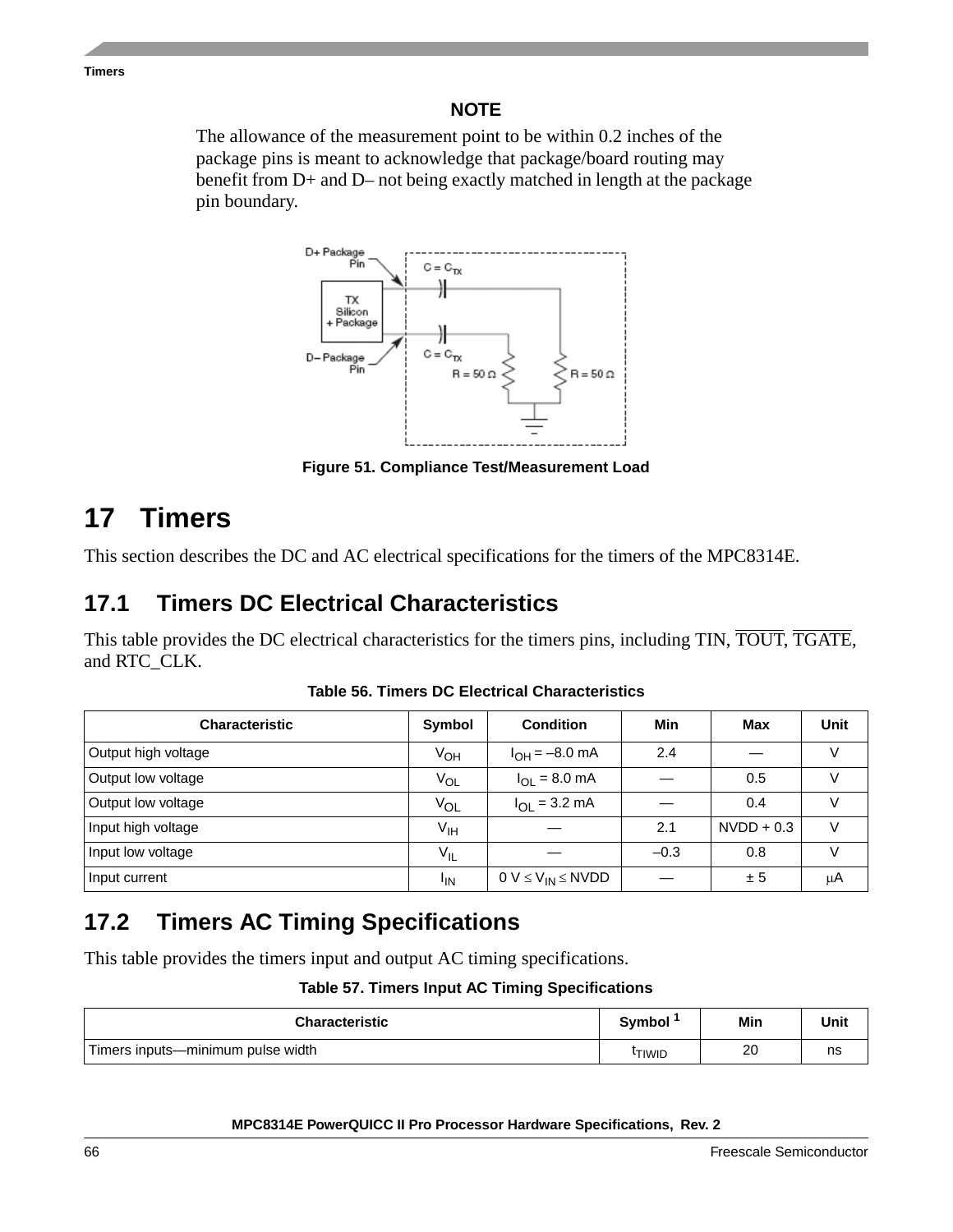**NOTE**

The allowance of the measurement point to be within 0.2 inches of the package pins is meant to acknowledge that package/board routing may benefit from D+ and D– not being exactly matched in length at the package pin boundary.

Figure 51. Compliance Test/Measurement Load

# 17 Timers

This section describes the DC and AC electrical specifications for the timers of the MPC8314E.

## 17.1 Timers DC Electrical Characteristics

This table provides the DC electrical characteristics for the timers pins, including TIN, $\overline{\text{TOUT}}$, $\overline{\text{TGATE}}$, and RTC_CLK.

**Table 56. Timers DC Electrical Characteristics**

| Characteristic | Symbol | Condition | Min | Max | Unit |
|---|---|---|---|---|---|
| Output high voltage | $V_{OH}$ | $I_{OH}$ = –8.0 mA | 2.4 | — | V |
| Output low voltage | $V_{OL}$ | $I_{OL}$ = 8.0 mA | — | 0.5 | V |
| Output low voltage | $V_{OL}$ | $I_{OL}$ = 3.2 mA | — | 0.4 | V |
| Input high voltage | $V_{IH}$ | — | 2.1 | NVDD + 0.3 | V |
| Input low voltage | $V_{IL}$ | — | –0.3 | 0.8 | V |
| Input current | $I_{IN}$ | 0 V $\leq V_{IN} \leq$ NVDD | — | ± 5 | μA |

## 17.2 Timers AC Timing Specifications

This table provides the timers input and output AC timing specifications.

**Table 57. Timers Input AC Timing Specifications**

| Characteristic | Symbol [1] | Min | Unit |
|---|---|---|---|
| Timers inputs—minimum pulse width | $t_{TIWID}$ | 20 | ns |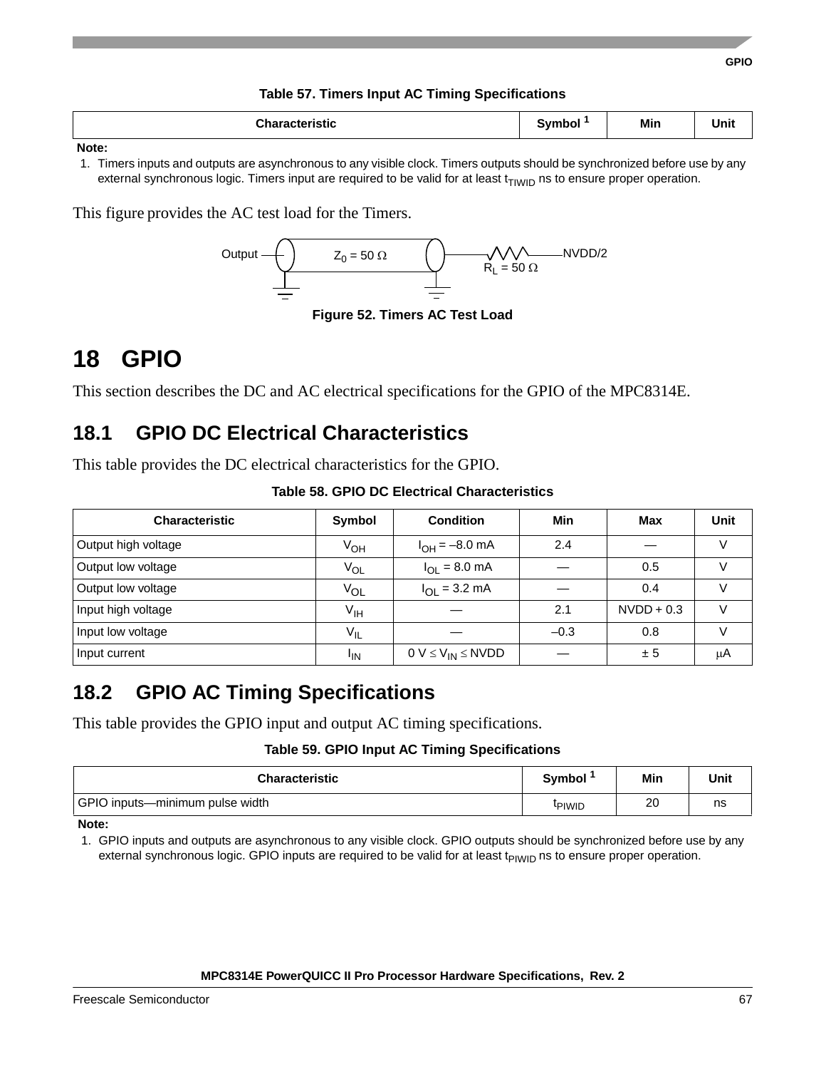**Table 57. Timers Input AC Timing Specifications**

| Characteristic | Symbol [1] | Min | Unit |
|---|---|---|---|

**Note:**

1. Timers inputs and outputs are asynchronous to any visible clock. Timers outputs should be synchronized before use by any external synchronous logic. Timers input are required to be valid for at least $t_{TIWID}$ ns to ensure proper operation.

This figure provides the AC test load for the Timers.

Output — $Z_0 = 50\ \Omega$ — $R_L = 50\ \Omega$ — NVDD/2

**Figure 52. Timers AC Test Load**

# 18 GPIO

This section describes the DC and AC electrical specifications for the GPIO of the MPC8314E.

## 18.1 GPIO DC Electrical Characteristics

This table provides the DC electrical characteristics for the GPIO.

**Table 58. GPIO DC Electrical Characteristics**

| Characteristic | Symbol | Condition | Min | Max | Unit |
|---|---|---|---|---|---|
| Output high voltage | $V_{OH}$ | $I_{OH}$ = –8.0 mA | 2.4 | — | V |
| Output low voltage | $V_{OL}$ | $I_{OL}$ = 8.0 mA | — | 0.5 | V |
| Output low voltage | $V_{OL}$ | $I_{OL}$ = 3.2 mA | — | 0.4 | V |
| Input high voltage | $V_{IH}$ | — | 2.1 | NVDD + 0.3 | V |
| Input low voltage | $V_{IL}$ | — | –0.3 | 0.8 | V |
| Input current | $I_{IN}$ | $0\text{ V} \le V_{IN} \le \text{NVDD}$ | — | ± 5 | μA |

## 18.2 GPIO AC Timing Specifications

This table provides the GPIO input and output AC timing specifications.

**Table 59. GPIO Input AC Timing Specifications**

| Characteristic | Symbol [1] | Min | Unit |
|---|---|---|---|
| GPIO inputs—minimum pulse width | $t_{PIWID}$ | 20 | ns |

**Note:**

1. GPIO inputs and outputs are asynchronous to any visible clock. GPIO outputs should be synchronized before use by any external synchronous logic. GPIO inputs are required to be valid for at least $t_{PIWID}$ ns to ensure proper operation.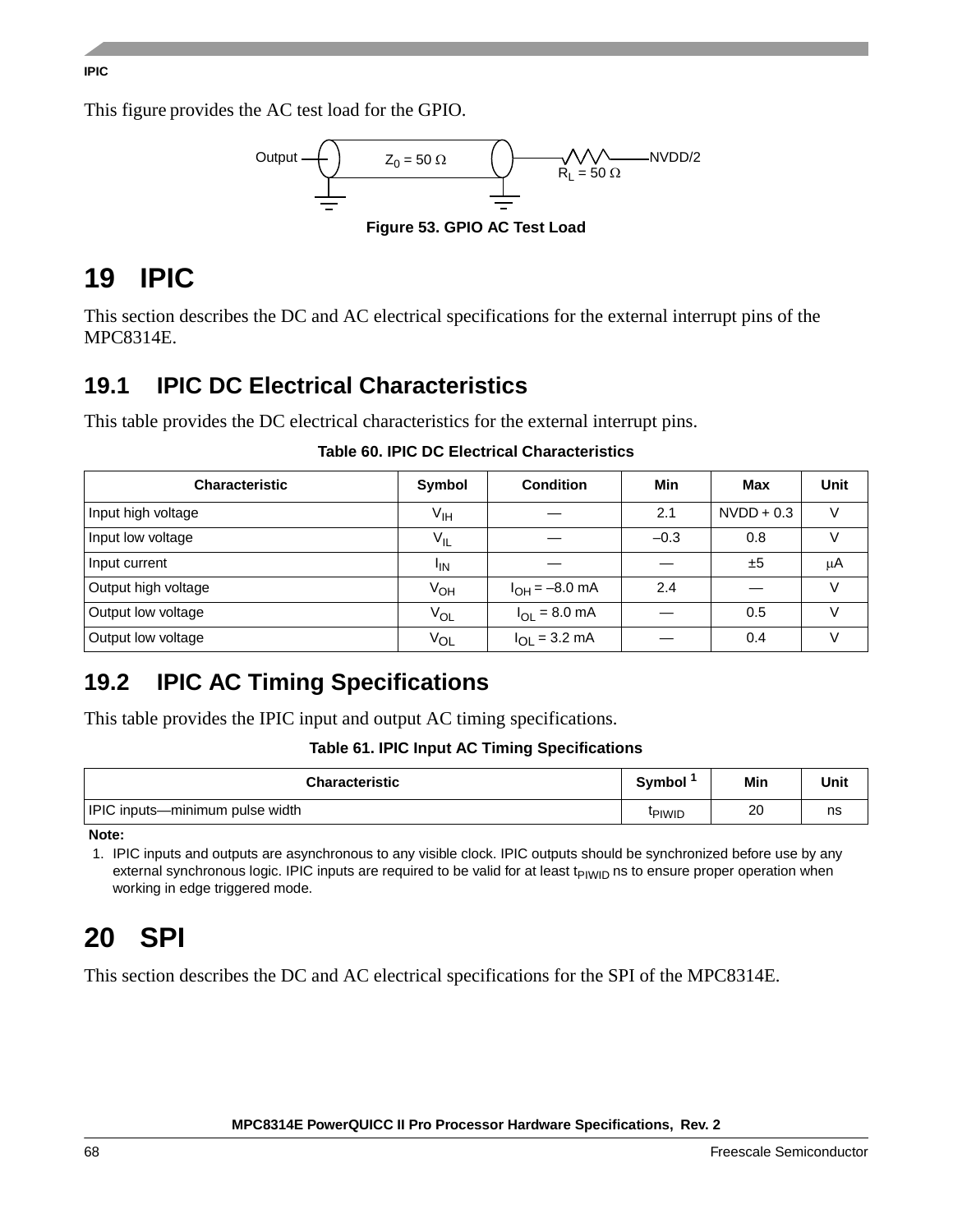This figure provides the AC test load for the GPIO.

Figure 53. GPIO AC Test Load

# 19 IPIC

This section describes the DC and AC electrical specifications for the external interrupt pins of the MPC8314E.

## 19.1 IPIC DC Electrical Characteristics

This table provides the DC electrical characteristics for the external interrupt pins.

**Table 60. IPIC DC Electrical Characteristics**

| Characteristic | Symbol | Condition | Min | Max | Unit |
|---|---|---|---|---|---|
| Input high voltage | $V_{IH}$ | — | 2.1 | NVDD + 0.3 | V |
| Input low voltage | $V_{IL}$ | — | –0.3 | 0.8 | V |
| Input current | $I_{IN}$ | — | — | ±5 | μA |
| Output high voltage | $V_{OH}$ | $I_{OH}$ = –8.0 mA | 2.4 | — | V |
| Output low voltage | $V_{OL}$ | $I_{OL}$ = 8.0 mA | — | 0.5 | V |
| Output low voltage | $V_{OL}$ | $I_{OL}$ = 3.2 mA | — | 0.4 | V |

## 19.2 IPIC AC Timing Specifications

This table provides the IPIC input and output AC timing specifications.

**Table 61. IPIC Input AC Timing Specifications**

| Characteristic | Symbol [1] | Min | Unit |
|---|---|---|---|
| IPIC inputs—minimum pulse width | $t_{PIWID}$ | 20 | ns |

**Note:**

1. IPIC inputs and outputs are asynchronous to any visible clock. IPIC outputs should be synchronized before use by any external synchronous logic. IPIC inputs are required to be valid for at least $t_{PIWID}$ ns to ensure proper operation when working in edge triggered mode.

# 20 SPI

This section describes the DC and AC electrical specifications for the SPI of the MPC8314E.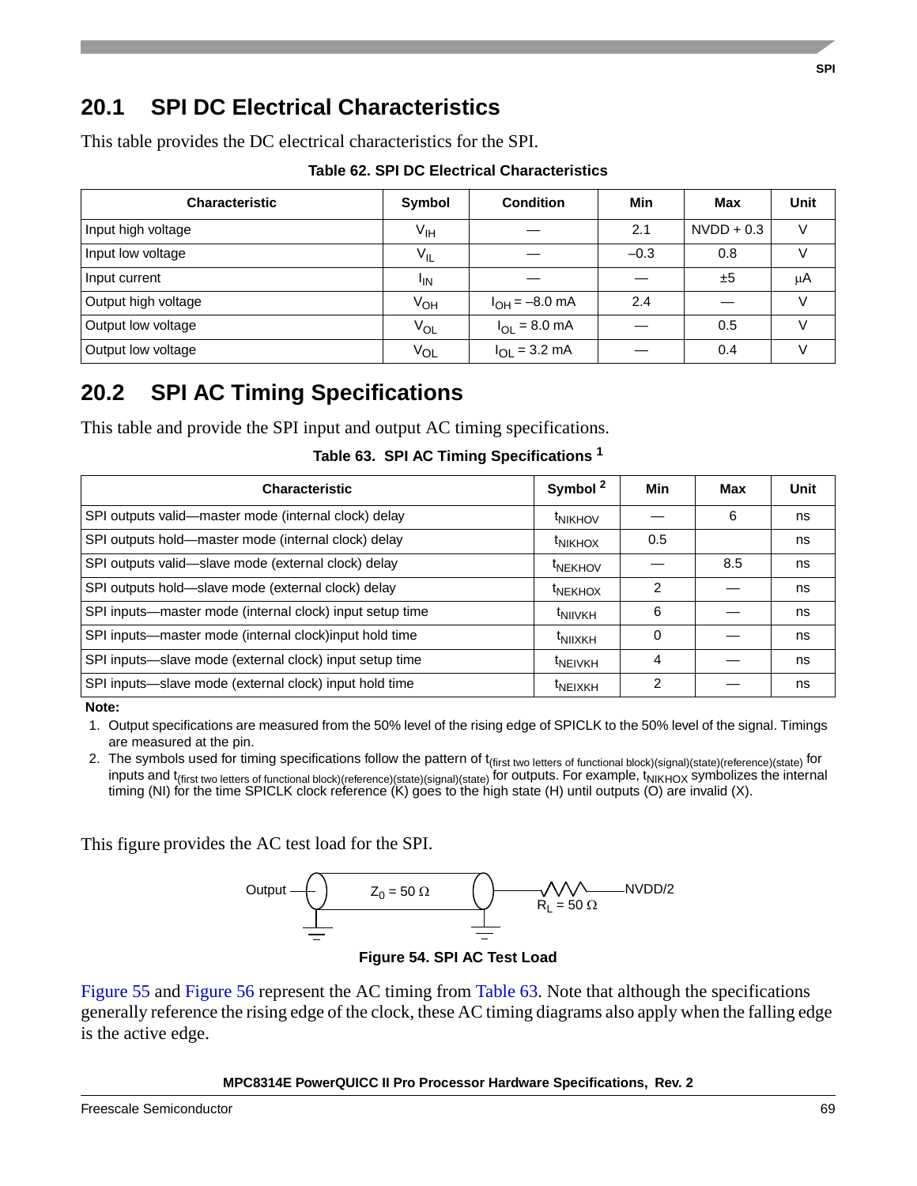## 20.1 SPI DC Electrical Characteristics

This table provides the DC electrical characteristics for the SPI.

**Table 62. SPI DC Electrical Characteristics**

| Characteristic | Symbol | Condition | Min | Max | Unit |
|---|---|---|---|---|---|
| Input high voltage | $V_{IH}$ | — | 2.1 | NVDD + 0.3 | V |
| Input low voltage | $V_{IL}$ | — | –0.3 | 0.8 | V |
| Input current | $I_{IN}$ | — | — | ±5 | μA |
| Output high voltage | $V_{OH}$ | $I_{OH}$ = –8.0 mA | 2.4 | — | V |
| Output low voltage | $V_{OL}$ | $I_{OL}$ = 8.0 mA | — | 0.5 | V |
| Output low voltage | $V_{OL}$ | $I_{OL}$ = 3.2 mA | — | 0.4 | V |

## 20.2 SPI AC Timing Specifications

This table and provide the SPI input and output AC timing specifications.

**Table 63. SPI AC Timing Specifications [1]**

| Characteristic | Symbol [2] | Min | Max | Unit |
|---|---|---|---|---|
| SPI outputs valid—master mode (internal clock) delay | $t_{NIKHOV}$ | — | 6 | ns |
| SPI outputs hold—master mode (internal clock) delay | $t_{NIKHOX}$ | 0.5 | | ns |
| SPI outputs valid—slave mode (external clock) delay | $t_{NEKHOV}$ | — | 8.5 | ns |
| SPI outputs hold—slave mode (external clock) delay | $t_{NEKHOX}$ | 2 | — | ns |
| SPI inputs—master mode (internal clock) input setup time | $t_{NIIVKH}$ | 6 | — | ns |
| SPI inputs—master mode (internal clock)input hold time | $t_{NIIXKH}$ | 0 | — | ns |
| SPI inputs—slave mode (external clock) input setup time | $t_{NEIVKH}$ | 4 | — | ns |
| SPI inputs—slave mode (external clock) input hold time | $t_{NEIXKH}$ | 2 | — | ns |

**Note:**

1. Output specifications are measured from the 50% level of the rising edge of SPICLK to the 50% level of the signal. Timings are measured at the pin.
2. The symbols used for timing specifications follow the pattern of $t_{\text{(first two letters of functional block)(signal)(state)(reference)(state)}}$ for inputs and $t_{\text{(first two letters of functional block)(reference)(state)(signal)(state)}}$ for outputs. For example, $t_{NIKHOX}$ symbolizes the internal timing (NI) for the time SPICLK clock reference (K) goes to the high state (H) until outputs (O) are invalid (X).

This figure provides the AC test load for the SPI.

Output — $Z_0$ = 50 Ω — $R_L$ = 50 Ω — NVDD/2

**Figure 54. SPI AC Test Load**

Figure 55 and Figure 56 represent the AC timing from Table 63. Note that although the specifications generally reference the rising edge of the clock, these AC timing diagrams also apply when the falling edge is the active edge.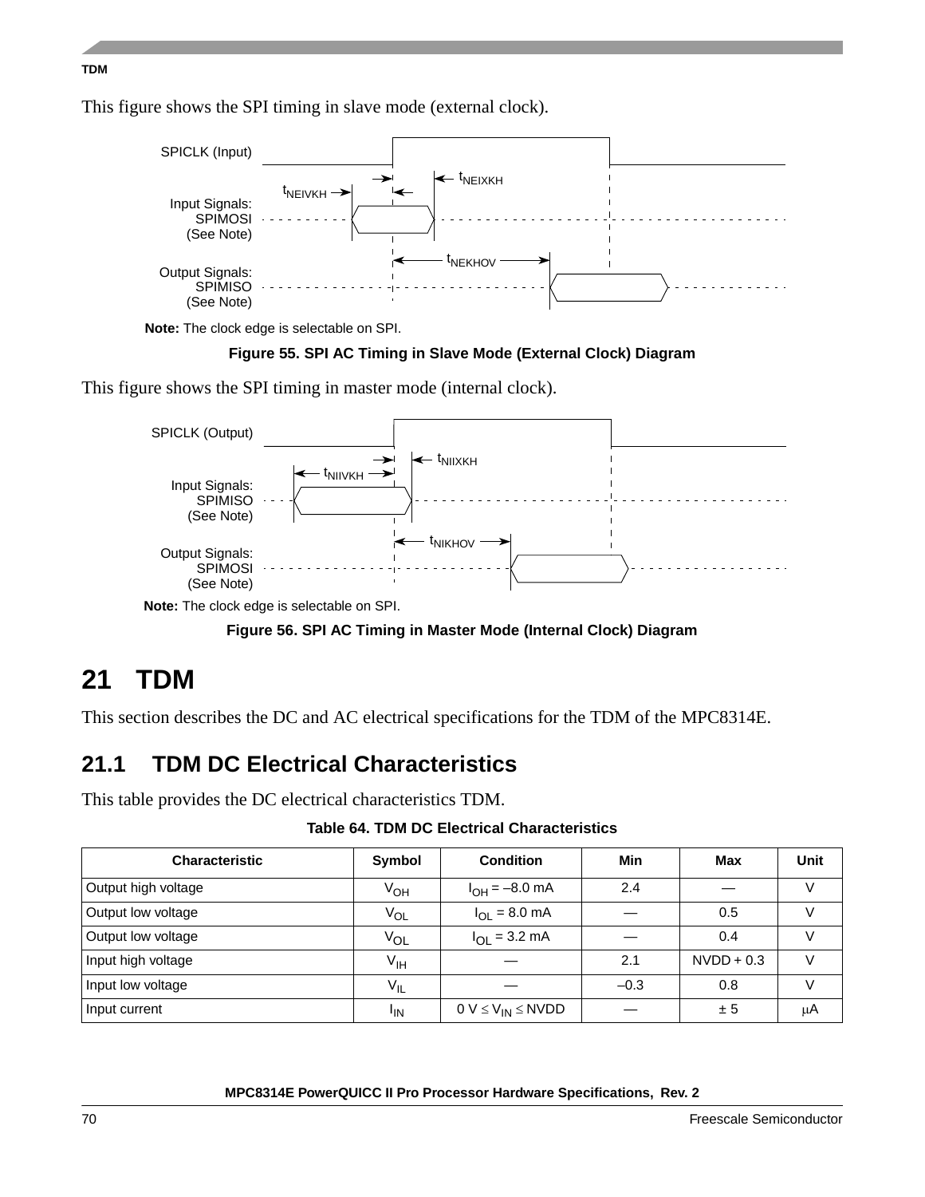This figure shows the SPI timing in slave mode (external clock).

Note: The clock edge is selectable on SPI.

**Figure 55. SPI AC Timing in Slave Mode (External Clock) Diagram**

This figure shows the SPI timing in master mode (internal clock).

Note: The clock edge is selectable on SPI.

**Figure 56. SPI AC Timing in Master Mode (Internal Clock) Diagram**

# 21 TDM

This section describes the DC and AC electrical specifications for the TDM of the MPC8314E.

## 21.1 TDM DC Electrical Characteristics

This table provides the DC electrical characteristics TDM.

**Table 64. TDM DC Electrical Characteristics**

| Characteristic | Symbol | Condition | Min | Max | Unit |
|---|---|---|---|---|---|
| Output high voltage | $V_{OH}$ | $I_{OH}$ = –8.0 mA | 2.4 | — | V |
| Output low voltage | $V_{OL}$ | $I_{OL}$ = 8.0 mA | — | 0.5 | V |
| Output low voltage | $V_{OL}$ | $I_{OL}$ = 3.2 mA | — | 0.4 | V |
| Input high voltage | $V_{IH}$ | — | 2.1 | NVDD + 0.3 | V |
| Input low voltage | $V_{IL}$ | — | –0.3 | 0.8 | V |
| Input current | $I_{IN}$ | 0 V ≤ $V_{IN}$ ≤ NVDD | — | ± 5 | μA |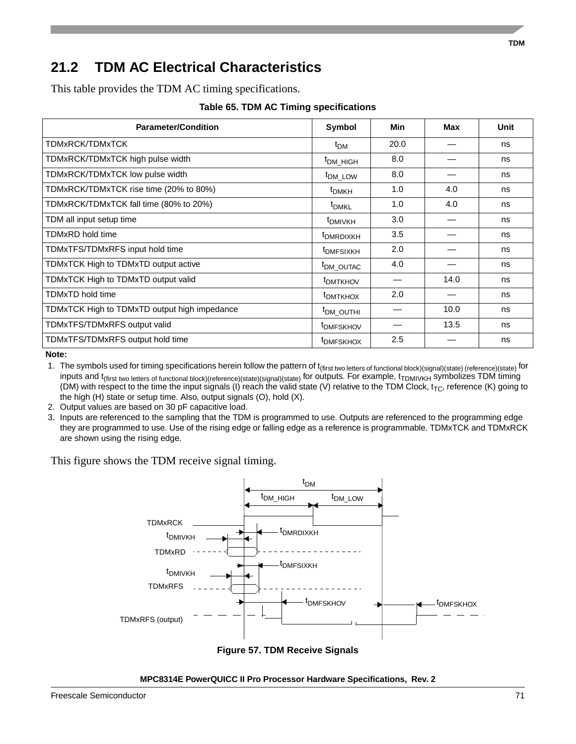## 21.2 TDM AC Electrical Characteristics

This table provides the TDM AC timing specifications.

**Table 65. TDM AC Timing specifications**

| Parameter/Condition | Symbol | Min | Max | Unit |
|---|---|---|---|---|
| TDMxRCK/TDMxTCK | $t_{DM}$ | 20.0 | — | ns |
| TDMxRCK/TDMxTCK high pulse width | $t_{DM\_HIGH}$ | 8.0 | — | ns |
| TDMxRCK/TDMxTCK low pulse width | $t_{DM\_LOW}$ | 8.0 | — | ns |
| TDMxRCK/TDMxTCK rise time (20% to 80%) | $t_{DMKH}$ | 1.0 | 4.0 | ns |
| TDMxRCK/TDMxTCK fall time (80% to 20%) | $t_{DMKL}$ | 1.0 | 4.0 | ns |
| TDM all input setup time | $t_{DMIVKH}$ | 3.0 | — | ns |
| TDMxRD hold time | $t_{DMRDIXKH}$ | 3.5 | — | ns |
| TDMxTFS/TDMxRFS input hold time | $t_{DMFSIXKH}$ | 2.0 | — | ns |
| TDMxTCK High to TDMxTD output active | $t_{DM\_OUTAC}$ | 4.0 | — | ns |
| TDMxTCK High to TDMxTD output valid | $t_{DMTKHOV}$ | — | 14.0 | ns |
| TDMxTD hold time | $t_{DMTKHOX}$ | 2.0 | — | ns |
| TDMxTCK High to TDMxTD output high impedance | $t_{DM\_OUTHI}$ | — | 10.0 | ns |
| TDMxTFS/TDMxRFS output valid | $t_{DMFSKHOV}$ | — | 13.5 | ns |
| TDMxTFS/TDMxRFS output hold time | $t_{DMFSKHOX}$ | 2.5 | — | ns |

**Note:**

1. The symbols used for timing specifications herein follow the pattern of $t_{\text{(first two letters of functional block)(signal)(state) (reference)(state)}}$ for inputs and $t_{\text{(first two letters of functional block)(reference)(state)(signal)(state)}}$ for outputs. For example, $t_{TDMIVKH}$ symbolizes TDM timing (DM) with respect to the time the input signals (I) reach the valid state (V) relative to the TDM Clock, $t_{TC}$, reference (K) going to the high (H) state or setup time. Also, output signals (O), hold (X).
2. Output values are based on 30 pF capacitive load.
3. Inputs are referenced to the sampling that the TDM is programmed to use. Outputs are referenced to the programming edge they are programmed to use. Use of the rising edge or falling edge as a reference is programmable. TDMxTCK and TDMxRCK are shown using the rising edge.

This figure shows the TDM receive signal timing.

**Figure 57. TDM Receive Signals**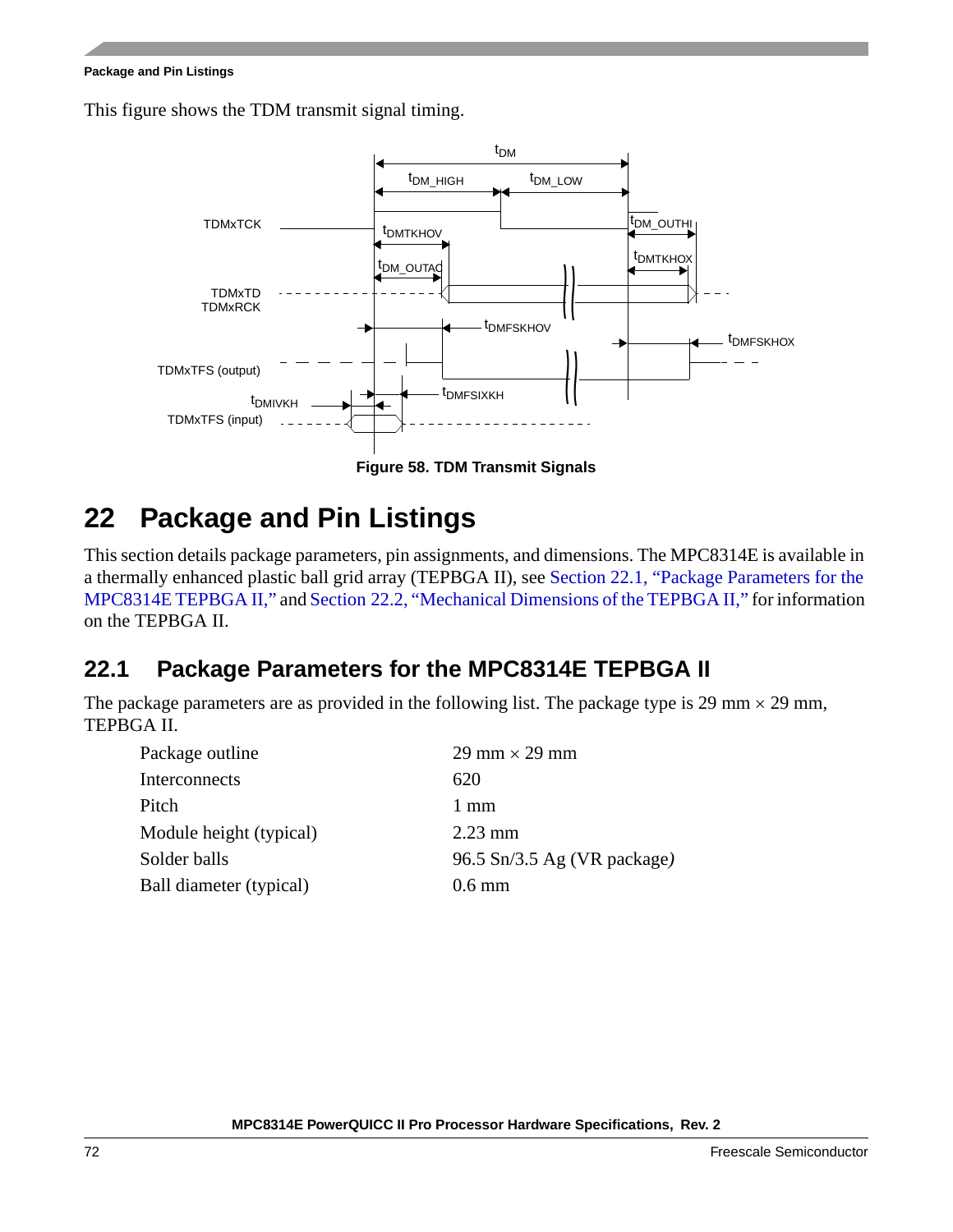This figure shows the TDM transmit signal timing.

Figure 58. TDM Transmit Signals

# 22 Package and Pin Listings

This section details package parameters, pin assignments, and dimensions. The MPC8314E is available in a thermally enhanced plastic ball grid array (TEPBGA II), see Section 22.1, "Package Parameters for the MPC8314E TEPBGA II," and Section 22.2, "Mechanical Dimensions of the TEPBGA II," for information on the TEPBGA II.

## 22.1 Package Parameters for the MPC8314E TEPBGA II

The package parameters are as provided in the following list. The package type is 29 mm × 29 mm, TEPBGA II.

| | |
|---|---|
| Package outline | 29 mm × 29 mm |
| Interconnects | 620 |
| Pitch | 1 mm |
| Module height (typical) | 2.23 mm |
| Solder balls | 96.5 Sn/3.5 Ag (VR package) |
| Ball diameter (typical) | 0.6 mm |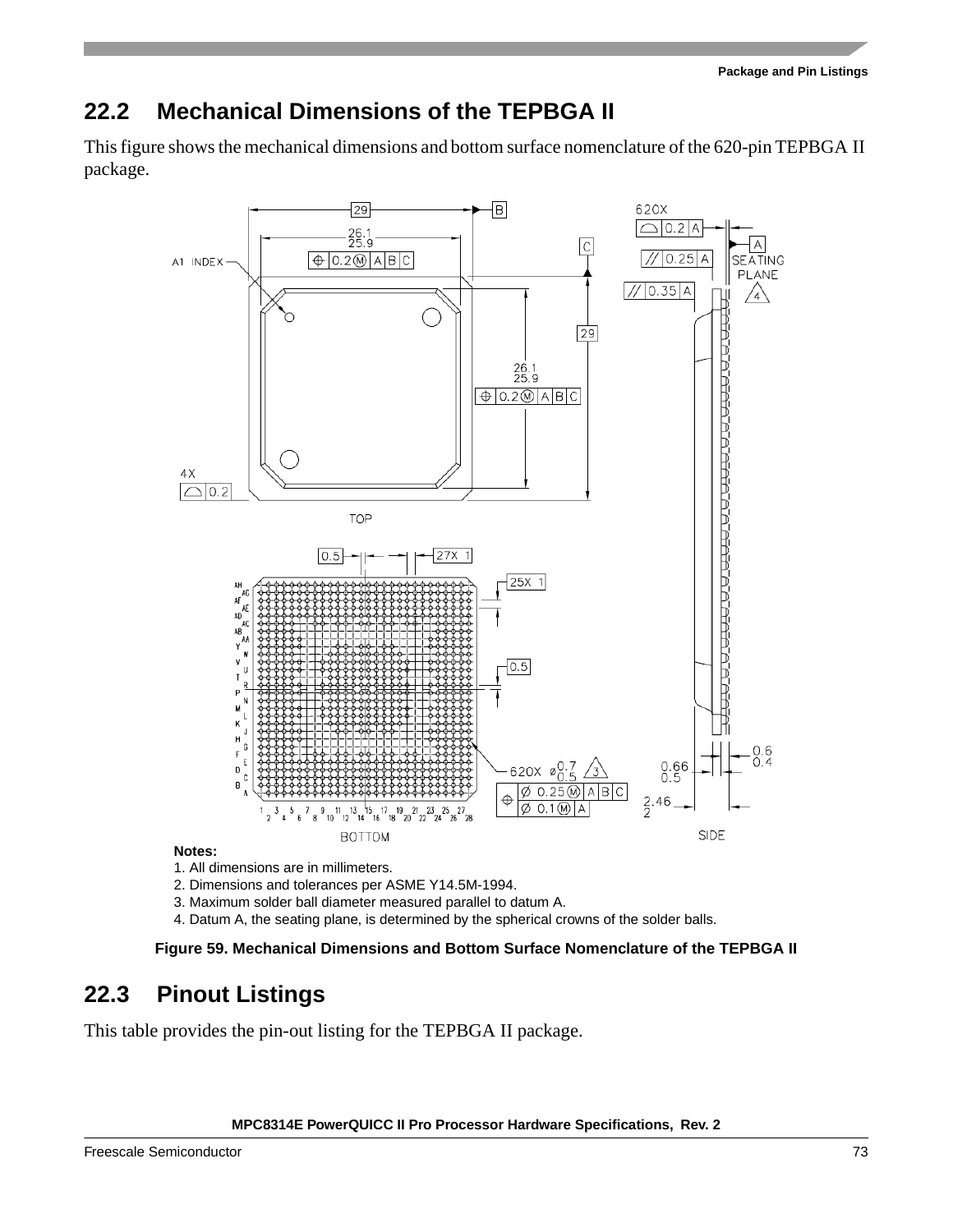## 22.2 Mechanical Dimensions of the TEPBGA II

This figure shows the mechanical dimensions and bottom surface nomenclature of the 620-pin TEPBGA II package.

**Notes:**

1. All dimensions are in millimeters.
2. Dimensions and tolerances per ASME Y14.5M-1994.
3. Maximum solder ball diameter measured parallel to datum A.
4. Datum A, the seating plane, is determined by the spherical crowns of the solder balls.

**Figure 59. Mechanical Dimensions and Bottom Surface Nomenclature of the TEPBGA II**

## 22.3 Pinout Listings

This table provides the pin-out listing for the TEPBGA II package.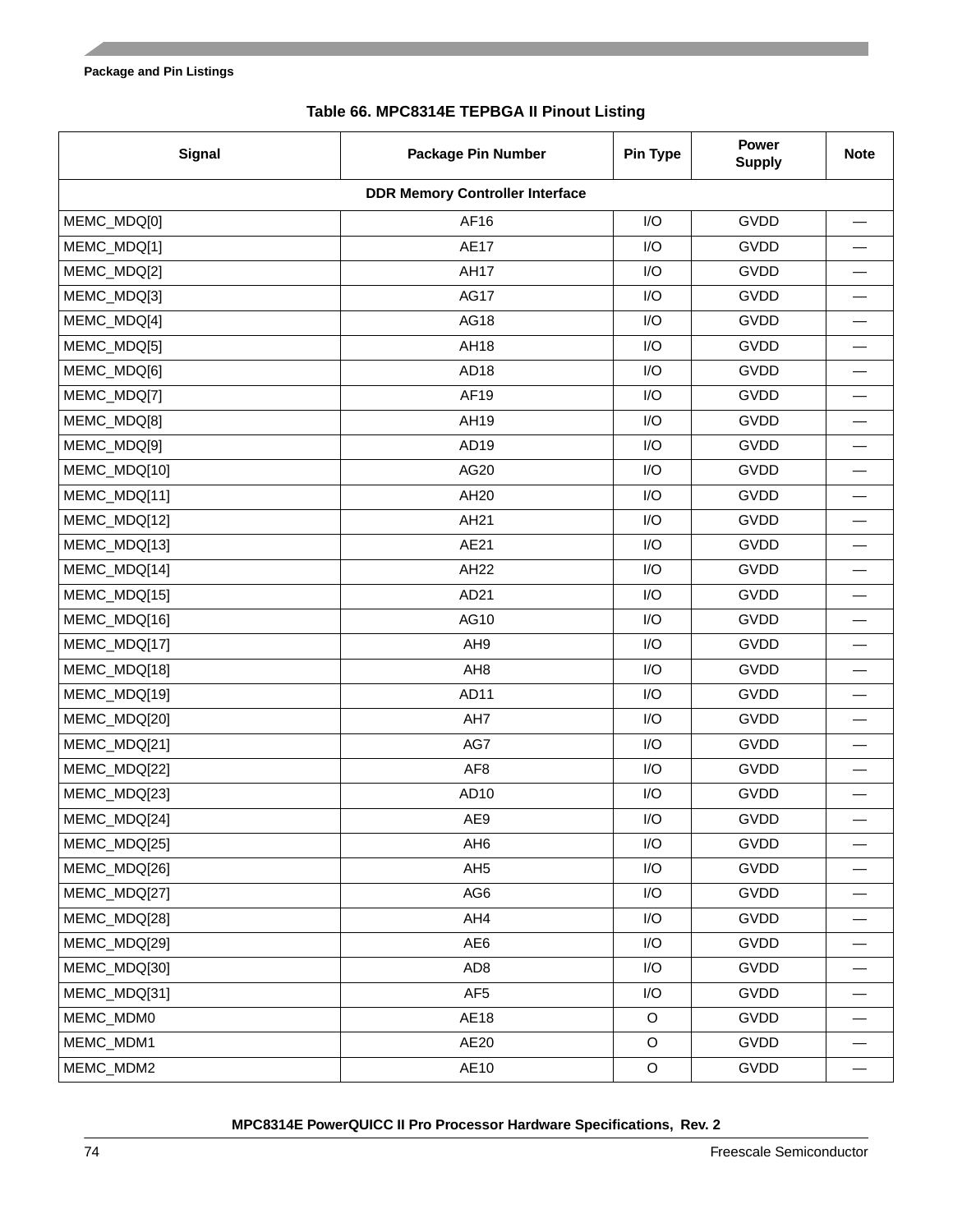**Table 66. MPC8314E TEPBGA II Pinout Listing**

| Signal | Package Pin Number | Pin Type | Power Supply | Note |
|---|---|---|---|---|
| **DDR Memory Controller Interface** | | | | |
| MEMC_MDQ[0] | AF16 | I/O | GVDD | — |
| MEMC_MDQ[1] | AE17 | I/O | GVDD | — |
| MEMC_MDQ[2] | AH17 | I/O | GVDD | — |
| MEMC_MDQ[3] | AG17 | I/O | GVDD | — |
| MEMC_MDQ[4] | AG18 | I/O | GVDD | — |
| MEMC_MDQ[5] | AH18 | I/O | GVDD | — |
| MEMC_MDQ[6] | AD18 | I/O | GVDD | — |
| MEMC_MDQ[7] | AF19 | I/O | GVDD | — |
| MEMC_MDQ[8] | AH19 | I/O | GVDD | — |
| MEMC_MDQ[9] | AD19 | I/O | GVDD | — |
| MEMC_MDQ[10] | AG20 | I/O | GVDD | — |
| MEMC_MDQ[11] | AH20 | I/O | GVDD | — |
| MEMC_MDQ[12] | AH21 | I/O | GVDD | — |
| MEMC_MDQ[13] | AE21 | I/O | GVDD | — |
| MEMC_MDQ[14] | AH22 | I/O | GVDD | — |
| MEMC_MDQ[15] | AD21 | I/O | GVDD | — |
| MEMC_MDQ[16] | AG10 | I/O | GVDD | — |
| MEMC_MDQ[17] | AH9 | I/O | GVDD | — |
| MEMC_MDQ[18] | AH8 | I/O | GVDD | — |
| MEMC_MDQ[19] | AD11 | I/O | GVDD | — |
| MEMC_MDQ[20] | AH7 | I/O | GVDD | — |
| MEMC_MDQ[21] | AG7 | I/O | GVDD | — |
| MEMC_MDQ[22] | AF8 | I/O | GVDD | — |
| MEMC_MDQ[23] | AD10 | I/O | GVDD | — |
| MEMC_MDQ[24] | AE9 | I/O | GVDD | — |
| MEMC_MDQ[25] | AH6 | I/O | GVDD | — |
| MEMC_MDQ[26] | AH5 | I/O | GVDD | — |
| MEMC_MDQ[27] | AG6 | I/O | GVDD | — |
| MEMC_MDQ[28] | AH4 | I/O | GVDD | — |
| MEMC_MDQ[29] | AE6 | I/O | GVDD | — |
| MEMC_MDQ[30] | AD8 | I/O | GVDD | — |
| MEMC_MDQ[31] | AF5 | I/O | GVDD | — |
| MEMC_MDM0 | AE18 | O | GVDD | — |
| MEMC_MDM1 | AE20 | O | GVDD | — |
| MEMC_MDM2 | AE10 | O | GVDD | — |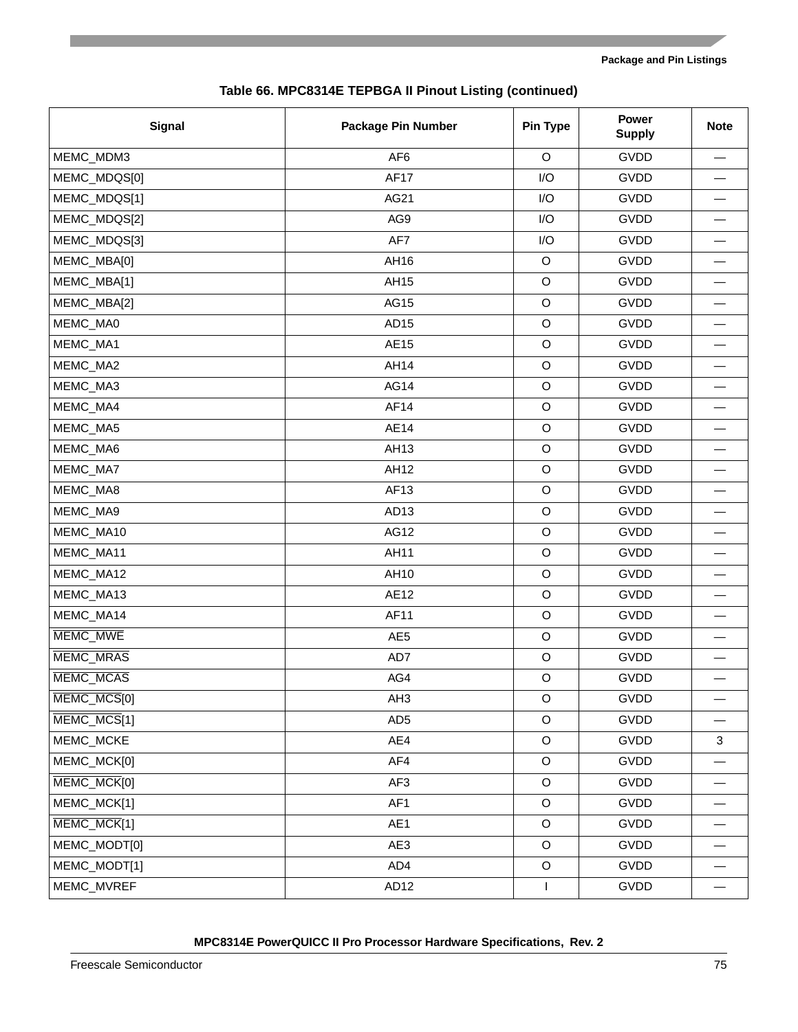**Table 66. MPC8314E TEPBGA II Pinout Listing (continued)**

| Signal | Package Pin Number | Pin Type | Power Supply | Note |
|---|---|---|---|---|
| MEMC_MDM3 | AF6 | O | GVDD | — |
| MEMC_MDQS[0] | AF17 | I/O | GVDD | — |
| MEMC_MDQS[1] | AG21 | I/O | GVDD | — |
| MEMC_MDQS[2] | AG9 | I/O | GVDD | — |
| MEMC_MDQS[3] | AF7 | I/O | GVDD | — |
| MEMC_MBA[0] | AH16 | O | GVDD | — |
| MEMC_MBA[1] | AH15 | O | GVDD | — |
| MEMC_MBA[2] | AG15 | O | GVDD | — |
| MEMC_MA0 | AD15 | O | GVDD | — |
| MEMC_MA1 | AE15 | O | GVDD | — |
| MEMC_MA2 | AH14 | O | GVDD | — |
| MEMC_MA3 | AG14 | O | GVDD | — |
| MEMC_MA4 | AF14 | O | GVDD | — |
| MEMC_MA5 | AE14 | O | GVDD | — |
| MEMC_MA6 | AH13 | O | GVDD | — |
| MEMC_MA7 | AH12 | O | GVDD | — |
| MEMC_MA8 | AF13 | O | GVDD | — |
| MEMC_MA9 | AD13 | O | GVDD | — |
| MEMC_MA10 | AG12 | O | GVDD | — |
| MEMC_MA11 | AH11 | O | GVDD | — |
| MEMC_MA12 | AH10 | O | GVDD | — |
| MEMC_MA13 | AE12 | O | GVDD | — |
| MEMC_MA14 | AF11 | O | GVDD | — |
| $\overline{\text{MEMC\_MWE}}$ | AE5 | O | GVDD | — |
| $\overline{\text{MEMC\_MRAS}}$ | AD7 | O | GVDD | — |
| $\overline{\text{MEMC\_MCAS}}$ | AG4 | O | GVDD | — |
| $\overline{\text{MEMC\_MCS}}$[0] | AH3 | O | GVDD | — |
| $\overline{\text{MEMC\_MCS}}$[1] | AD5 | O | GVDD | — |
| MEMC_MCKE | AE4 | O | GVDD | 3 |
| MEMC_MCK[0] | AF4 | O | GVDD | — |
| $\overline{\text{MEMC\_MCK}}$[0] | AF3 | O | GVDD | — |
| MEMC_MCK[1] | AF1 | O | GVDD | — |
| $\overline{\text{MEMC\_MCK}}$[1] | AE1 | O | GVDD | — |
| MEMC_MODT[0] | AE3 | O | GVDD | — |
| MEMC_MODT[1] | AD4 | O | GVDD | — |
| MEMC_MVREF | AD12 | I | GVDD | — |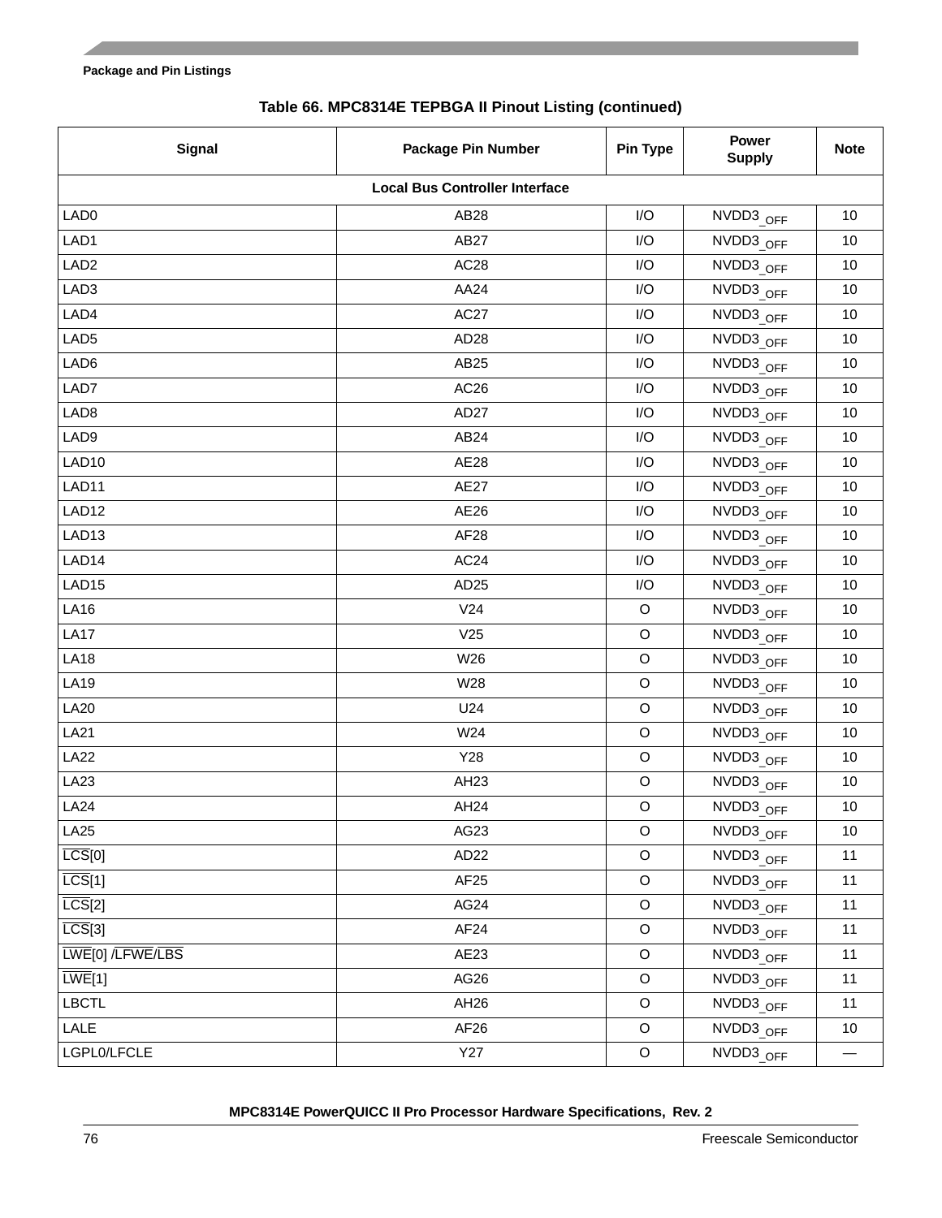**Table 66. MPC8314E TEPBGA II Pinout Listing (continued)**

| Signal | Package Pin Number | Pin Type | Power Supply | Note |
|---|---|---|---|---|
| **Local Bus Controller Interface** | | | | |
| LAD0 | AB28 | I/O | NVDD3_OFF | 10 |
| LAD1 | AB27 | I/O | NVDD3_OFF | 10 |
| LAD2 | AC28 | I/O | NVDD3_OFF | 10 |
| LAD3 | AA24 | I/O | NVDD3_OFF | 10 |
| LAD4 | AC27 | I/O | NVDD3_OFF | 10 |
| LAD5 | AD28 | I/O | NVDD3_OFF | 10 |
| LAD6 | AB25 | I/O | NVDD3_OFF | 10 |
| LAD7 | AC26 | I/O | NVDD3_OFF | 10 |
| LAD8 | AD27 | I/O | NVDD3_OFF | 10 |
| LAD9 | AB24 | I/O | NVDD3_OFF | 10 |
| LAD10 | AE28 | I/O | NVDD3_OFF | 10 |
| LAD11 | AE27 | I/O | NVDD3_OFF | 10 |
| LAD12 | AE26 | I/O | NVDD3_OFF | 10 |
| LAD13 | AF28 | I/O | NVDD3_OFF | 10 |
| LAD14 | AC24 | I/O | NVDD3_OFF | 10 |
| LAD15 | AD25 | I/O | NVDD3_OFF | 10 |
| LA16 | V24 | O | NVDD3_OFF | 10 |
| LA17 | V25 | O | NVDD3_OFF | 10 |
| LA18 | W26 | O | NVDD3_OFF | 10 |
| LA19 | W28 | O | NVDD3_OFF | 10 |
| LA20 | U24 | O | NVDD3_OFF | 10 |
| LA21 | W24 | O | NVDD3_OFF | 10 |
| LA22 | Y28 | O | NVDD3_OFF | 10 |
| LA23 | AH23 | O | NVDD3_OFF | 10 |
| LA24 | AH24 | O | NVDD3_OFF | 10 |
| LA25 | AG23 | O | NVDD3_OFF | 10 |
| $\overline{LCS}$[0] | AD22 | O | NVDD3_OFF | 11 |
| $\overline{LCS}$[1] | AF25 | O | NVDD3_OFF | 11 |
| $\overline{LCS}$[2] | AG24 | O | NVDD3_OFF | 11 |
| $\overline{LCS}$[3] | AF24 | O | NVDD3_OFF | 11 |
| $\overline{LWE}$[0] /$\overline{LFWE}$/$\overline{LBS}$ | AE23 | O | NVDD3_OFF | 11 |
| $\overline{LWE}$[1] | AG26 | O | NVDD3_OFF | 11 |
| LBCTL | AH26 | O | NVDD3_OFF | 11 |
| LALE | AF26 | O | NVDD3_OFF | 10 |
| LGPL0/LFCLE | Y27 | O | NVDD3_OFF | — |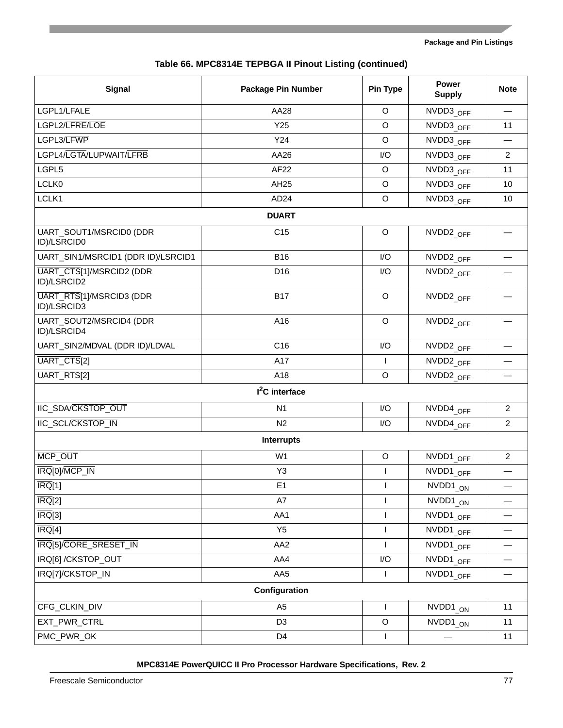**Table 66. MPC8314E TEPBGA II Pinout Listing (continued)**

| Signal | Package Pin Number | Pin Type | Power Supply | Note |
|---|---|---|---|---|
| LGPL1/LFALE | AA28 | O | NVDD3_OFF | — |
| LGPL2/LFRE/LOE | Y25 | O | NVDD3_OFF | 11 |
| LGPL3/LFWP | Y24 | O | NVDD3_OFF | — |
| LGPL4/LGTA/LUPWAIT/LFRB | AA26 | I/O | NVDD3_OFF | 2 |
| LGPL5 | AF22 | O | NVDD3_OFF | 11 |
| LCLK0 | AH25 | O | NVDD3_OFF | 10 |
| LCLK1 | AD24 | O | NVDD3_OFF | 10 |
| **DUART** | | | | |
| UART_SOUT1/MSRCID0 (DDR ID)/LSRCID0 | C15 | O | NVDD2_OFF | — |
| UART_SIN1/MSRCID1 (DDR ID)/LSRCID1 | B16 | I/O | NVDD2_OFF | — |
| UART_CTS[1]/MSRCID2 (DDR ID)/LSRCID2 | D16 | I/O | NVDD2_OFF | — |
| UART_RTS[1]/MSRCID3 (DDR ID)/LSRCID3 | B17 | O | NVDD2_OFF | — |
| UART_SOUT2/MSRCID4 (DDR ID)/LSRCID4 | A16 | O | NVDD2_OFF | — |
| UART_SIN2/MDVAL (DDR ID)/LDVAL | C16 | I/O | NVDD2_OFF | — |
| UART_CTS[2] | A17 | I | NVDD2_OFF | — |
| UART_RTS[2] | A18 | O | NVDD2_OFF | — |
| **I2C interface** | | | | |
| IIC_SDA/CKSTOP_OUT | N1 | I/O | NVDD4_OFF | 2 |
| IIC_SCL/CKSTOP_IN | N2 | I/O | NVDD4_OFF | 2 |
| **Interrupts** | | | | |
| MCP_OUT | W1 | O | NVDD1_OFF | 2 |
| IRQ[0]/MCP_IN | Y3 | I | NVDD1_OFF | — |
| IRQ[1] | E1 | I | NVDD1_ON | — |
| IRQ[2] | A7 | I | NVDD1_ON | — |
| IRQ[3] | AA1 | I | NVDD1_OFF | — |
| IRQ[4] | Y5 | I | NVDD1_OFF | — |
| IRQ[5]/CORE_SRESET_IN | AA2 | I | NVDD1_OFF | — |
| IRQ[6] /CKSTOP_OUT | AA4 | I/O | NVDD1_OFF | — |
| IRQ[7]/CKSTOP_IN | AA5 | I | NVDD1_OFF | — |
| **Configuration** | | | | |
| CFG_CLKIN_DIV | A5 | I | NVDD1_ON | 11 |
| EXT_PWR_CTRL | D3 | O | NVDD1_ON | 11 |
| PMC_PWR_OK | D4 | I | — | 11 |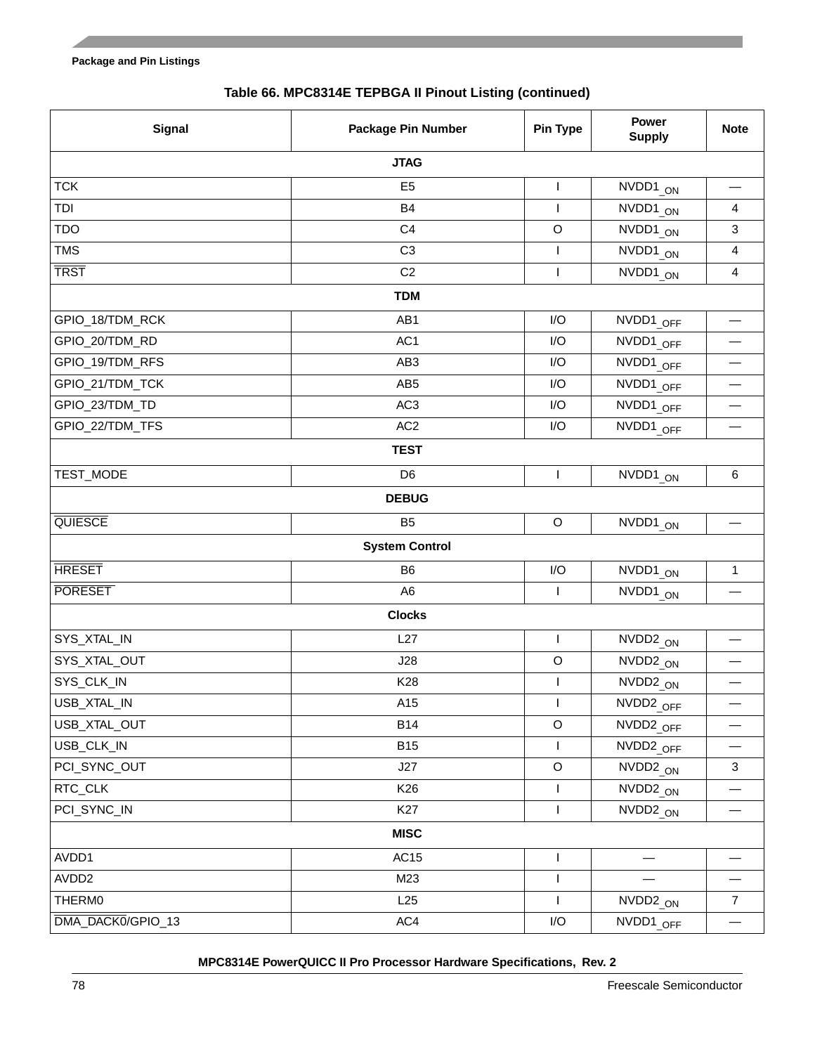**Table 66. MPC8314E TEPBGA II Pinout Listing (continued)**

| Signal | Package Pin Number | Pin Type | Power Supply | Note |
|---|---|---|---|---|
| **JTAG** | | | | |
| TCK | E5 | I | $NVDD1_{\_ON}$ | — |
| TDI | B4 | I | $NVDD1_{\_ON}$ | 4 |
| TDO | C4 | O | $NVDD1_{\_ON}$ | 3 |
| TMS | C3 | I | $NVDD1_{\_ON}$ | 4 |
| $\overline{\text{TRST}}$ | C2 | I | $NVDD1_{\_ON}$ | 4 |
| **TDM** | | | | |
| GPIO_18/TDM_RCK | AB1 | I/O | $NVDD1_{\_OFF}$ | — |
| GPIO_20/TDM_RD | AC1 | I/O | $NVDD1_{\_OFF}$ | — |
| GPIO_19/TDM_RFS | AB3 | I/O | $NVDD1_{\_OFF}$ | — |
| GPIO_21/TDM_TCK | AB5 | I/O | $NVDD1_{\_OFF}$ | — |
| GPIO_23/TDM_TD | AC3 | I/O | $NVDD1_{\_OFF}$ | — |
| GPIO_22/TDM_TFS | AC2 | I/O | $NVDD1_{\_OFF}$ | — |
| **TEST** | | | | |
| TEST_MODE | D6 | I | $NVDD1_{\_ON}$ | 6 |
| **DEBUG** | | | | |
| $\overline{\text{QUIESCE}}$ | B5 | O | $NVDD1_{\_ON}$ | — |
| **System Control** | | | | |
| $\overline{\text{HRESET}}$ | B6 | I/O | $NVDD1_{\_ON}$ | 1 |
| $\overline{\text{PORESET}}$ | A6 | I | $NVDD1_{\_ON}$ | — |
| **Clocks** | | | | |
| SYS_XTAL_IN | L27 | I | $NVDD2_{\_ON}$ | — |
| SYS_XTAL_OUT | J28 | O | $NVDD2_{\_ON}$ | — |
| SYS_CLK_IN | K28 | I | $NVDD2_{\_ON}$ | — |
| USB_XTAL_IN | A15 | I | $NVDD2_{\_OFF}$ | — |
| USB_XTAL_OUT | B14 | O | $NVDD2_{\_OFF}$ | — |
| USB_CLK_IN | B15 | I | $NVDD2_{\_OFF}$ | — |
| PCI_SYNC_OUT | J27 | O | $NVDD2_{\_ON}$ | 3 |
| RTC_CLK | K26 | I | $NVDD2_{\_ON}$ | — |
| PCI_SYNC_IN | K27 | I | $NVDD2_{\_ON}$ | — |
| **MISC** | | | | |
| AVDD1 | AC15 | I | — | — |
| AVDD2 | M23 | I | — | — |
| THERM0 | L25 | I | $NVDD2_{\_ON}$ | 7 |
| $\overline{\text{DMA\_DACK0}}$/GPIO_13 | AC4 | I/O | $NVDD1_{\_OFF}$ | — |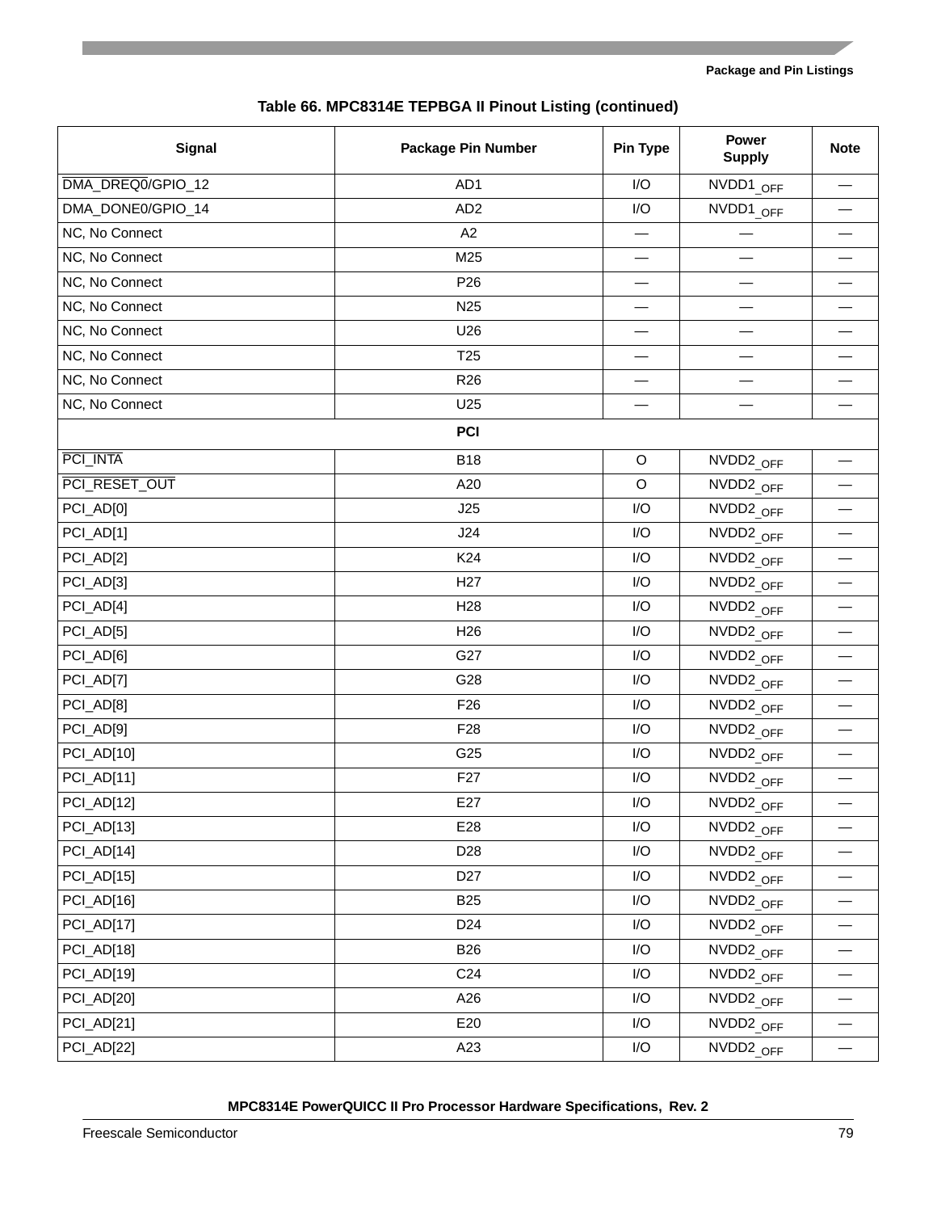**Table 66. MPC8314E TEPBGA II Pinout Listing (continued)**

| Signal | Package Pin Number | Pin Type | Power Supply | Note |
|---|---|---|---|---|
| DMA_DREQ0/GPIO_12 | AD1 | I/O | NVDD1_OFF | — |
| DMA_DONE0/GPIO_14 | AD2 | I/O | NVDD1_OFF | — |
| NC, No Connect | A2 | — | — | — |
| NC, No Connect | M25 | — | — | — |
| NC, No Connect | P26 | — | — | — |
| NC, No Connect | N25 | — | — | — |
| NC, No Connect | U26 | — | — | — |
| NC, No Connect | T25 | — | — | — |
| NC, No Connect | R26 | — | — | — |
| NC, No Connect | U25 | — | — | — |
| **PCI** | | | | |
| PCI_INTA | B18 | O | NVDD2_OFF | — |
| PCI_RESET_OUT | A20 | O | NVDD2_OFF | — |
| PCI_AD[0] | J25 | I/O | NVDD2_OFF | — |
| PCI_AD[1] | J24 | I/O | NVDD2_OFF | — |
| PCI_AD[2] | K24 | I/O | NVDD2_OFF | — |
| PCI_AD[3] | H27 | I/O | NVDD2_OFF | — |
| PCI_AD[4] | H28 | I/O | NVDD2_OFF | — |
| PCI_AD[5] | H26 | I/O | NVDD2_OFF | — |
| PCI_AD[6] | G27 | I/O | NVDD2_OFF | — |
| PCI_AD[7] | G28 | I/O | NVDD2_OFF | — |
| PCI_AD[8] | F26 | I/O | NVDD2_OFF | — |
| PCI_AD[9] | F28 | I/O | NVDD2_OFF | — |
| PCI_AD[10] | G25 | I/O | NVDD2_OFF | — |
| PCI_AD[11] | F27 | I/O | NVDD2_OFF | — |
| PCI_AD[12] | E27 | I/O | NVDD2_OFF | — |
| PCI_AD[13] | E28 | I/O | NVDD2_OFF | — |
| PCI_AD[14] | D28 | I/O | NVDD2_OFF | — |
| PCI_AD[15] | D27 | I/O | NVDD2_OFF | — |
| PCI_AD[16] | B25 | I/O | NVDD2_OFF | — |
| PCI_AD[17] | D24 | I/O | NVDD2_OFF | — |
| PCI_AD[18] | B26 | I/O | NVDD2_OFF | — |
| PCI_AD[19] | C24 | I/O | NVDD2_OFF | — |
| PCI_AD[20] | A26 | I/O | NVDD2_OFF | — |
| PCI_AD[21] | E20 | I/O | NVDD2_OFF | — |
| PCI_AD[22] | A23 | I/O | NVDD2_OFF | — |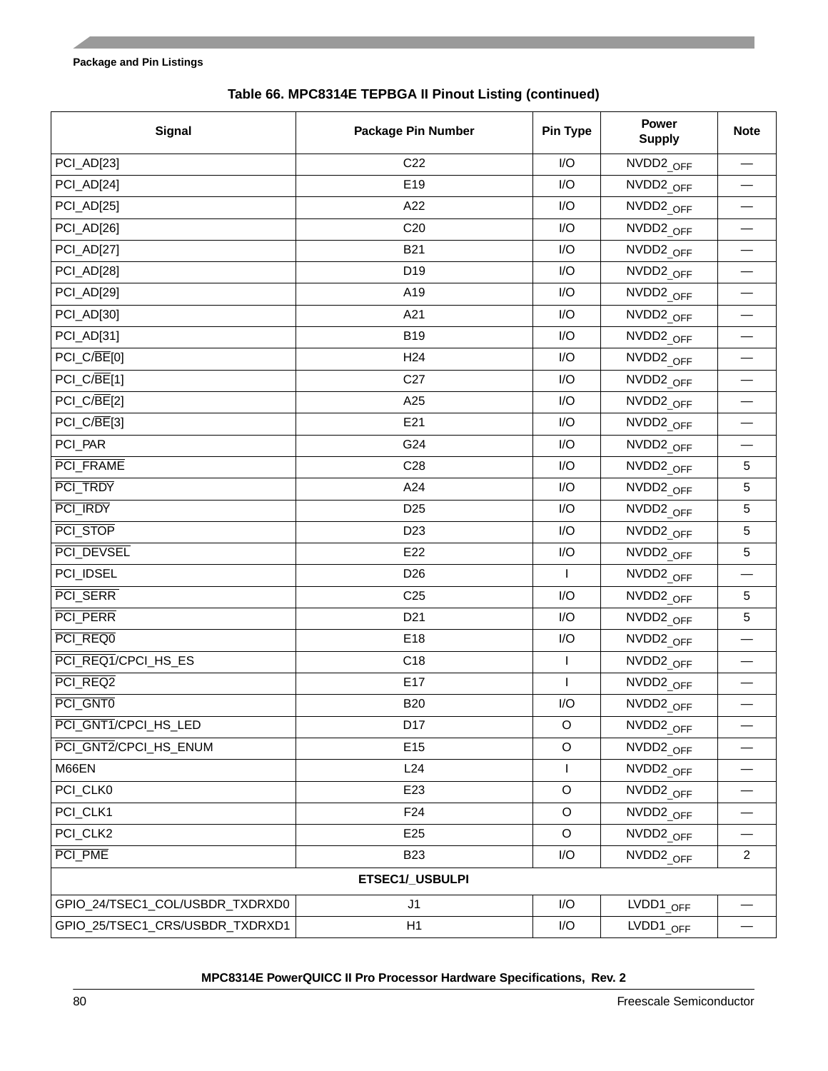**Table 66. MPC8314E TEPBGA II Pinout Listing (continued)**

| Signal | Package Pin Number | Pin Type | Power Supply | Note |
|---|---|---|---|---|
| PCI_AD[23] | C22 | I/O | NVDD2_OFF | — |
| PCI_AD[24] | E19 | I/O | NVDD2_OFF | — |
| PCI_AD[25] | A22 | I/O | NVDD2_OFF | — |
| PCI_AD[26] | C20 | I/O | NVDD2_OFF | — |
| PCI_AD[27] | B21 | I/O | NVDD2_OFF | — |
| PCI_AD[28] | D19 | I/O | NVDD2_OFF | — |
| PCI_AD[29] | A19 | I/O | NVDD2_OFF | — |
| PCI_AD[30] | A21 | I/O | NVDD2_OFF | — |
| PCI_AD[31] | B19 | I/O | NVDD2_OFF | — |
| PCI_C/$\overline{BE}$[0] | H24 | I/O | NVDD2_OFF | — |
| PCI_C/$\overline{BE}$[1] | C27 | I/O | NVDD2_OFF | — |
| PCI_C/$\overline{BE}$[2] | A25 | I/O | NVDD2_OFF | — |
| PCI_C/$\overline{BE}$[3] | E21 | I/O | NVDD2_OFF | — |
| PCI_PAR | G24 | I/O | NVDD2_OFF | — |
| $\overline{\text{PCI\_FRAME}}$ | C28 | I/O | NVDD2_OFF | 5 |
| $\overline{\text{PCI\_TRDY}}$ | A24 | I/O | NVDD2_OFF | 5 |
| $\overline{\text{PCI\_IRDY}}$ | D25 | I/O | NVDD2_OFF | 5 |
| $\overline{\text{PCI\_STOP}}$ | D23 | I/O | NVDD2_OFF | 5 |
| $\overline{\text{PCI\_DEVSEL}}$ | E22 | I/O | NVDD2_OFF | 5 |
| PCI_IDSEL | D26 | I | NVDD2_OFF | — |
| $\overline{\text{PCI\_SERR}}$ | C25 | I/O | NVDD2_OFF | 5 |
| $\overline{\text{PCI\_PERR}}$ | D21 | I/O | NVDD2_OFF | 5 |
| $\overline{\text{PCI\_REQ0}}$ | E18 | I/O | NVDD2_OFF | — |
| $\overline{\text{PCI\_REQ1}}$/CPCI_HS_ES | C18 | I | NVDD2_OFF | — |
| $\overline{\text{PCI\_REQ2}}$ | E17 | I | NVDD2_OFF | — |
| $\overline{\text{PCI\_GNT0}}$ | B20 | I/O | NVDD2_OFF | — |
| $\overline{\text{PCI\_GNT1}}$/CPCI_HS_LED | D17 | O | NVDD2_OFF | — |
| $\overline{\text{PCI\_GNT2}}$/CPCI_HS_ENUM | E15 | O | NVDD2_OFF | — |
| M66EN | L24 | I | NVDD2_OFF | — |
| PCI_CLK0 | E23 | O | NVDD2_OFF | — |
| PCI_CLK1 | F24 | O | NVDD2_OFF | — |
| PCI_CLK2 | E25 | O | NVDD2_OFF | — |
| $\overline{\text{PCI\_PME}}$ | B23 | I/O | NVDD2_OFF | 2 |
| **ETSEC1/_USBULPI** | | | | |
| GPIO_24/TSEC1_COL/USBDR_TXDRXD0 | J1 | I/O | LVDD1_OFF | — |
| GPIO_25/TSEC1_CRS/USBDR_TXDRXD1 | H1 | I/O | LVDD1_OFF | — |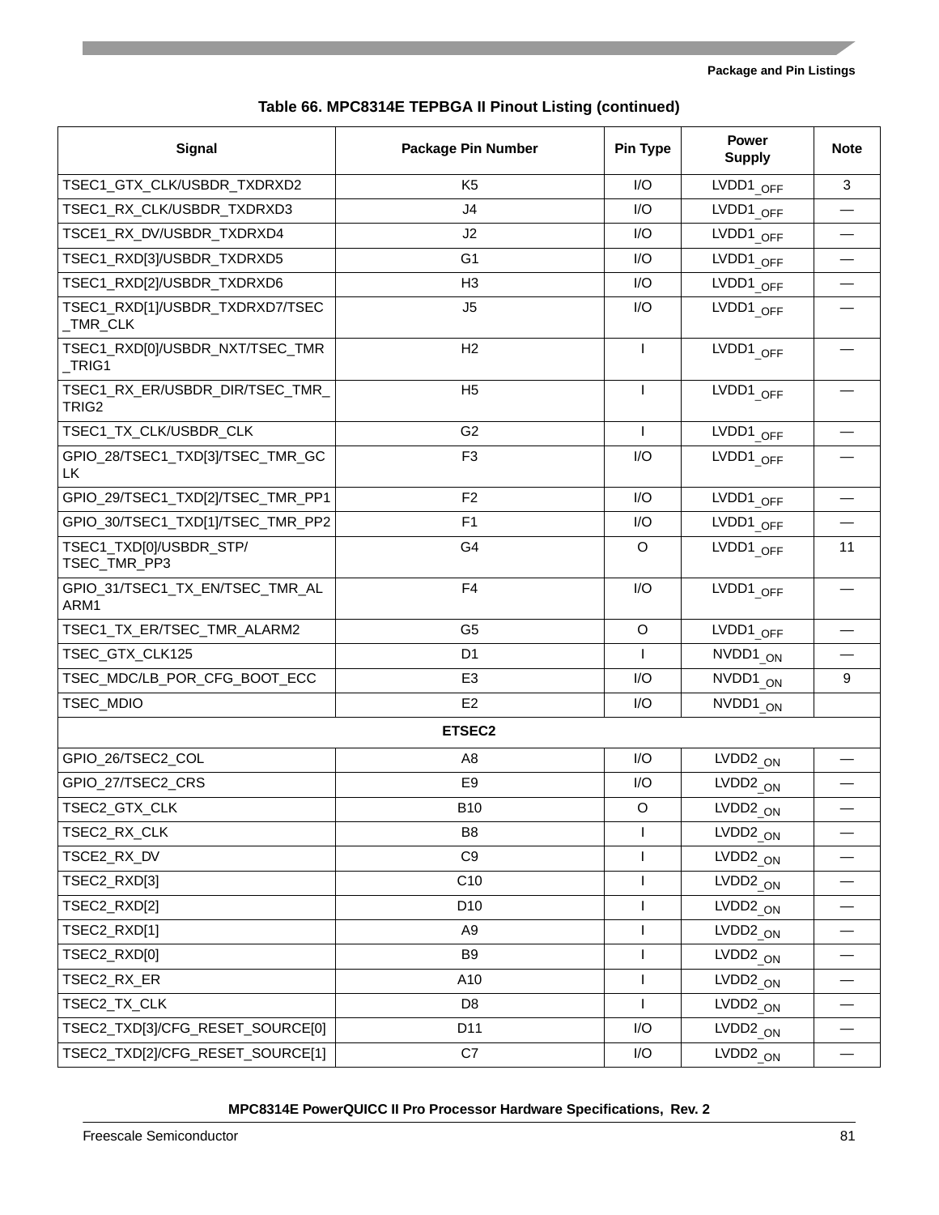**Table 66. MPC8314E TEPBGA II Pinout Listing (continued)**

| Signal | Package Pin Number | Pin Type | Power Supply | Note |
|---|---|---|---|---|
| TSEC1_GTX_CLK/USBDR_TXDRXD2 | K5 | I/O | $LVDD1_{\_OFF}$ | 3 |
| TSEC1_RX_CLK/USBDR_TXDRXD3 | J4 | I/O | $LVDD1_{\_OFF}$ | — |
| TSCE1_RX_DV/USBDR_TXDRXD4 | J2 | I/O | $LVDD1_{\_OFF}$ | — |
| TSEC1_RXD[3]/USBDR_TXDRXD5 | G1 | I/O | $LVDD1_{\_OFF}$ | — |
| TSEC1_RXD[2]/USBDR_TXDRXD6 | H3 | I/O | $LVDD1_{\_OFF}$ | — |
| TSEC1_RXD[1]/USBDR_TXDRXD7/TSEC_TMR_CLK | J5 | I/O | $LVDD1_{\_OFF}$ | — |
| TSEC1_RXD[0]/USBDR_NXT/TSEC_TMR_TRIG1 | H2 | I | $LVDD1_{\_OFF}$ | — |
| TSEC1_RX_ER/USBDR_DIR/TSEC_TMR_TRIG2 | H5 | I | $LVDD1_{\_OFF}$ | — |
| TSEC1_TX_CLK/USBDR_CLK | G2 | I | $LVDD1_{\_OFF}$ | — |
| GPIO_28/TSEC1_TXD[3]/TSEC_TMR_GCLK | F3 | I/O | $LVDD1_{\_OFF}$ | — |
| GPIO_29/TSEC1_TXD[2]/TSEC_TMR_PP1 | F2 | I/O | $LVDD1_{\_OFF}$ | — |
| GPIO_30/TSEC1_TXD[1]/TSEC_TMR_PP2 | F1 | I/O | $LVDD1_{\_OFF}$ | — |
| TSEC1_TXD[0]/USBDR_STP/TSEC_TMR_PP3 | G4 | O | $LVDD1_{\_OFF}$ | 11 |
| GPIO_31/TSEC1_TX_EN/TSEC_TMR_ALARM1 | F4 | I/O | $LVDD1_{\_OFF}$ | — |
| TSEC1_TX_ER/TSEC_TMR_ALARM2 | G5 | O | $LVDD1_{\_OFF}$ | — |
| TSEC_GTX_CLK125 | D1 | I | $NVDD1_{\_ON}$ | — |
| TSEC_MDC/LB_POR_CFG_BOOT_ECC | E3 | I/O | $NVDD1_{\_ON}$ | 9 |
| TSEC_MDIO | E2 | I/O | $NVDD1_{\_ON}$ | |
| **ETSEC2** | | | | |
| GPIO_26/TSEC2_COL | A8 | I/O | $LVDD2_{\_ON}$ | — |
| GPIO_27/TSEC2_CRS | E9 | I/O | $LVDD2_{\_ON}$ | — |
| TSEC2_GTX_CLK | B10 | O | $LVDD2_{\_ON}$ | — |
| TSEC2_RX_CLK | B8 | I | $LVDD2_{\_ON}$ | — |
| TSCE2_RX_DV | C9 | I | $LVDD2_{\_ON}$ | — |
| TSEC2_RXD[3] | C10 | I | $LVDD2_{\_ON}$ | — |
| TSEC2_RXD[2] | D10 | I | $LVDD2_{\_ON}$ | — |
| TSEC2_RXD[1] | A9 | I | $LVDD2_{\_ON}$ | — |
| TSEC2_RXD[0] | B9 | I | $LVDD2_{\_ON}$ | — |
| TSEC2_RX_ER | A10 | I | $LVDD2_{\_ON}$ | — |
| TSEC2_TX_CLK | D8 | I | $LVDD2_{\_ON}$ | — |
| TSEC2_TXD[3]/CFG_RESET_SOURCE[0] | D11 | I/O | $LVDD2_{\_ON}$ | — |
| TSEC2_TXD[2]/CFG_RESET_SOURCE[1] | C7 | I/O | $LVDD2_{\_ON}$ | — |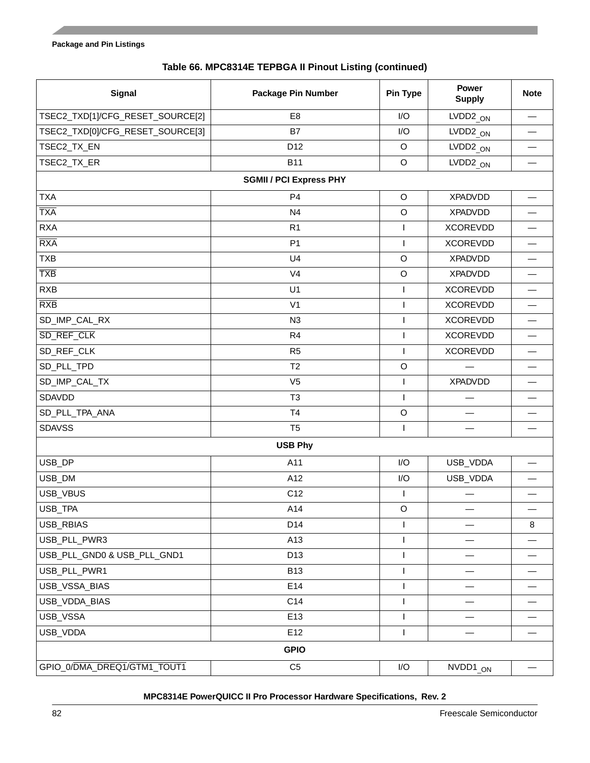**Table 66. MPC8314E TEPBGA II Pinout Listing (continued)**

| Signal | Package Pin Number | Pin Type | Power Supply | Note |
|---|---|---|---|---|
| TSEC2_TXD[1]/CFG_RESET_SOURCE[2] | E8 | I/O | LVDD2_ON | — |
| TSEC2_TXD[0]/CFG_RESET_SOURCE[3] | B7 | I/O | LVDD2_ON | — |
| TSEC2_TX_EN | D12 | O | LVDD2_ON | — |
| TSEC2_TX_ER | B11 | O | LVDD2_ON | — |
| **SGMII / PCI Express PHY** | | | | |
| TXA | P4 | O | XPADVDD | — |
| $\overline{\text{TXA}}$ | N4 | O | XPADVDD | — |
| RXA | R1 | I | XCOREVDD | — |
| $\overline{\text{RXA}}$ | P1 | I | XCOREVDD | — |
| TXB | U4 | O | XPADVDD | — |
| $\overline{\text{TXB}}$ | V4 | O | XPADVDD | — |
| RXB | U1 | I | XCOREVDD | — |
| $\overline{\text{RXB}}$ | V1 | I | XCOREVDD | — |
| SD_IMP_CAL_RX | N3 | I | XCOREVDD | — |
| $\overline{\text{SD\_REF\_CLK}}$ | R4 | I | XCOREVDD | — |
| SD_REF_CLK | R5 | I | XCOREVDD | — |
| SD_PLL_TPD | T2 | O | — | — |
| SD_IMP_CAL_TX | V5 | I | XPADVDD | — |
| SDAVDD | T3 | I | — | — |
| SD_PLL_TPA_ANA | T4 | O | — | — |
| SDAVSS | T5 | I | — | — |
| **USB Phy** | | | | |
| USB_DP | A11 | I/O | USB_VDDA | — |
| USB_DM | A12 | I/O | USB_VDDA | — |
| USB_VBUS | C12 | I | — | — |
| USB_TPA | A14 | O | — | — |
| USB_RBIAS | D14 | I | — | 8 |
| USB_PLL_PWR3 | A13 | I | — | — |
| USB_PLL_GND0 & USB_PLL_GND1 | D13 | I | — | — |
| USB_PLL_PWR1 | B13 | I | — | — |
| USB_VSSA_BIAS | E14 | I | — | — |
| USB_VDDA_BIAS | C14 | I | — | — |
| USB_VSSA | E13 | I | — | — |
| USB_VDDA | E12 | I | — | — |
| **GPIO** | | | | |
| GPIO_0/$\overline{\text{DMA\_DREQ1}}$/$\overline{\text{GTM1\_TOUT1}}$ | C5 | I/O | NVDD1_ON | — |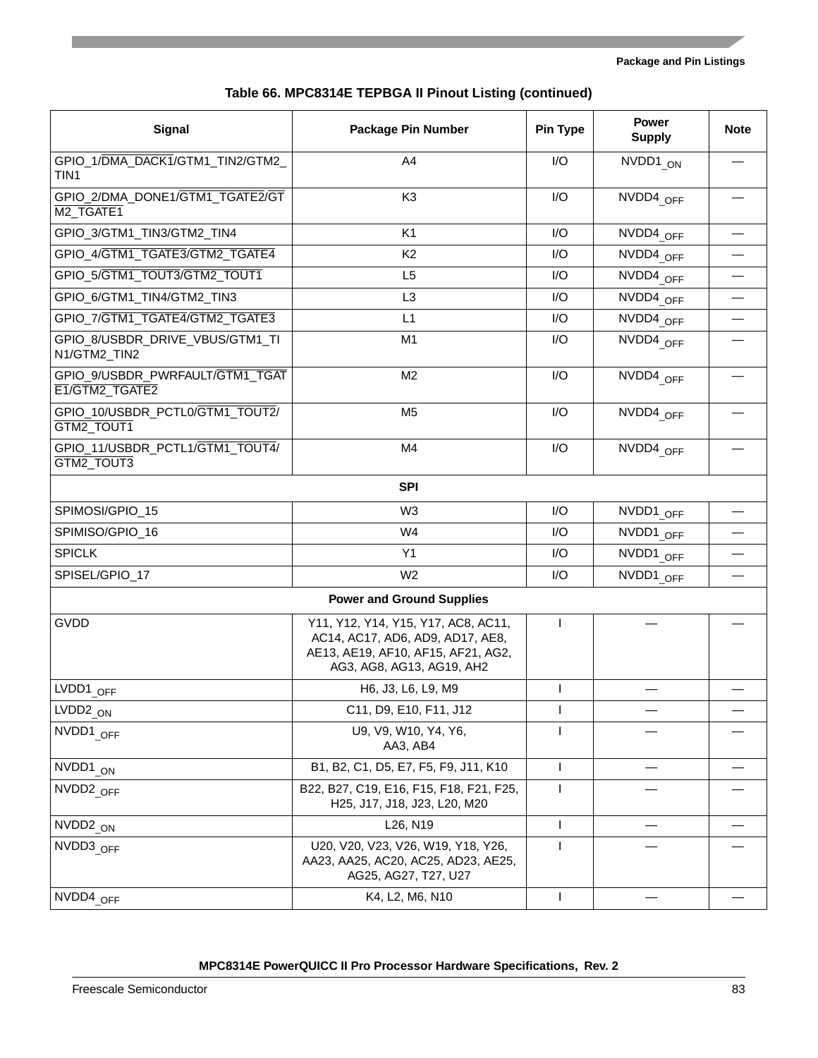**Table 66. MPC8314E TEPBGA II Pinout Listing (continued)**

| Signal | Package Pin Number | Pin Type | Power Supply | Note |
|---|---|---|---|---|
| GPIO_1/DMA_DACK1/GTM1_TIN2/GTM2_TIN1 | A4 | I/O | NVDD1_ON | — |
| GPIO_2/DMA_DONE1/GTM1_TGATE2/GTM2_TGATE1 | K3 | I/O | NVDD4_OFF | — |
| GPIO_3/GTM1_TIN3/GTM2_TIN4 | K1 | I/O | NVDD4_OFF | — |
| GPIO_4/GTM1_TGATE3/GTM2_TGATE4 | K2 | I/O | NVDD4_OFF | — |
| GPIO_5/GTM1_TOUT3/GTM2_TOUT1 | L5 | I/O | NVDD4_OFF | — |
| GPIO_6/GTM1_TIN4/GTM2_TIN3 | L3 | I/O | NVDD4_OFF | — |
| GPIO_7/GTM1_TGATE4/GTM2_TGATE3 | L1 | I/O | NVDD4_OFF | — |
| GPIO_8/USBDR_DRIVE_VBUS/GTM1_TIN1/GTM2_TIN2 | M1 | I/O | NVDD4_OFF | — |
| GPIO_9/USBDR_PWRFAULT/GTM1_TGATE1/GTM2_TGATE2 | M2 | I/O | NVDD4_OFF | — |
| GPIO_10/USBDR_PCTL0/GTM1_TOUT2/GTM2_TOUT1 | M5 | I/O | NVDD4_OFF | — |
| GPIO_11/USBDR_PCTL1/GTM1_TOUT4/GTM2_TOUT3 | M4 | I/O | NVDD4_OFF | — |
| **SPI** | | | | |
| SPIMOSI/GPIO_15 | W3 | I/O | NVDD1_OFF | — |
| SPIMISO/GPIO_16 | W4 | I/O | NVDD1_OFF | — |
| SPICLK | Y1 | I/O | NVDD1_OFF | — |
| SPISEL/GPIO_17 | W2 | I/O | NVDD1_OFF | — |
| **Power and Ground Supplies** | | | | |
| GVDD | Y11, Y12, Y14, Y15, Y17, AC8, AC11, AC14, AC17, AD6, AD9, AD17, AE8, AE13, AE19, AF10, AF15, AF21, AG2, AG3, AG8, AG13, AG19, AH2 | I | — | — |
| LVDD1_OFF | H6, J3, L6, L9, M9 | I | — | — |
| LVDD2_ON | C11, D9, E10, F11, J12 | I | — | — |
| NVDD1_OFF | U9, V9, W10, Y4, Y6, AA3, AB4 | I | — | — |
| NVDD1_ON | B1, B2, C1, D5, E7, F5, F9, J11, K10 | I | — | — |
| NVDD2_OFF | B22, B27, C19, E16, F15, F18, F21, F25, H25, J17, J18, J23, L20, M20 | I | — | — |
| NVDD2_ON | L26, N19 | I | — | — |
| NVDD3_OFF | U20, V20, V23, V26, W19, Y18, Y26, AA23, AA25, AC20, AC25, AD23, AE25, AG25, AG27, T27, U27 | I | — | — |
| NVDD4_OFF | K4, L2, M6, N10 | I | — | — |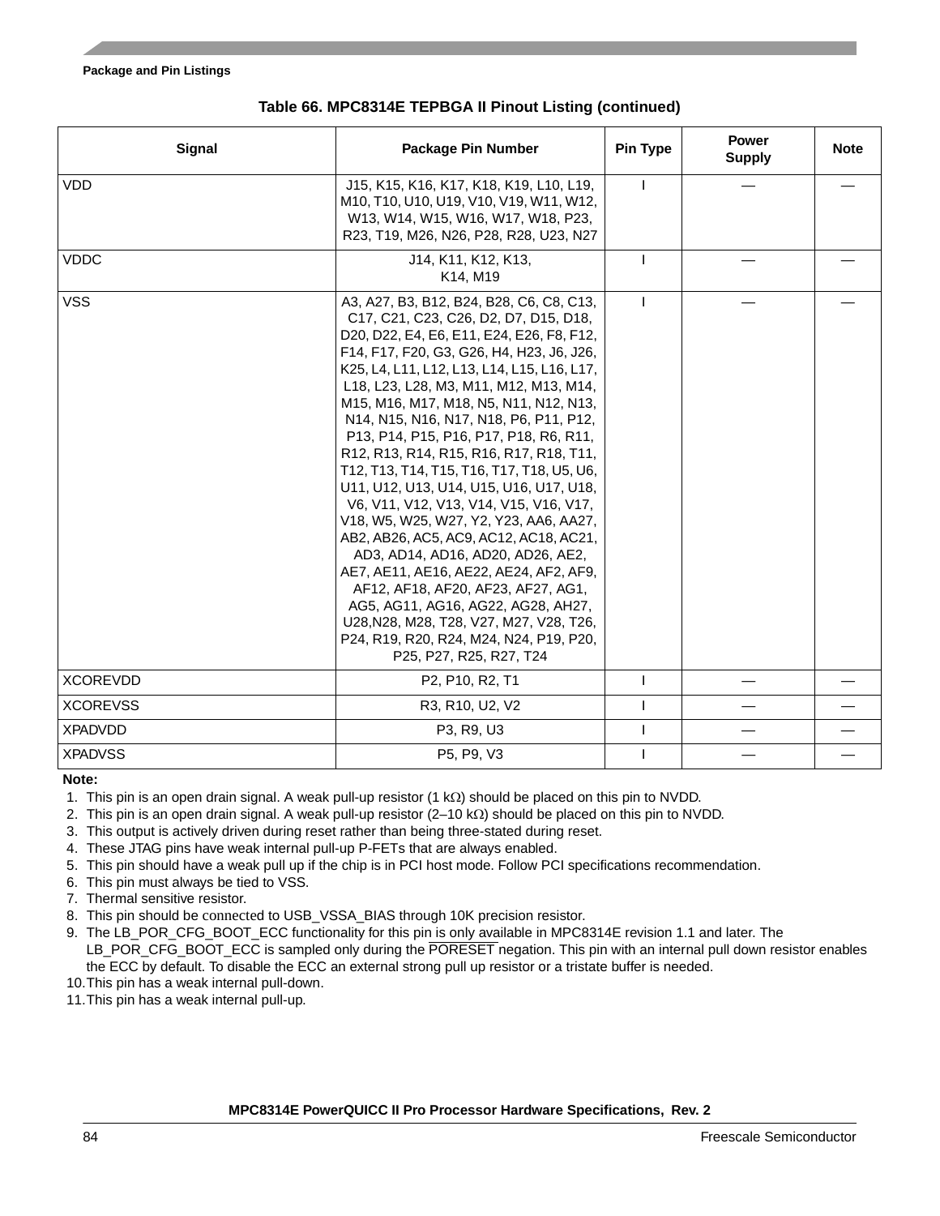**Table 66. MPC8314E TEPBGA II Pinout Listing (continued)**

| Signal | Package Pin Number | Pin Type | Power Supply | Note |
|---|---|---|---|---|
| VDD | J15, K15, K16, K17, K18, K19, L10, L19, M10, T10, U10, U19, V10, V19, W11, W12, W13, W14, W15, W16, W17, W18, P23, R23, T19, M26, N26, P28, R28, U23, N27 | I | — | — |
| VDDC | J14, K11, K12, K13, K14, M19 | I | — | — |
| VSS | A3, A27, B3, B12, B24, B28, C6, C8, C13, C17, C21, C23, C26, D2, D7, D15, D18, D20, D22, E4, E6, E11, E24, E26, F8, F12, F14, F17, F20, G3, G26, H4, H23, J6, J26, K25, L4, L11, L12, L13, L14, L15, L16, L17, L18, L23, L28, M3, M11, M12, M13, M14, M15, M16, M17, M18, N5, N11, N12, N13, N14, N15, N16, N17, N18, P6, P11, P12, P13, P14, P15, P16, P17, P18, R6, R11, R12, R13, R14, R15, R16, R17, R18, T11, T12, T13, T14, T15, T16, T17, T18, U5, U6, U11, U12, U13, U14, U15, U16, U17, U18, V6, V11, V12, V13, V14, V15, V16, V17, V18, W5, W25, W27, Y2, Y23, AA6, AA27, AB2, AB26, AC5, AC9, AC12, AC18, AC21, AD3, AD14, AD16, AD20, AD26, AE2, AE7, AE11, AE16, AE22, AE24, AF2, AF9, AF12, AF18, AF20, AF23, AF27, AG1, AG5, AG11, AG16, AG22, AG28, AH27, U28,N28, M28, T28, V27, M27, V28, T26, P24, R19, R20, R24, M24, N24, P19, P20, P25, P27, R25, R27, T24 | I | — | — |
| XCOREVDD | P2, P10, R2, T1 | I | — | — |
| XCOREVSS | R3, R10, U2, V2 | I | — | — |
| XPADVDD | P3, R9, U3 | I | — | — |
| XPADVSS | P5, P9, V3 | I | — | — |

**Note:**

1. This pin is an open drain signal. A weak pull-up resistor (1 kΩ) should be placed on this pin to NVDD.
2. This pin is an open drain signal. A weak pull-up resistor (2–10 kΩ) should be placed on this pin to NVDD.
3. This output is actively driven during reset rather than being three-stated during reset.
4. These JTAG pins have weak internal pull-up P-FETs that are always enabled.
5. This pin should have a weak pull up if the chip is in PCI host mode. Follow PCI specifications recommendation.
6. This pin must always be tied to VSS.
7. Thermal sensitive resistor.
8. This pin should be connected to USB_VSSA_BIAS through 10K precision resistor.
9. The LB_POR_CFG_BOOT_ECC functionality for this pin is only available in MPC8314E revision 1.1 and later. The LB_POR_CFG_BOOT_ECC is sampled only during the PORESET negation. This pin with an internal pull down resistor enables the ECC by default. To disable the ECC an external strong pull up resistor or a tristate buffer is needed.
10. This pin has a weak internal pull-down.
11. This pin has a weak internal pull-up.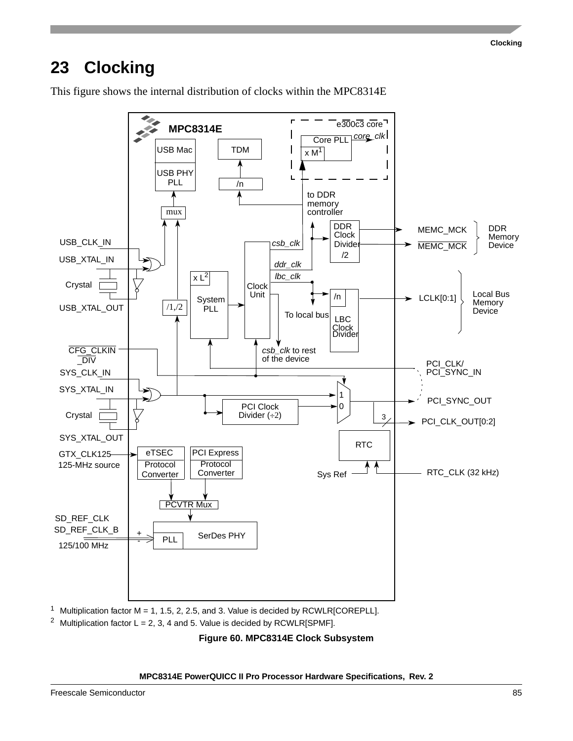# 23 Clocking

This figure shows the internal distribution of clocks within the MPC8314E

1 Multiplication factor M = 1, 1.5, 2, 2.5, and 3. Value is decided by RCWLR[COREPLL].

2 Multiplication factor L = 2, 3, 4 and 5. Value is decided by RCWLR[SPMF].

**Figure 60. MPC8314E Clock Subsystem**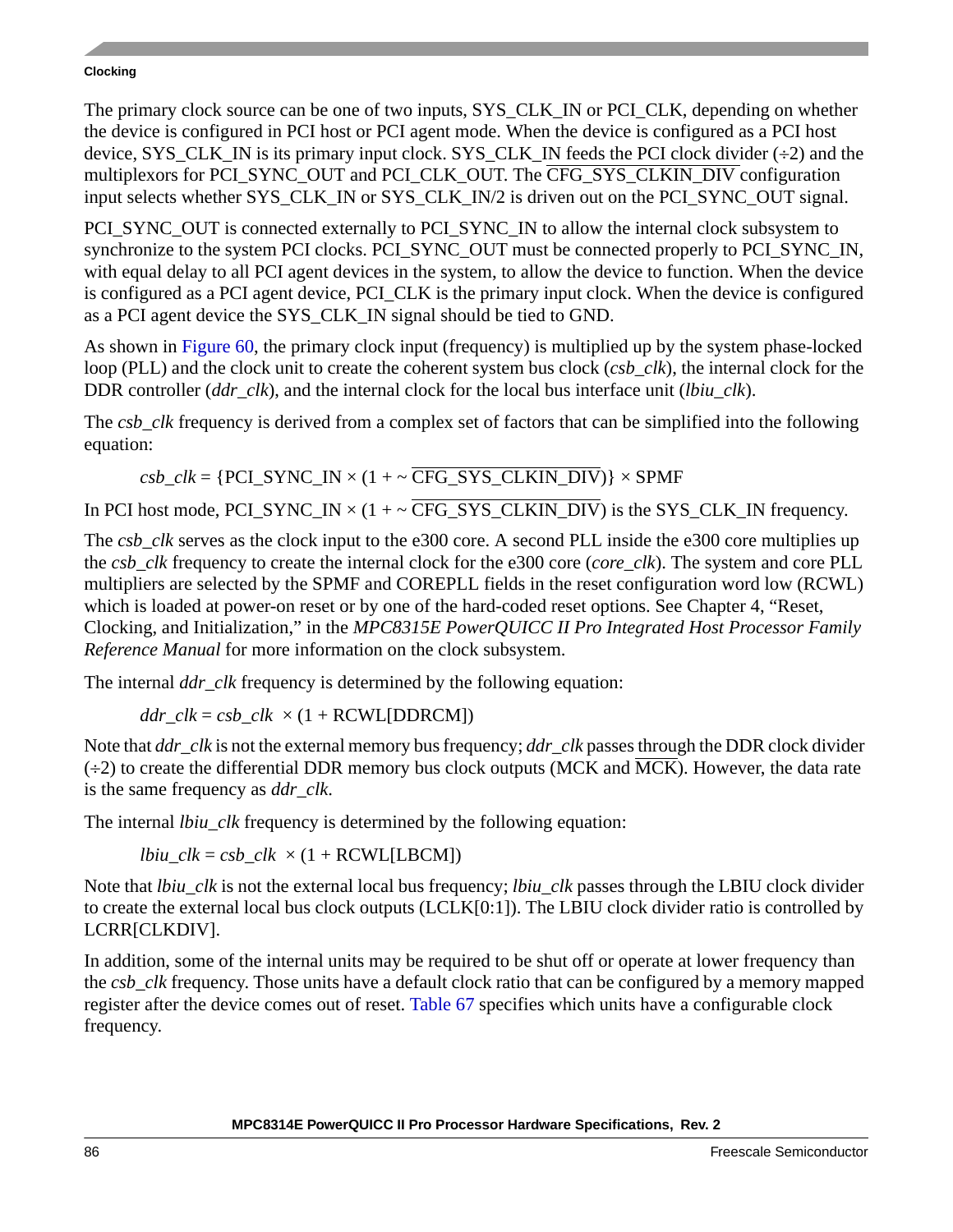The primary clock source can be one of two inputs, SYS_CLK_IN or PCI_CLK, depending on whether the device is configured in PCI host or PCI agent mode. When the device is configured as a PCI host device, SYS_CLK_IN is its primary input clock. SYS_CLK_IN feeds the PCI clock divider (÷2) and the multiplexors for PCI_SYNC_OUT and PCI_CLK_OUT. The $\overline{\text{CFG\_SYS\_CLKIN\_DIV}}$ configuration input selects whether SYS_CLK_IN or SYS_CLK_IN/2 is driven out on the PCI_SYNC_OUT signal.

PCI_SYNC_OUT is connected externally to PCI_SYNC_IN to allow the internal clock subsystem to synchronize to the system PCI clocks. PCI_SYNC_OUT must be connected properly to PCI_SYNC_IN, with equal delay to all PCI agent devices in the system, to allow the device to function. When the device is configured as a PCI agent device, PCI_CLK is the primary input clock. When the device is configured as a PCI agent device the SYS_CLK_IN signal should be tied to GND.

As shown in Figure 60, the primary clock input (frequency) is multiplied up by the system phase-locked loop (PLL) and the clock unit to create the coherent system bus clock (*csb_clk*), the internal clock for the DDR controller (*ddr_clk*), and the internal clock for the local bus interface unit (*lbiu_clk*).

The *csb_clk* frequency is derived from a complex set of factors that can be simplified into the following equation:

$$csb\_clk = \{\text{PCI\_SYNC\_IN} \times (1 + \sim \overline{\text{CFG\_SYS\_CLKIN\_DIV}})\} \times \text{SPMF}$$

In PCI host mode, PCI_SYNC_IN × (1 + ~ $\overline{\text{CFG\_SYS\_CLKIN\_DIV}}$) is the SYS_CLK_IN frequency.

The *csb_clk* serves as the clock input to the e300 core. A second PLL inside the e300 core multiplies up the *csb_clk* frequency to create the internal clock for the e300 core (*core_clk*). The system and core PLL multipliers are selected by the SPMF and COREPLL fields in the reset configuration word low (RCWL) which is loaded at power-on reset or by one of the hard-coded reset options. See Chapter 4, "Reset, Clocking, and Initialization," in the *MPC8315E PowerQUICC II Pro Integrated Host Processor Family Reference Manual* for more information on the clock subsystem.

The internal *ddr_clk* frequency is determined by the following equation:

$$ddr\_clk = csb\_clk \times (1 + \text{RCWL[DDRCM]})$$

Note that *ddr_clk* is not the external memory bus frequency; *ddr_clk* passes through the DDR clock divider (÷2) to create the differential DDR memory bus clock outputs (MCK and $\overline{\text{MCK}}$). However, the data rate is the same frequency as *ddr_clk*.

The internal *lbiu_clk* frequency is determined by the following equation:

$$lbiu\_clk = csb\_clk \times (1 + \text{RCWL[LBCM]})$$

Note that *lbiu_clk* is not the external local bus frequency; *lbiu_clk* passes through the LBIU clock divider to create the external local bus clock outputs (LCLK[0:1]). The LBIU clock divider ratio is controlled by LCRR[CLKDIV].

In addition, some of the internal units may be required to be shut off or operate at lower frequency than the *csb_clk* frequency. Those units have a default clock ratio that can be configured by a memory mapped register after the device comes out of reset. Table 67 specifies which units have a configurable clock frequency.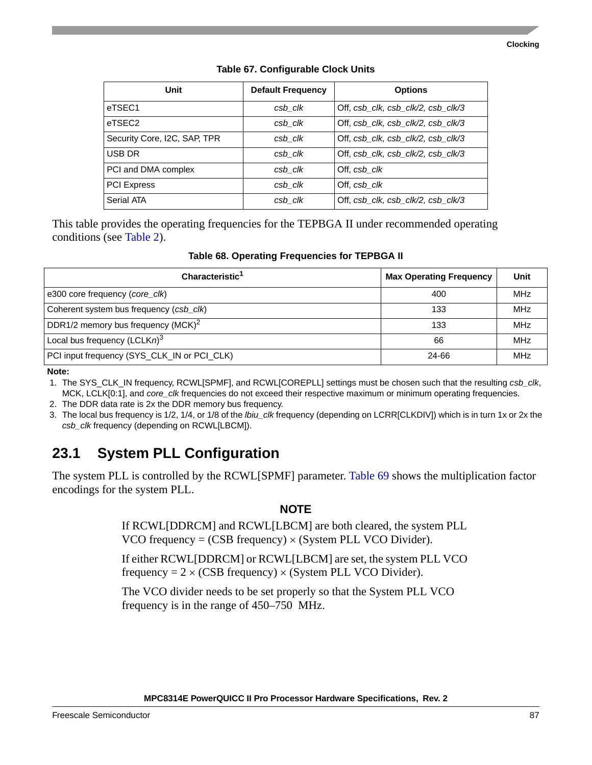**Table 67. Configurable Clock Units**

| Unit | Default Frequency | Options |
|---|---|---|
| eTSEC1 | *csb_clk* | Off, *csb_clk, csb_clk/2, csb_clk/3* |
| eTSEC2 | *csb_clk* | Off, *csb_clk, csb_clk/2, csb_clk/3* |
| Security Core, I2C, SAP, TPR | *csb_clk* | Off, *csb_clk, csb_clk/2, csb_clk/3* |
| USB DR | *csb_clk* | Off, *csb_clk, csb_clk/2, csb_clk/3* |
| PCI and DMA complex | *csb_clk* | Off, *csb_clk* |
| PCI Express | *csb_clk* | Off, *csb_clk* |
| Serial ATA | *csb_clk* | Off, *csb_clk, csb_clk/2, csb_clk/3* |

This table provides the operating frequencies for the TEPBGA II under recommended operating conditions (see Table 2).

**Table 68. Operating Frequencies for TEPBGA II**

| Characteristic[1] | Max Operating Frequency | Unit |
|---|---|---|
| e300 core frequency (*core_clk*) | 400 | MHz |
| Coherent system bus frequency (*csb_clk*) | 133 | MHz |
| DDR1/2 memory bus frequency (MCK)[2] | 133 | MHz |
| Local bus frequency (LCLK*n*)[3] | 66 | MHz |
| PCI input frequency (SYS_CLK_IN or PCI_CLK) | 24-66 | MHz |

**Note:**
1. The SYS_CLK_IN frequency, RCWL[SPMF], and RCWL[COREPLL] settings must be chosen such that the resulting *csb_clk*, MCK, LCLK[0:1], and *core_clk* frequencies do not exceed their respective maximum or minimum operating frequencies.
2. The DDR data rate is 2x the DDR memory bus frequency.
3. The local bus frequency is 1/2, 1/4, or 1/8 of the *lbiu_clk* frequency (depending on LCRR[CLKDIV]) which is in turn 1x or 2x the *csb_clk* frequency (depending on RCWL[LBCM]).

## 23.1 System PLL Configuration

The system PLL is controlled by the RCWL[SPMF] parameter. Table 69 shows the multiplication factor encodings for the system PLL.

**NOTE**

If RCWL[DDRCM] and RCWL[LBCM] are both cleared, the system PLL VCO frequency = (CSB frequency) × (System PLL VCO Divider).

If either RCWL[DDRCM] or RCWL[LBCM] are set, the system PLL VCO frequency = 2 × (CSB frequency) × (System PLL VCO Divider).

The VCO divider needs to be set properly so that the System PLL VCO frequency is in the range of 450–750 MHz.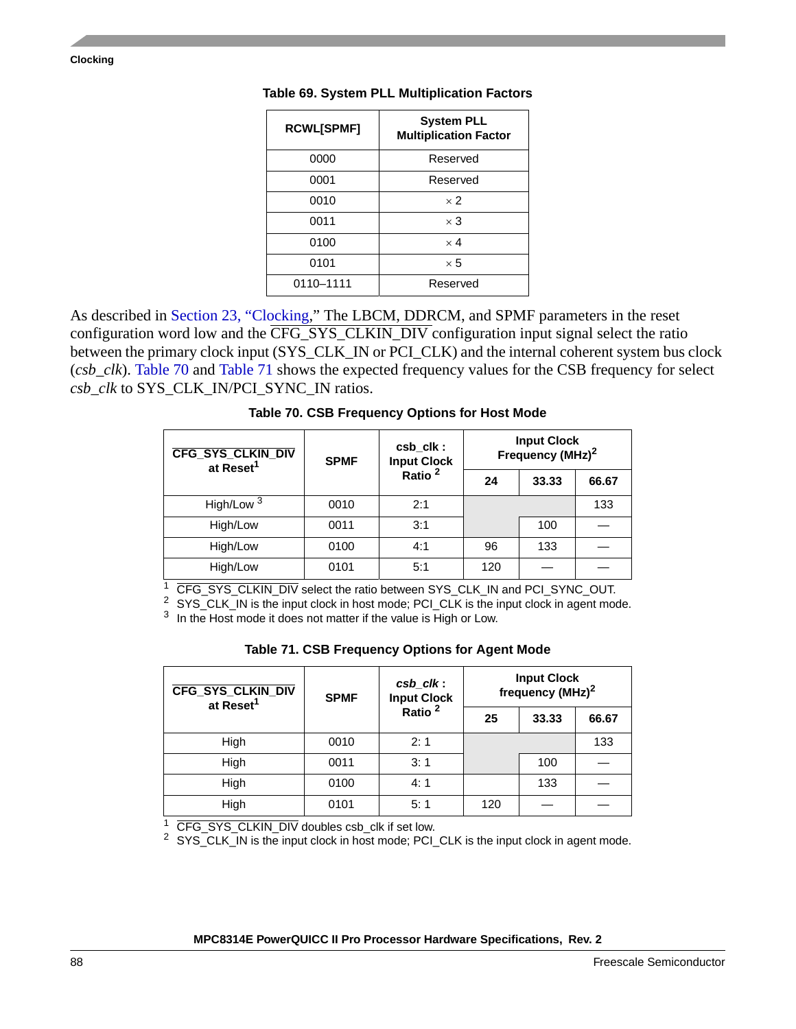**Table 69. System PLL Multiplication Factors**

| RCWL[SPMF] | System PLL Multiplication Factor |
|---|---|
| 0000 | Reserved |
| 0001 | Reserved |
| 0010 | × 2 |
| 0011 | × 3 |
| 0100 | × 4 |
| 0101 | × 5 |
| 0110–1111 | Reserved |

As described in Section 23, "Clocking," The LBCM, DDRCM, and SPMF parameters in the reset configuration word low and the $\overline{\text{CFG\_SYS\_CLKIN\_DIV}}$ configuration input signal select the ratio between the primary clock input (SYS_CLK_IN or PCI_CLK) and the internal coherent system bus clock (*csb_clk*). Table 70 and Table 71 shows the expected frequency values for the CSB frequency for select *csb_clk* to SYS_CLK_IN/PCI_SYNC_IN ratios.

**Table 70. CSB Frequency Options for Host Mode**

| $\overline{\text{CFG\_SYS\_CLKIN\_DIV}}$ at Reset[1] | SPMF | csb_clk : Input Clock Ratio [2] | Input Clock Frequency (MHz)[2] | | |
|---|---|---|---|---|---|
| | | | 24 | 33.33 | 66.67 |
| High/Low [3] | 0010 | 2:1 | | | 133 |
| High/Low | 0011 | 3:1 | | 100 | — |
| High/Low | 0100 | 4:1 | 96 | 133 | — |
| High/Low | 0101 | 5:1 | 120 | — | — |

[1] $\overline{\text{CFG\_SYS\_CLKIN\_DIV}}$ select the ratio between SYS_CLK_IN and PCI_SYNC_OUT.
[2] SYS_CLK_IN is the input clock in host mode; PCI_CLK is the input clock in agent mode.
[3] In the Host mode it does not matter if the value is High or Low.

**Table 71. CSB Frequency Options for Agent Mode**

| $\overline{\text{CFG\_SYS\_CLKIN\_DIV}}$ at Reset[1] | SPMF | *csb_clk* : Input Clock Ratio [2] | Input Clock frequency (MHz)[2] | | |
|---|---|---|---|---|---|
| | | | 25 | 33.33 | 66.67 |
| High | 0010 | 2: 1 | | | 133 |
| High | 0011 | 3: 1 | | 100 | — |
| High | 0100 | 4: 1 | | 133 | — |
| High | 0101 | 5: 1 | 120 | — | — |

[1] $\overline{\text{CFG\_SYS\_CLKIN\_DIV}}$ doubles csb_clk if set low.
[2] SYS_CLK_IN is the input clock in host mode; PCI_CLK is the input clock in agent mode.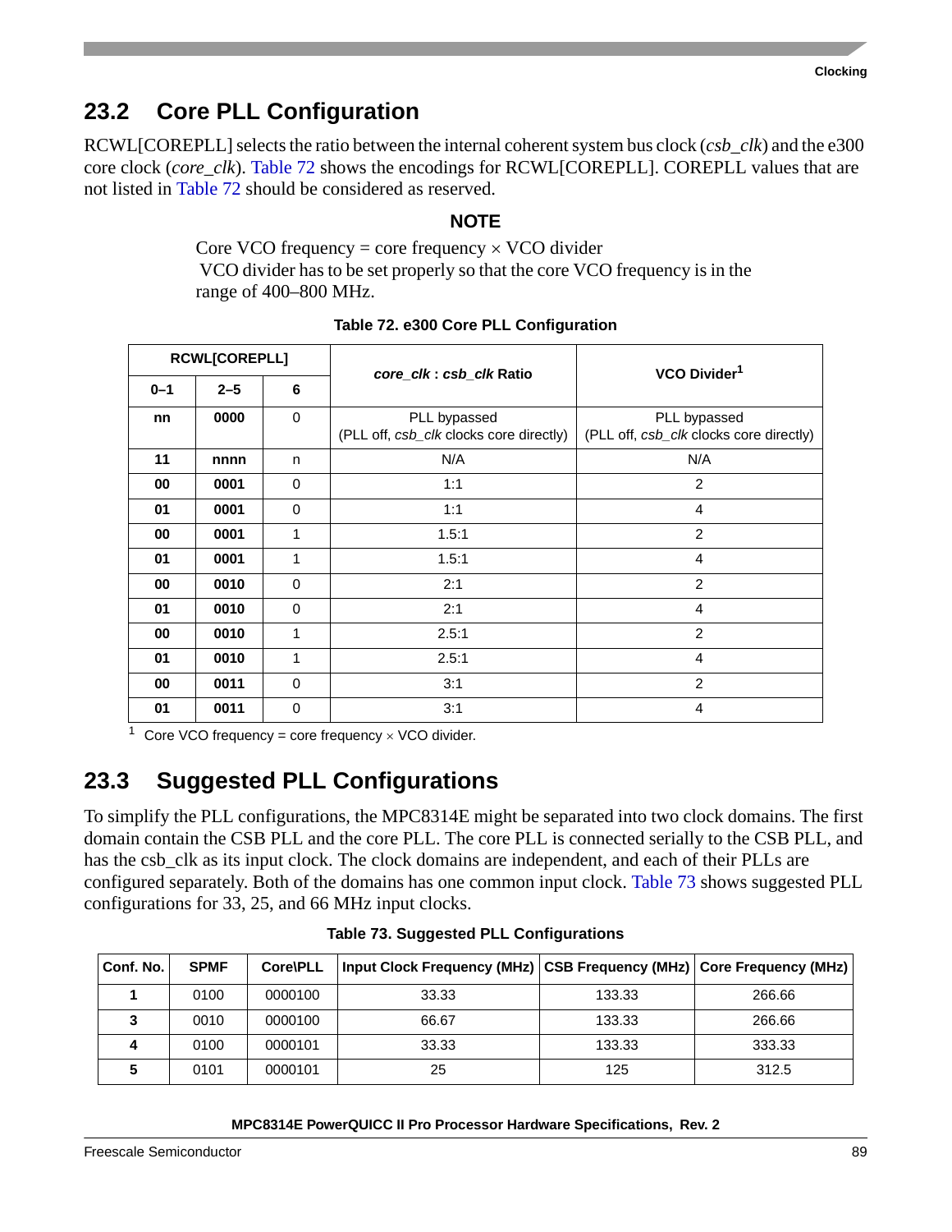## 23.2 Core PLL Configuration

RCWL[COREPLL] selects the ratio between the internal coherent system bus clock (*csb_clk*) and the e300 core clock (*core_clk*). Table 72 shows the encodings for RCWL[COREPLL]. COREPLL values that are not listed in Table 72 should be considered as reserved.

**NOTE**

Core VCO frequency = core frequency × VCO divider
VCO divider has to be set properly so that the core VCO frequency is in the range of 400–800 MHz.

**Table 72. e300 Core PLL Configuration**

| RCWL[COREPLL] | | | *core_clk* : *csb_clk* Ratio | VCO Divider[1] |
|---|---|---|---|---|
| 0–1 | 2–5 | 6 | | |
| nn | 0000 | 0 | PLL bypassed (PLL off, *csb_clk* clocks core directly) | PLL bypassed (PLL off, *csb_clk* clocks core directly) |
| 11 | nnnn | n | N/A | N/A |
| 00 | 0001 | 0 | 1:1 | 2 |
| 01 | 0001 | 0 | 1:1 | 4 |
| 00 | 0001 | 1 | 1.5:1 | 2 |
| 01 | 0001 | 1 | 1.5:1 | 4 |
| 00 | 0010 | 0 | 2:1 | 2 |
| 01 | 0010 | 0 | 2:1 | 4 |
| 00 | 0010 | 1 | 2.5:1 | 2 |
| 01 | 0010 | 1 | 2.5:1 | 4 |
| 00 | 0011 | 0 | 3:1 | 2 |
| 01 | 0011 | 0 | 3:1 | 4 |

[1] Core VCO frequency = core frequency × VCO divider.

## 23.3 Suggested PLL Configurations

To simplify the PLL configurations, the MPC8314E might be separated into two clock domains. The first domain contain the CSB PLL and the core PLL. The core PLL is connected serially to the CSB PLL, and has the csb_clk as its input clock. The clock domains are independent, and each of their PLLs are configured separately. Both of the domains has one common input clock. Table 73 shows suggested PLL configurations for 33, 25, and 66 MHz input clocks.

**Table 73. Suggested PLL Configurations**

| Conf. No. | SPMF | Core\PLL | Input Clock Frequency (MHz) | CSB Frequency (MHz) | Core Frequency (MHz) |
|---|---|---|---|---|---|
| 1 | 0100 | 0000100 | 33.33 | 133.33 | 266.66 |
| 3 | 0010 | 0000100 | 66.67 | 133.33 | 266.66 |
| 4 | 0100 | 0000101 | 33.33 | 133.33 | 333.33 |
| 5 | 0101 | 0000101 | 25 | 125 | 312.5 |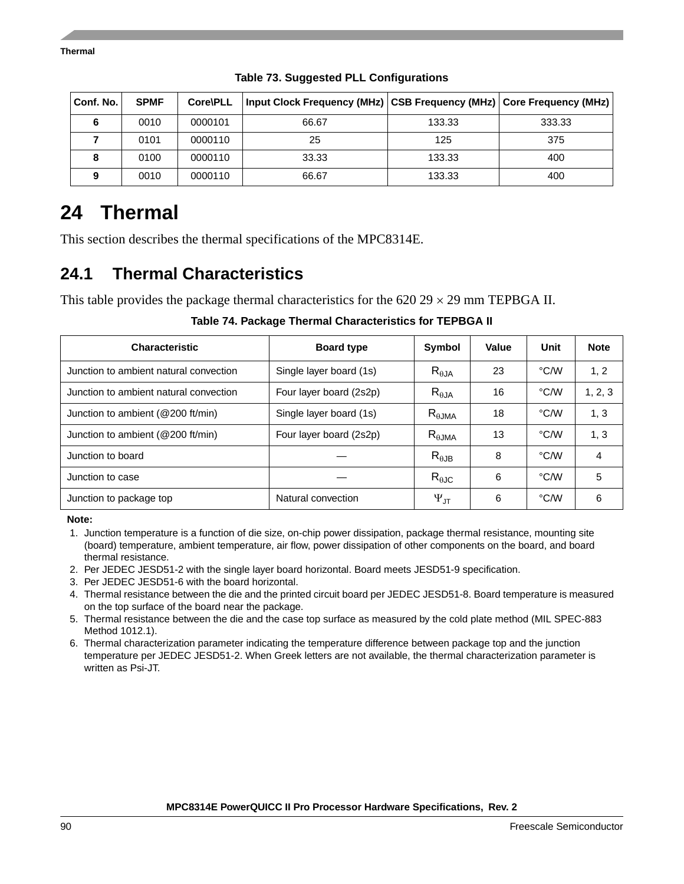**Table 73. Suggested PLL Configurations**

| Conf. No. | SPMF | Core\PLL | Input Clock Frequency (MHz) | CSB Frequency (MHz) | Core Frequency (MHz) |
|---|---|---|---|---|---|
| **6** | 0010 | 0000101 | 66.67 | 133.33 | 333.33 |
| **7** | 0101 | 0000110 | 25 | 125 | 375 |
| **8** | 0100 | 0000110 | 33.33 | 133.33 | 400 |
| **9** | 0010 | 0000110 | 66.67 | 133.33 | 400 |

# 24 Thermal

This section describes the thermal specifications of the MPC8314E.

## 24.1 Thermal Characteristics

This table provides the package thermal characteristics for the 620 29 × 29 mm TEPBGA II.

**Table 74. Package Thermal Characteristics for TEPBGA II**

| Characteristic | Board type | Symbol | Value | Unit | Note |
|---|---|---|---|---|---|
| Junction to ambient natural convection | Single layer board (1s) | $R_{\theta JA}$ | 23 | °C/W | 1, 2 |
| Junction to ambient natural convection | Four layer board (2s2p) | $R_{\theta JA}$ | 16 | °C/W | 1, 2, 3 |
| Junction to ambient (@200 ft/min) | Single layer board (1s) | $R_{\theta JMA}$ | 18 | °C/W | 1, 3 |
| Junction to ambient (@200 ft/min) | Four layer board (2s2p) | $R_{\theta JMA}$ | 13 | °C/W | 1, 3 |
| Junction to board | — | $R_{\theta JB}$ | 8 | °C/W | 4 |
| Junction to case | — | $R_{\theta JC}$ | 6 | °C/W | 5 |
| Junction to package top | Natural convection | $\Psi_{JT}$ | 6 | °C/W | 6 |

**Note:**

1. Junction temperature is a function of die size, on-chip power dissipation, package thermal resistance, mounting site (board) temperature, ambient temperature, air flow, power dissipation of other components on the board, and board thermal resistance.
2. Per JEDEC JESD51-2 with the single layer board horizontal. Board meets JESD51-9 specification.
3. Per JEDEC JESD51-6 with the board horizontal.
4. Thermal resistance between the die and the printed circuit board per JEDEC JESD51-8. Board temperature is measured on the top surface of the board near the package.
5. Thermal resistance between the die and the case top surface as measured by the cold plate method (MIL SPEC-883 Method 1012.1).
6. Thermal characterization parameter indicating the temperature difference between package top and the junction temperature per JEDEC JESD51-2. When Greek letters are not available, the thermal characterization parameter is written as Psi-JT.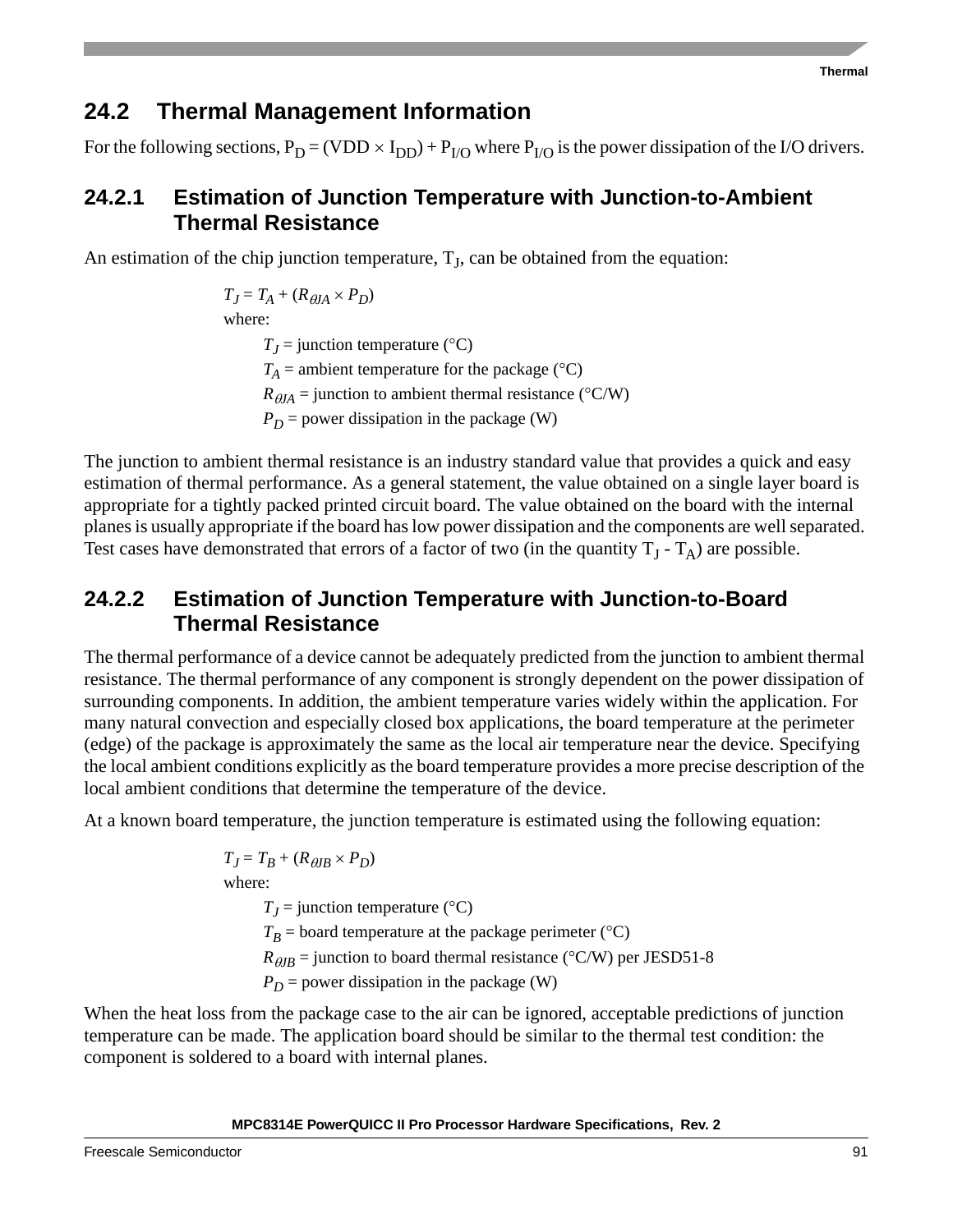## 24.2 Thermal Management Information

For the following sections, $P_D = (VDD \times I_{DD}) + P_{I/O}$ where $P_{I/O}$ is the power dissipation of the I/O drivers.

### 24.2.1 Estimation of Junction Temperature with Junction-to-Ambient Thermal Resistance

An estimation of the chip junction temperature, $T_J$, can be obtained from the equation:

$$T_J = T_A + (R_{\theta JA} \times P_D)$$

where:

$T_J$ = junction temperature (°C)

$T_A$ = ambient temperature for the package (°C)

$R_{\theta JA}$ = junction to ambient thermal resistance (°C/W)

$P_D$ = power dissipation in the package (W)

The junction to ambient thermal resistance is an industry standard value that provides a quick and easy estimation of thermal performance. As a general statement, the value obtained on a single layer board is appropriate for a tightly packed printed circuit board. The value obtained on the board with the internal planes is usually appropriate if the board has low power dissipation and the components are well separated. Test cases have demonstrated that errors of a factor of two (in the quantity $T_J$ - $T_A$) are possible.

### 24.2.2 Estimation of Junction Temperature with Junction-to-Board Thermal Resistance

The thermal performance of a device cannot be adequately predicted from the junction to ambient thermal resistance. The thermal performance of any component is strongly dependent on the power dissipation of surrounding components. In addition, the ambient temperature varies widely within the application. For many natural convection and especially closed box applications, the board temperature at the perimeter (edge) of the package is approximately the same as the local air temperature near the device. Specifying the local ambient conditions explicitly as the board temperature provides a more precise description of the local ambient conditions that determine the temperature of the device.

At a known board temperature, the junction temperature is estimated using the following equation:

$$T_J = T_B + (R_{\theta JB} \times P_D)$$

where:

$T_J$ = junction temperature (°C)

$T_B$ = board temperature at the package perimeter (°C)

$R_{\theta JB}$ = junction to board thermal resistance (°C/W) per JESD51-8

$P_D$ = power dissipation in the package (W)

When the heat loss from the package case to the air can be ignored, acceptable predictions of junction temperature can be made. The application board should be similar to the thermal test condition: the component is soldered to a board with internal planes.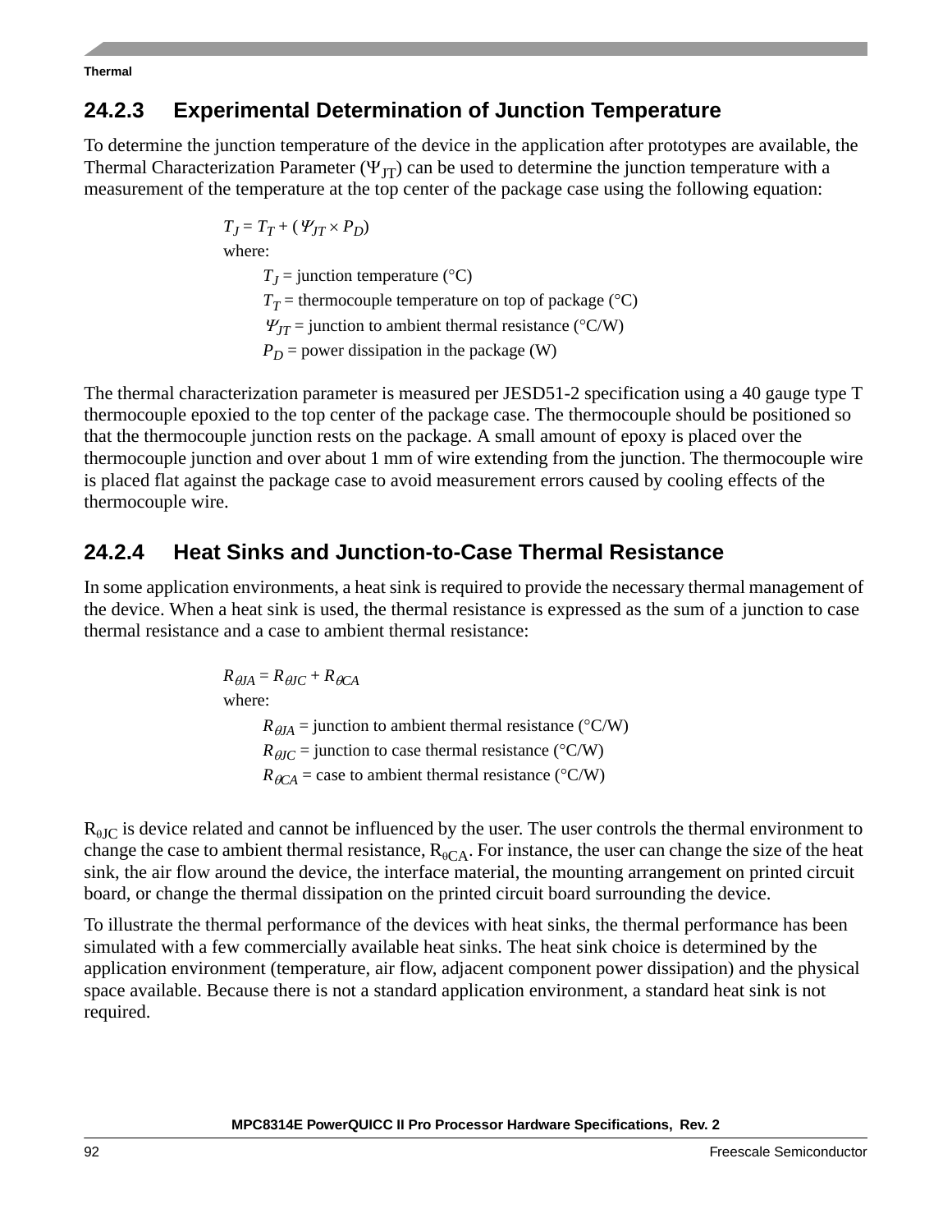### 24.2.3 Experimental Determination of Junction Temperature

To determine the junction temperature of the device in the application after prototypes are available, the Thermal Characterization Parameter ($\Psi_{JT}$) can be used to determine the junction temperature with a measurement of the temperature at the top center of the package case using the following equation:

$$T_J = T_T + (\Psi_{JT} \times P_D)$$

where:

- $T_J$ = junction temperature (°C)
- $T_T$ = thermocouple temperature on top of package (°C)
- $\Psi_{JT}$ = junction to ambient thermal resistance (°C/W)
- $P_D$ = power dissipation in the package (W)

The thermal characterization parameter is measured per JESD51-2 specification using a 40 gauge type T thermocouple epoxied to the top center of the package case. The thermocouple should be positioned so that the thermocouple junction rests on the package. A small amount of epoxy is placed over the thermocouple junction and over about 1 mm of wire extending from the junction. The thermocouple wire is placed flat against the package case to avoid measurement errors caused by cooling effects of the thermocouple wire.

### 24.2.4 Heat Sinks and Junction-to-Case Thermal Resistance

In some application environments, a heat sink is required to provide the necessary thermal management of the device. When a heat sink is used, the thermal resistance is expressed as the sum of a junction to case thermal resistance and a case to ambient thermal resistance:

$$R_{\theta JA} = R_{\theta JC} + R_{\theta CA}$$

where:

- $R_{\theta JA}$ = junction to ambient thermal resistance (°C/W)
- $R_{\theta JC}$ = junction to case thermal resistance (°C/W)
- $R_{\theta CA}$ = case to ambient thermal resistance (°C/W)

$R_{\theta JC}$ is device related and cannot be influenced by the user. The user controls the thermal environment to change the case to ambient thermal resistance, $R_{\theta CA}$. For instance, the user can change the size of the heat sink, the air flow around the device, the interface material, the mounting arrangement on printed circuit board, or change the thermal dissipation on the printed circuit board surrounding the device.

To illustrate the thermal performance of the devices with heat sinks, the thermal performance has been simulated with a few commercially available heat sinks. The heat sink choice is determined by the application environment (temperature, air flow, adjacent component power dissipation) and the physical space available. Because there is not a standard application environment, a standard heat sink is not required.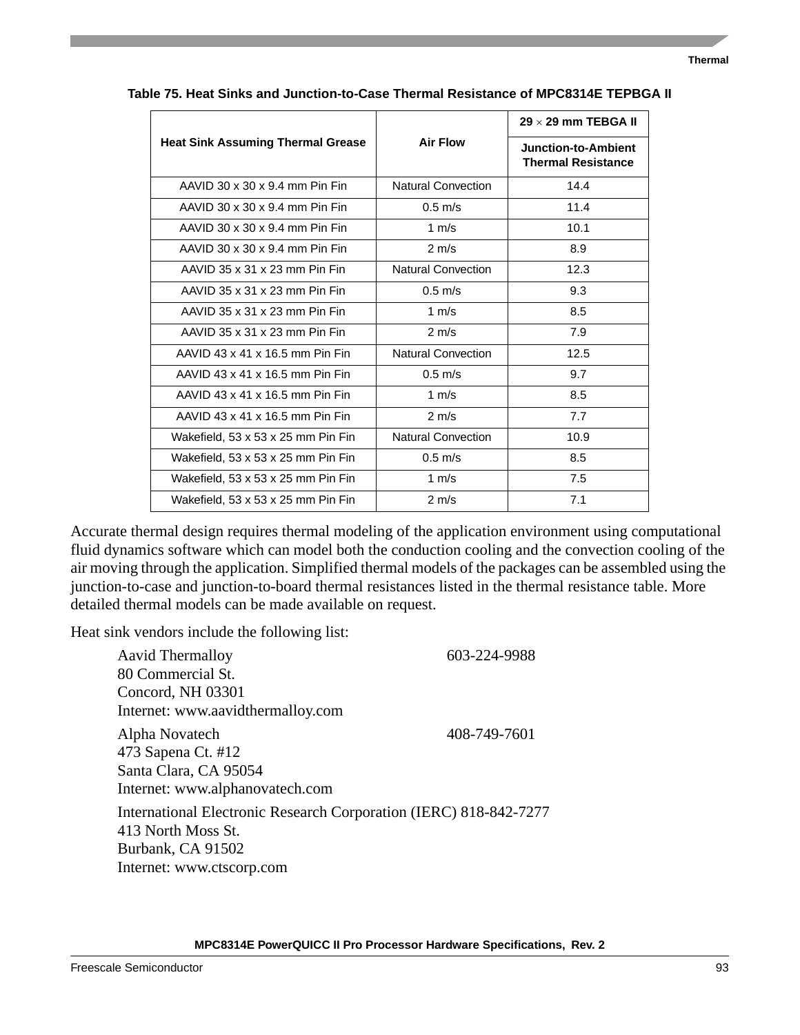**Table 75. Heat Sinks and Junction-to-Case Thermal Resistance of MPC8314E TEPBGA II**

| Heat Sink Assuming Thermal Grease | Air Flow | 29 × 29 mm TEBGA II |
|---|---|---|
| | | Junction-to-Ambient Thermal Resistance |
| AAVID 30 x 30 x 9.4 mm Pin Fin | Natural Convection | 14.4 |
| AAVID 30 x 30 x 9.4 mm Pin Fin | 0.5 m/s | 11.4 |
| AAVID 30 x 30 x 9.4 mm Pin Fin | 1 m/s | 10.1 |
| AAVID 30 x 30 x 9.4 mm Pin Fin | 2 m/s | 8.9 |
| AAVID 35 x 31 x 23 mm Pin Fin | Natural Convection | 12.3 |
| AAVID 35 x 31 x 23 mm Pin Fin | 0.5 m/s | 9.3 |
| AAVID 35 x 31 x 23 mm Pin Fin | 1 m/s | 8.5 |
| AAVID 35 x 31 x 23 mm Pin Fin | 2 m/s | 7.9 |
| AAVID 43 x 41 x 16.5 mm Pin Fin | Natural Convection | 12.5 |
| AAVID 43 x 41 x 16.5 mm Pin Fin | 0.5 m/s | 9.7 |
| AAVID 43 x 41 x 16.5 mm Pin Fin | 1 m/s | 8.5 |
| AAVID 43 x 41 x 16.5 mm Pin Fin | 2 m/s | 7.7 |
| Wakefield, 53 x 53 x 25 mm Pin Fin | Natural Convection | 10.9 |
| Wakefield, 53 x 53 x 25 mm Pin Fin | 0.5 m/s | 8.5 |
| Wakefield, 53 x 53 x 25 mm Pin Fin | 1 m/s | 7.5 |
| Wakefield, 53 x 53 x 25 mm Pin Fin | 2 m/s | 7.1 |

Accurate thermal design requires thermal modeling of the application environment using computational fluid dynamics software which can model both the conduction cooling and the convection cooling of the air moving through the application. Simplified thermal models of the packages can be assembled using the junction-to-case and junction-to-board thermal resistances listed in the thermal resistance table. More detailed thermal models can be made available on request.

Heat sink vendors include the following list:

Aavid Thermalloy 603-224-9988
80 Commercial St.
Concord, NH 03301
Internet: www.aavidthermalloy.com

Alpha Novatech 408-749-7601
473 Sapena Ct. #12
Santa Clara, CA 95054
Internet: www.alphanovatech.com

International Electronic Research Corporation (IERC) 818-842-7277
413 North Moss St.
Burbank, CA 91502
Internet: www.ctscorp.com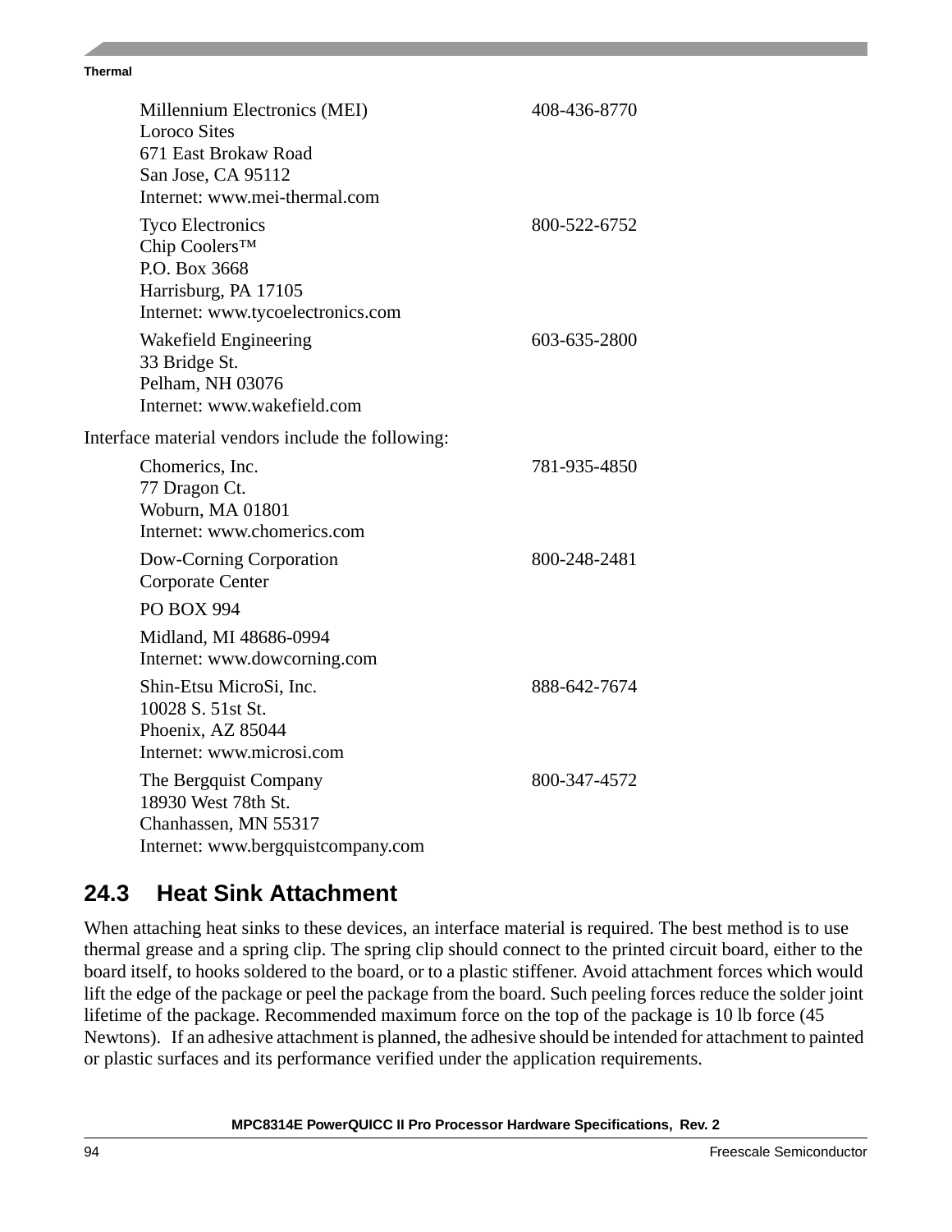Millennium Electronics (MEI) 408-436-8770
Loroco Sites
671 East Brokaw Road
San Jose, CA 95112
Internet: www.mei-thermal.com

Tyco Electronics 800-522-6752
Chip Coolers™
P.O. Box 3668
Harrisburg, PA 17105
Internet: www.tycoelectronics.com

Wakefield Engineering 603-635-2800
33 Bridge St.
Pelham, NH 03076
Internet: www.wakefield.com

Interface material vendors include the following:

Chomerics, Inc. 781-935-4850
77 Dragon Ct.
Woburn, MA 01801
Internet: www.chomerics.com

Dow-Corning Corporation 800-248-2481
Corporate Center

PO BOX 994

Midland, MI 48686-0994
Internet: www.dowcorning.com

Shin-Etsu MicroSi, Inc. 888-642-7674
10028 S. 51st St.
Phoenix, AZ 85044
Internet: www.microsi.com

The Bergquist Company 800-347-4572
18930 West 78th St.
Chanhassen, MN 55317
Internet: www.bergquistcompany.com

## 24.3 Heat Sink Attachment

When attaching heat sinks to these devices, an interface material is required. The best method is to use thermal grease and a spring clip. The spring clip should connect to the printed circuit board, either to the board itself, to hooks soldered to the board, or to a plastic stiffener. Avoid attachment forces which would lift the edge of the package or peel the package from the board. Such peeling forces reduce the solder joint lifetime of the package. Recommended maximum force on the top of the package is 10 lb force (45 Newtons). If an adhesive attachment is planned, the adhesive should be intended for attachment to painted or plastic surfaces and its performance verified under the application requirements.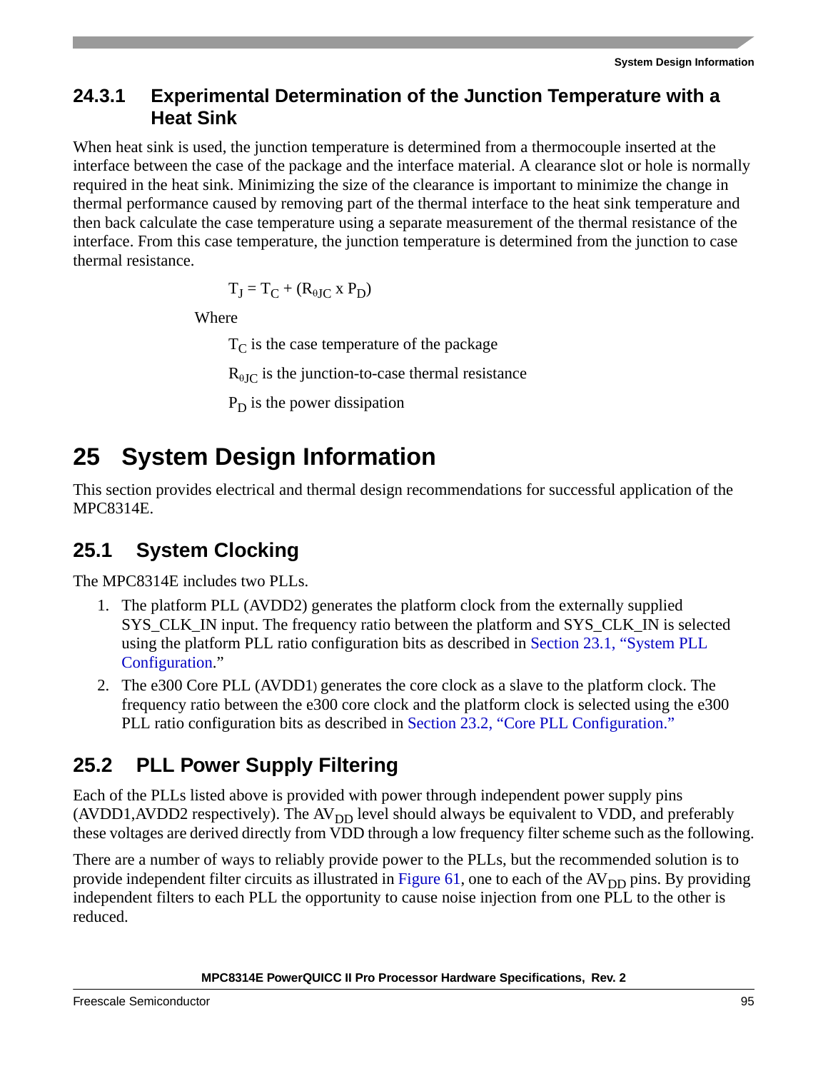### 24.3.1 Experimental Determination of the Junction Temperature with a Heat Sink

When heat sink is used, the junction temperature is determined from a thermocouple inserted at the interface between the case of the package and the interface material. A clearance slot or hole is normally required in the heat sink. Minimizing the size of the clearance is important to minimize the change in thermal performance caused by removing part of the thermal interface to the heat sink temperature and then back calculate the case temperature using a separate measurement of the thermal resistance of the interface. From this case temperature, the junction temperature is determined from the junction to case thermal resistance.

$$T_J = T_C + (R_{\theta JC} \times P_D)$$

Where

$T_C$ is the case temperature of the package

$R_{\theta JC}$ is the junction-to-case thermal resistance

$P_D$ is the power dissipation

# 25 System Design Information

This section provides electrical and thermal design recommendations for successful application of the MPC8314E.

## 25.1 System Clocking

The MPC8314E includes two PLLs.

1. The platform PLL (AVDD2) generates the platform clock from the externally supplied SYS_CLK_IN input. The frequency ratio between the platform and SYS_CLK_IN is selected using the platform PLL ratio configuration bits as described in Section 23.1, "System PLL Configuration."
2. The e300 Core PLL (AVDD1) generates the core clock as a slave to the platform clock. The frequency ratio between the e300 core clock and the platform clock is selected using the e300 PLL ratio configuration bits as described in Section 23.2, "Core PLL Configuration."

## 25.2 PLL Power Supply Filtering

Each of the PLLs listed above is provided with power through independent power supply pins (AVDD1,AVDD2 respectively). The $AV_{DD}$ level should always be equivalent to VDD, and preferably these voltages are derived directly from VDD through a low frequency filter scheme such as the following.

There are a number of ways to reliably provide power to the PLLs, but the recommended solution is to provide independent filter circuits as illustrated in Figure 61, one to each of the $AV_{DD}$ pins. By providing independent filters to each PLL the opportunity to cause noise injection from one PLL to the other is reduced.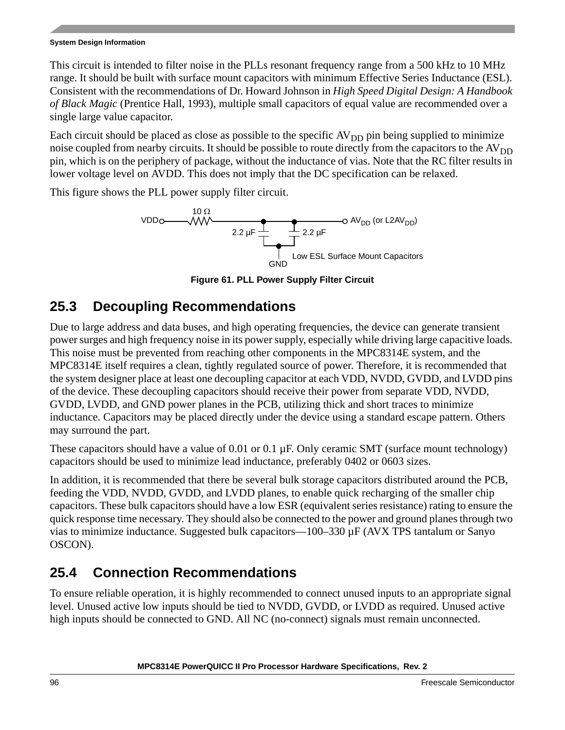This circuit is intended to filter noise in the PLLs resonant frequency range from a 500 kHz to 10 MHz range. It should be built with surface mount capacitors with minimum Effective Series Inductance (ESL). Consistent with the recommendations of Dr. Howard Johnson in *High Speed Digital Design: A Handbook of Black Magic* (Prentice Hall, 1993), multiple small capacitors of equal value are recommended over a single large value capacitor.

Each circuit should be placed as close as possible to the specific $AV_{DD}$ pin being supplied to minimize noise coupled from nearby circuits. It should be possible to route directly from the capacitors to the $AV_{DD}$ pin, which is on the periphery of package, without the inductance of vias. Note that the RC filter results in lower voltage level on AVDD. This does not imply that the DC specification can be relaxed.

This figure shows the PLL power supply filter circuit.

VDD — 10 Ω — 2.2 µF, 2.2 µF — $AV_{DD}$ (or $L2AV_{DD}$)

GND — Low ESL Surface Mount Capacitors

**Figure 61. PLL Power Supply Filter Circuit**

## 25.3 Decoupling Recommendations

Due to large address and data buses, and high operating frequencies, the device can generate transient power surges and high frequency noise in its power supply, especially while driving large capacitive loads. This noise must be prevented from reaching other components in the MPC8314E system, and the MPC8314E itself requires a clean, tightly regulated source of power. Therefore, it is recommended that the system designer place at least one decoupling capacitor at each VDD, NVDD, GVDD, and LVDD pins of the device. These decoupling capacitors should receive their power from separate VDD, NVDD, GVDD, LVDD, and GND power planes in the PCB, utilizing thick and short traces to minimize inductance. Capacitors may be placed directly under the device using a standard escape pattern. Others may surround the part.

These capacitors should have a value of 0.01 or 0.1 µF. Only ceramic SMT (surface mount technology) capacitors should be used to minimize lead inductance, preferably 0402 or 0603 sizes.

In addition, it is recommended that there be several bulk storage capacitors distributed around the PCB, feeding the VDD, NVDD, GVDD, and LVDD planes, to enable quick recharging of the smaller chip capacitors. These bulk capacitors should have a low ESR (equivalent series resistance) rating to ensure the quick response time necessary. They should also be connected to the power and ground planes through two vias to minimize inductance. Suggested bulk capacitors—100–330 µF (AVX TPS tantalum or Sanyo OSCON).

## 25.4 Connection Recommendations

To ensure reliable operation, it is highly recommended to connect unused inputs to an appropriate signal level. Unused active low inputs should be tied to NVDD, GVDD, or LVDD as required. Unused active high inputs should be connected to GND. All NC (no-connect) signals must remain unconnected.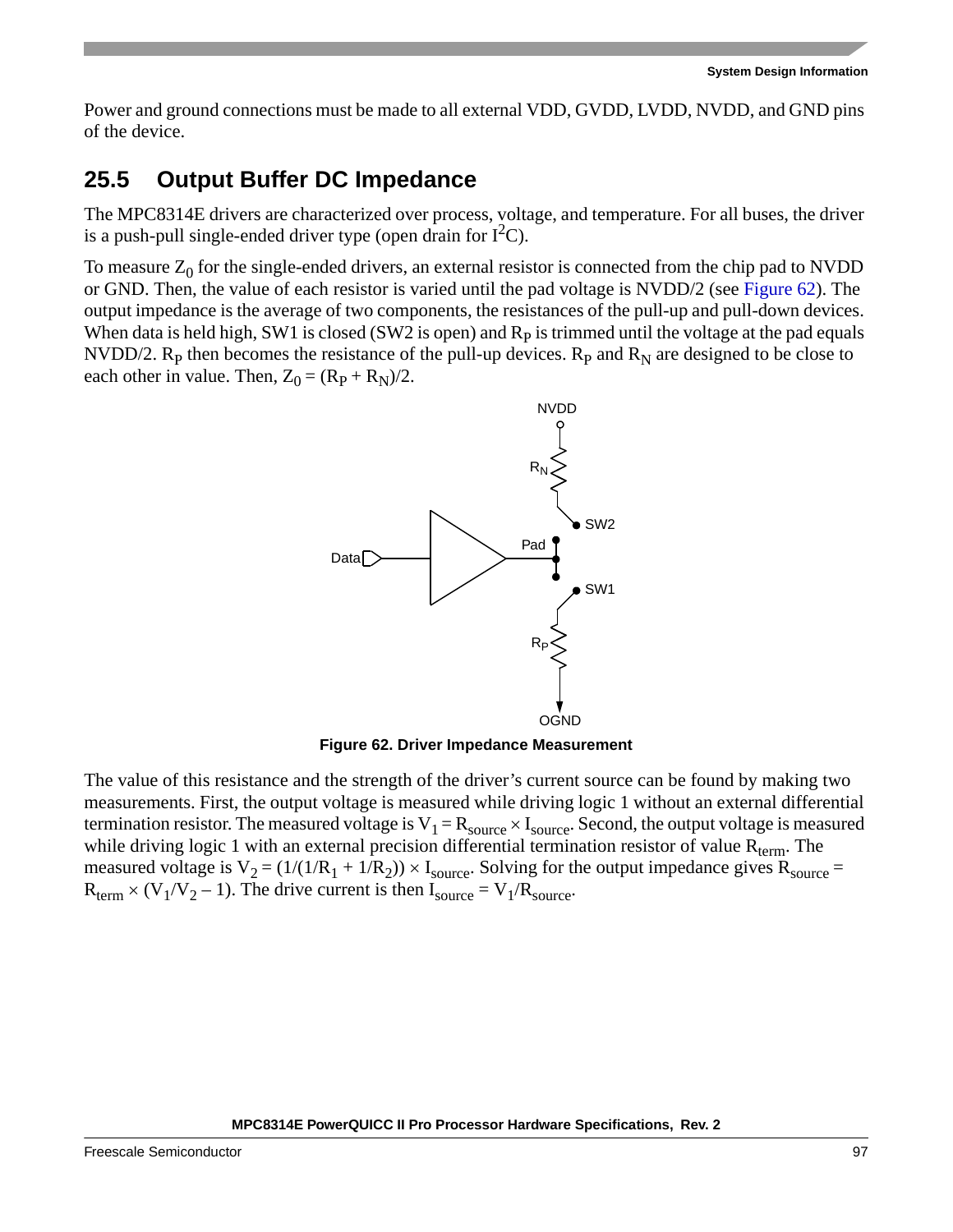Power and ground connections must be made to all external VDD, GVDD, LVDD, NVDD, and GND pins of the device.

## 25.5 Output Buffer DC Impedance

The MPC8314E drivers are characterized over process, voltage, and temperature. For all buses, the driver is a push-pull single-ended driver type (open drain for $I^2C$).

To measure $Z_0$ for the single-ended drivers, an external resistor is connected from the chip pad to NVDD or GND. Then, the value of each resistor is varied until the pad voltage is NVDD/2 (see Figure 62). The output impedance is the average of two components, the resistances of the pull-up and pull-down devices. When data is held high, SW1 is closed (SW2 is open) and $R_P$ is trimmed until the voltage at the pad equals NVDD/2. $R_P$ then becomes the resistance of the pull-up devices. $R_P$ and $R_N$ are designed to be close to each other in value. Then, $Z_0 = (R_P + R_N)/2$.

**Figure 62. Driver Impedance Measurement**

The value of this resistance and the strength of the driver's current source can be found by making two measurements. First, the output voltage is measured while driving logic 1 without an external differential termination resistor. The measured voltage is $V_1 = R_{source} \times I_{source}$. Second, the output voltage is measured while driving logic 1 with an external precision differential termination resistor of value $R_{term}$. The measured voltage is $V_2 = (1/(1/R_1 + 1/R_2)) \times I_{source}$. Solving for the output impedance gives $R_{source} = R_{term} \times (V_1/V_2 - 1)$. The drive current is then $I_{source} = V_1/R_{source}$.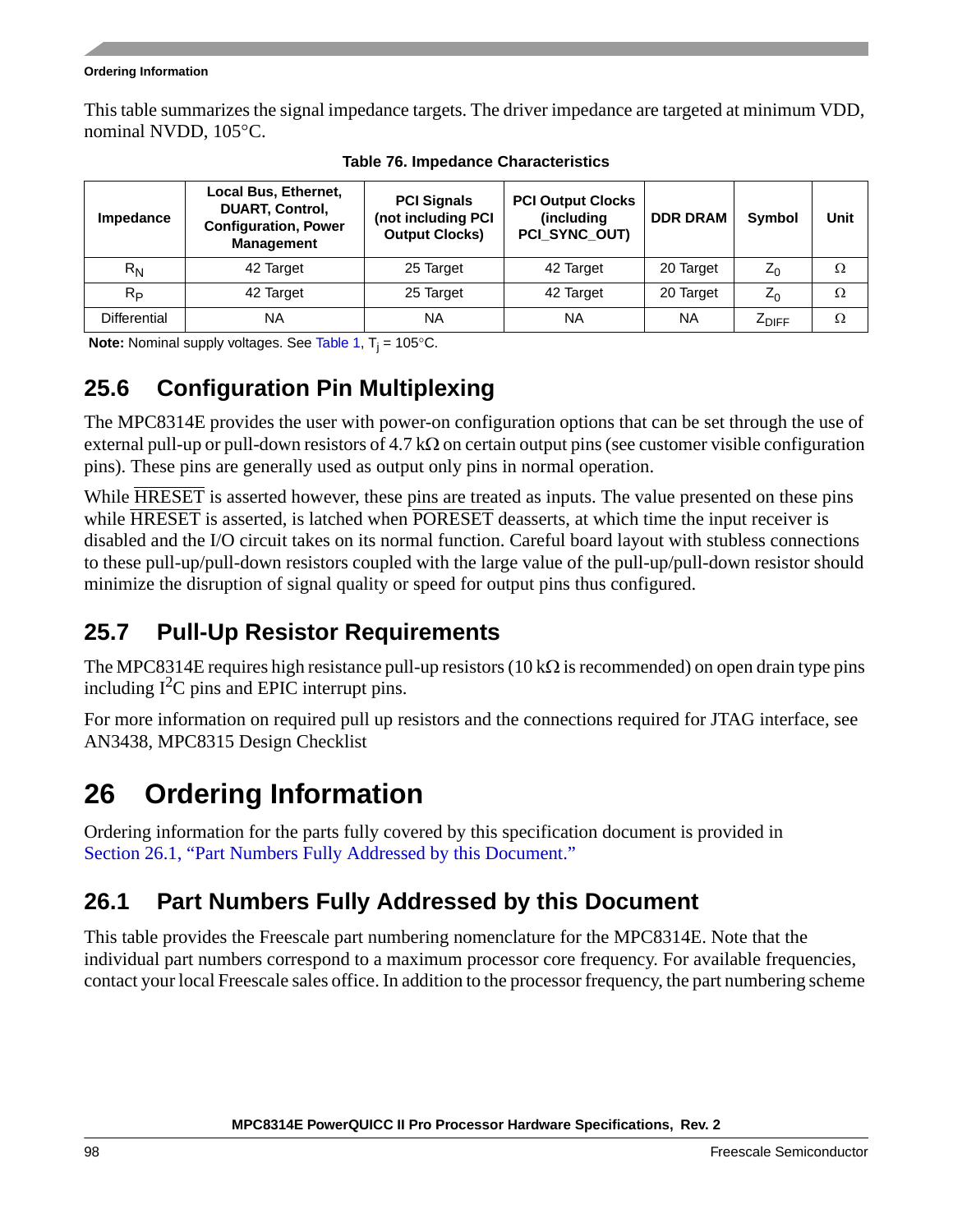This table summarizes the signal impedance targets. The driver impedance are targeted at minimum VDD, nominal NVDD, 105°C.

**Table 76. Impedance Characteristics**

| Impedance | Local Bus, Ethernet, DUART, Control, Configuration, Power Management | PCI Signals (not including PCI Output Clocks) | PCI Output Clocks (including PCI_SYNC_OUT) | DDR DRAM | Symbol | Unit |
|---|---|---|---|---|---|---|
| $R_N$ | 42 Target | 25 Target | 42 Target | 20 Target | $Z_0$ | Ω |
| $R_P$ | 42 Target | 25 Target | 42 Target | 20 Target | $Z_0$ | Ω |
| Differential | NA | NA | NA | NA | $Z_{DIFF}$ | Ω |

**Note:** Nominal supply voltages. See Table 1, $T_j$ = 105°C.

## 25.6 Configuration Pin Multiplexing

The MPC8314E provides the user with power-on configuration options that can be set through the use of external pull-up or pull-down resistors of 4.7 kΩ on certain output pins (see customer visible configuration pins). These pins are generally used as output only pins in normal operation.

While $\overline{\text{HRESET}}$ is asserted however, these pins are treated as inputs. The value presented on these pins while $\overline{\text{HRESET}}$ is asserted, is latched when $\overline{\text{PORESET}}$ deasserts, at which time the input receiver is disabled and the I/O circuit takes on its normal function. Careful board layout with stubless connections to these pull-up/pull-down resistors coupled with the large value of the pull-up/pull-down resistor should minimize the disruption of signal quality or speed for output pins thus configured.

## 25.7 Pull-Up Resistor Requirements

The MPC8314E requires high resistance pull-up resistors (10 kΩ is recommended) on open drain type pins including $I^2C$ pins and EPIC interrupt pins.

For more information on required pull up resistors and the connections required for JTAG interface, see AN3438, MPC8315 Design Checklist

# 26 Ordering Information

Ordering information for the parts fully covered by this specification document is provided in Section 26.1, "Part Numbers Fully Addressed by this Document."

## 26.1 Part Numbers Fully Addressed by this Document

This table provides the Freescale part numbering nomenclature for the MPC8314E. Note that the individual part numbers correspond to a maximum processor core frequency. For available frequencies, contact your local Freescale sales office. In addition to the processor frequency, the part numbering scheme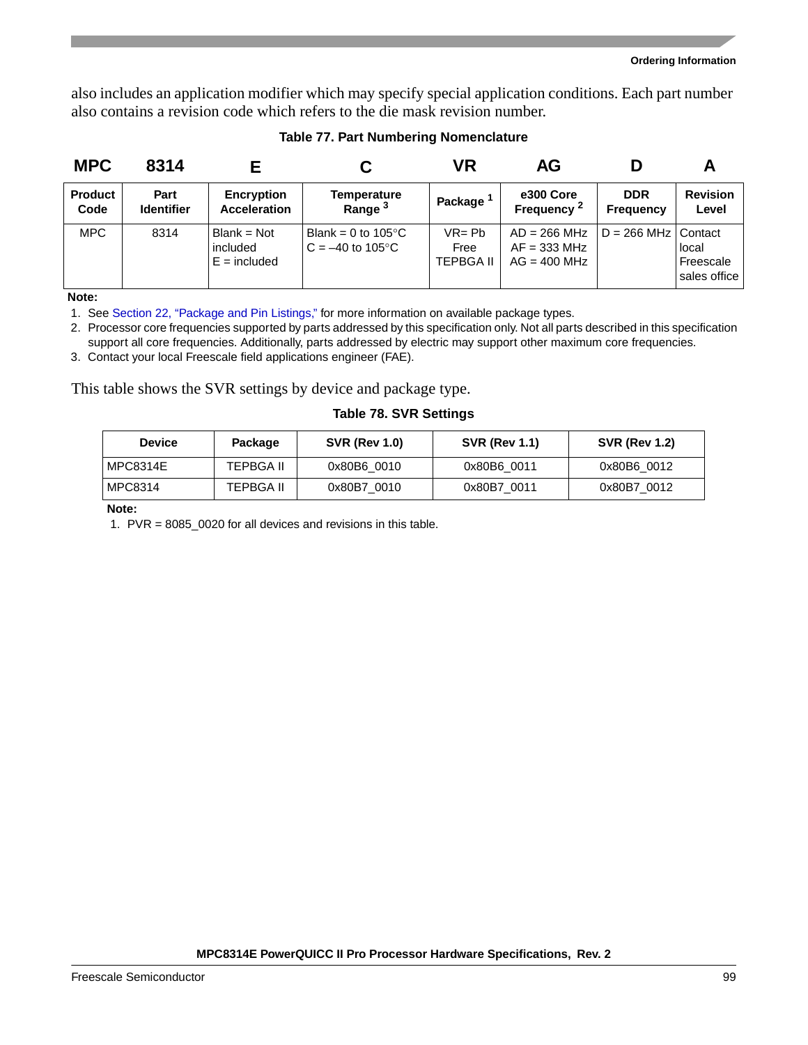also includes an application modifier which may specify special application conditions. Each part number also contains a revision code which refers to the die mask revision number.

**Table 77. Part Numbering Nomenclature**

| MPC | 8314 | E | C | VR | AG | D | A |
|---|---|---|---|---|---|---|---|
| **Product Code** | **Part Identifier** | **Encryption Acceleration** | **Temperature Range** [3] | **Package** [1] | **e300 Core Frequency** [2] | **DDR Frequency** | **Revision Level** |
| MPC | 8314 | Blank = Not included<br>E = included | Blank = 0 to 105°C<br>C = –40 to 105°C | VR= Pb Free TEPBGA II | AD = 266 MHz<br>AF = 333 MHz<br>AG = 400 MHz | D = 266 MHz | Contact local Freescale sales office |

**Note:**

1. See Section 22, "Package and Pin Listings," for more information on available package types.
2. Processor core frequencies supported by parts addressed by this specification only. Not all parts described in this specification support all core frequencies. Additionally, parts addressed by electric may support other maximum core frequencies.
3. Contact your local Freescale field applications engineer (FAE).

This table shows the SVR settings by device and package type.

**Table 78. SVR Settings**

| Device | Package | SVR (Rev 1.0) | SVR (Rev 1.1) | SVR (Rev 1.2) |
|---|---|---|---|---|
| MPC8314E | TEPBGA II | 0x80B6_0010 | 0x80B6_0011 | 0x80B6_0012 |
| MPC8314 | TEPBGA II | 0x80B7_0010 | 0x80B7_0011 | 0x80B7_0012 |

**Note:**

1. PVR = 8085_0020 for all devices and revisions in this table.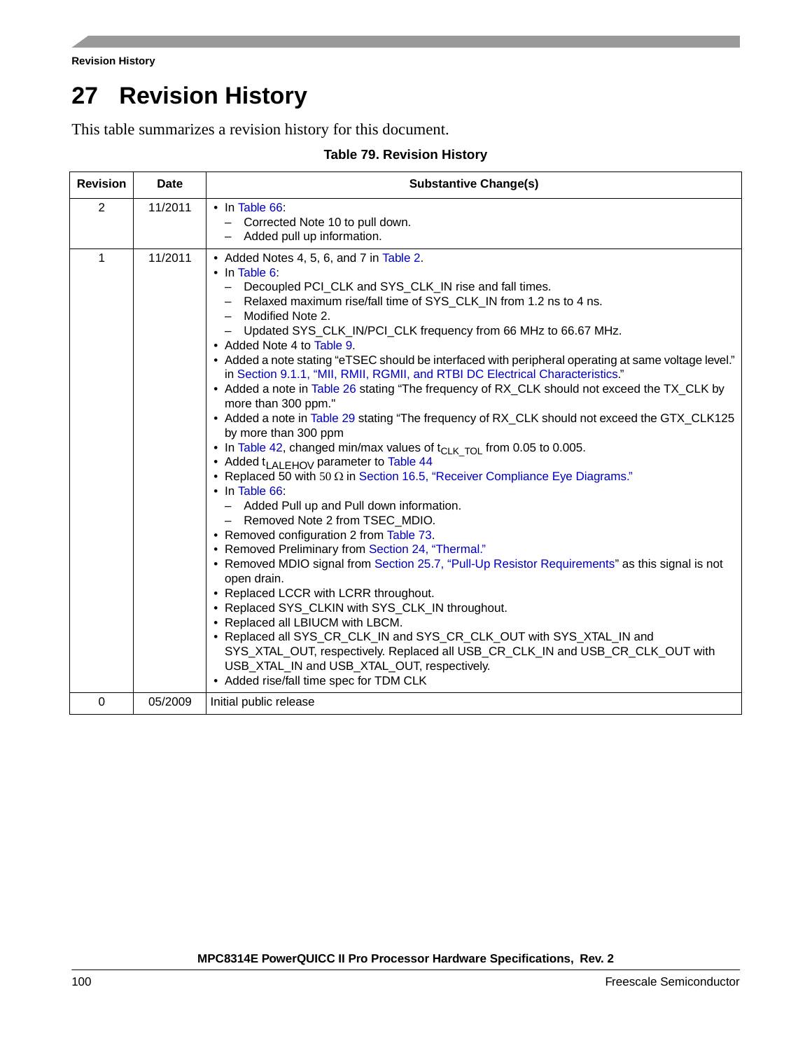# 27 Revision History

This table summarizes a revision history for this document.

**Table 79. Revision History**

| Revision | Date | Substantive Change(s) |
|---|---|---|
| 2 | 11/2011 | • In Table 66:<br>– Corrected Note 10 to pull down.<br>– Added pull up information. |
| 1 | 11/2011 | • Added Notes 4, 5, 6, and 7 in Table 2.<br>• In Table 6:<br>– Decoupled PCI_CLK and SYS_CLK_IN rise and fall times.<br>– Relaxed maximum rise/fall time of SYS_CLK_IN from 1.2 ns to 4 ns.<br>– Modified Note 2.<br>– Updated SYS_CLK_IN/PCI_CLK frequency from 66 MHz to 66.67 MHz.<br>• Added Note 4 to Table 9.<br>• Added a note stating "eTSEC should be interfaced with peripheral operating at same voltage level." in Section 9.1.1, "MII, RMII, RGMII, and RTBI DC Electrical Characteristics."<br>• Added a note in Table 26 stating "The frequency of RX_CLK should not exceed the TX_CLK by more than 300 ppm."<br>• Added a note in Table 29 stating "The frequency of RX_CLK should not exceed the GTX_CLK125 by more than 300 ppm<br>• In Table 42, changed min/max values of $t_{CLK\_TOL}$ from 0.05 to 0.005.<br>• Added $t_{LALEHOV}$ parameter to Table 44<br>• Replaced 50 with 50 Ω in Section 16.5, "Receiver Compliance Eye Diagrams."<br>• In Table 66:<br>– Added Pull up and Pull down information.<br>– Removed Note 2 from TSEC_MDIO.<br>• Removed configuration 2 from Table 73.<br>• Removed Preliminary from Section 24, "Thermal."<br>• Removed MDIO signal from Section 25.7, "Pull-Up Resistor Requirements" as this signal is not open drain.<br>• Replaced LCCR with LCRR throughout.<br>• Replaced SYS_CLKIN with SYS_CLK_IN throughout.<br>• Replaced all LBIUCM with LBCM.<br>• Replaced all SYS_CR_CLK_IN and SYS_CR_CLK_OUT with SYS_XTAL_IN and SYS_XTAL_OUT, respectively. Replaced all USB_CR_CLK_IN and USB_CR_CLK_OUT with USB_XTAL_IN and USB_XTAL_OUT, respectively.<br>• Added rise/fall time spec for TDM CLK |
| 0 | 05/2009 | Initial public release |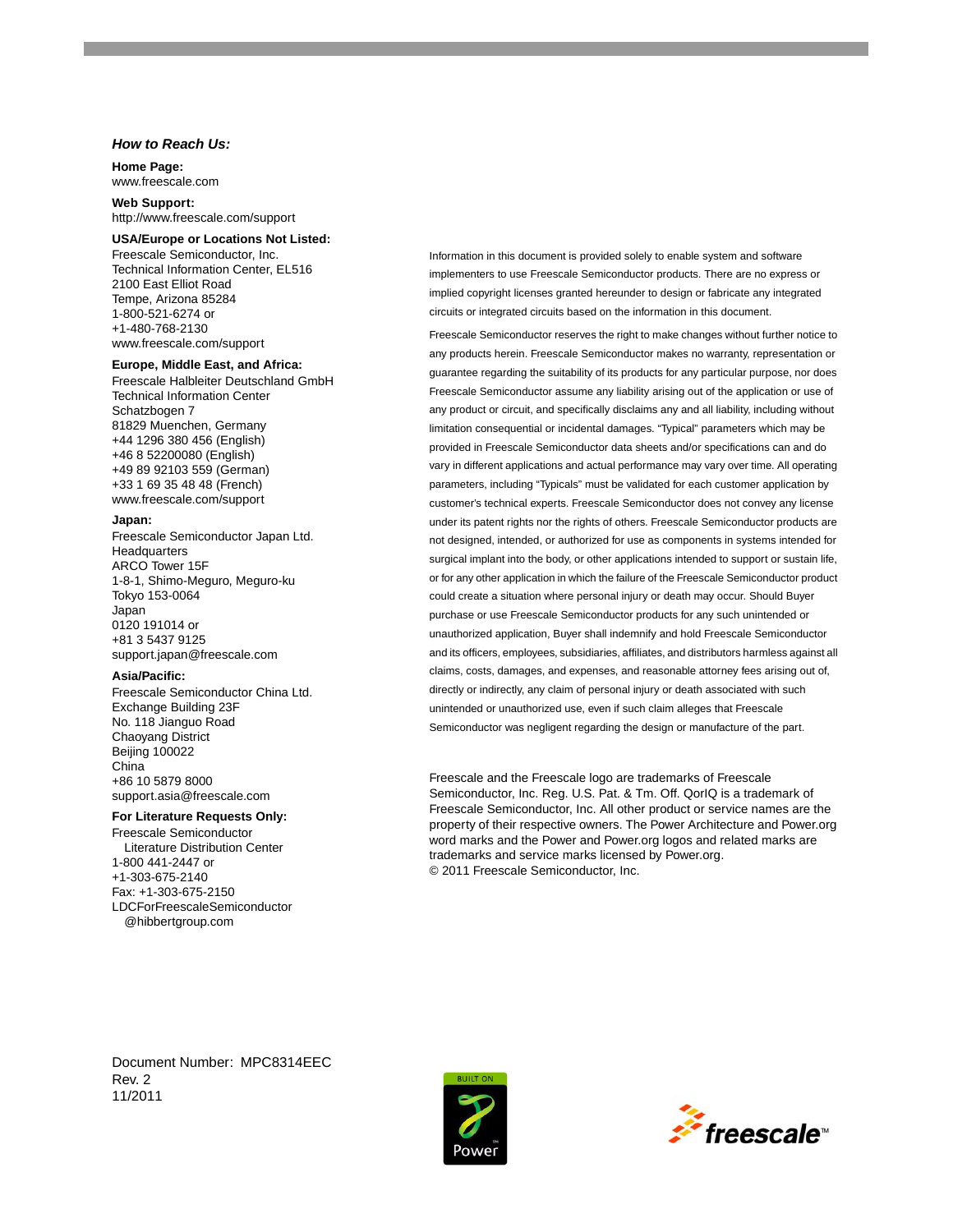***How to Reach Us:***

**Home Page:**
www.freescale.com

**Web Support:**
http://www.freescale.com/support

**USA/Europe or Locations Not Listed:**
Freescale Semiconductor, Inc.
Technical Information Center, EL516
2100 East Elliot Road
Tempe, Arizona 85284
1-800-521-6274 or
+1-480-768-2130
www.freescale.com/support

**Europe, Middle East, and Africa:**
Freescale Halbleiter Deutschland GmbH
Technical Information Center
Schatzbogen 7
81829 Muenchen, Germany
+44 1296 380 456 (English)
+46 8 52200080 (English)
+49 89 92103 559 (German)
+33 1 69 35 48 48 (French)
www.freescale.com/support

**Japan:**
Freescale Semiconductor Japan Ltd.
Headquarters
ARCO Tower 15F
1-8-1, Shimo-Meguro, Meguro-ku
Tokyo 153-0064
Japan
0120 191014 or
+81 3 5437 9125
support.japan@freescale.com

**Asia/Pacific:**
Freescale Semiconductor China Ltd.
Exchange Building 23F
No. 118 Jianguo Road
Chaoyang District
Beijing 100022
China
+86 10 5879 8000
support.asia@freescale.com

**For Literature Requests Only:**
Freescale Semiconductor
Literature Distribution Center
1-800 441-2447 or
+1-303-675-2140
Fax: +1-303-675-2150
LDCForFreescaleSemiconductor
@hibbertgroup.com

Information in this document is provided solely to enable system and software implementers to use Freescale Semiconductor products. There are no express or implied copyright licenses granted hereunder to design or fabricate any integrated circuits or integrated circuits based on the information in this document.

Freescale Semiconductor reserves the right to make changes without further notice to any products herein. Freescale Semiconductor makes no warranty, representation or guarantee regarding the suitability of its products for any particular purpose, nor does Freescale Semiconductor assume any liability arising out of the application or use of any product or circuit, and specifically disclaims any and all liability, including without limitation consequential or incidental damages. "Typical" parameters which may be provided in Freescale Semiconductor data sheets and/or specifications can and do vary in different applications and actual performance may vary over time. All operating parameters, including "Typicals" must be validated for each customer application by customer's technical experts. Freescale Semiconductor does not convey any license under its patent rights nor the rights of others. Freescale Semiconductor products are not designed, intended, or authorized for use as components in systems intended for surgical implant into the body, or other applications intended to support or sustain life, or for any other application in which the failure of the Freescale Semiconductor product could create a situation where personal injury or death may occur. Should Buyer purchase or use Freescale Semiconductor products for any such unintended or unauthorized application, Buyer shall indemnify and hold Freescale Semiconductor and its officers, employees, subsidiaries, affiliates, and distributors harmless against all claims, costs, damages, and expenses, and reasonable attorney fees arising out of, directly or indirectly, any claim of personal injury or death associated with such unintended or unauthorized use, even if such claim alleges that Freescale Semiconductor was negligent regarding the design or manufacture of the part.

Freescale and the Freescale logo are trademarks of Freescale Semiconductor, Inc. Reg. U.S. Pat. & Tm. Off. QorIQ is a trademark of Freescale Semiconductor, Inc. All other product or service names are the property of their respective owners. The Power Architecture and Power.org word marks and the Power and Power.org logos and related marks are trademarks and service marks licensed by Power.org.
© 2011 Freescale Semiconductor, Inc.

Document Number: MPC8314EEC
Rev. 2
11/2011